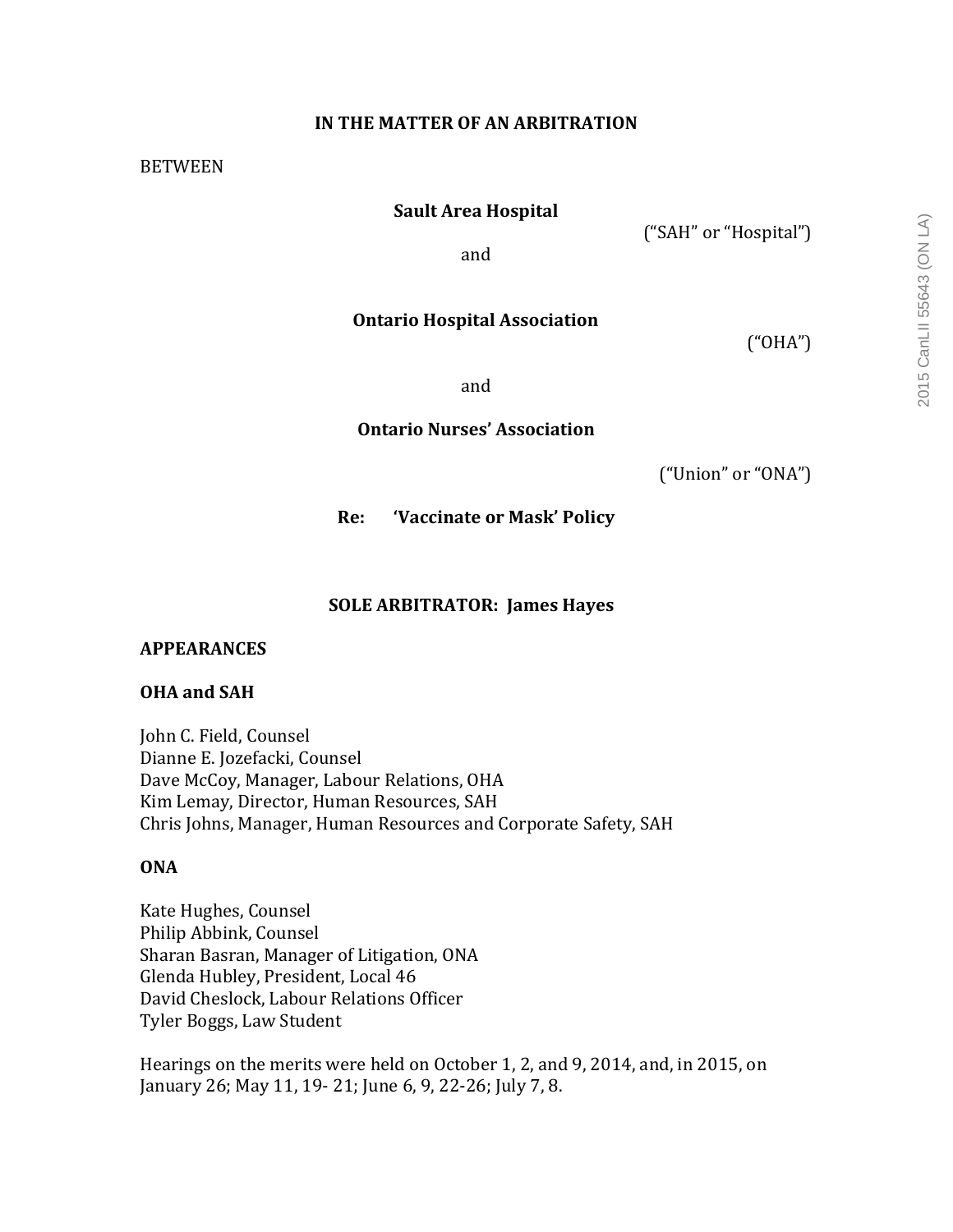**IN THE MATTER OF AN ARBITRATION**

BETWEEN

**Sault Area Hospital**

(“SAH” or “Hospital”)

and

**Ontario Hospital Association**

(“OHA”)

and

**Ontario Nurses’ Association**

(“Union” or “ONA”)

**Re: ‘Vaccinate or Mask’ Policy**

**SOLE ARBITRATOR: James Hayes**

**APPEARANCES**

**OHA and SAH**

John C. Field, Counsel
Dianne E. Jozefacki, Counsel
Dave McCoy, Manager, Labour Relations, OHA
Kim Lemay, Director, Human Resources, SAH
Chris Johns, Manager, Human Resources and Corporate Safety, SAH

**ONA**

Kate Hughes, Counsel
Philip Abbink, Counsel
Sharan Basran, Manager of Litigation, ONA
Glenda Hubley, President, Local 46
David Cheslock, Labour Relations Officer
Tyler Boggs, Law Student

Hearings on the merits were held on October 1, 2, and 9, 2014, and, in 2015, on January 26; May 11, 19- 21; June 6, 9, 22-26; July 7, 8.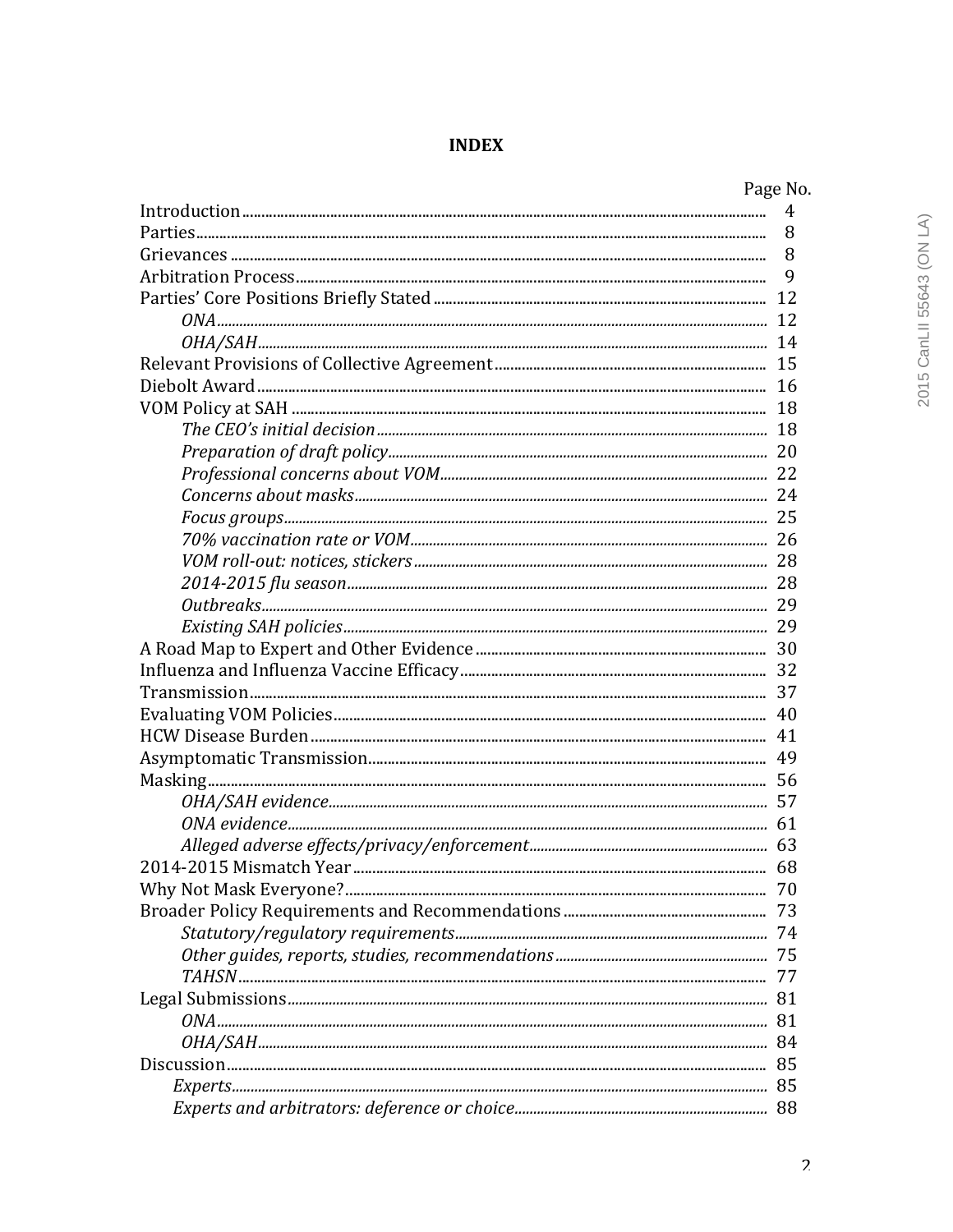**INDEX**

| | Page No. |
|---|---|
| Introduction | 4 |
| Parties | 8 |
| Grievances | 8 |
| Arbitration Process | 9 |
| Parties' Core Positions Briefly Stated | 12 |
| *ONA* | 12 |
| *OHA/SAH* | 14 |
| Relevant Provisions of Collective Agreement | 15 |
| Diebolt Award | 16 |
| VOM Policy at SAH | 18 |
| *The CEO's initial decision* | 18 |
| *Preparation of draft policy* | 20 |
| *Professional concerns about VOM* | 22 |
| *Concerns about masks* | 24 |
| *Focus groups* | 25 |
| *70% vaccination rate or VOM* | 26 |
| *VOM roll-out: notices, stickers* | 28 |
| *2014-2015 flu season* | 28 |
| *Outbreaks* | 29 |
| *Existing SAH policies* | 29 |
| A Road Map to Expert and Other Evidence | 30 |
| Influenza and Influenza Vaccine Efficacy | 32 |
| Transmission | 37 |
| Evaluating VOM Policies | 40 |
| HCW Disease Burden | 41 |
| Asymptomatic Transmission | 49 |
| Masking | 56 |
| *OHA/SAH evidence* | 57 |
| *ONA evidence* | 61 |
| *Alleged adverse effects/privacy/enforcement* | 63 |
| 2014-2015 Mismatch Year | 68 |
| Why Not Mask Everyone? | 70 |
| Broader Policy Requirements and Recommendations | 73 |
| *Statutory/regulatory requirements* | 74 |
| *Other guides, reports, studies, recommendations* | 75 |
| *TAHSN* | 77 |
| Legal Submissions | 81 |
| *ONA* | 81 |
| *OHA/SAH* | 84 |
| Discussion | 85 |
| *Experts* | 85 |
| *Experts and arbitrators: deference or choice* | 88 |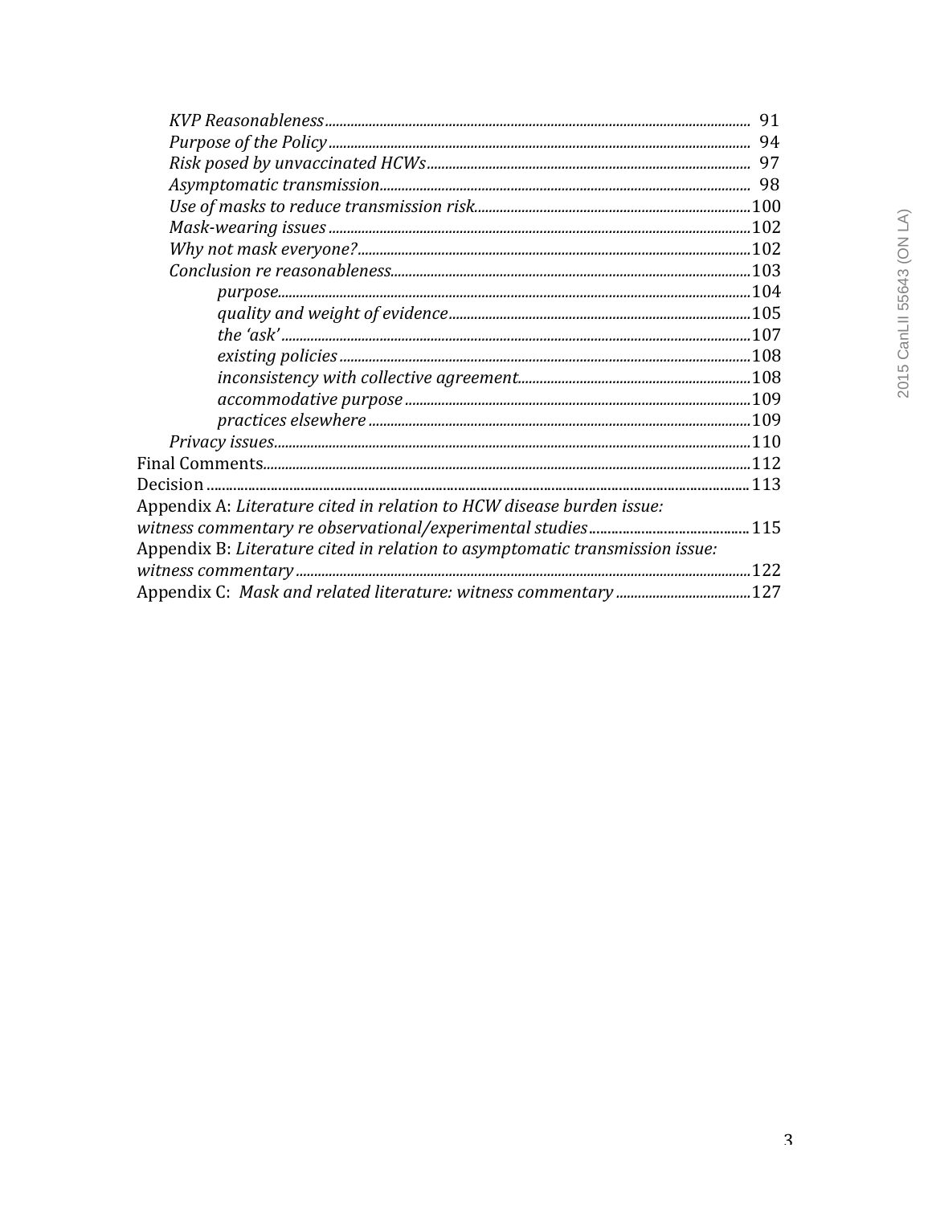*KVP Reasonableness* ........ 91
*Purpose of the Policy* ........ 94
*Risk posed by unvaccinated HCWs* ........ 97
*Asymptomatic transmission* ........ 98
*Use of masks to reduce transmission risk* ........ 100
*Mask-wearing issues* ........ 102
*Why not mask everyone?* ........ 102
*Conclusion re reasonableness* ........ 103
*purpose* ........ 104
*quality and weight of evidence* ........ 105
*the 'ask'* ........ 107
*existing policies* ........ 108
*inconsistency with collective agreement* ........ 108
*accommodative purpose* ........ 109
*practices elsewhere* ........ 109
*Privacy issues* ........ 110
Final Comments ........ 112
Decision ........ 113
Appendix A: *Literature cited in relation to HCW disease burden issue: witness commentary re observational/experimental studies* ........ 115
Appendix B: *Literature cited in relation to asymptomatic transmission issue: witness commentary* ........ 122
Appendix C: *Mask and related literature: witness commentary* ........ 127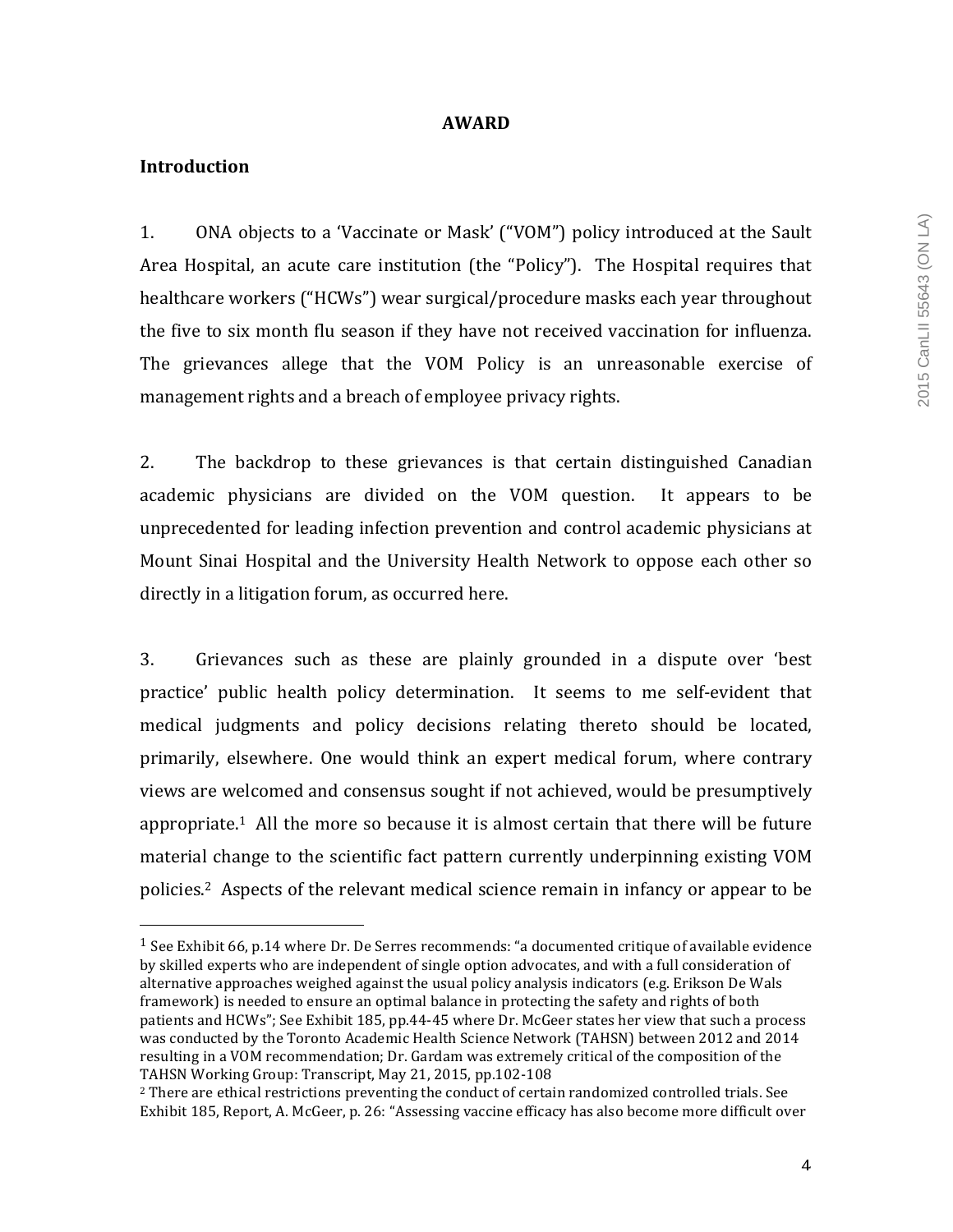**AWARD**

**Introduction**

1. ONA objects to a 'Vaccinate or Mask' ("VOM") policy introduced at the Sault Area Hospital, an acute care institution (the "Policy"). The Hospital requires that healthcare workers ("HCWs") wear surgical/procedure masks each year throughout the five to six month flu season if they have not received vaccination for influenza. The grievances allege that the VOM Policy is an unreasonable exercise of management rights and a breach of employee privacy rights.

2. The backdrop to these grievances is that certain distinguished Canadian academic physicians are divided on the VOM question. It appears to be unprecedented for leading infection prevention and control academic physicians at Mount Sinai Hospital and the University Health Network to oppose each other so directly in a litigation forum, as occurred here.

3. Grievances such as these are plainly grounded in a dispute over 'best practice' public health policy determination. It seems to me self-evident that medical judgments and policy decisions relating thereto should be located, primarily, elsewhere. One would think an expert medical forum, where contrary views are welcomed and consensus sought if not achieved, would be presumptively appropriate.[1] All the more so because it is almost certain that there will be future material change to the scientific fact pattern currently underpinning existing VOM policies.[2] Aspects of the relevant medical science remain in infancy or appear to be

[1] See Exhibit 66, p.14 where Dr. De Serres recommends: "a documented critique of available evidence by skilled experts who are independent of single option advocates, and with a full consideration of alternative approaches weighed against the usual policy analysis indicators (e.g. Erikson De Wals framework) is needed to ensure an optimal balance in protecting the safety and rights of both patients and HCWs"; See Exhibit 185, pp.44-45 where Dr. McGeer states her view that such a process was conducted by the Toronto Academic Health Science Network (TAHSN) between 2012 and 2014 resulting in a VOM recommendation; Dr. Gardam was extremely critical of the composition of the TAHSN Working Group: Transcript, May 21, 2015, pp.102-108

[2] There are ethical restrictions preventing the conduct of certain randomized controlled trials. See Exhibit 185, Report, A. McGeer, p. 26: "Assessing vaccine efficacy has also become more difficult over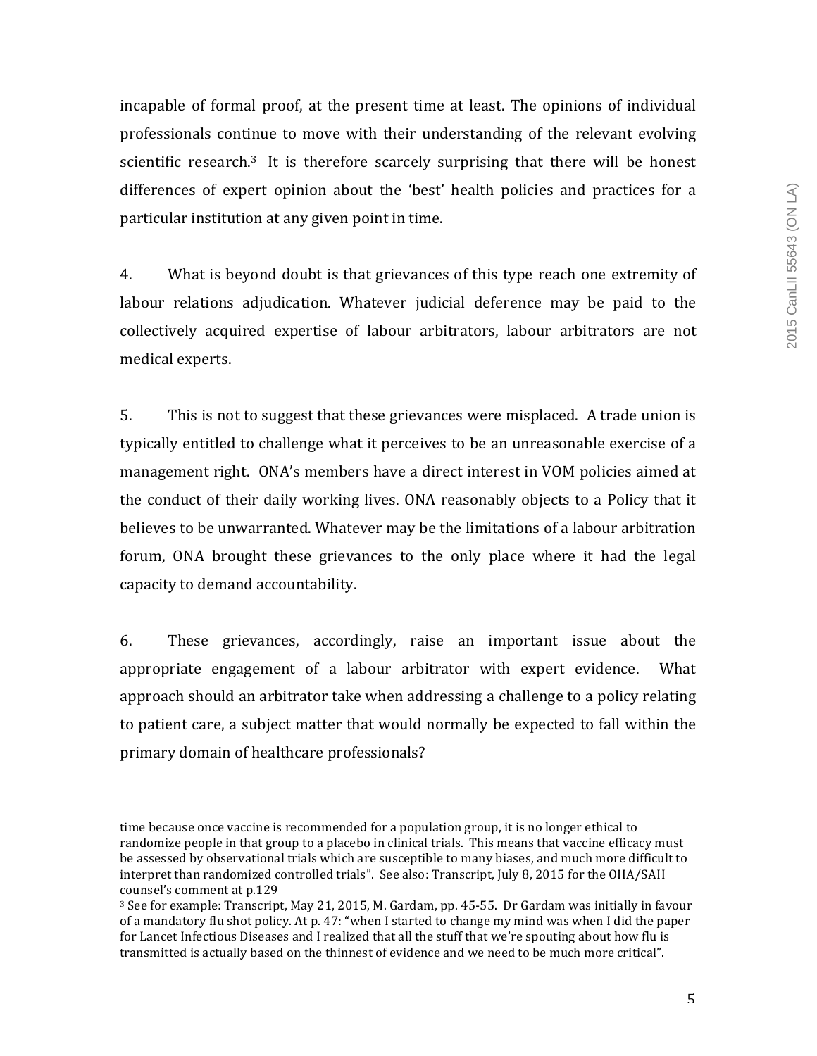incapable of formal proof, at the present time at least. The opinions of individual professionals continue to move with their understanding of the relevant evolving scientific research.[3] It is therefore scarcely surprising that there will be honest differences of expert opinion about the 'best' health policies and practices for a particular institution at any given point in time.

4. What is beyond doubt is that grievances of this type reach one extremity of labour relations adjudication. Whatever judicial deference may be paid to the collectively acquired expertise of labour arbitrators, labour arbitrators are not medical experts.

5. This is not to suggest that these grievances were misplaced. A trade union is typically entitled to challenge what it perceives to be an unreasonable exercise of a management right. ONA's members have a direct interest in VOM policies aimed at the conduct of their daily working lives. ONA reasonably objects to a Policy that it believes to be unwarranted. Whatever may be the limitations of a labour arbitration forum, ONA brought these grievances to the only place where it had the legal capacity to demand accountability.

6. These grievances, accordingly, raise an important issue about the appropriate engagement of a labour arbitrator with expert evidence. What approach should an arbitrator take when addressing a challenge to a policy relating to patient care, a subject matter that would normally be expected to fall within the primary domain of healthcare professionals?

---

time because once vaccine is recommended for a population group, it is no longer ethical to randomize people in that group to a placebo in clinical trials. This means that vaccine efficacy must be assessed by observational trials which are susceptible to many biases, and much more difficult to interpret than randomized controlled trials". See also: Transcript, July 8, 2015 for the OHA/SAH counsel's comment at p.129

[3] See for example: Transcript, May 21, 2015, M. Gardam, pp. 45-55. Dr Gardam was initially in favour of a mandatory flu shot policy. At p. 47: "when I started to change my mind was when I did the paper for Lancet Infectious Diseases and I realized that all the stuff that we're spouting about how flu is transmitted is actually based on the thinnest of evidence and we need to be much more critical".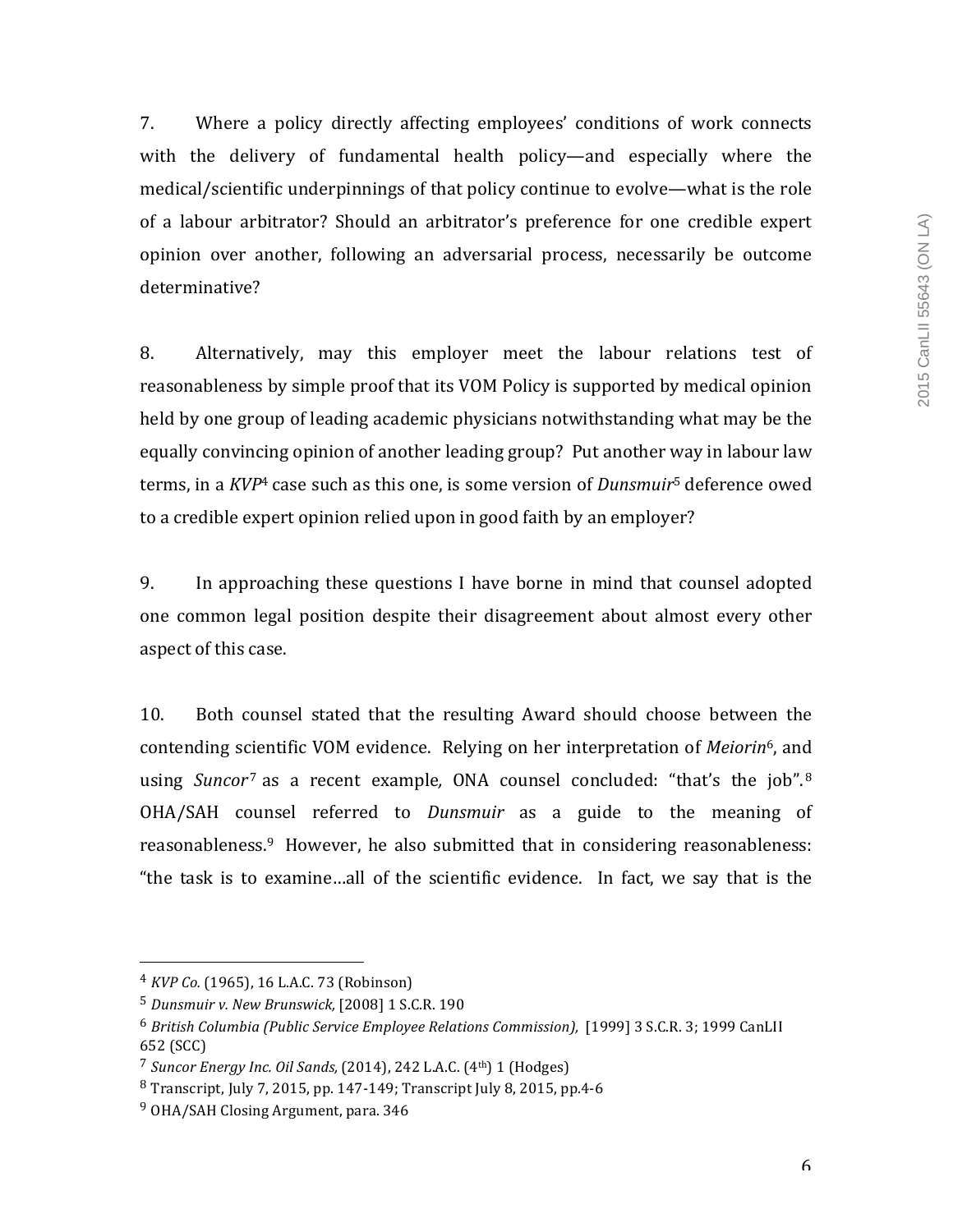7. Where a policy directly affecting employees' conditions of work connects with the delivery of fundamental health policy—and especially where the medical/scientific underpinnings of that policy continue to evolve—what is the role of a labour arbitrator? Should an arbitrator's preference for one credible expert opinion over another, following an adversarial process, necessarily be outcome determinative?

8. Alternatively, may this employer meet the labour relations test of reasonableness by simple proof that its VOM Policy is supported by medical opinion held by one group of leading academic physicians notwithstanding what may be the equally convincing opinion of another leading group? Put another way in labour law terms, in a *KVP*[4] case such as this one, is some version of *Dunsmuir*[5] deference owed to a credible expert opinion relied upon in good faith by an employer?

9. In approaching these questions I have borne in mind that counsel adopted one common legal position despite their disagreement about almost every other aspect of this case.

10. Both counsel stated that the resulting Award should choose between the contending scientific VOM evidence. Relying on her interpretation of *Meiorin*[6], and using *Suncor*[7] as a recent example, ONA counsel concluded: "that's the job".[8] OHA/SAH counsel referred to *Dunsmuir* as a guide to the meaning of reasonableness.[9] However, he also submitted that in considering reasonableness: "the task is to examine…all of the scientific evidence. In fact, we say that is the

---

[4] *KVP Co.* (1965), 16 L.A.C. 73 (Robinson)

[5] *Dunsmuir v. New Brunswick,* [2008] 1 S.C.R. 190

[6] *British Columbia (Public Service Employee Relations Commission),* [1999] 3 S.C.R. 3; 1999 CanLII 652 (SCC)

[7] *Suncor Energy Inc. Oil Sands,* (2014), 242 L.A.C. (4th) 1 (Hodges)

[8] Transcript, July 7, 2015, pp. 147-149; Transcript July 8, 2015, pp.4-6

[9] OHA/SAH Closing Argument, para. 346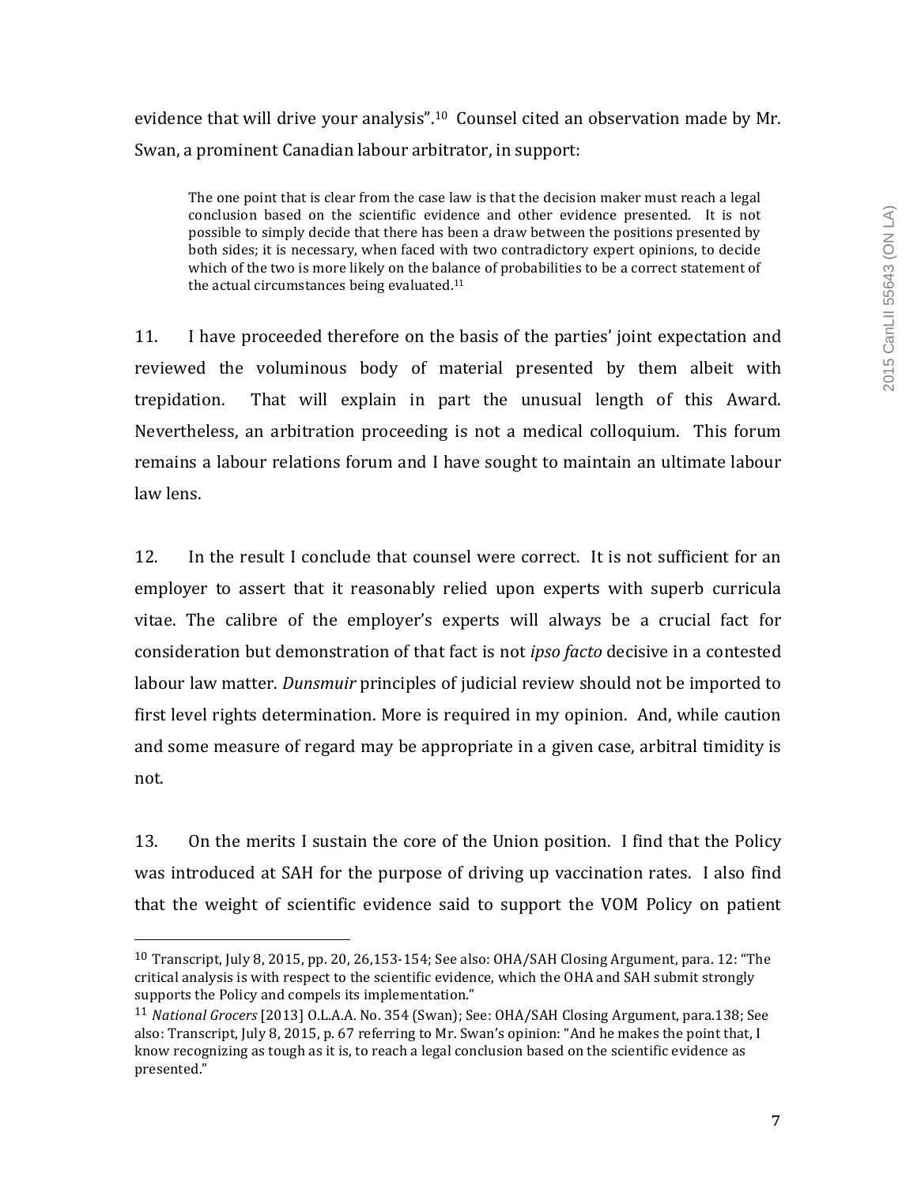evidence that will drive your analysis".[10] Counsel cited an observation made by Mr. Swan, a prominent Canadian labour arbitrator, in support:

> The one point that is clear from the case law is that the decision maker must reach a legal conclusion based on the scientific evidence and other evidence presented. It is not possible to simply decide that there has been a draw between the positions presented by both sides; it is necessary, when faced with two contradictory expert opinions, to decide which of the two is more likely on the balance of probabilities to be a correct statement of the actual circumstances being evaluated.[11]

11. I have proceeded therefore on the basis of the parties' joint expectation and reviewed the voluminous body of material presented by them albeit with trepidation. That will explain in part the unusual length of this Award. Nevertheless, an arbitration proceeding is not a medical colloquium. This forum remains a labour relations forum and I have sought to maintain an ultimate labour law lens.

12. In the result I conclude that counsel were correct. It is not sufficient for an employer to assert that it reasonably relied upon experts with superb curricula vitae. The calibre of the employer's experts will always be a crucial fact for consideration but demonstration of that fact is not *ipso facto* decisive in a contested labour law matter. *Dunsmuir* principles of judicial review should not be imported to first level rights determination. More is required in my opinion. And, while caution and some measure of regard may be appropriate in a given case, arbitral timidity is not.

13. On the merits I sustain the core of the Union position. I find that the Policy was introduced at SAH for the purpose of driving up vaccination rates. I also find that the weight of scientific evidence said to support the VOM Policy on patient

---

[10] Transcript, July 8, 2015, pp. 20, 26,153-154; See also: OHA/SAH Closing Argument, para. 12: "The critical analysis is with respect to the scientific evidence, which the OHA and SAH submit strongly supports the Policy and compels its implementation."

[11] *National Grocers* [2013] O.L.A.A. No. 354 (Swan); See: OHA/SAH Closing Argument, para.138; See also: Transcript, July 8, 2015, p. 67 referring to Mr. Swan's opinion: "And he makes the point that, I know recognizing as tough as it is, to reach a legal conclusion based on the scientific evidence as presented."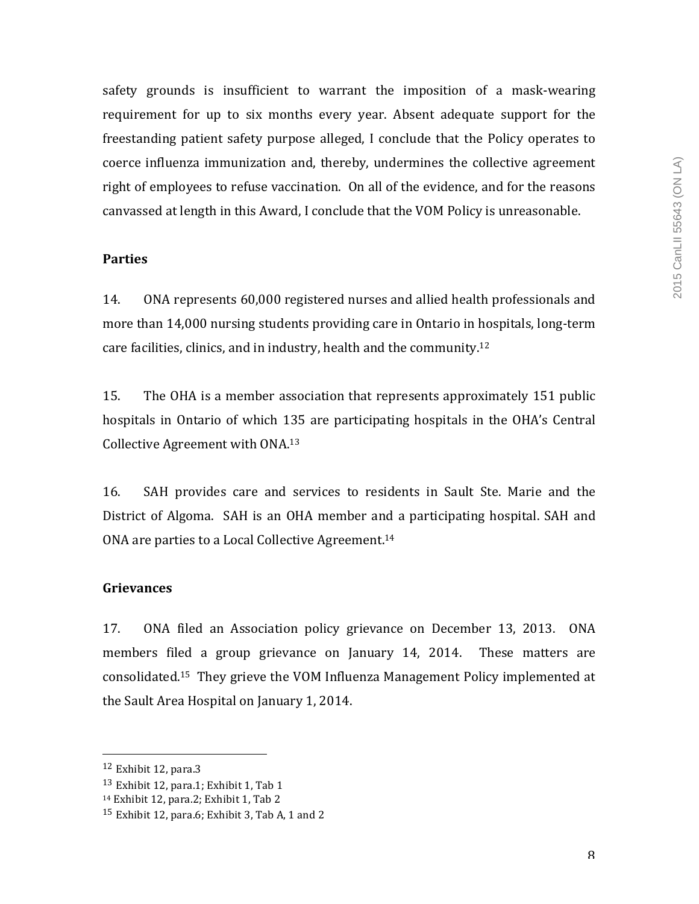safety grounds is insufficient to warrant the imposition of a mask-wearing requirement for up to six months every year. Absent adequate support for the freestanding patient safety purpose alleged, I conclude that the Policy operates to coerce influenza immunization and, thereby, undermines the collective agreement right of employees to refuse vaccination. On all of the evidence, and for the reasons canvassed at length in this Award, I conclude that the VOM Policy is unreasonable.

**Parties**

14. ONA represents 60,000 registered nurses and allied health professionals and more than 14,000 nursing students providing care in Ontario in hospitals, long-term care facilities, clinics, and in industry, health and the community.[12]

15. The OHA is a member association that represents approximately 151 public hospitals in Ontario of which 135 are participating hospitals in the OHA's Central Collective Agreement with ONA.[13]

16. SAH provides care and services to residents in Sault Ste. Marie and the District of Algoma. SAH is an OHA member and a participating hospital. SAH and ONA are parties to a Local Collective Agreement.[14]

**Grievances**

17. ONA filed an Association policy grievance on December 13, 2013. ONA members filed a group grievance on January 14, 2014. These matters are consolidated.[15] They grieve the VOM Influenza Management Policy implemented at the Sault Area Hospital on January 1, 2014.

[12] Exhibit 12, para.3
[13] Exhibit 12, para.1; Exhibit 1, Tab 1
[14] Exhibit 12, para.2; Exhibit 1, Tab 2
[15] Exhibit 12, para.6; Exhibit 3, Tab A, 1 and 2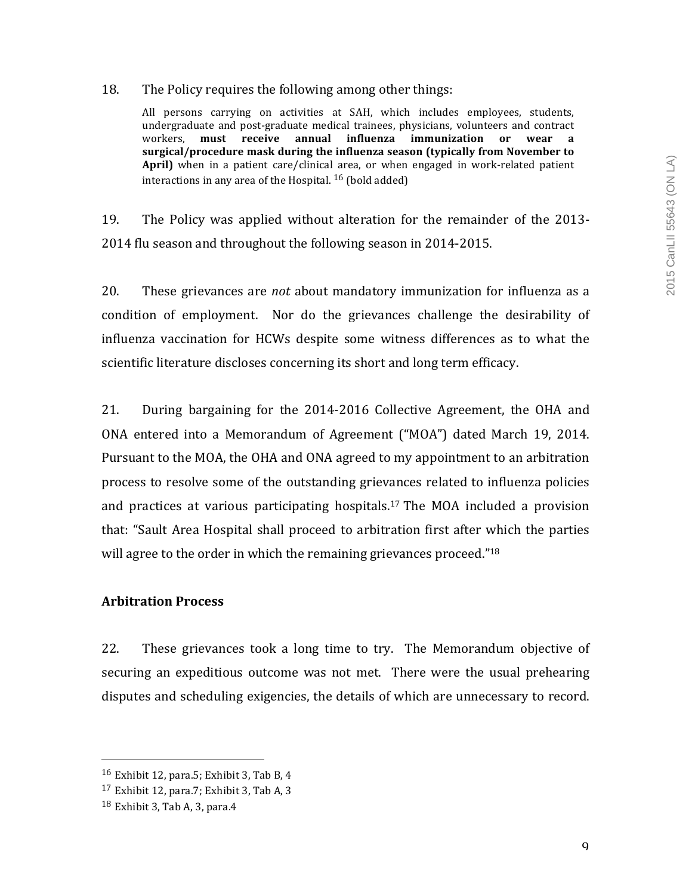18. The Policy requires the following among other things:

> All persons carrying on activities at SAH, which includes employees, students, undergraduate and post-graduate medical trainees, physicians, volunteers and contract workers, **must receive annual influenza immunization or wear a surgical/procedure mask during the influenza season (typically from November to April)** when in a patient care/clinical area, or when engaged in work-related patient interactions in any area of the Hospital.[16] (bold added)

19. The Policy was applied without alteration for the remainder of the 2013-2014 flu season and throughout the following season in 2014-2015.

20. These grievances are *not* about mandatory immunization for influenza as a condition of employment. Nor do the grievances challenge the desirability of influenza vaccination for HCWs despite some witness differences as to what the scientific literature discloses concerning its short and long term efficacy.

21. During bargaining for the 2014-2016 Collective Agreement, the OHA and ONA entered into a Memorandum of Agreement ("MOA") dated March 19, 2014. Pursuant to the MOA, the OHA and ONA agreed to my appointment to an arbitration process to resolve some of the outstanding grievances related to influenza policies and practices at various participating hospitals.[17] The MOA included a provision that: "Sault Area Hospital shall proceed to arbitration first after which the parties will agree to the order in which the remaining grievances proceed."[18]

## Arbitration Process

22. These grievances took a long time to try. The Memorandum objective of securing an expeditious outcome was not met. There were the usual prehearing disputes and scheduling exigencies, the details of which are unnecessary to record.

---

[16] Exhibit 12, para.5; Exhibit 3, Tab B, 4

[17] Exhibit 12, para.7; Exhibit 3, Tab A, 3

[18] Exhibit 3, Tab A, 3, para.4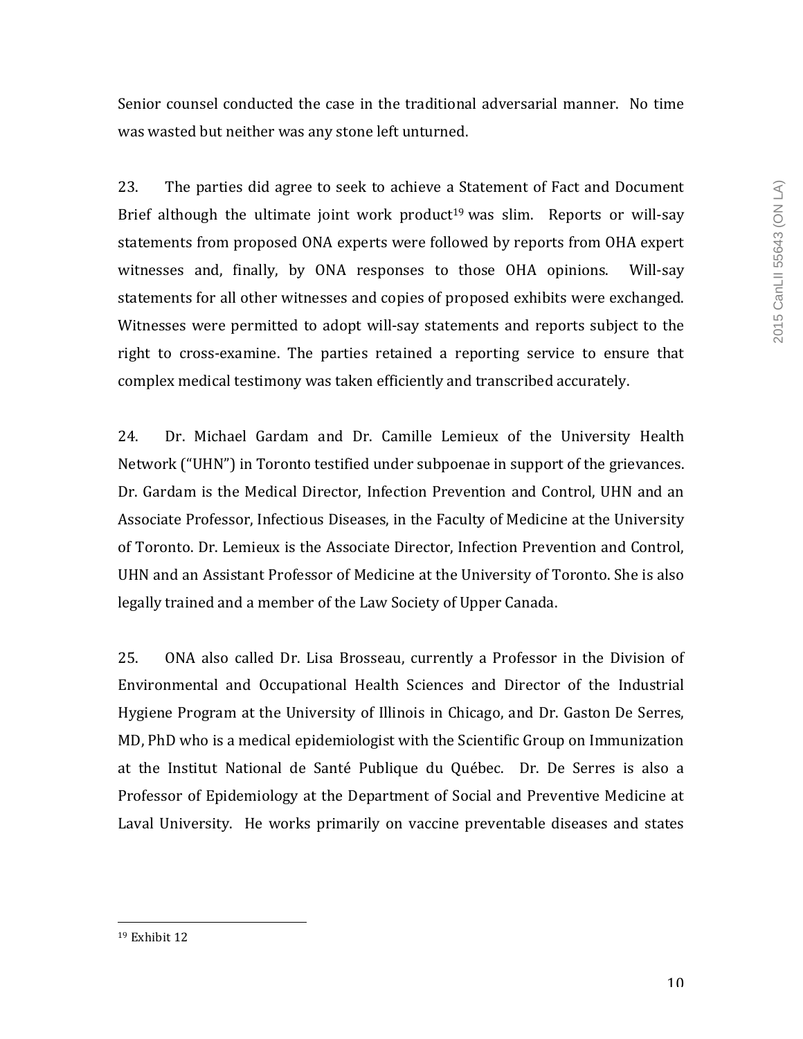Senior counsel conducted the case in the traditional adversarial manner. No time was wasted but neither was any stone left unturned.

23. The parties did agree to seek to achieve a Statement of Fact and Document Brief although the ultimate joint work product[19] was slim. Reports or will-say statements from proposed ONA experts were followed by reports from OHA expert witnesses and, finally, by ONA responses to those OHA opinions. Will-say statements for all other witnesses and copies of proposed exhibits were exchanged. Witnesses were permitted to adopt will-say statements and reports subject to the right to cross-examine. The parties retained a reporting service to ensure that complex medical testimony was taken efficiently and transcribed accurately.

24. Dr. Michael Gardam and Dr. Camille Lemieux of the University Health Network ("UHN") in Toronto testified under subpoenae in support of the grievances. Dr. Gardam is the Medical Director, Infection Prevention and Control, UHN and an Associate Professor, Infectious Diseases, in the Faculty of Medicine at the University of Toronto. Dr. Lemieux is the Associate Director, Infection Prevention and Control, UHN and an Assistant Professor of Medicine at the University of Toronto. She is also legally trained and a member of the Law Society of Upper Canada.

25. ONA also called Dr. Lisa Brosseau, currently a Professor in the Division of Environmental and Occupational Health Sciences and Director of the Industrial Hygiene Program at the University of Illinois in Chicago, and Dr. Gaston De Serres, MD, PhD who is a medical epidemiologist with the Scientific Group on Immunization at the Institut National de Santé Publique du Québec. Dr. De Serres is also a Professor of Epidemiology at the Department of Social and Preventive Medicine at Laval University. He works primarily on vaccine preventable diseases and states

---

[19] Exhibit 12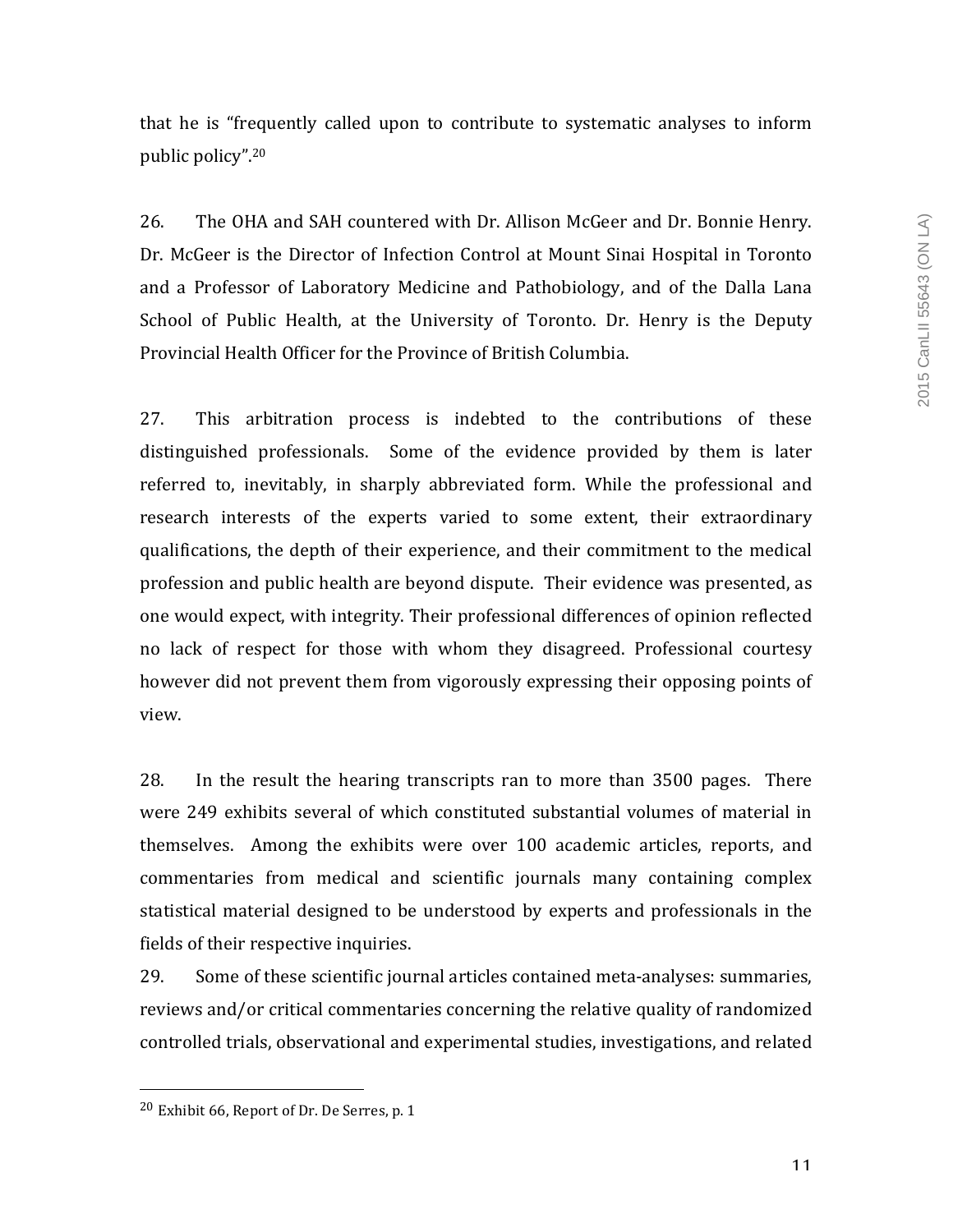that he is "frequently called upon to contribute to systematic analyses to inform public policy".[20]

26. The OHA and SAH countered with Dr. Allison McGeer and Dr. Bonnie Henry. Dr. McGeer is the Director of Infection Control at Mount Sinai Hospital in Toronto and a Professor of Laboratory Medicine and Pathobiology, and of the Dalla Lana School of Public Health, at the University of Toronto. Dr. Henry is the Deputy Provincial Health Officer for the Province of British Columbia.

27. This arbitration process is indebted to the contributions of these distinguished professionals. Some of the evidence provided by them is later referred to, inevitably, in sharply abbreviated form. While the professional and research interests of the experts varied to some extent, their extraordinary qualifications, the depth of their experience, and their commitment to the medical profession and public health are beyond dispute. Their evidence was presented, as one would expect, with integrity. Their professional differences of opinion reflected no lack of respect for those with whom they disagreed. Professional courtesy however did not prevent them from vigorously expressing their opposing points of view.

28. In the result the hearing transcripts ran to more than 3500 pages. There were 249 exhibits several of which constituted substantial volumes of material in themselves. Among the exhibits were over 100 academic articles, reports, and commentaries from medical and scientific journals many containing complex statistical material designed to be understood by experts and professionals in the fields of their respective inquiries.

29. Some of these scientific journal articles contained meta-analyses: summaries, reviews and/or critical commentaries concerning the relative quality of randomized controlled trials, observational and experimental studies, investigations, and related

[20] Exhibit 66, Report of Dr. De Serres, p. 1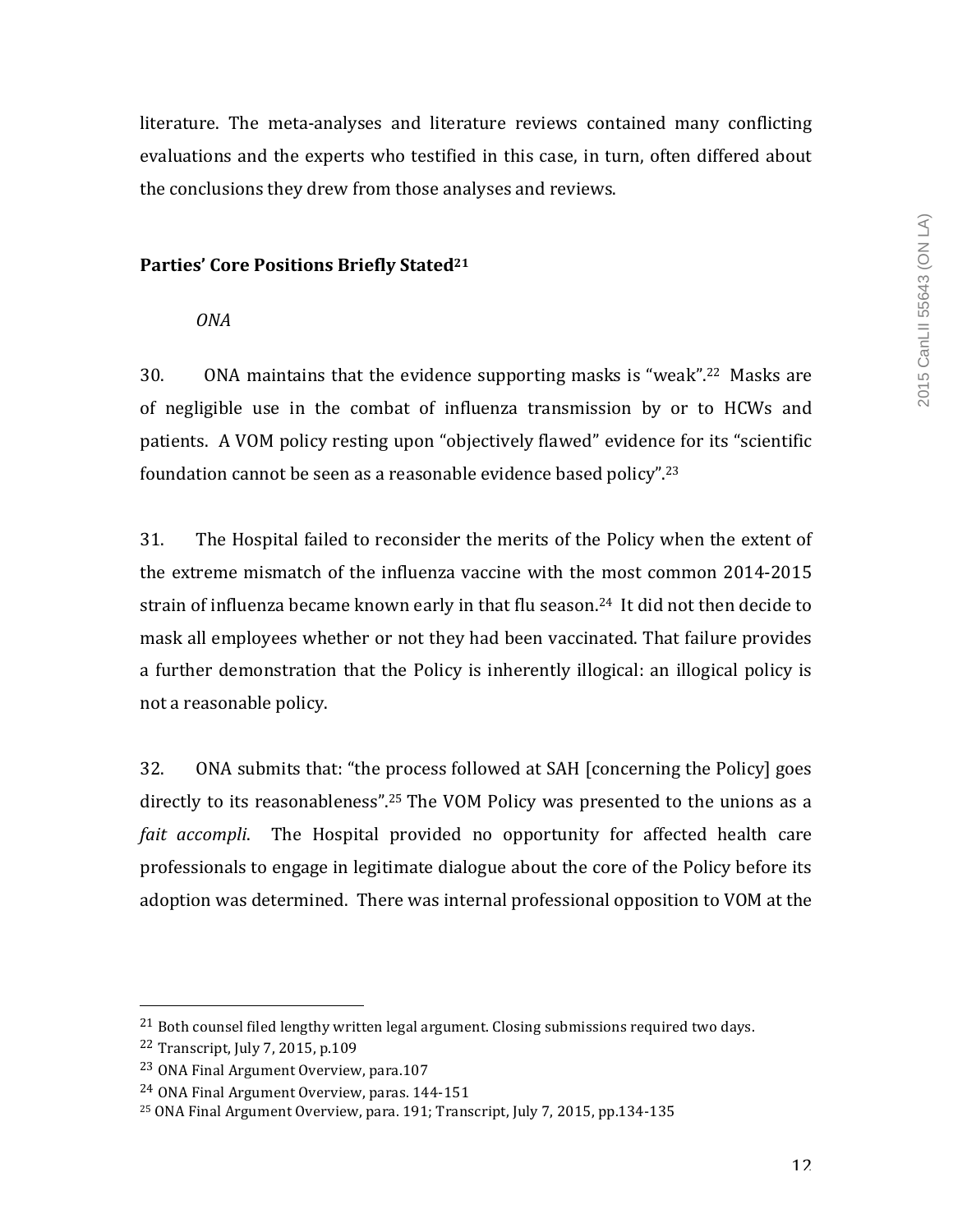literature. The meta-analyses and literature reviews contained many conflicting evaluations and the experts who testified in this case, in turn, often differed about the conclusions they drew from those analyses and reviews.

**Parties' Core Positions Briefly Stated**[21]

*ONA*

30. ONA maintains that the evidence supporting masks is "weak".[22] Masks are of negligible use in the combat of influenza transmission by or to HCWs and patients. A VOM policy resting upon "objectively flawed" evidence for its "scientific foundation cannot be seen as a reasonable evidence based policy".[23]

31. The Hospital failed to reconsider the merits of the Policy when the extent of the extreme mismatch of the influenza vaccine with the most common 2014-2015 strain of influenza became known early in that flu season.[24] It did not then decide to mask all employees whether or not they had been vaccinated. That failure provides a further demonstration that the Policy is inherently illogical: an illogical policy is not a reasonable policy.

32. ONA submits that: "the process followed at SAH [concerning the Policy] goes directly to its reasonableness".[25] The VOM Policy was presented to the unions as a *fait accompli*. The Hospital provided no opportunity for affected health care professionals to engage in legitimate dialogue about the core of the Policy before its adoption was determined. There was internal professional opposition to VOM at the

---

[21] Both counsel filed lengthy written legal argument. Closing submissions required two days.

[22] Transcript, July 7, 2015, p.109

[23] ONA Final Argument Overview, para.107

[24] ONA Final Argument Overview, paras. 144-151

[25] ONA Final Argument Overview, para. 191; Transcript, July 7, 2015, pp.134-135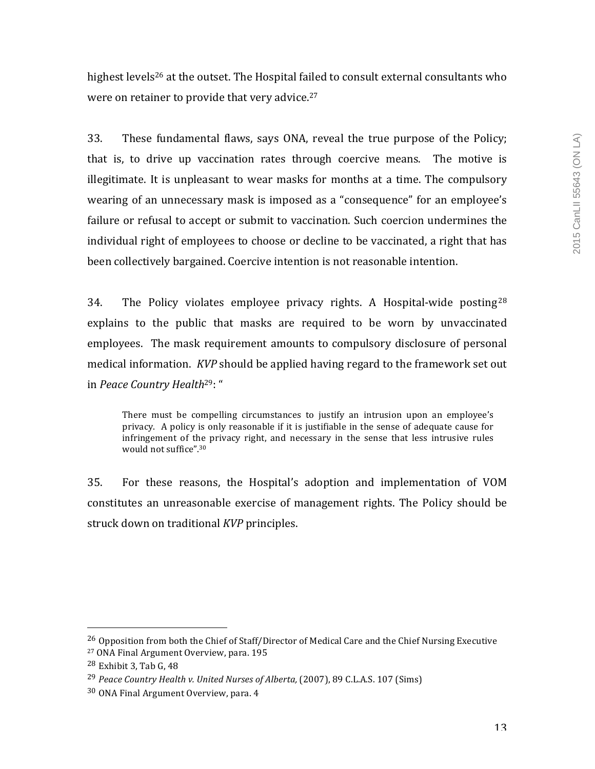highest levels[26] at the outset. The Hospital failed to consult external consultants who were on retainer to provide that very advice.[27]

33. These fundamental flaws, says ONA, reveal the true purpose of the Policy; that is, to drive up vaccination rates through coercive means. The motive is illegitimate. It is unpleasant to wear masks for months at a time. The compulsory wearing of an unnecessary mask is imposed as a "consequence" for an employee's failure or refusal to accept or submit to vaccination. Such coercion undermines the individual right of employees to choose or decline to be vaccinated, a right that has been collectively bargained. Coercive intention is not reasonable intention.

34. The Policy violates employee privacy rights. A Hospital-wide posting[28] explains to the public that masks are required to be worn by unvaccinated employees. The mask requirement amounts to compulsory disclosure of personal medical information. *KVP* should be applied having regard to the framework set out in *Peace Country Health*[29]: "

> There must be compelling circumstances to justify an intrusion upon an employee's privacy. A policy is only reasonable if it is justifiable in the sense of adequate cause for infringement of the privacy right, and necessary in the sense that less intrusive rules would not suffice".[30]

35. For these reasons, the Hospital's adoption and implementation of VOM constitutes an unreasonable exercise of management rights. The Policy should be struck down on traditional *KVP* principles.

---

[26] Opposition from both the Chief of Staff/Director of Medical Care and the Chief Nursing Executive

[27] ONA Final Argument Overview, para. 195

[28] Exhibit 3, Tab G, 48

[29] *Peace Country Health v. United Nurses of Alberta,* (2007), 89 C.L.A.S. 107 (Sims)

[30] ONA Final Argument Overview, para. 4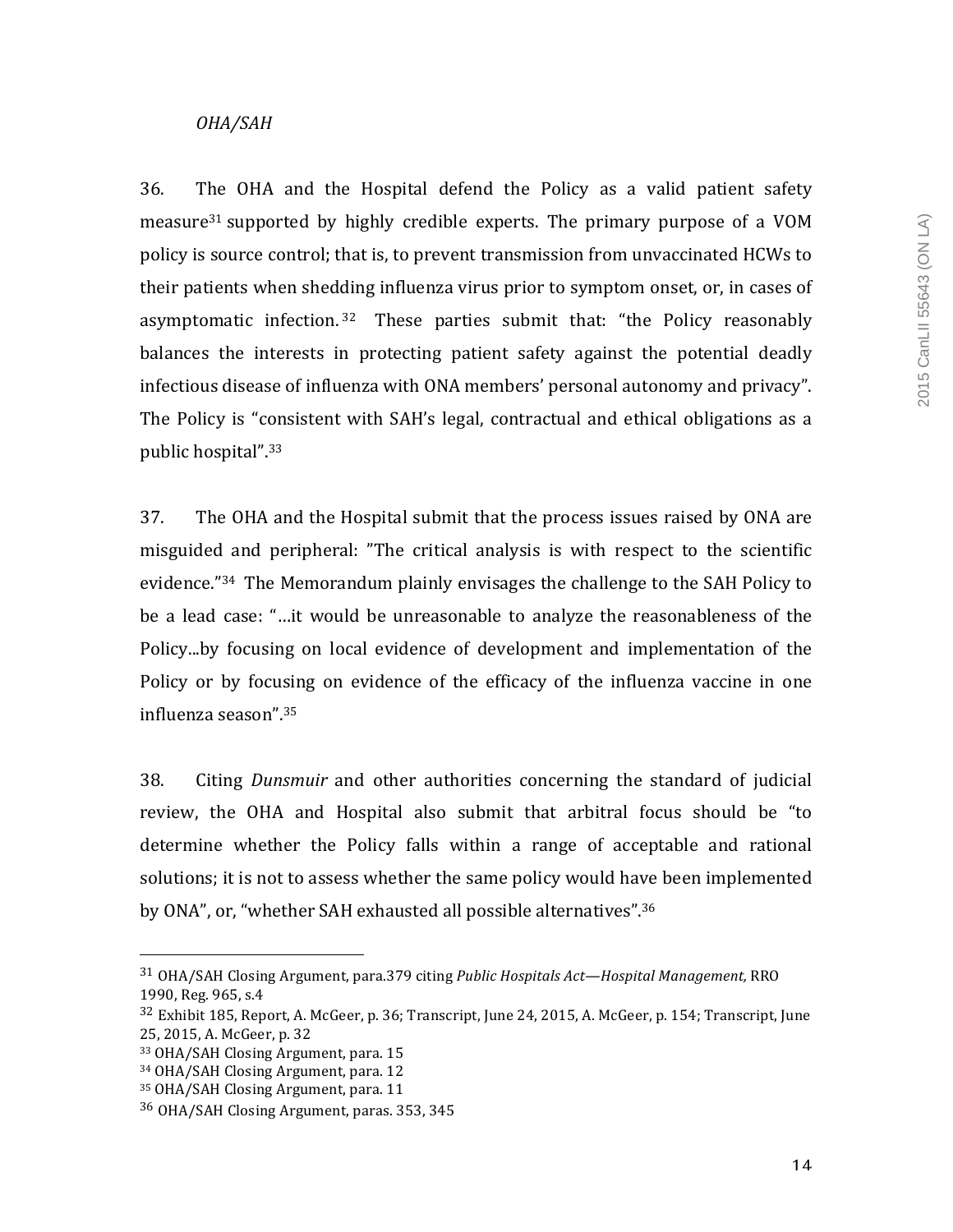*OHA/SAH*

36. The OHA and the Hospital defend the Policy as a valid patient safety measure[31] supported by highly credible experts. The primary purpose of a VOM policy is source control; that is, to prevent transmission from unvaccinated HCWs to their patients when shedding influenza virus prior to symptom onset, or, in cases of asymptomatic infection.[32] These parties submit that: "the Policy reasonably balances the interests in protecting patient safety against the potential deadly infectious disease of influenza with ONA members' personal autonomy and privacy". The Policy is "consistent with SAH's legal, contractual and ethical obligations as a public hospital".[33]

37. The OHA and the Hospital submit that the process issues raised by ONA are misguided and peripheral: "The critical analysis is with respect to the scientific evidence."[34] The Memorandum plainly envisages the challenge to the SAH Policy to be a lead case: "…it would be unreasonable to analyze the reasonableness of the Policy...by focusing on local evidence of development and implementation of the Policy or by focusing on evidence of the efficacy of the influenza vaccine in one influenza season".[35]

38. Citing *Dunsmuir* and other authorities concerning the standard of judicial review, the OHA and Hospital also submit that arbitral focus should be "to determine whether the Policy falls within a range of acceptable and rational solutions; it is not to assess whether the same policy would have been implemented by ONA", or, "whether SAH exhausted all possible alternatives".[36]

---

[31] OHA/SAH Closing Argument, para.379 citing *Public Hospitals Act—Hospital Management,* RRO 1990, Reg. 965, s.4

[32] Exhibit 185, Report, A. McGeer, p. 36; Transcript, June 24, 2015, A. McGeer, p. 154; Transcript, June 25, 2015, A. McGeer, p. 32

[33] OHA/SAH Closing Argument, para. 15

[34] OHA/SAH Closing Argument, para. 12

[35] OHA/SAH Closing Argument, para. 11

[36] OHA/SAH Closing Argument, paras. 353, 345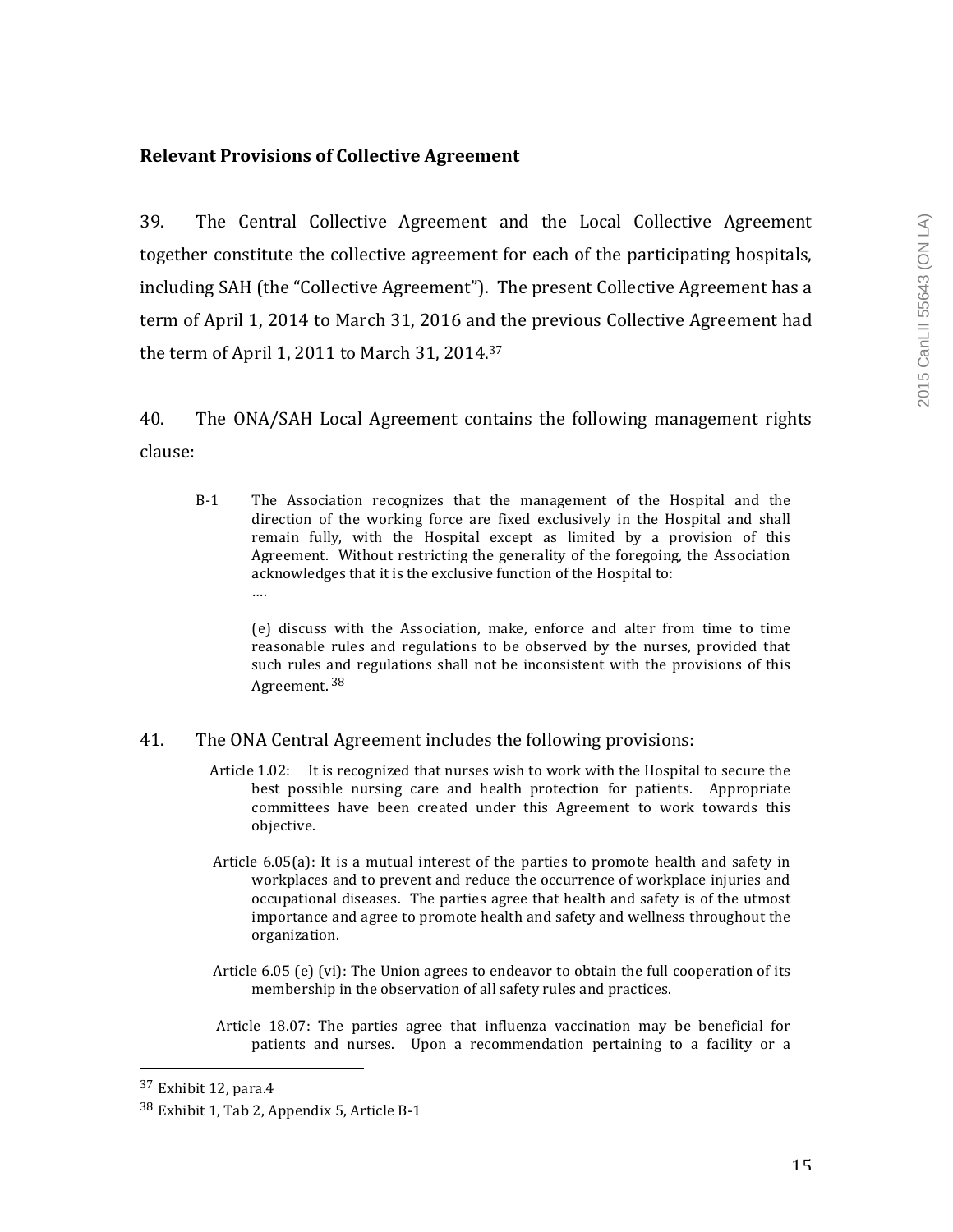**Relevant Provisions of Collective Agreement**

39. The Central Collective Agreement and the Local Collective Agreement together constitute the collective agreement for each of the participating hospitals, including SAH (the "Collective Agreement"). The present Collective Agreement has a term of April 1, 2014 to March 31, 2016 and the previous Collective Agreement had the term of April 1, 2011 to March 31, 2014.[37]

40. The ONA/SAH Local Agreement contains the following management rights clause:

> B-1 The Association recognizes that the management of the Hospital and the direction of the working force are fixed exclusively in the Hospital and shall remain fully, with the Hospital except as limited by a provision of this Agreement. Without restricting the generality of the foregoing, the Association acknowledges that it is the exclusive function of the Hospital to:
>
> ….
>
> (e) discuss with the Association, make, enforce and alter from time to time reasonable rules and regulations to be observed by the nurses, provided that such rules and regulations shall not be inconsistent with the provisions of this Agreement.[38]

41. The ONA Central Agreement includes the following provisions:

> Article 1.02: It is recognized that nurses wish to work with the Hospital to secure the best possible nursing care and health protection for patients. Appropriate committees have been created under this Agreement to work towards this objective.
>
> Article 6.05(a): It is a mutual interest of the parties to promote health and safety in workplaces and to prevent and reduce the occurrence of workplace injuries and occupational diseases. The parties agree that health and safety is of the utmost importance and agree to promote health and safety and wellness throughout the organization.
>
> Article 6.05 (e) (vi): The Union agrees to endeavor to obtain the full cooperation of its membership in the observation of all safety rules and practices.
>
> Article 18.07: The parties agree that influenza vaccination may be beneficial for patients and nurses. Upon a recommendation pertaining to a facility or a

---

[37] Exhibit 12, para.4

[38] Exhibit 1, Tab 2, Appendix 5, Article B-1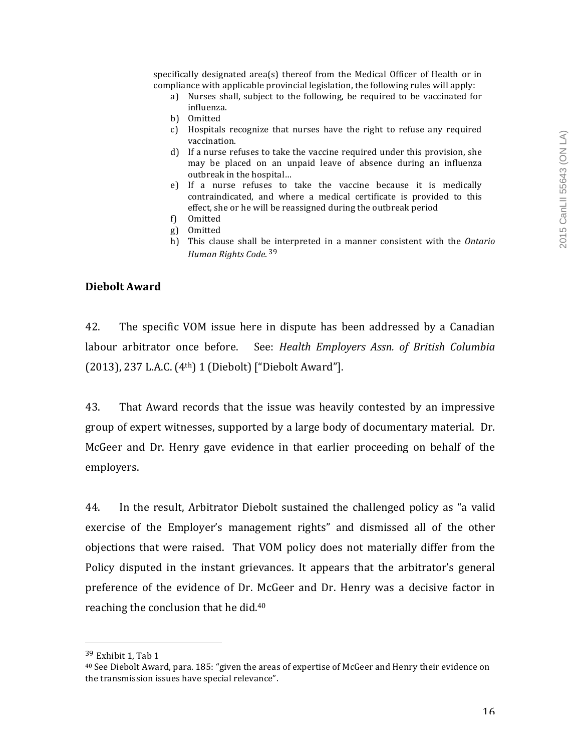specifically designated area(s) thereof from the Medical Officer of Health or in compliance with applicable provincial legislation, the following rules will apply:

a) Nurses shall, subject to the following, be required to be vaccinated for influenza.
b) Omitted
c) Hospitals recognize that nurses have the right to refuse any required vaccination.
d) If a nurse refuses to take the vaccine required under this provision, she may be placed on an unpaid leave of absence during an influenza outbreak in the hospital…
e) If a nurse refuses to take the vaccine because it is medically contraindicated, and where a medical certificate is provided to this effect, she or he will be reassigned during the outbreak period
f) Omitted
g) Omitted
h) This clause shall be interpreted in a manner consistent with the *Ontario Human Rights Code.*[39]

**Diebolt Award**

42. The specific VOM issue here in dispute has been addressed by a Canadian labour arbitrator once before. See: *Health Employers Assn. of British Columbia* (2013), 237 L.A.C. (4th) 1 (Diebolt) ["Diebolt Award"].

43. That Award records that the issue was heavily contested by an impressive group of expert witnesses, supported by a large body of documentary material. Dr. McGeer and Dr. Henry gave evidence in that earlier proceeding on behalf of the employers.

44. In the result, Arbitrator Diebolt sustained the challenged policy as "a valid exercise of the Employer's management rights" and dismissed all of the other objections that were raised. That VOM policy does not materially differ from the Policy disputed in the instant grievances. It appears that the arbitrator's general preference of the evidence of Dr. McGeer and Dr. Henry was a decisive factor in reaching the conclusion that he did.[40]

---

[39] Exhibit 1, Tab 1

[40] See Diebolt Award, para. 185: "given the areas of expertise of McGeer and Henry their evidence on the transmission issues have special relevance".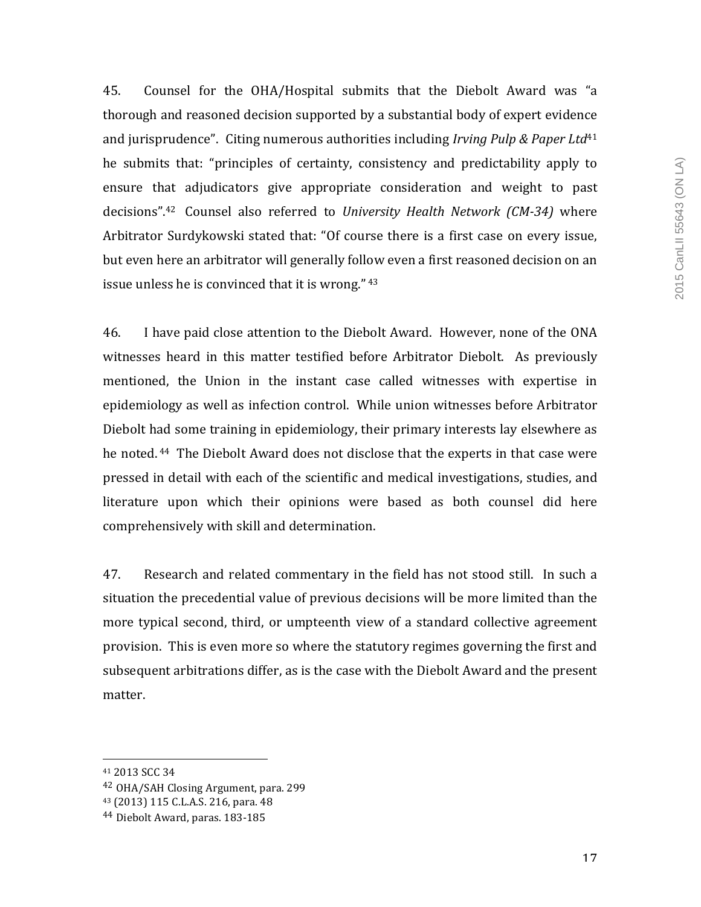45. Counsel for the OHA/Hospital submits that the Diebolt Award was "a thorough and reasoned decision supported by a substantial body of expert evidence and jurisprudence". Citing numerous authorities including *Irving Pulp & Paper Ltd*[41] he submits that: "principles of certainty, consistency and predictability apply to ensure that adjudicators give appropriate consideration and weight to past decisions".[42] Counsel also referred to *University Health Network (CM-34)* where Arbitrator Surdykowski stated that: "Of course there is a first case on every issue, but even here an arbitrator will generally follow even a first reasoned decision on an issue unless he is convinced that it is wrong." [43]

46. I have paid close attention to the Diebolt Award. However, none of the ONA witnesses heard in this matter testified before Arbitrator Diebolt. As previously mentioned, the Union in the instant case called witnesses with expertise in epidemiology as well as infection control. While union witnesses before Arbitrator Diebolt had some training in epidemiology, their primary interests lay elsewhere as he noted. [44] The Diebolt Award does not disclose that the experts in that case were pressed in detail with each of the scientific and medical investigations, studies, and literature upon which their opinions were based as both counsel did here comprehensively with skill and determination.

47. Research and related commentary in the field has not stood still. In such a situation the precedential value of previous decisions will be more limited than the more typical second, third, or umpteenth view of a standard collective agreement provision. This is even more so where the statutory regimes governing the first and subsequent arbitrations differ, as is the case with the Diebolt Award and the present matter.

---

[41] 2013 SCC 34

[42] OHA/SAH Closing Argument, para. 299

[43] (2013) 115 C.L.A.S. 216, para. 48

[44] Diebolt Award, paras. 183-185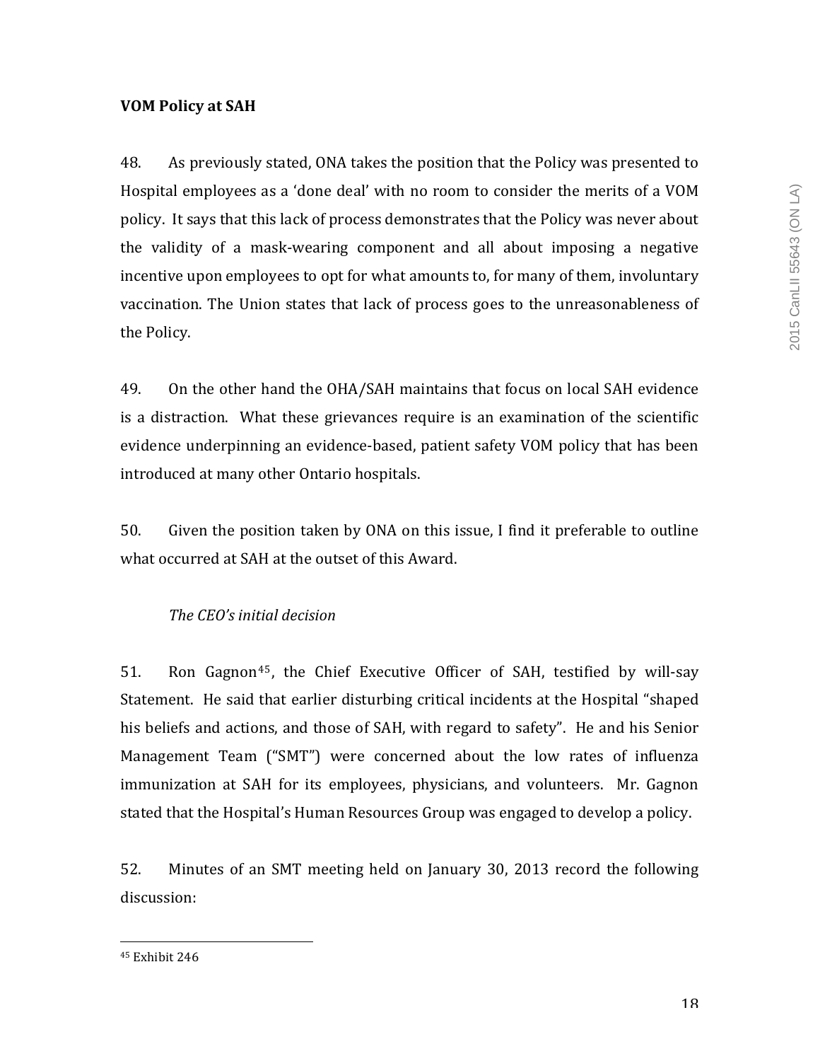**VOM Policy at SAH**

48. As previously stated, ONA takes the position that the Policy was presented to Hospital employees as a 'done deal' with no room to consider the merits of a VOM policy. It says that this lack of process demonstrates that the Policy was never about the validity of a mask-wearing component and all about imposing a negative incentive upon employees to opt for what amounts to, for many of them, involuntary vaccination. The Union states that lack of process goes to the unreasonableness of the Policy.

49. On the other hand the OHA/SAH maintains that focus on local SAH evidence is a distraction. What these grievances require is an examination of the scientific evidence underpinning an evidence-based, patient safety VOM policy that has been introduced at many other Ontario hospitals.

50. Given the position taken by ONA on this issue, I find it preferable to outline what occurred at SAH at the outset of this Award.

*The CEO's initial decision*

51. Ron Gagnon[45], the Chief Executive Officer of SAH, testified by will-say Statement. He said that earlier disturbing critical incidents at the Hospital "shaped his beliefs and actions, and those of SAH, with regard to safety". He and his Senior Management Team ("SMT") were concerned about the low rates of influenza immunization at SAH for its employees, physicians, and volunteers. Mr. Gagnon stated that the Hospital's Human Resources Group was engaged to develop a policy.

52. Minutes of an SMT meeting held on January 30, 2013 record the following discussion:

---

[45] Exhibit 246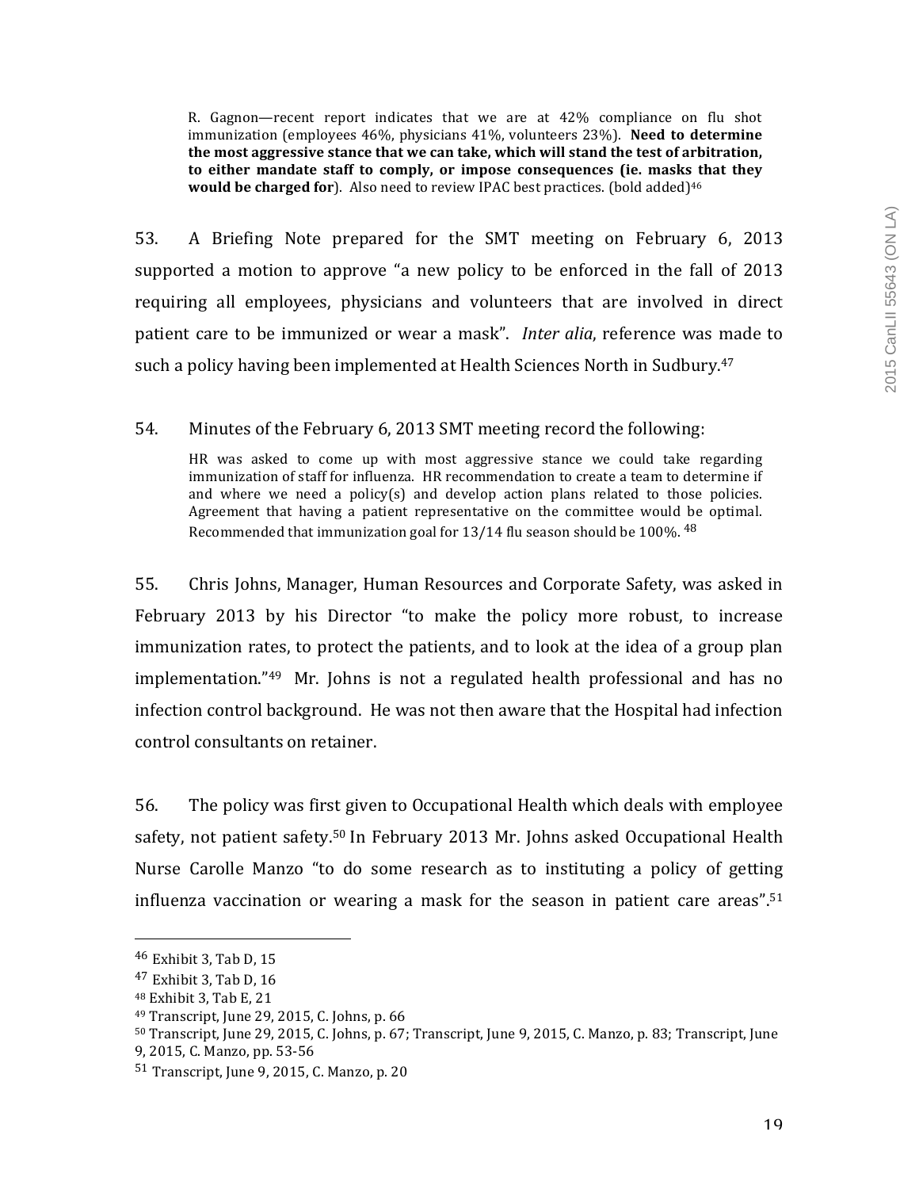> R. Gagnon—recent report indicates that we are at 42% compliance on flu shot immunization (employees 46%, physicians 41%, volunteers 23%). **Need to determine the most aggressive stance that we can take, which will stand the test of arbitration, to either mandate staff to comply, or impose consequences (ie. masks that they would be charged for**). Also need to review IPAC best practices. (bold added)[46]

53. A Briefing Note prepared for the SMT meeting on February 6, 2013 supported a motion to approve "a new policy to be enforced in the fall of 2013 requiring all employees, physicians and volunteers that are involved in direct patient care to be immunized or wear a mask". *Inter alia*, reference was made to such a policy having been implemented at Health Sciences North in Sudbury.[47]

54. Minutes of the February 6, 2013 SMT meeting record the following:

> HR was asked to come up with most aggressive stance we could take regarding immunization of staff for influenza. HR recommendation to create a team to determine if and where we need a policy(s) and develop action plans related to those policies. Agreement that having a patient representative on the committee would be optimal. Recommended that immunization goal for 13/14 flu season should be 100%. [48]

55. Chris Johns, Manager, Human Resources and Corporate Safety, was asked in February 2013 by his Director "to make the policy more robust, to increase immunization rates, to protect the patients, and to look at the idea of a group plan implementation."[49] Mr. Johns is not a regulated health professional and has no infection control background. He was not then aware that the Hospital had infection control consultants on retainer.

56. The policy was first given to Occupational Health which deals with employee safety, not patient safety.[50] In February 2013 Mr. Johns asked Occupational Health Nurse Carolle Manzo "to do some research as to instituting a policy of getting influenza vaccination or wearing a mask for the season in patient care areas".[51]

---

[46] Exhibit 3, Tab D, 15

[47] Exhibit 3, Tab D, 16

[48] Exhibit 3, Tab E, 21

[49] Transcript, June 29, 2015, C. Johns, p. 66

[50] Transcript, June 29, 2015, C. Johns, p. 67; Transcript, June 9, 2015, C. Manzo, p. 83; Transcript, June 9, 2015, C. Manzo, pp. 53-56

[51] Transcript, June 9, 2015, C. Manzo, p. 20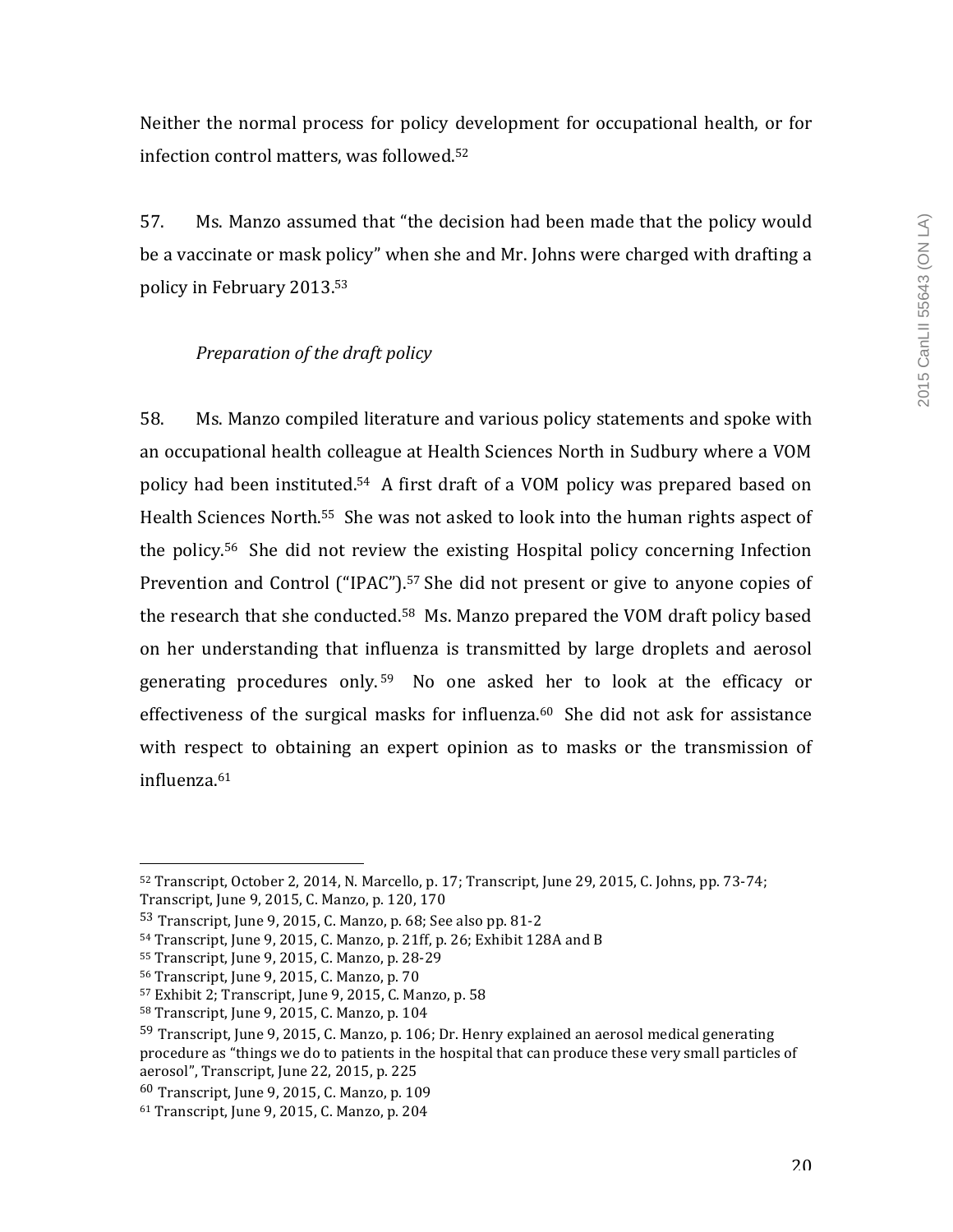Neither the normal process for policy development for occupational health, or for infection control matters, was followed.[52]

57. Ms. Manzo assumed that "the decision had been made that the policy would be a vaccinate or mask policy" when she and Mr. Johns were charged with drafting a policy in February 2013.[53]

*Preparation of the draft policy*

58. Ms. Manzo compiled literature and various policy statements and spoke with an occupational health colleague at Health Sciences North in Sudbury where a VOM policy had been instituted.[54] A first draft of a VOM policy was prepared based on Health Sciences North.[55] She was not asked to look into the human rights aspect of the policy.[56] She did not review the existing Hospital policy concerning Infection Prevention and Control ("IPAC").[57] She did not present or give to anyone copies of the research that she conducted.[58] Ms. Manzo prepared the VOM draft policy based on her understanding that influenza is transmitted by large droplets and aerosol generating procedures only.[59] No one asked her to look at the efficacy or effectiveness of the surgical masks for influenza.[60] She did not ask for assistance with respect to obtaining an expert opinion as to masks or the transmission of influenza.[61]

---

[52] Transcript, October 2, 2014, N. Marcello, p. 17; Transcript, June 29, 2015, C. Johns, pp. 73-74; Transcript, June 9, 2015, C. Manzo, p. 120, 170

[53] Transcript, June 9, 2015, C. Manzo, p. 68; See also pp. 81-2

[54] Transcript, June 9, 2015, C. Manzo, p. 21ff, p. 26; Exhibit 128A and B

[55] Transcript, June 9, 2015, C. Manzo, p. 28-29

[56] Transcript, June 9, 2015, C. Manzo, p. 70

[57] Exhibit 2; Transcript, June 9, 2015, C. Manzo, p. 58

[58] Transcript, June 9, 2015, C. Manzo, p. 104

[59] Transcript, June 9, 2015, C. Manzo, p. 106; Dr. Henry explained an aerosol medical generating procedure as "things we do to patients in the hospital that can produce these very small particles of aerosol", Transcript, June 22, 2015, p. 225

[60] Transcript, June 9, 2015, C. Manzo, p. 109

[61] Transcript, June 9, 2015, C. Manzo, p. 204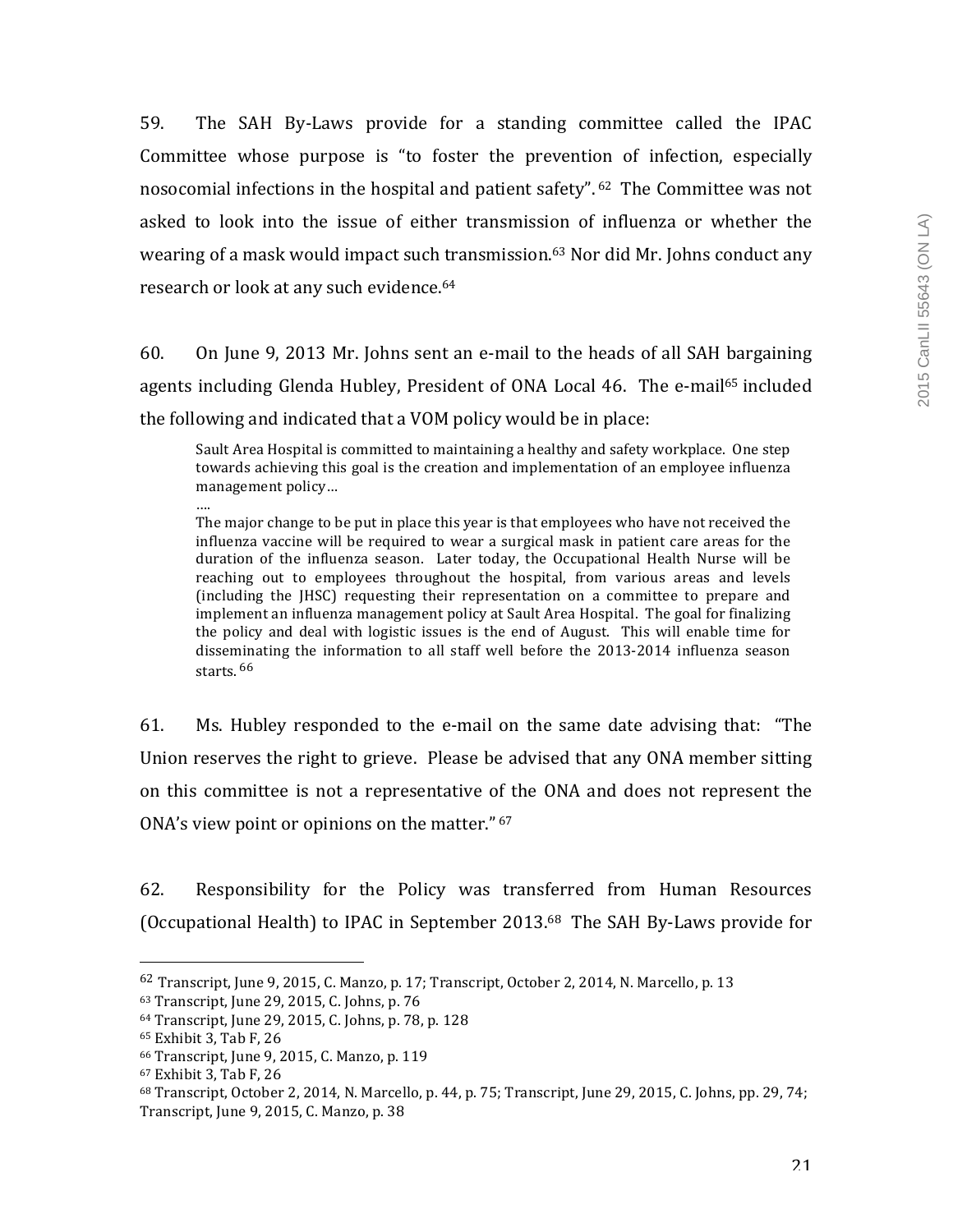59. The SAH By-Laws provide for a standing committee called the IPAC Committee whose purpose is "to foster the prevention of infection, especially nosocomial infections in the hospital and patient safety".[62] The Committee was not asked to look into the issue of either transmission of influenza or whether the wearing of a mask would impact such transmission.[63] Nor did Mr. Johns conduct any research or look at any such evidence.[64]

60. On June 9, 2013 Mr. Johns sent an e-mail to the heads of all SAH bargaining agents including Glenda Hubley, President of ONA Local 46. The e-mail[65] included the following and indicated that a VOM policy would be in place:

> Sault Area Hospital is committed to maintaining a healthy and safety workplace. One step towards achieving this goal is the creation and implementation of an employee influenza management policy…
>
> ….
>
> The major change to be put in place this year is that employees who have not received the influenza vaccine will be required to wear a surgical mask in patient care areas for the duration of the influenza season. Later today, the Occupational Health Nurse will be reaching out to employees throughout the hospital, from various areas and levels (including the JHSC) requesting their representation on a committee to prepare and implement an influenza management policy at Sault Area Hospital. The goal for finalizing the policy and deal with logistic issues is the end of August. This will enable time for disseminating the information to all staff well before the 2013-2014 influenza season starts.[66]

61. Ms. Hubley responded to the e-mail on the same date advising that: "The Union reserves the right to grieve. Please be advised that any ONA member sitting on this committee is not a representative of the ONA and does not represent the ONA's view point or opinions on the matter."[67]

62. Responsibility for the Policy was transferred from Human Resources (Occupational Health) to IPAC in September 2013.[68] The SAH By-Laws provide for

---

[62] Transcript, June 9, 2015, C. Manzo, p. 17; Transcript, October 2, 2014, N. Marcello, p. 13

[63] Transcript, June 29, 2015, C. Johns, p. 76

[64] Transcript, June 29, 2015, C. Johns, p. 78, p. 128

[65] Exhibit 3, Tab F, 26

[66] Transcript, June 9, 2015, C. Manzo, p. 119

[67] Exhibit 3, Tab F, 26

[68] Transcript, October 2, 2014, N. Marcello, p. 44, p. 75; Transcript, June 29, 2015, C. Johns, pp. 29, 74; Transcript, June 9, 2015, C. Manzo, p. 38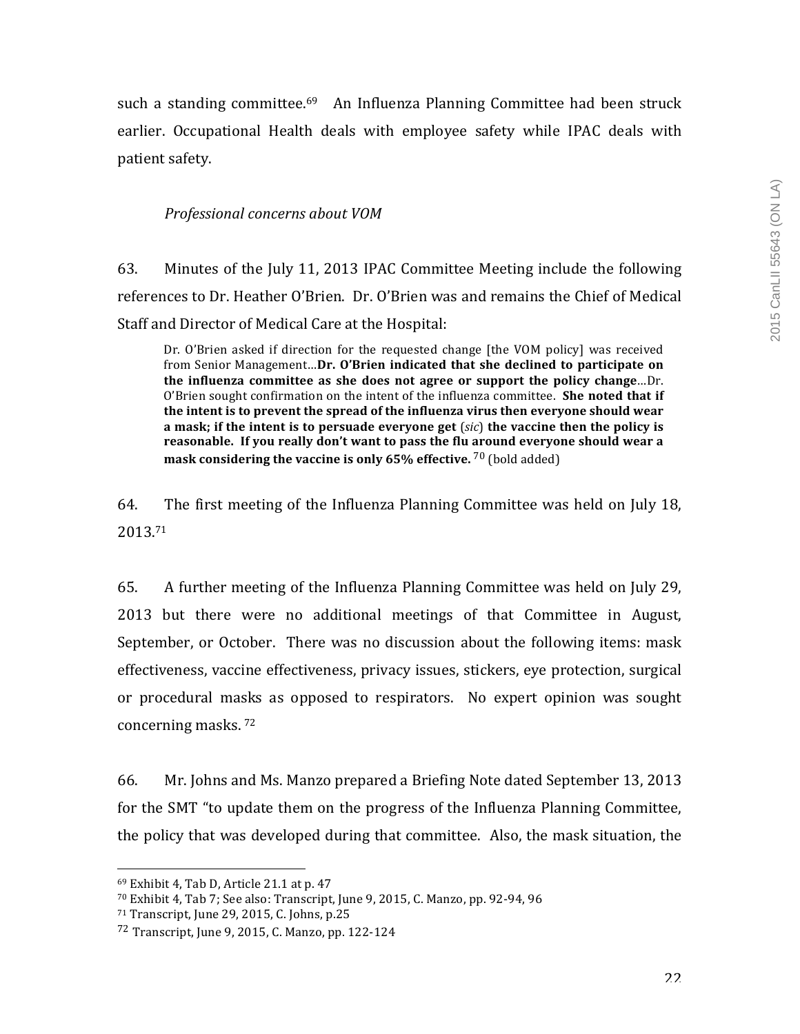such a standing committee.[69] An Influenza Planning Committee had been struck earlier. Occupational Health deals with employee safety while IPAC deals with patient safety.

*Professional concerns about VOM*

63. Minutes of the July 11, 2013 IPAC Committee Meeting include the following references to Dr. Heather O'Brien. Dr. O'Brien was and remains the Chief of Medical Staff and Director of Medical Care at the Hospital:

> Dr. O'Brien asked if direction for the requested change [the VOM policy] was received from Senior Management…**Dr. O'Brien indicated that she declined to participate on the influenza committee as she does not agree or support the policy change**…Dr. O'Brien sought confirmation on the intent of the influenza committee. **She noted that if the intent is to prevent the spread of the influenza virus then everyone should wear a mask; if the intent is to persuade everyone get** (*sic*) **the vaccine then the policy is reasonable. If you really don't want to pass the flu around everyone should wear a mask considering the vaccine is only 65% effective.** [70] (bold added)

64. The first meeting of the Influenza Planning Committee was held on July 18, 2013.[71]

65. A further meeting of the Influenza Planning Committee was held on July 29, 2013 but there were no additional meetings of that Committee in August, September, or October. There was no discussion about the following items: mask effectiveness, vaccine effectiveness, privacy issues, stickers, eye protection, surgical or procedural masks as opposed to respirators. No expert opinion was sought concerning masks. [72]

66. Mr. Johns and Ms. Manzo prepared a Briefing Note dated September 13, 2013 for the SMT "to update them on the progress of the Influenza Planning Committee, the policy that was developed during that committee. Also, the mask situation, the

---

[69] Exhibit 4, Tab D, Article 21.1 at p. 47

[70] Exhibit 4, Tab 7; See also: Transcript, June 9, 2015, C. Manzo, pp. 92-94, 96

[71] Transcript, June 29, 2015, C. Johns, p.25

[72] Transcript, June 9, 2015, C. Manzo, pp. 122-124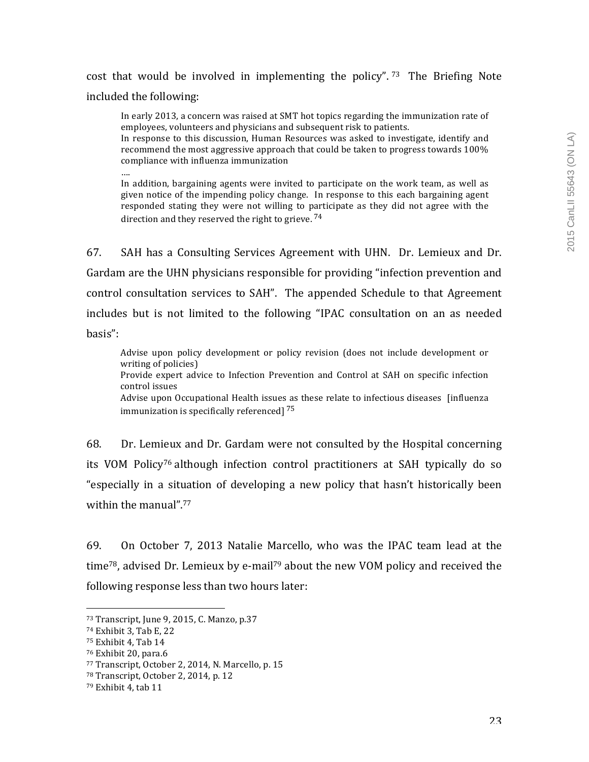cost that would be involved in implementing the policy".[73] The Briefing Note included the following:

> In early 2013, a concern was raised at SMT hot topics regarding the immunization rate of employees, volunteers and physicians and subsequent risk to patients.
> In response to this discussion, Human Resources was asked to investigate, identify and recommend the most aggressive approach that could be taken to progress towards 100% compliance with influenza immunization
> ....
> In addition, bargaining agents were invited to participate on the work team, as well as given notice of the impending policy change. In response to this each bargaining agent responded stating they were not willing to participate as they did not agree with the direction and they reserved the right to grieve.[74]

67. SAH has a Consulting Services Agreement with UHN. Dr. Lemieux and Dr. Gardam are the UHN physicians responsible for providing "infection prevention and control consultation services to SAH". The appended Schedule to that Agreement includes but is not limited to the following "IPAC consultation on an as needed basis":

> Advise upon policy development or policy revision (does not include development or writing of policies)
> Provide expert advice to Infection Prevention and Control at SAH on specific infection control issues
> Advise upon Occupational Health issues as these relate to infectious diseases [influenza immunization is specifically referenced][75]

68. Dr. Lemieux and Dr. Gardam were not consulted by the Hospital concerning its VOM Policy[76] although infection control practitioners at SAH typically do so "especially in a situation of developing a new policy that hasn't historically been within the manual".[77]

69. On October 7, 2013 Natalie Marcello, who was the IPAC team lead at the time[78], advised Dr. Lemieux by e-mail[79] about the new VOM policy and received the following response less than two hours later:

---

[73] Transcript, June 9, 2015, C. Manzo, p.37
[74] Exhibit 3, Tab E, 22
[75] Exhibit 4, Tab 14
[76] Exhibit 20, para.6
[77] Transcript, October 2, 2014, N. Marcello, p. 15
[78] Transcript, October 2, 2014, p. 12
[79] Exhibit 4, tab 11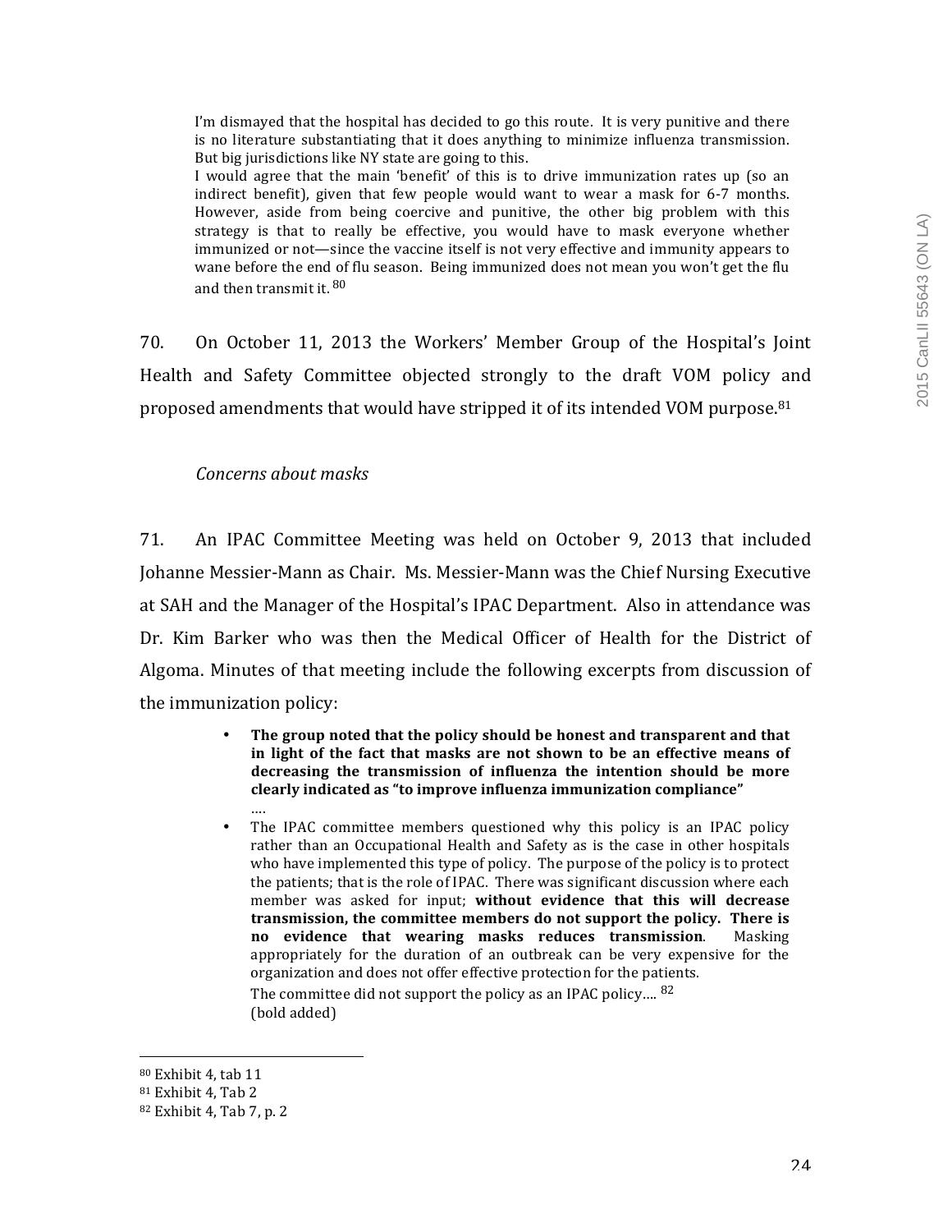> I'm dismayed that the hospital has decided to go this route. It is very punitive and there is no literature substantiating that it does anything to minimize influenza transmission. But big jurisdictions like NY state are going to this.
>
> I would agree that the main 'benefit' of this is to drive immunization rates up (so an indirect benefit), given that few people would want to wear a mask for 6-7 months. However, aside from being coercive and punitive, the other big problem with this strategy is that to really be effective, you would have to mask everyone whether immunized or not—since the vaccine itself is not very effective and immunity appears to wane before the end of flu season. Being immunized does not mean you won't get the flu and then transmit it. [80]

70. On October 11, 2013 the Workers' Member Group of the Hospital's Joint Health and Safety Committee objected strongly to the draft VOM policy and proposed amendments that would have stripped it of its intended VOM purpose.[81]

*Concerns about masks*

71. An IPAC Committee Meeting was held on October 9, 2013 that included Johanne Messier-Mann as Chair. Ms. Messier-Mann was the Chief Nursing Executive at SAH and the Manager of the Hospital's IPAC Department. Also in attendance was Dr. Kim Barker who was then the Medical Officer of Health for the District of Algoma. Minutes of that meeting include the following excerpts from discussion of the immunization policy:

> - **The group noted that the policy should be honest and transparent and that in light of the fact that masks are not shown to be an effective means of decreasing the transmission of influenza the intention should be more clearly indicated as "to improve influenza immunization compliance"**
>
> ….
>
> - The IPAC committee members questioned why this policy is an IPAC policy rather than an Occupational Health and Safety as is the case in other hospitals who have implemented this type of policy. The purpose of the policy is to protect the patients; that is the role of IPAC. There was significant discussion where each member was asked for input; **without evidence that this will decrease transmission, the committee members do not support the policy. There is no evidence that wearing masks reduces transmission**. Masking appropriately for the duration of an outbreak can be very expensive for the organization and does not offer effective protection for the patients.
>
> The committee did not support the policy as an IPAC policy…. [82]
>
> (bold added)

---

[80] Exhibit 4, tab 11

[81] Exhibit 4, Tab 2

[82] Exhibit 4, Tab 7, p. 2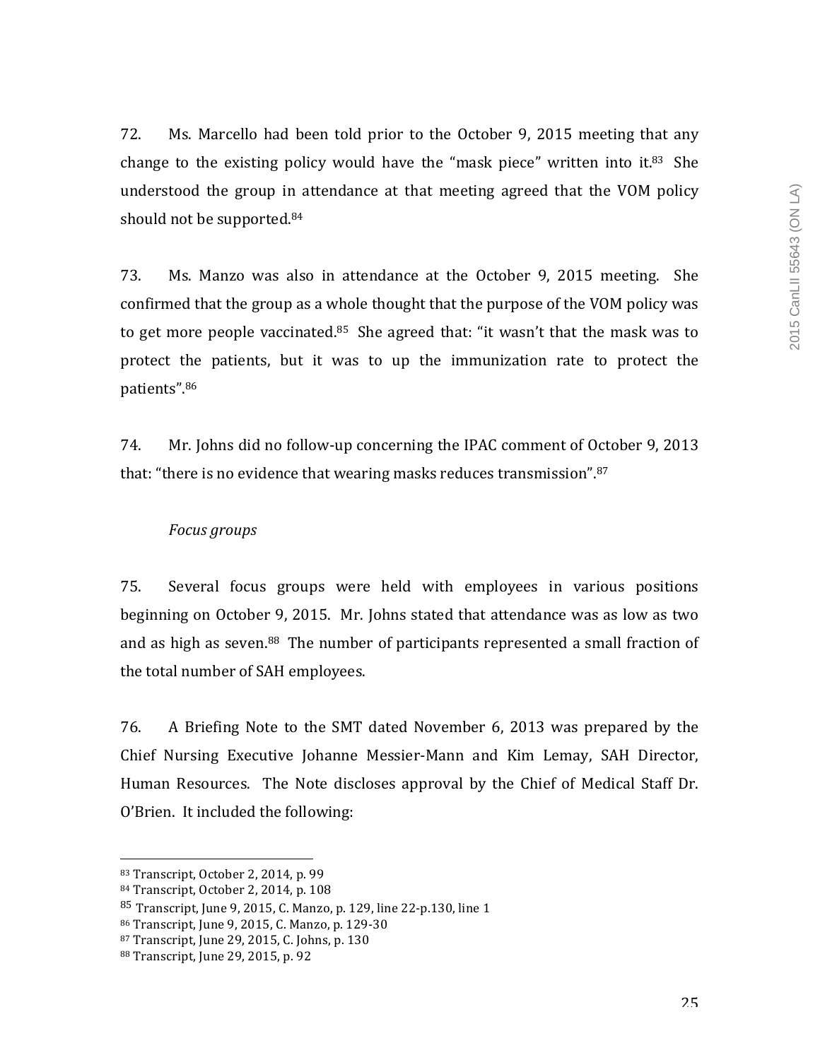72. Ms. Marcello had been told prior to the October 9, 2015 meeting that any change to the existing policy would have the "mask piece" written into it.[83] She understood the group in attendance at that meeting agreed that the VOM policy should not be supported.[84]

73. Ms. Manzo was also in attendance at the October 9, 2015 meeting. She confirmed that the group as a whole thought that the purpose of the VOM policy was to get more people vaccinated.[85] She agreed that: "it wasn't that the mask was to protect the patients, but it was to up the immunization rate to protect the patients".[86]

74. Mr. Johns did no follow-up concerning the IPAC comment of October 9, 2013 that: "there is no evidence that wearing masks reduces transmission".[87]

*Focus groups*

75. Several focus groups were held with employees in various positions beginning on October 9, 2015. Mr. Johns stated that attendance was as low as two and as high as seven.[88] The number of participants represented a small fraction of the total number of SAH employees.

76. A Briefing Note to the SMT dated November 6, 2013 was prepared by the Chief Nursing Executive Johanne Messier-Mann and Kim Lemay, SAH Director, Human Resources. The Note discloses approval by the Chief of Medical Staff Dr. O'Brien. It included the following:

---

[83] Transcript, October 2, 2014, p. 99

[84] Transcript, October 2, 2014, p. 108

[85] Transcript, June 9, 2015, C. Manzo, p. 129, line 22-p.130, line 1

[86] Transcript, June 9, 2015, C. Manzo, p. 129-30

[87] Transcript, June 29, 2015, C. Johns, p. 130

[88] Transcript, June 29, 2015, p. 92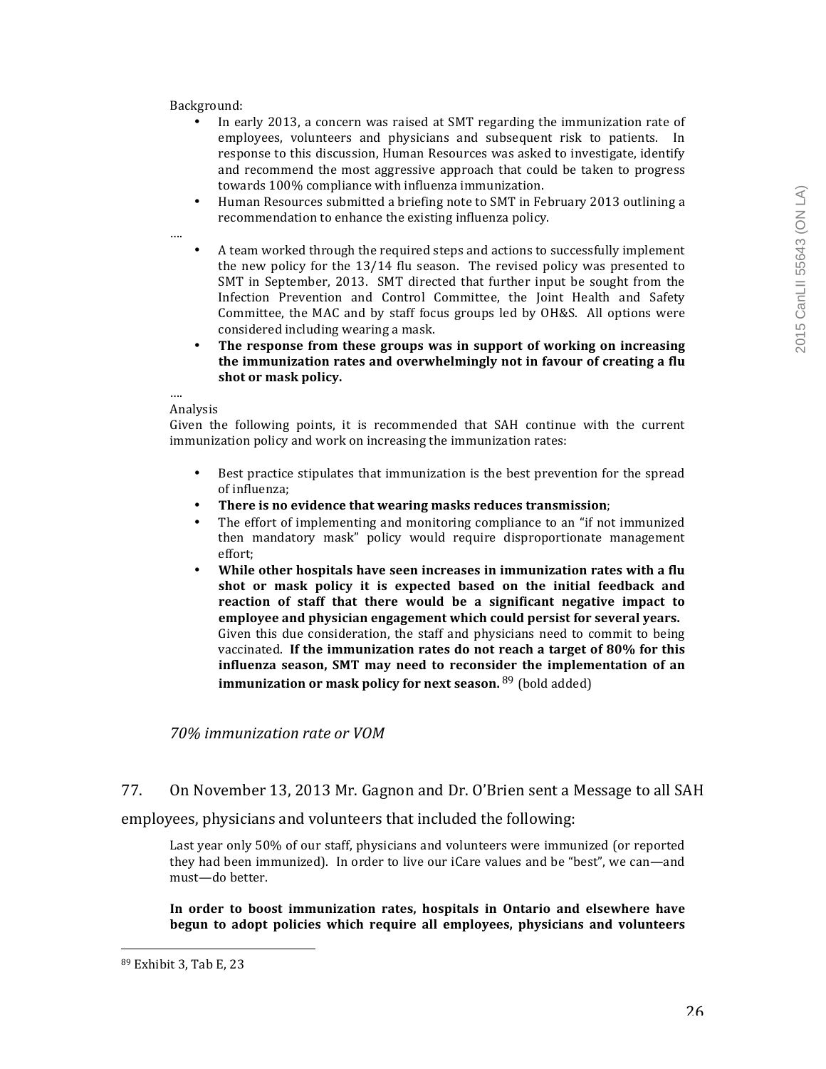> Background:
> - In early 2013, a concern was raised at SMT regarding the immunization rate of employees, volunteers and physicians and subsequent risk to patients. In response to this discussion, Human Resources was asked to investigate, identify and recommend the most aggressive approach that could be taken to progress towards 100% compliance with influenza immunization.
> - Human Resources submitted a briefing note to SMT in February 2013 outlining a recommendation to enhance the existing influenza policy.
>
> ….
> - A team worked through the required steps and actions to successfully implement the new policy for the 13/14 flu season. The revised policy was presented to SMT in September, 2013. SMT directed that further input be sought from the Infection Prevention and Control Committee, the Joint Health and Safety Committee, the MAC and by staff focus groups led by OH&S. All options were considered including wearing a mask.
> - **The response from these groups was in support of working on increasing the immunization rates and overwhelmingly not in favour of creating a flu shot or mask policy.**
>
> ….
>
> Analysis
>
> Given the following points, it is recommended that SAH continue with the current immunization policy and work on increasing the immunization rates:
>
> - Best practice stipulates that immunization is the best prevention for the spread of influenza;
> - **There is no evidence that wearing masks reduces transmission**;
> - The effort of implementing and monitoring compliance to an "if not immunized then mandatory mask" policy would require disproportionate management effort;
> - **While other hospitals have seen increases in immunization rates with a flu shot or mask policy it is expected based on the initial feedback and reaction of staff that there would be a significant negative impact to employee and physician engagement which could persist for several years.** Given this due consideration, the staff and physicians need to commit to being vaccinated. **If the immunization rates do not reach a target of 80% for this influenza season, SMT may need to reconsider the implementation of an immunization or mask policy for next season.** [89] (bold added)

*70% immunization rate or VOM*

77. On November 13, 2013 Mr. Gagnon and Dr. O'Brien sent a Message to all SAH employees, physicians and volunteers that included the following:

> Last year only 50% of our staff, physicians and volunteers were immunized (or reported they had been immunized). In order to live our iCare values and be "best", we can—and must—do better.
>
> **In order to boost immunization rates, hospitals in Ontario and elsewhere have begun to adopt policies which require all employees, physicians and volunteers**

---

[89] Exhibit 3, Tab E, 23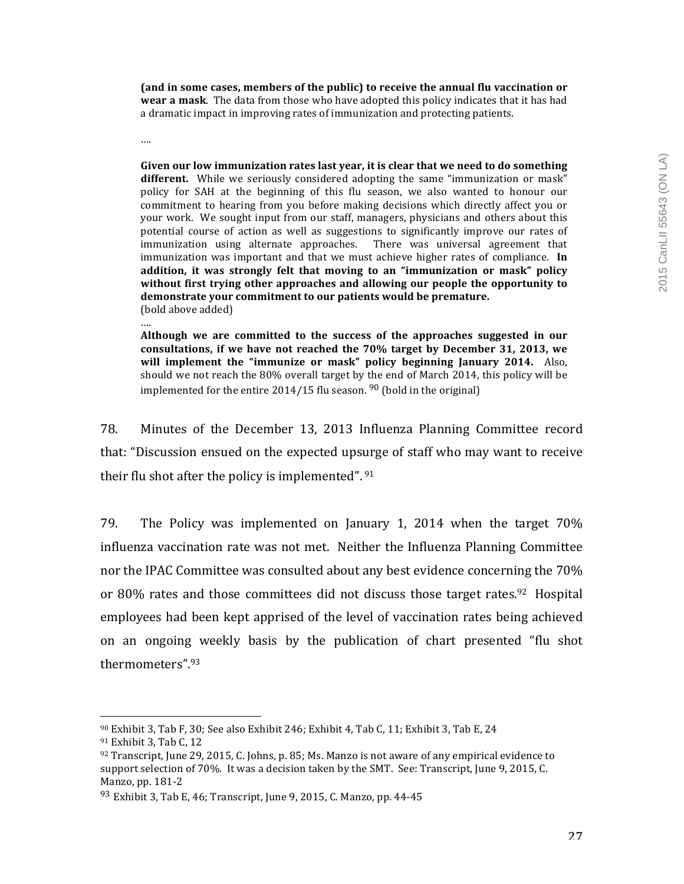> **(and in some cases, members of the public) to receive the annual flu vaccination or wear a mask**. The data from those who have adopted this policy indicates that it has had a dramatic impact in improving rates of immunization and protecting patients.
>
> ….
>
> **Given our low immunization rates last year, it is clear that we need to do something different.** While we seriously considered adopting the same "immunization or mask" policy for SAH at the beginning of this flu season, we also wanted to honour our commitment to hearing from you before making decisions which directly affect you or your work. We sought input from our staff, managers, physicians and others about this potential course of action as well as suggestions to significantly improve our rates of immunization using alternate approaches. There was universal agreement that immunization was important and that we must achieve higher rates of compliance. **In addition, it was strongly felt that moving to an "immunization or mask" policy without first trying other approaches and allowing our people the opportunity to demonstrate your commitment to our patients would be premature.**
> (bold above added)
>
> ….
>
> **Although we are committed to the success of the approaches suggested in our consultations, if we have not reached the 70% target by December 31, 2013, we will implement the "immunize or mask" policy beginning January 2014.** Also, should we not reach the 80% overall target by the end of March 2014, this policy will be implemented for the entire 2014/15 flu season. [90] (bold in the original)

78. Minutes of the December 13, 2013 Influenza Planning Committee record that: "Discussion ensued on the expected upsurge of staff who may want to receive their flu shot after the policy is implemented". [91]

79. The Policy was implemented on January 1, 2014 when the target 70% influenza vaccination rate was not met. Neither the Influenza Planning Committee nor the IPAC Committee was consulted about any best evidence concerning the 70% or 80% rates and those committees did not discuss those target rates.[92] Hospital employees had been kept apprised of the level of vaccination rates being achieved on an ongoing weekly basis by the publication of chart presented "flu shot thermometers".[93]

---

[90] Exhibit 3, Tab F, 30; See also Exhibit 246; Exhibit 4, Tab C, 11; Exhibit 3, Tab E, 24

[91] Exhibit 3, Tab C, 12

[92] Transcript, June 29, 2015, C. Johns, p. 85; Ms. Manzo is not aware of any empirical evidence to support selection of 70%. It was a decision taken by the SMT. See: Transcript, June 9, 2015, C. Manzo, pp. 181-2

[93] Exhibit 3, Tab E, 46; Transcript, June 9, 2015, C. Manzo, pp. 44-45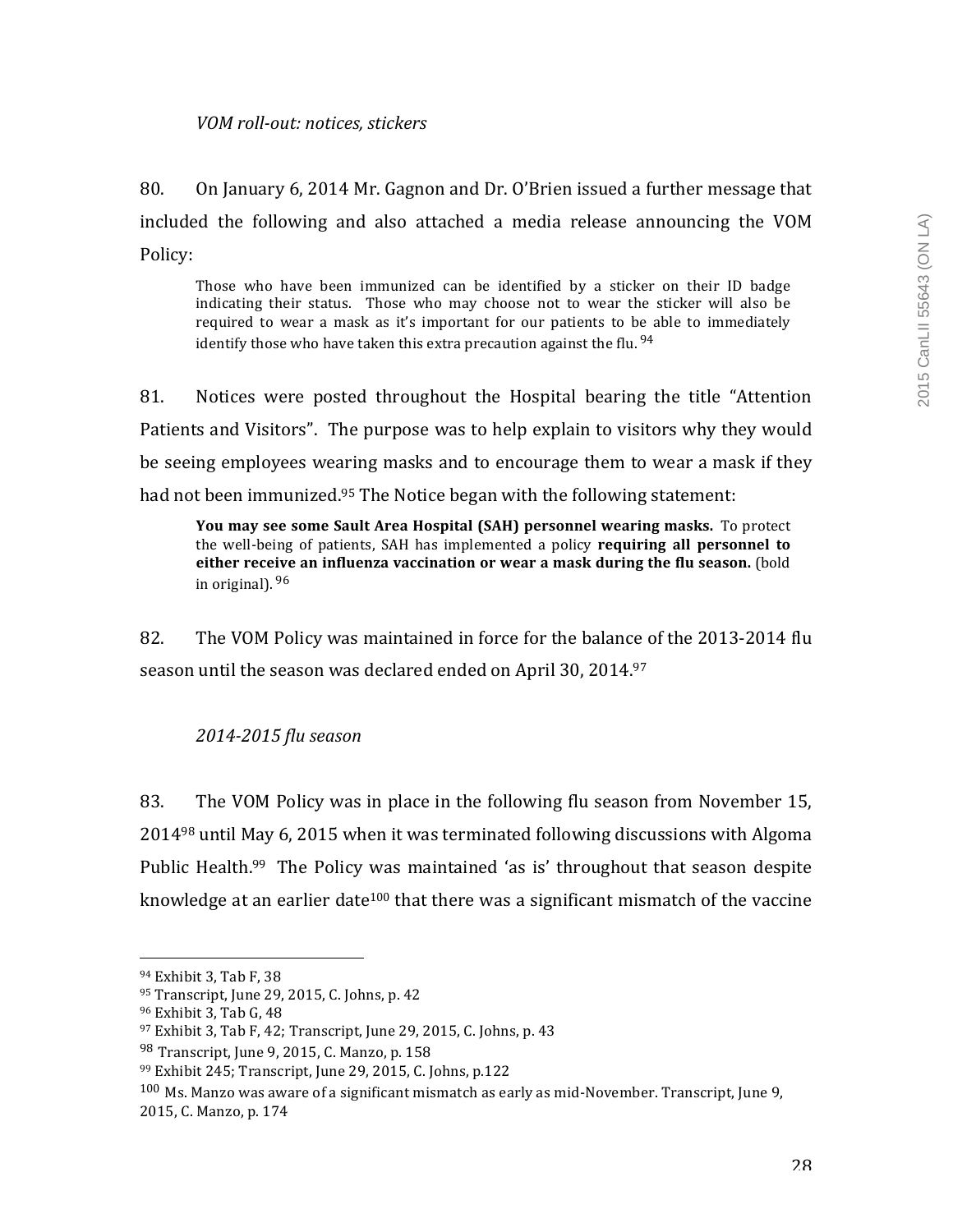*VOM roll-out: notices, stickers*

80. On January 6, 2014 Mr. Gagnon and Dr. O'Brien issued a further message that included the following and also attached a media release announcing the VOM Policy:

> Those who have been immunized can be identified by a sticker on their ID badge indicating their status. Those who may choose not to wear the sticker will also be required to wear a mask as it's important for our patients to be able to immediately identify those who have taken this extra precaution against the flu. [94]

81. Notices were posted throughout the Hospital bearing the title "Attention Patients and Visitors". The purpose was to help explain to visitors why they would be seeing employees wearing masks and to encourage them to wear a mask if they had not been immunized.[95] The Notice began with the following statement:

> **You may see some Sault Area Hospital (SAH) personnel wearing masks.** To protect the well-being of patients, SAH has implemented a policy **requiring all personnel to either receive an influenza vaccination or wear a mask during the flu season.** (bold in original). [96]

82. The VOM Policy was maintained in force for the balance of the 2013-2014 flu season until the season was declared ended on April 30, 2014.[97]

*2014-2015 flu season*

83. The VOM Policy was in place in the following flu season from November 15, 2014[98] until May 6, 2015 when it was terminated following discussions with Algoma Public Health.[99] The Policy was maintained 'as is' throughout that season despite knowledge at an earlier date[100] that there was a significant mismatch of the vaccine

---

[94] Exhibit 3, Tab F, 38

[95] Transcript, June 29, 2015, C. Johns, p. 42

[96] Exhibit 3, Tab G, 48

[97] Exhibit 3, Tab F, 42; Transcript, June 29, 2015, C. Johns, p. 43

[98] Transcript, June 9, 2015, C. Manzo, p. 158

[99] Exhibit 245; Transcript, June 29, 2015, C. Johns, p.122

[100] Ms. Manzo was aware of a significant mismatch as early as mid-November. Transcript, June 9, 2015, C. Manzo, p. 174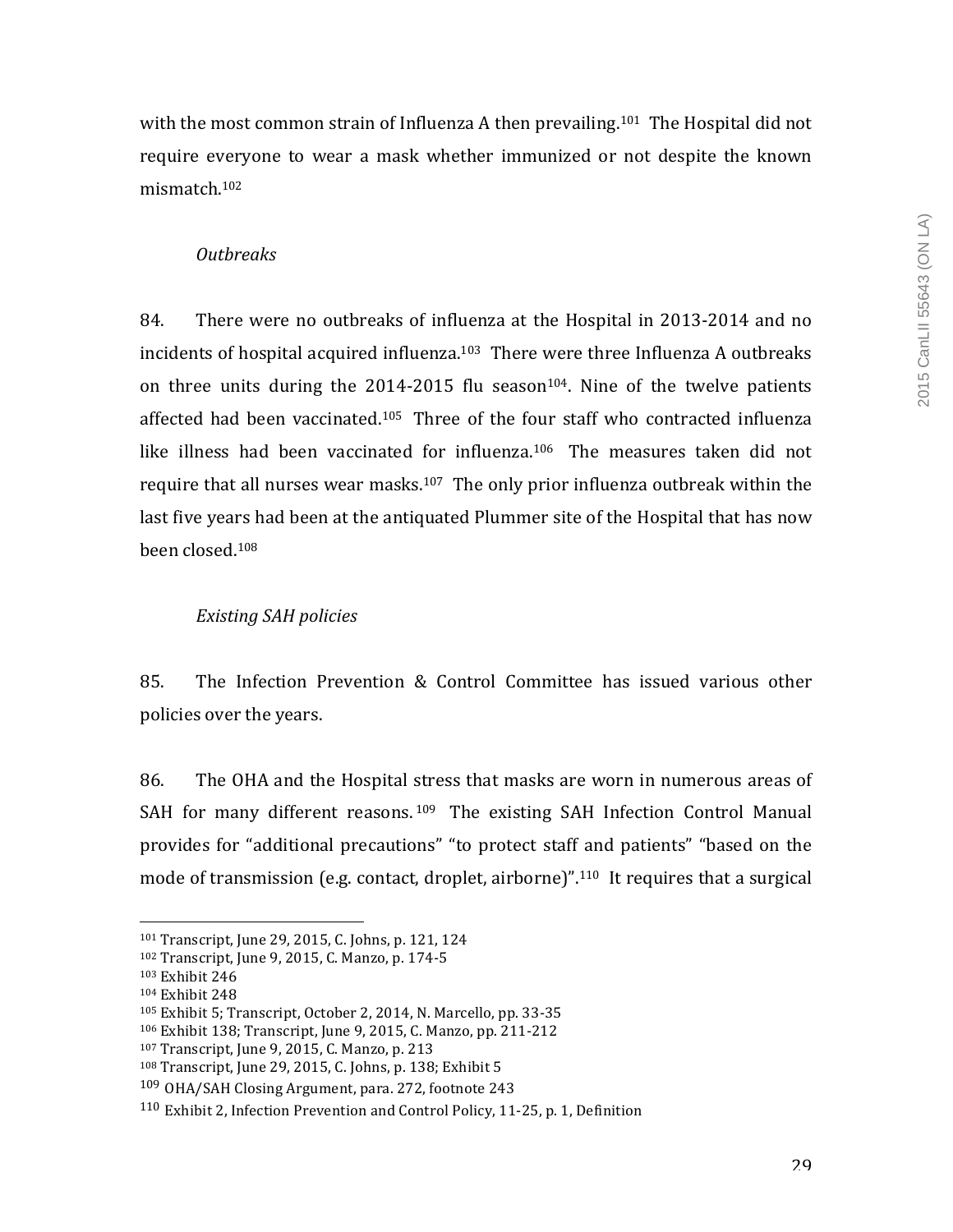with the most common strain of Influenza A then prevailing.[101] The Hospital did not require everyone to wear a mask whether immunized or not despite the known mismatch.[102]

*Outbreaks*

84. There were no outbreaks of influenza at the Hospital in 2013-2014 and no incidents of hospital acquired influenza.[103] There were three Influenza A outbreaks on three units during the 2014-2015 flu season[104]. Nine of the twelve patients affected had been vaccinated.[105] Three of the four staff who contracted influenza like illness had been vaccinated for influenza.[106] The measures taken did not require that all nurses wear masks.[107] The only prior influenza outbreak within the last five years had been at the antiquated Plummer site of the Hospital that has now been closed.[108]

*Existing SAH policies*

85. The Infection Prevention & Control Committee has issued various other policies over the years.

86. The OHA and the Hospital stress that masks are worn in numerous areas of SAH for many different reasons.[109] The existing SAH Infection Control Manual provides for "additional precautions" "to protect staff and patients" "based on the mode of transmission (e.g. contact, droplet, airborne)".[110] It requires that a surgical

---

[101] Transcript, June 29, 2015, C. Johns, p. 121, 124

[102] Transcript, June 9, 2015, C. Manzo, p. 174-5

[103] Exhibit 246

[104] Exhibit 248

[105] Exhibit 5; Transcript, October 2, 2014, N. Marcello, pp. 33-35

[106] Exhibit 138; Transcript, June 9, 2015, C. Manzo, pp. 211-212

[107] Transcript, June 9, 2015, C. Manzo, p. 213

[108] Transcript, June 29, 2015, C. Johns, p. 138; Exhibit 5

[109] OHA/SAH Closing Argument, para. 272, footnote 243

[110] Exhibit 2, Infection Prevention and Control Policy, 11-25, p. 1, Definition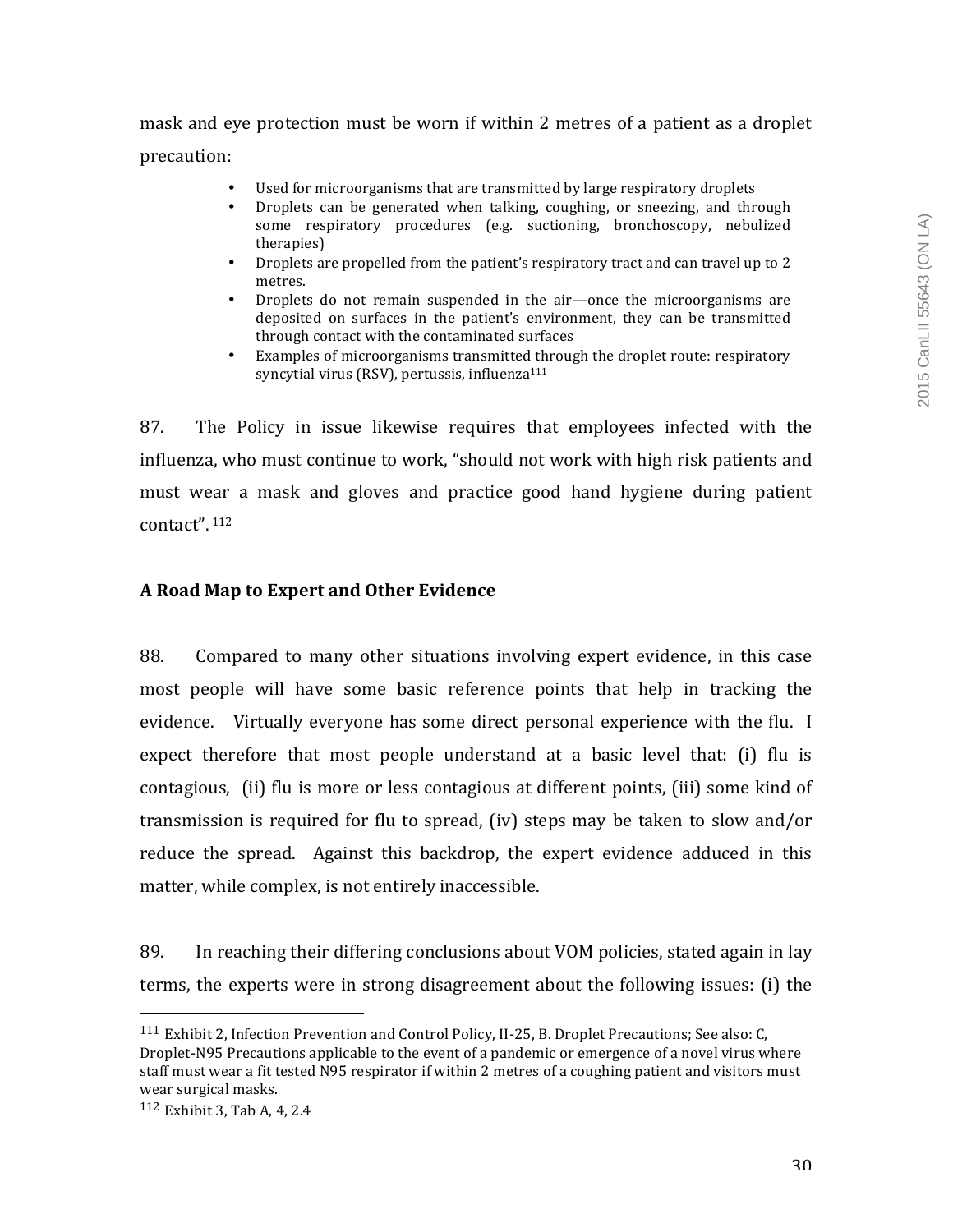mask and eye protection must be worn if within 2 metres of a patient as a droplet precaution:

- Used for microorganisms that are transmitted by large respiratory droplets
- Droplets can be generated when talking, coughing, or sneezing, and through some respiratory procedures (e.g. suctioning, bronchoscopy, nebulized therapies)
- Droplets are propelled from the patient's respiratory tract and can travel up to 2 metres.
- Droplets do not remain suspended in the air—once the microorganisms are deposited on surfaces in the patient's environment, they can be transmitted through contact with the contaminated surfaces
- Examples of microorganisms transmitted through the droplet route: respiratory syncytial virus (RSV), pertussis, influenza[111]

87. The Policy in issue likewise requires that employees infected with the influenza, who must continue to work, "should not work with high risk patients and must wear a mask and gloves and practice good hand hygiene during patient contact". [112]

**A Road Map to Expert and Other Evidence**

88. Compared to many other situations involving expert evidence, in this case most people will have some basic reference points that help in tracking the evidence. Virtually everyone has some direct personal experience with the flu. I expect therefore that most people understand at a basic level that: (i) flu is contagious, (ii) flu is more or less contagious at different points, (iii) some kind of transmission is required for flu to spread, (iv) steps may be taken to slow and/or reduce the spread. Against this backdrop, the expert evidence adduced in this matter, while complex, is not entirely inaccessible.

89. In reaching their differing conclusions about VOM policies, stated again in lay terms, the experts were in strong disagreement about the following issues: (i) the

---

[111] Exhibit 2, Infection Prevention and Control Policy, II-25, B. Droplet Precautions; See also: C, Droplet-N95 Precautions applicable to the event of a pandemic or emergence of a novel virus where staff must wear a fit tested N95 respirator if within 2 metres of a coughing patient and visitors must wear surgical masks.

[112] Exhibit 3, Tab A, 4, 2.4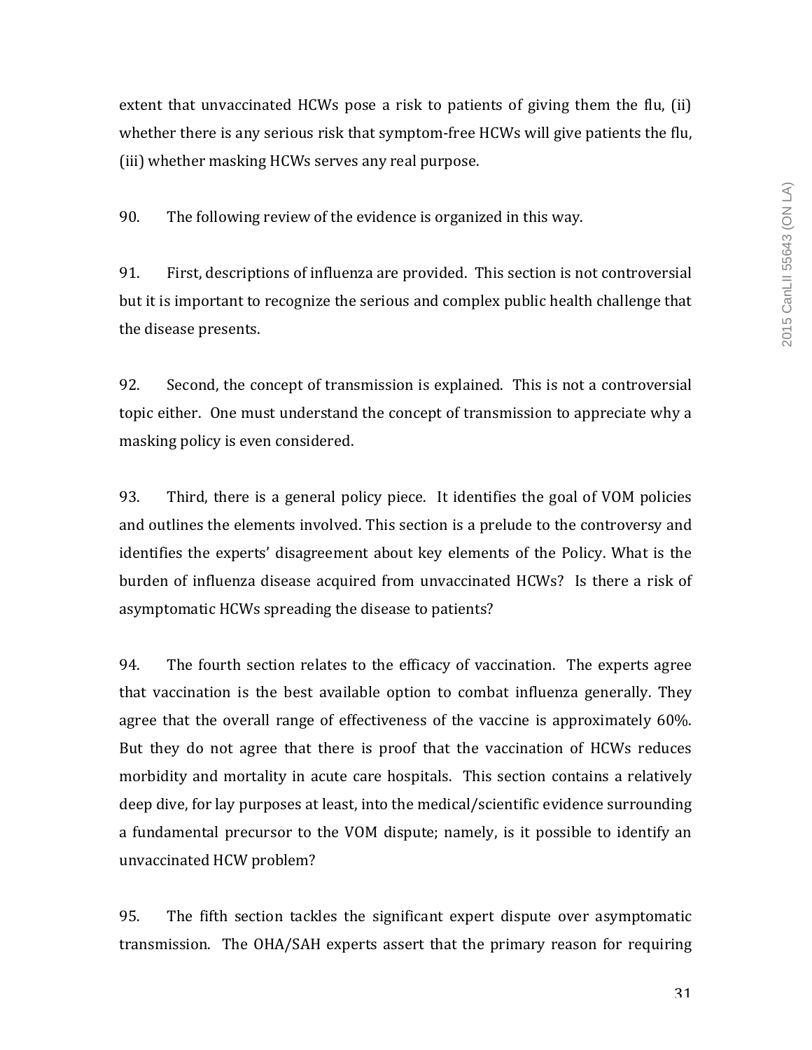extent that unvaccinated HCWs pose a risk to patients of giving them the flu, (ii) whether there is any serious risk that symptom-free HCWs will give patients the flu, (iii) whether masking HCWs serves any real purpose.

90. The following review of the evidence is organized in this way.

91. First, descriptions of influenza are provided. This section is not controversial but it is important to recognize the serious and complex public health challenge that the disease presents.

92. Second, the concept of transmission is explained. This is not a controversial topic either. One must understand the concept of transmission to appreciate why a masking policy is even considered.

93. Third, there is a general policy piece. It identifies the goal of VOM policies and outlines the elements involved. This section is a prelude to the controversy and identifies the experts' disagreement about key elements of the Policy. What is the burden of influenza disease acquired from unvaccinated HCWs? Is there a risk of asymptomatic HCWs spreading the disease to patients?

94. The fourth section relates to the efficacy of vaccination. The experts agree that vaccination is the best available option to combat influenza generally. They agree that the overall range of effectiveness of the vaccine is approximately 60%. But they do not agree that there is proof that the vaccination of HCWs reduces morbidity and mortality in acute care hospitals. This section contains a relatively deep dive, for lay purposes at least, into the medical/scientific evidence surrounding a fundamental precursor to the VOM dispute; namely, is it possible to identify an unvaccinated HCW problem?

95. The fifth section tackles the significant expert dispute over asymptomatic transmission. The OHA/SAH experts assert that the primary reason for requiring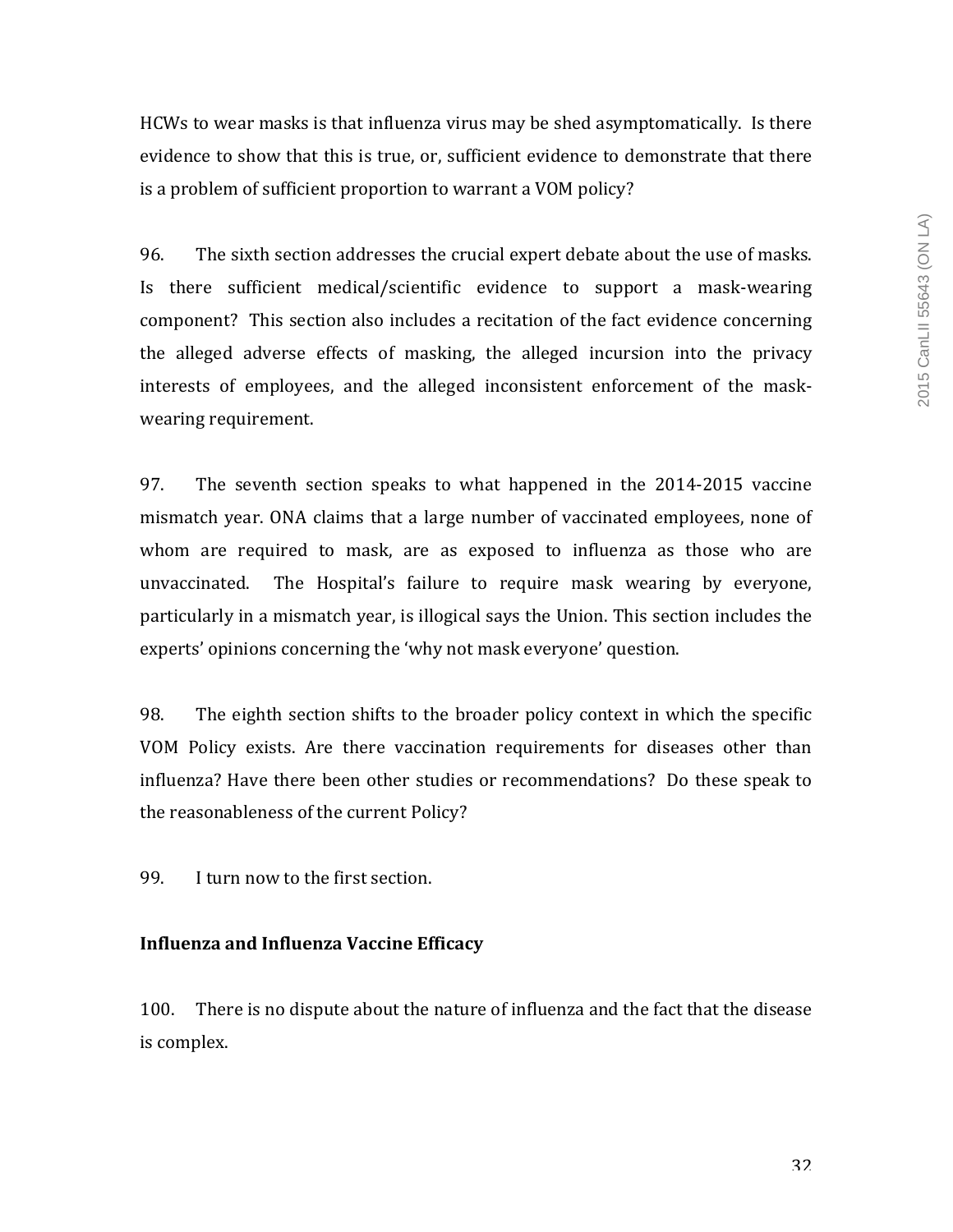HCWs to wear masks is that influenza virus may be shed asymptomatically. Is there evidence to show that this is true, or, sufficient evidence to demonstrate that there is a problem of sufficient proportion to warrant a VOM policy?

96. The sixth section addresses the crucial expert debate about the use of masks. Is there sufficient medical/scientific evidence to support a mask-wearing component? This section also includes a recitation of the fact evidence concerning the alleged adverse effects of masking, the alleged incursion into the privacy interests of employees, and the alleged inconsistent enforcement of the mask-wearing requirement.

97. The seventh section speaks to what happened in the 2014-2015 vaccine mismatch year. ONA claims that a large number of vaccinated employees, none of whom are required to mask, are as exposed to influenza as those who are unvaccinated. The Hospital's failure to require mask wearing by everyone, particularly in a mismatch year, is illogical says the Union. This section includes the experts' opinions concerning the 'why not mask everyone' question.

98. The eighth section shifts to the broader policy context in which the specific VOM Policy exists. Are there vaccination requirements for diseases other than influenza? Have there been other studies or recommendations? Do these speak to the reasonableness of the current Policy?

99. I turn now to the first section.

**Influenza and Influenza Vaccine Efficacy**

100. There is no dispute about the nature of influenza and the fact that the disease is complex.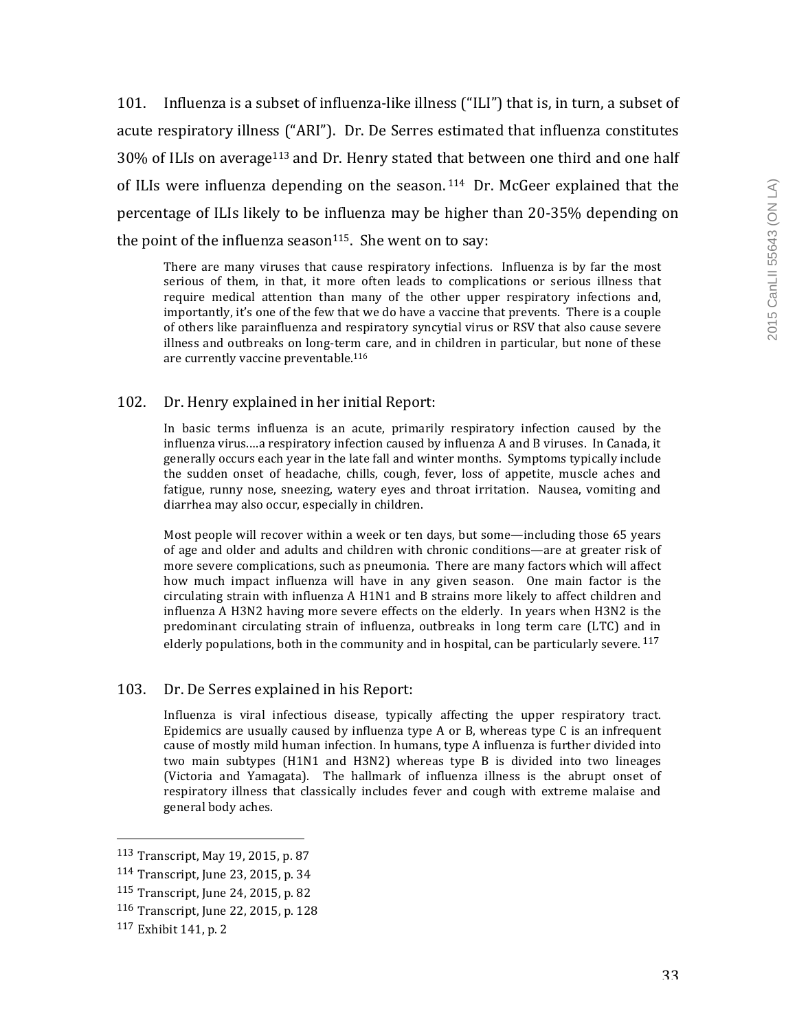101. Influenza is a subset of influenza-like illness ("ILI") that is, in turn, a subset of acute respiratory illness ("ARI"). Dr. De Serres estimated that influenza constitutes 30% of ILIs on average[113] and Dr. Henry stated that between one third and one half of ILIs were influenza depending on the season.[114] Dr. McGeer explained that the percentage of ILIs likely to be influenza may be higher than 20-35% depending on the point of the influenza season[115]. She went on to say:

> There are many viruses that cause respiratory infections. Influenza is by far the most serious of them, in that, it more often leads to complications or serious illness that require medical attention than many of the other upper respiratory infections and, importantly, it's one of the few that we do have a vaccine that prevents. There is a couple of others like parainfluenza and respiratory syncytial virus or RSV that also cause severe illness and outbreaks on long-term care, and in children in particular, but none of these are currently vaccine preventable.[116]

102. Dr. Henry explained in her initial Report:

> In basic terms influenza is an acute, primarily respiratory infection caused by the influenza virus….a respiratory infection caused by influenza A and B viruses. In Canada, it generally occurs each year in the late fall and winter months. Symptoms typically include the sudden onset of headache, chills, cough, fever, loss of appetite, muscle aches and fatigue, runny nose, sneezing, watery eyes and throat irritation. Nausea, vomiting and diarrhea may also occur, especially in children.
>
> Most people will recover within a week or ten days, but some—including those 65 years of age and older and adults and children with chronic conditions—are at greater risk of more severe complications, such as pneumonia. There are many factors which will affect how much impact influenza will have in any given season. One main factor is the circulating strain with influenza A H1N1 and B strains more likely to affect children and influenza A H3N2 having more severe effects on the elderly. In years when H3N2 is the predominant circulating strain of influenza, outbreaks in long term care (LTC) and in elderly populations, both in the community and in hospital, can be particularly severe.[117]

103. Dr. De Serres explained in his Report:

> Influenza is viral infectious disease, typically affecting the upper respiratory tract. Epidemics are usually caused by influenza type A or B, whereas type C is an infrequent cause of mostly mild human infection. In humans, type A influenza is further divided into two main subtypes (H1N1 and H3N2) whereas type B is divided into two lineages (Victoria and Yamagata). The hallmark of influenza illness is the abrupt onset of respiratory illness that classically includes fever and cough with extreme malaise and general body aches.

---

[113] Transcript, May 19, 2015, p. 87

[114] Transcript, June 23, 2015, p. 34

[115] Transcript, June 24, 2015, p. 82

[116] Transcript, June 22, 2015, p. 128

[117] Exhibit 141, p. 2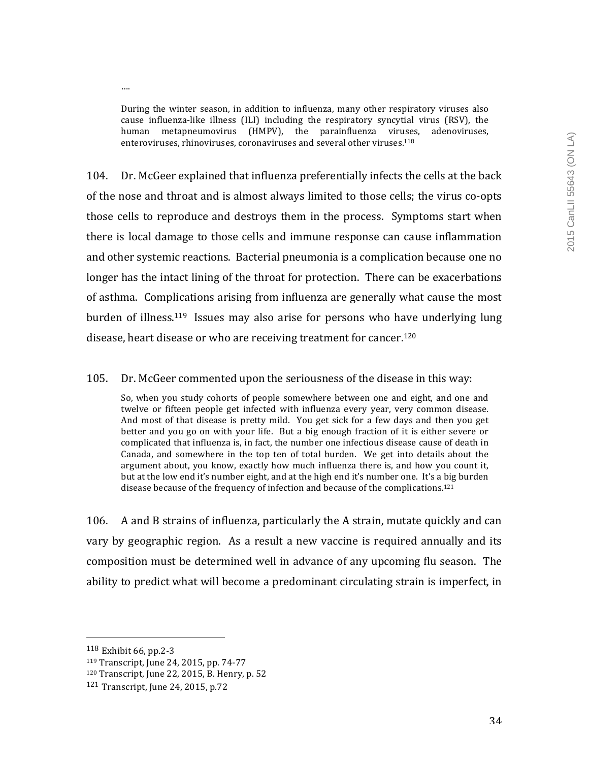....

> During the winter season, in addition to influenza, many other respiratory viruses also cause influenza-like illness (ILI) including the respiratory syncytial virus (RSV), the human metapneumovirus (HMPV), the parainfluenza viruses, adenoviruses, enteroviruses, rhinoviruses, coronaviruses and several other viruses.[118]

104. Dr. McGeer explained that influenza preferentially infects the cells at the back of the nose and throat and is almost always limited to those cells; the virus co-opts those cells to reproduce and destroys them in the process. Symptoms start when there is local damage to those cells and immune response can cause inflammation and other systemic reactions. Bacterial pneumonia is a complication because one no longer has the intact lining of the throat for protection. There can be exacerbations of asthma. Complications arising from influenza are generally what cause the most burden of illness.[119] Issues may also arise for persons who have underlying lung disease, heart disease or who are receiving treatment for cancer.[120]

105. Dr. McGeer commented upon the seriousness of the disease in this way:

> So, when you study cohorts of people somewhere between one and eight, and one and twelve or fifteen people get infected with influenza every year, very common disease. And most of that disease is pretty mild. You get sick for a few days and then you get better and you go on with your life. But a big enough fraction of it is either severe or complicated that influenza is, in fact, the number one infectious disease cause of death in Canada, and somewhere in the top ten of total burden. We get into details about the argument about, you know, exactly how much influenza there is, and how you count it, but at the low end it's number eight, and at the high end it's number one. It's a big burden disease because of the frequency of infection and because of the complications.[121]

106. A and B strains of influenza, particularly the A strain, mutate quickly and can vary by geographic region. As a result a new vaccine is required annually and its composition must be determined well in advance of any upcoming flu season. The ability to predict what will become a predominant circulating strain is imperfect, in

---

[118] Exhibit 66, pp.2-3

[119] Transcript, June 24, 2015, pp. 74-77

[120] Transcript, June 22, 2015, B. Henry, p. 52

[121] Transcript, June 24, 2015, p.72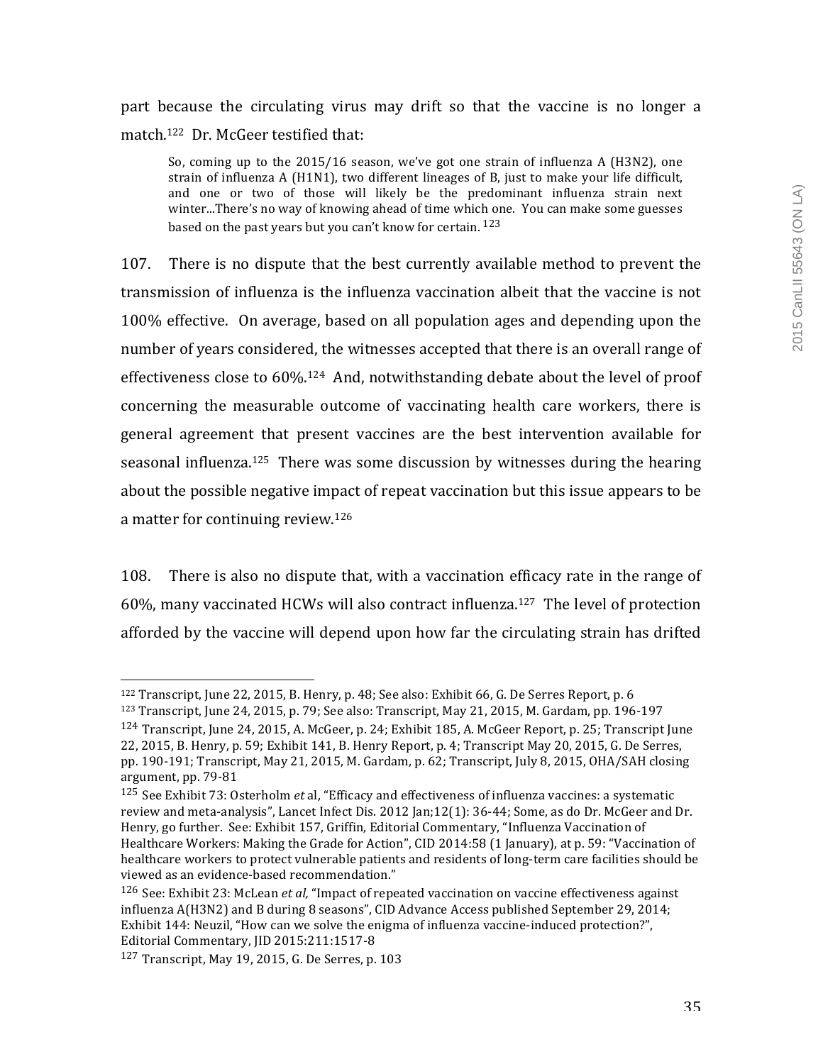part because the circulating virus may drift so that the vaccine is no longer a match.[122] Dr. McGeer testified that:

> So, coming up to the 2015/16 season, we've got one strain of influenza A (H3N2), one strain of influenza A (H1N1), two different lineages of B, just to make your life difficult, and one or two of those will likely be the predominant influenza strain next winter...There's no way of knowing ahead of time which one. You can make some guesses based on the past years but you can't know for certain. [123]

107. There is no dispute that the best currently available method to prevent the transmission of influenza is the influenza vaccination albeit that the vaccine is not 100% effective. On average, based on all population ages and depending upon the number of years considered, the witnesses accepted that there is an overall range of effectiveness close to 60%.[124] And, notwithstanding debate about the level of proof concerning the measurable outcome of vaccinating health care workers, there is general agreement that present vaccines are the best intervention available for seasonal influenza.[125] There was some discussion by witnesses during the hearing about the possible negative impact of repeat vaccination but this issue appears to be a matter for continuing review.[126]

108. There is also no dispute that, with a vaccination efficacy rate in the range of 60%, many vaccinated HCWs will also contract influenza.[127] The level of protection afforded by the vaccine will depend upon how far the circulating strain has drifted

---

[122] Transcript, June 22, 2015, B. Henry, p. 48; See also: Exhibit 66, G. De Serres Report, p. 6

[123] Transcript, June 24, 2015, p. 79; See also: Transcript, May 21, 2015, M. Gardam, pp. 196-197

[124] Transcript, June 24, 2015, A. McGeer, p. 24; Exhibit 185, A. McGeer Report, p. 25; Transcript June 22, 2015, B. Henry, p. 59; Exhibit 141, B. Henry Report, p. 4; Transcript May 20, 2015, G. De Serres, pp. 190-191; Transcript, May 21, 2015, M. Gardam, p. 62; Transcript, July 8, 2015, OHA/SAH closing argument, pp. 79-81

[125] See Exhibit 73: Osterholm *et* al, "Efficacy and effectiveness of influenza vaccines: a systematic review and meta-analysis", Lancet Infect Dis. 2012 Jan;12(1): 36-44; Some, as do Dr. McGeer and Dr. Henry, go further. See: Exhibit 157, Griffin, Editorial Commentary, "Influenza Vaccination of Healthcare Workers: Making the Grade for Action", CID 2014:58 (1 January), at p. 59: "Vaccination of healthcare workers to protect vulnerable patients and residents of long-term care facilities should be viewed as an evidence-based recommendation."

[126] See: Exhibit 23: McLean *et al,* "Impact of repeated vaccination on vaccine effectiveness against influenza A(H3N2) and B during 8 seasons", CID Advance Access published September 29, 2014; Exhibit 144: Neuzil, "How can we solve the enigma of influenza vaccine-induced protection?", Editorial Commentary, JID 2015:211:1517-8

[127] Transcript, May 19, 2015, G. De Serres, p. 103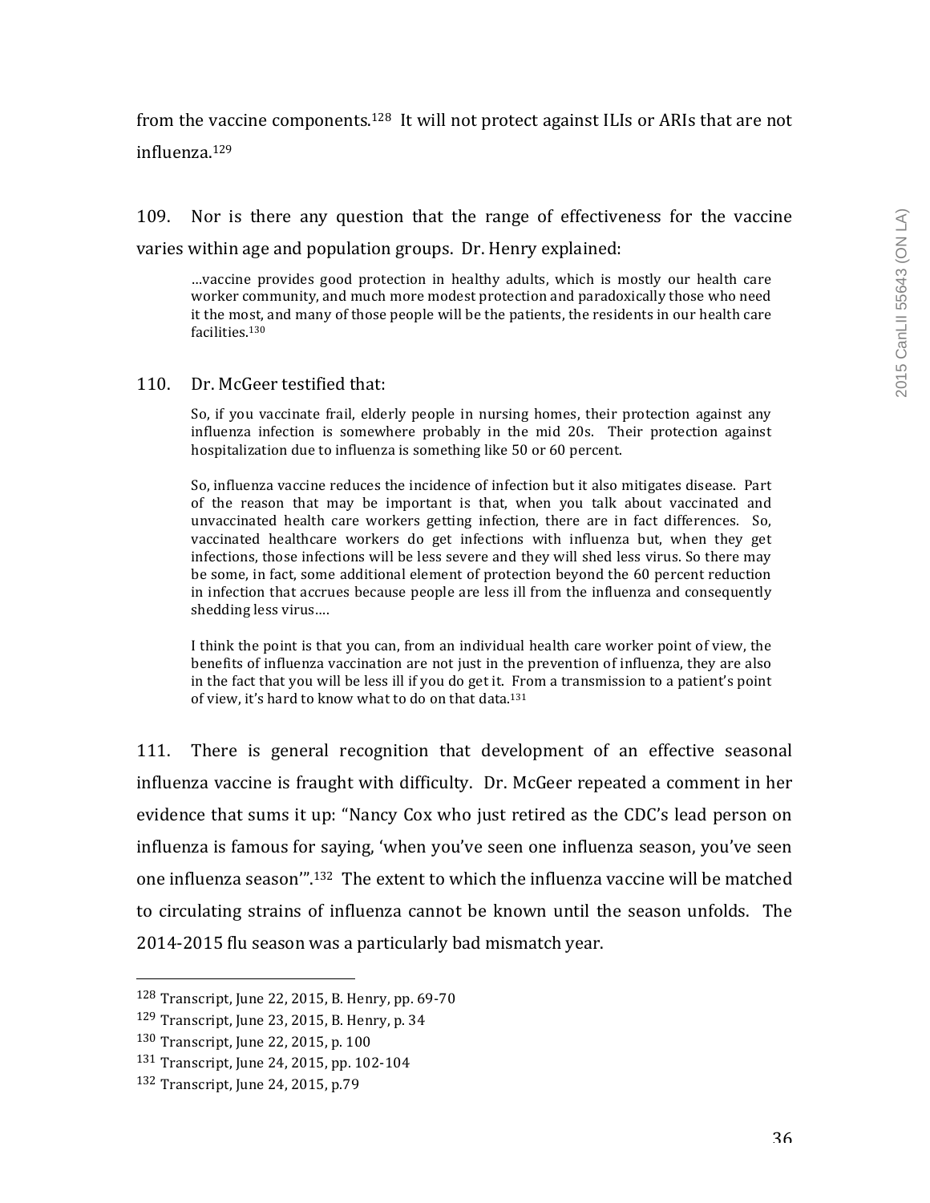from the vaccine components.[128] It will not protect against ILIs or ARIs that are not influenza.[129]

109. Nor is there any question that the range of effectiveness for the vaccine varies within age and population groups. Dr. Henry explained:

> …vaccine provides good protection in healthy adults, which is mostly our health care worker community, and much more modest protection and paradoxically those who need it the most, and many of those people will be the patients, the residents in our health care facilities.[130]

110. Dr. McGeer testified that:

> So, if you vaccinate frail, elderly people in nursing homes, their protection against any influenza infection is somewhere probably in the mid 20s. Their protection against hospitalization due to influenza is something like 50 or 60 percent.
>
> So, influenza vaccine reduces the incidence of infection but it also mitigates disease. Part of the reason that may be important is that, when you talk about vaccinated and unvaccinated health care workers getting infection, there are in fact differences. So, vaccinated healthcare workers do get infections with influenza but, when they get infections, those infections will be less severe and they will shed less virus. So there may be some, in fact, some additional element of protection beyond the 60 percent reduction in infection that accrues because people are less ill from the influenza and consequently shedding less virus….
>
> I think the point is that you can, from an individual health care worker point of view, the benefits of influenza vaccination are not just in the prevention of influenza, they are also in the fact that you will be less ill if you do get it. From a transmission to a patient's point of view, it's hard to know what to do on that data.[131]

111. There is general recognition that development of an effective seasonal influenza vaccine is fraught with difficulty. Dr. McGeer repeated a comment in her evidence that sums it up: "Nancy Cox who just retired as the CDC's lead person on influenza is famous for saying, 'when you've seen one influenza season, you've seen one influenza season'".[132] The extent to which the influenza vaccine will be matched to circulating strains of influenza cannot be known until the season unfolds. The 2014-2015 flu season was a particularly bad mismatch year.

---

[128] Transcript, June 22, 2015, B. Henry, pp. 69-70

[129] Transcript, June 23, 2015, B. Henry, p. 34

[130] Transcript, June 22, 2015, p. 100

[131] Transcript, June 24, 2015, pp. 102-104

[132] Transcript, June 24, 2015, p.79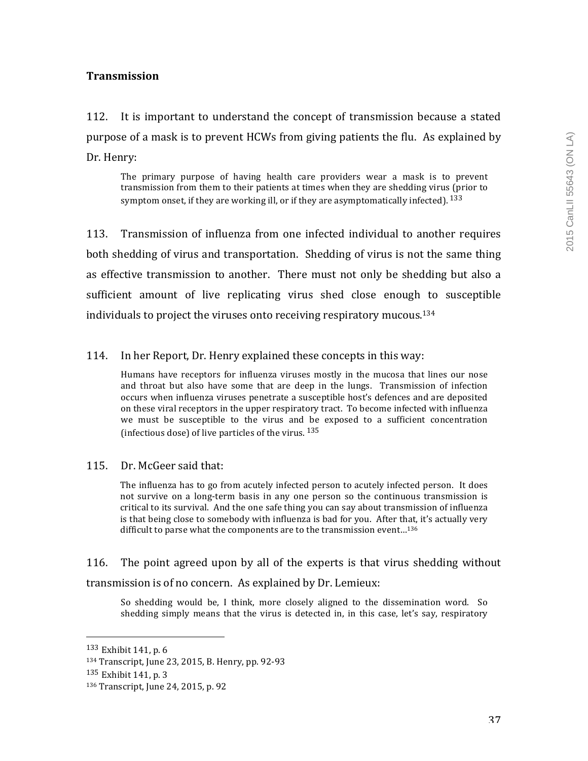**Transmission**

112. It is important to understand the concept of transmission because a stated purpose of a mask is to prevent HCWs from giving patients the flu. As explained by Dr. Henry:

> The primary purpose of having health care providers wear a mask is to prevent transmission from them to their patients at times when they are shedding virus (prior to symptom onset, if they are working ill, or if they are asymptomatically infected).[133]

113. Transmission of influenza from one infected individual to another requires both shedding of virus and transportation. Shedding of virus is not the same thing as effective transmission to another. There must not only be shedding but also a sufficient amount of live replicating virus shed close enough to susceptible individuals to project the viruses onto receiving respiratory mucous.[134]

114. In her Report, Dr. Henry explained these concepts in this way:

> Humans have receptors for influenza viruses mostly in the mucosa that lines our nose and throat but also have some that are deep in the lungs. Transmission of infection occurs when influenza viruses penetrate a susceptible host's defences and are deposited on these viral receptors in the upper respiratory tract. To become infected with influenza we must be susceptible to the virus and be exposed to a sufficient concentration (infectious dose) of live particles of the virus.[135]

115. Dr. McGeer said that:

> The influenza has to go from acutely infected person to acutely infected person. It does not survive on a long-term basis in any one person so the continuous transmission is critical to its survival. And the one safe thing you can say about transmission of influenza is that being close to somebody with influenza is bad for you. After that, it's actually very difficult to parse what the components are to the transmission event…[136]

116. The point agreed upon by all of the experts is that virus shedding without transmission is of no concern. As explained by Dr. Lemieux:

> So shedding would be, I think, more closely aligned to the dissemination word. So shedding simply means that the virus is detected in, in this case, let's say, respiratory

---

[133] Exhibit 141, p. 6
[134] Transcript, June 23, 2015, B. Henry, pp. 92-93
[135] Exhibit 141, p. 3
[136] Transcript, June 24, 2015, p. 92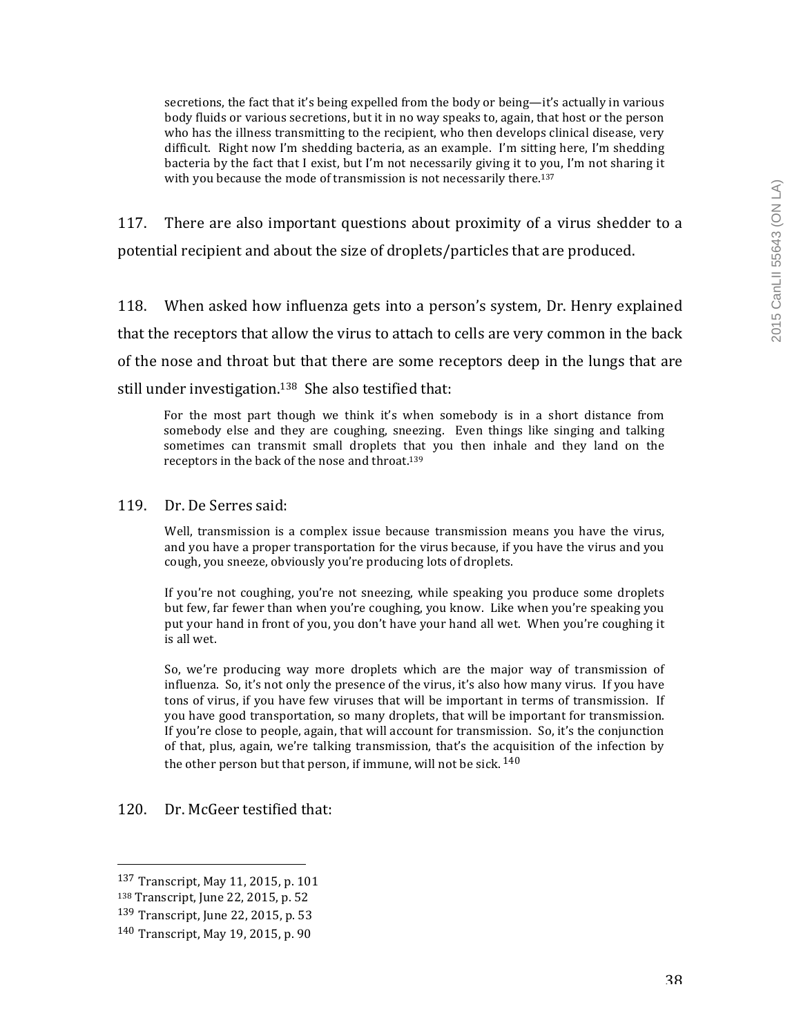> secretions, the fact that it's being expelled from the body or being—it's actually in various body fluids or various secretions, but it in no way speaks to, again, that host or the person who has the illness transmitting to the recipient, who then develops clinical disease, very difficult. Right now I'm shedding bacteria, as an example. I'm sitting here, I'm shedding bacteria by the fact that I exist, but I'm not necessarily giving it to you, I'm not sharing it with you because the mode of transmission is not necessarily there.[137]

117. There are also important questions about proximity of a virus shedder to a potential recipient and about the size of droplets/particles that are produced.

118. When asked how influenza gets into a person's system, Dr. Henry explained that the receptors that allow the virus to attach to cells are very common in the back of the nose and throat but that there are some receptors deep in the lungs that are still under investigation.[138] She also testified that:

> For the most part though we think it's when somebody is in a short distance from somebody else and they are coughing, sneezing. Even things like singing and talking sometimes can transmit small droplets that you then inhale and they land on the receptors in the back of the nose and throat.[139]

119. Dr. De Serres said:

> Well, transmission is a complex issue because transmission means you have the virus, and you have a proper transportation for the virus because, if you have the virus and you cough, you sneeze, obviously you're producing lots of droplets.
>
> If you're not coughing, you're not sneezing, while speaking you produce some droplets but few, far fewer than when you're coughing, you know. Like when you're speaking you put your hand in front of you, you don't have your hand all wet. When you're coughing it is all wet.
>
> So, we're producing way more droplets which are the major way of transmission of influenza. So, it's not only the presence of the virus, it's also how many virus. If you have tons of virus, if you have few viruses that will be important in terms of transmission. If you have good transportation, so many droplets, that will be important for transmission. If you're close to people, again, that will account for transmission. So, it's the conjunction of that, plus, again, we're talking transmission, that's the acquisition of the infection by the other person but that person, if immune, will not be sick.[140]

120. Dr. McGeer testified that:

---

[137] Transcript, May 11, 2015, p. 101

[138] Transcript, June 22, 2015, p. 52

[139] Transcript, June 22, 2015, p. 53

[140] Transcript, May 19, 2015, p. 90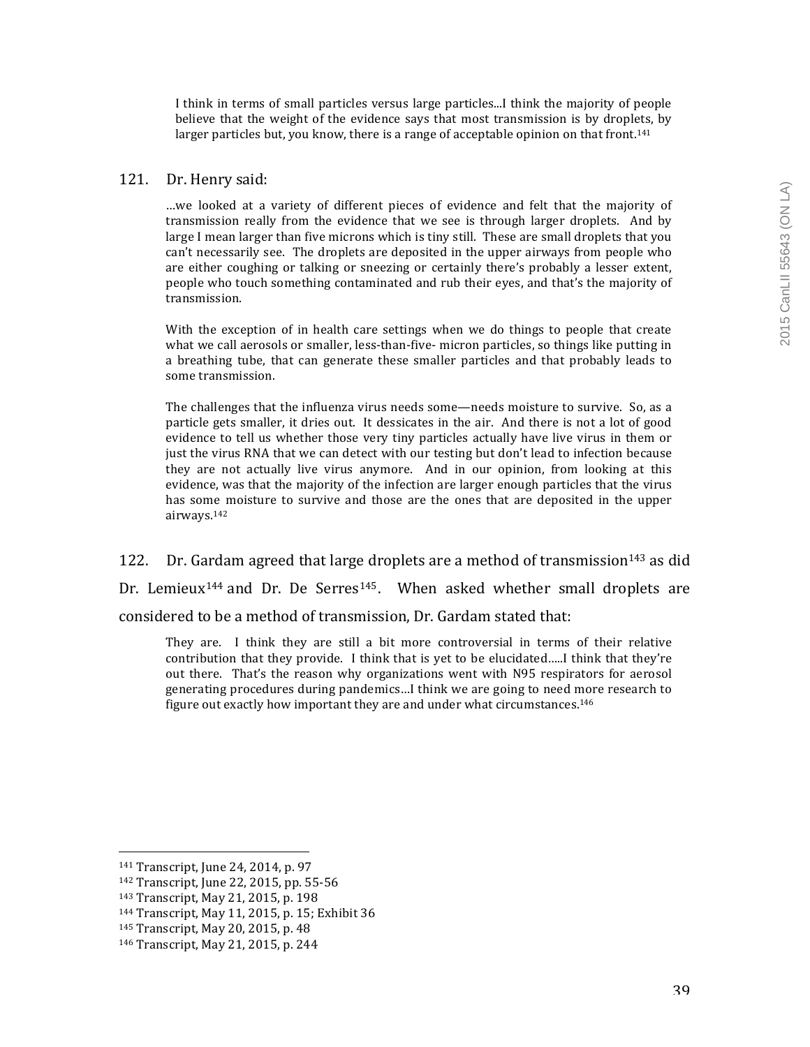> I think in terms of small particles versus large particles...I think the majority of people believe that the weight of the evidence says that most transmission is by droplets, by larger particles but, you know, there is a range of acceptable opinion on that front.[141]

121. Dr. Henry said:

> …we looked at a variety of different pieces of evidence and felt that the majority of transmission really from the evidence that we see is through larger droplets. And by large I mean larger than five microns which is tiny still. These are small droplets that you can't necessarily see. The droplets are deposited in the upper airways from people who are either coughing or talking or sneezing or certainly there's probably a lesser extent, people who touch something contaminated and rub their eyes, and that's the majority of transmission.
>
> With the exception of in health care settings when we do things to people that create what we call aerosols or smaller, less-than-five- micron particles, so things like putting in a breathing tube, that can generate these smaller particles and that probably leads to some transmission.
>
> The challenges that the influenza virus needs some—needs moisture to survive. So, as a particle gets smaller, it dries out. It dessicates in the air. And there is not a lot of good evidence to tell us whether those very tiny particles actually have live virus in them or just the virus RNA that we can detect with our testing but don't lead to infection because they are not actually live virus anymore. And in our opinion, from looking at this evidence, was that the majority of the infection are larger enough particles that the virus has some moisture to survive and those are the ones that are deposited in the upper airways.[142]

122. Dr. Gardam agreed that large droplets are a method of transmission[143] as did Dr. Lemieux[144] and Dr. De Serres[145]. When asked whether small droplets are considered to be a method of transmission, Dr. Gardam stated that:

> They are. I think they are still a bit more controversial in terms of their relative contribution that they provide. I think that is yet to be elucidated…..I think that they're out there. That's the reason why organizations went with N95 respirators for aerosol generating procedures during pandemics…I think we are going to need more research to figure out exactly how important they are and under what circumstances.[146]

---

[141] Transcript, June 24, 2014, p. 97
[142] Transcript, June 22, 2015, pp. 55-56
[143] Transcript, May 21, 2015, p. 198
[144] Transcript, May 11, 2015, p. 15; Exhibit 36
[145] Transcript, May 20, 2015, p. 48
[146] Transcript, May 21, 2015, p. 244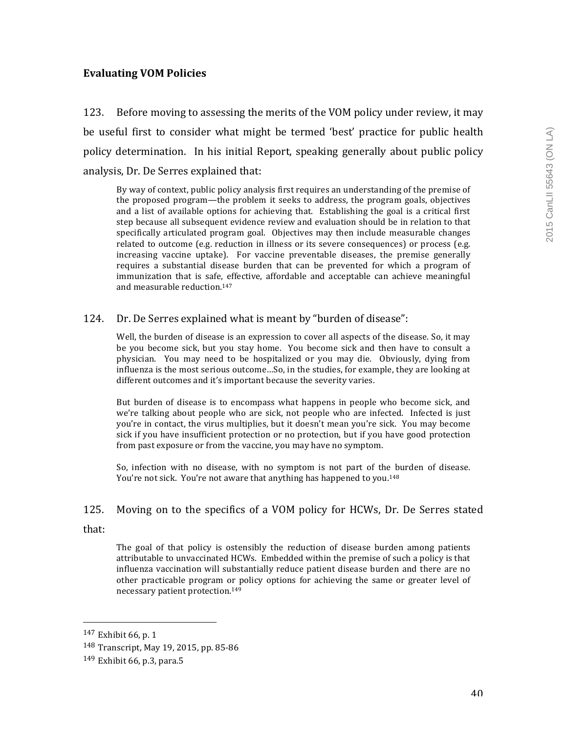**Evaluating VOM Policies**

123. Before moving to assessing the merits of the VOM policy under review, it may be useful first to consider what might be termed 'best' practice for public health policy determination. In his initial Report, speaking generally about public policy analysis, Dr. De Serres explained that:

> By way of context, public policy analysis first requires an understanding of the premise of the proposed program—the problem it seeks to address, the program goals, objectives and a list of available options for achieving that. Establishing the goal is a critical first step because all subsequent evidence review and evaluation should be in relation to that specifically articulated program goal. Objectives may then include measurable changes related to outcome (e.g. reduction in illness or its severe consequences) or process (e.g. increasing vaccine uptake). For vaccine preventable diseases, the premise generally requires a substantial disease burden that can be prevented for which a program of immunization that is safe, effective, affordable and acceptable can achieve meaningful and measurable reduction.[147]

124. Dr. De Serres explained what is meant by "burden of disease":

> Well, the burden of disease is an expression to cover all aspects of the disease. So, it may be you become sick, but you stay home. You become sick and then have to consult a physician. You may need to be hospitalized or you may die. Obviously, dying from influenza is the most serious outcome…So, in the studies, for example, they are looking at different outcomes and it's important because the severity varies.
>
> But burden of disease is to encompass what happens in people who become sick, and we're talking about people who are sick, not people who are infected. Infected is just you're in contact, the virus multiplies, but it doesn't mean you're sick. You may become sick if you have insufficient protection or no protection, but if you have good protection from past exposure or from the vaccine, you may have no symptom.
>
> So, infection with no disease, with no symptom is not part of the burden of disease. You're not sick. You're not aware that anything has happened to you.[148]

125. Moving on to the specifics of a VOM policy for HCWs, Dr. De Serres stated that:

> The goal of that policy is ostensibly the reduction of disease burden among patients attributable to unvaccinated HCWs. Embedded within the premise of such a policy is that influenza vaccination will substantially reduce patient disease burden and there are no other practicable program or policy options for achieving the same or greater level of necessary patient protection.[149]

---

[147] Exhibit 66, p. 1

[148] Transcript, May 19, 2015, pp. 85-86

[149] Exhibit 66, p.3, para.5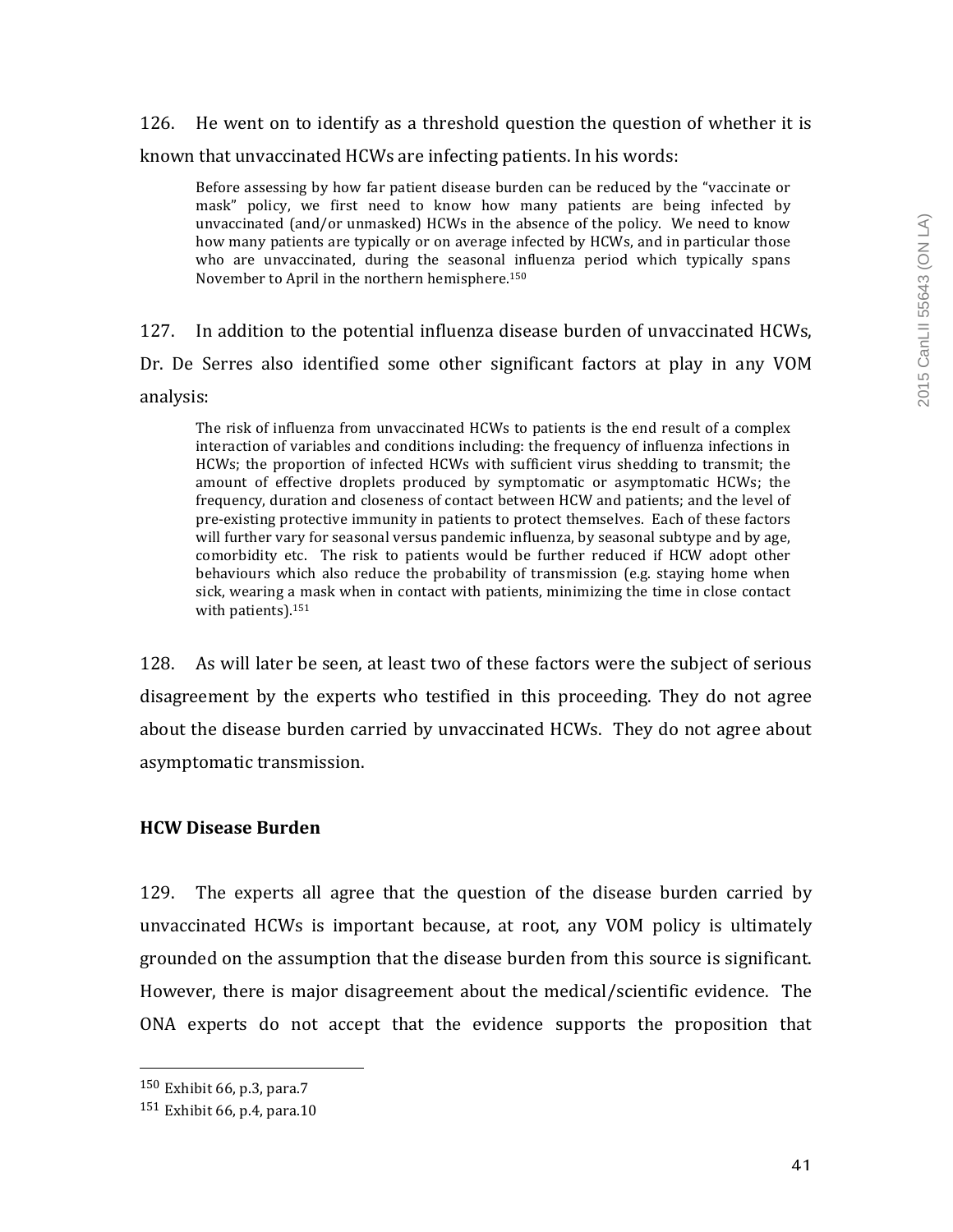126. He went on to identify as a threshold question the question of whether it is known that unvaccinated HCWs are infecting patients. In his words:

> Before assessing by how far patient disease burden can be reduced by the "vaccinate or mask" policy, we first need to know how many patients are being infected by unvaccinated (and/or unmasked) HCWs in the absence of the policy. We need to know how many patients are typically or on average infected by HCWs, and in particular those who are unvaccinated, during the seasonal influenza period which typically spans November to April in the northern hemisphere.[150]

127. In addition to the potential influenza disease burden of unvaccinated HCWs, Dr. De Serres also identified some other significant factors at play in any VOM analysis:

> The risk of influenza from unvaccinated HCWs to patients is the end result of a complex interaction of variables and conditions including: the frequency of influenza infections in HCWs; the proportion of infected HCWs with sufficient virus shedding to transmit; the amount of effective droplets produced by symptomatic or asymptomatic HCWs; the frequency, duration and closeness of contact between HCW and patients; and the level of pre-existing protective immunity in patients to protect themselves. Each of these factors will further vary for seasonal versus pandemic influenza, by seasonal subtype and by age, comorbidity etc. The risk to patients would be further reduced if HCW adopt other behaviours which also reduce the probability of transmission (e.g. staying home when sick, wearing a mask when in contact with patients, minimizing the time in close contact with patients).[151]

128. As will later be seen, at least two of these factors were the subject of serious disagreement by the experts who testified in this proceeding. They do not agree about the disease burden carried by unvaccinated HCWs. They do not agree about asymptomatic transmission.

**HCW Disease Burden**

129. The experts all agree that the question of the disease burden carried by unvaccinated HCWs is important because, at root, any VOM policy is ultimately grounded on the assumption that the disease burden from this source is significant. However, there is major disagreement about the medical/scientific evidence. The ONA experts do not accept that the evidence supports the proposition that

---

[150] Exhibit 66, p.3, para.7

[151] Exhibit 66, p.4, para.10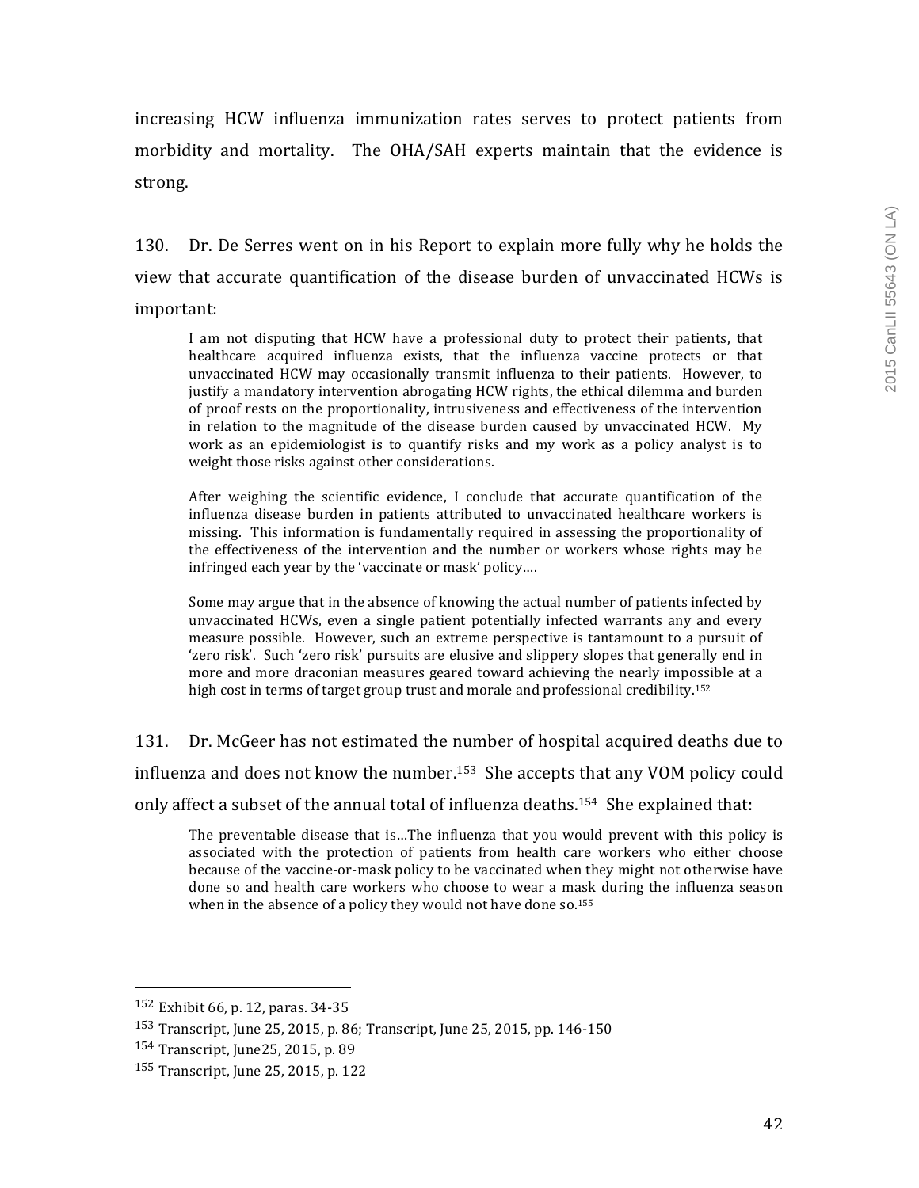increasing HCW influenza immunization rates serves to protect patients from morbidity and mortality. The OHA/SAH experts maintain that the evidence is strong.

130. Dr. De Serres went on in his Report to explain more fully why he holds the view that accurate quantification of the disease burden of unvaccinated HCWs is important:

> I am not disputing that HCW have a professional duty to protect their patients, that healthcare acquired influenza exists, that the influenza vaccine protects or that unvaccinated HCW may occasionally transmit influenza to their patients. However, to justify a mandatory intervention abrogating HCW rights, the ethical dilemma and burden of proof rests on the proportionality, intrusiveness and effectiveness of the intervention in relation to the magnitude of the disease burden caused by unvaccinated HCW. My work as an epidemiologist is to quantify risks and my work as a policy analyst is to weight those risks against other considerations.
>
> After weighing the scientific evidence, I conclude that accurate quantification of the influenza disease burden in patients attributed to unvaccinated healthcare workers is missing. This information is fundamentally required in assessing the proportionality of the effectiveness of the intervention and the number or workers whose rights may be infringed each year by the 'vaccinate or mask' policy….
>
> Some may argue that in the absence of knowing the actual number of patients infected by unvaccinated HCWs, even a single patient potentially infected warrants any and every measure possible. However, such an extreme perspective is tantamount to a pursuit of 'zero risk'. Such 'zero risk' pursuits are elusive and slippery slopes that generally end in more and more draconian measures geared toward achieving the nearly impossible at a high cost in terms of target group trust and morale and professional credibility.[152]

131. Dr. McGeer has not estimated the number of hospital acquired deaths due to influenza and does not know the number.[153] She accepts that any VOM policy could only affect a subset of the annual total of influenza deaths.[154] She explained that:

> The preventable disease that is…The influenza that you would prevent with this policy is associated with the protection of patients from health care workers who either choose because of the vaccine-or-mask policy to be vaccinated when they might not otherwise have done so and health care workers who choose to wear a mask during the influenza season when in the absence of a policy they would not have done so.[155]

---

[152] Exhibit 66, p. 12, paras. 34-35

[153] Transcript, June 25, 2015, p. 86; Transcript, June 25, 2015, pp. 146-150

[154] Transcript, June25, 2015, p. 89

[155] Transcript, June 25, 2015, p. 122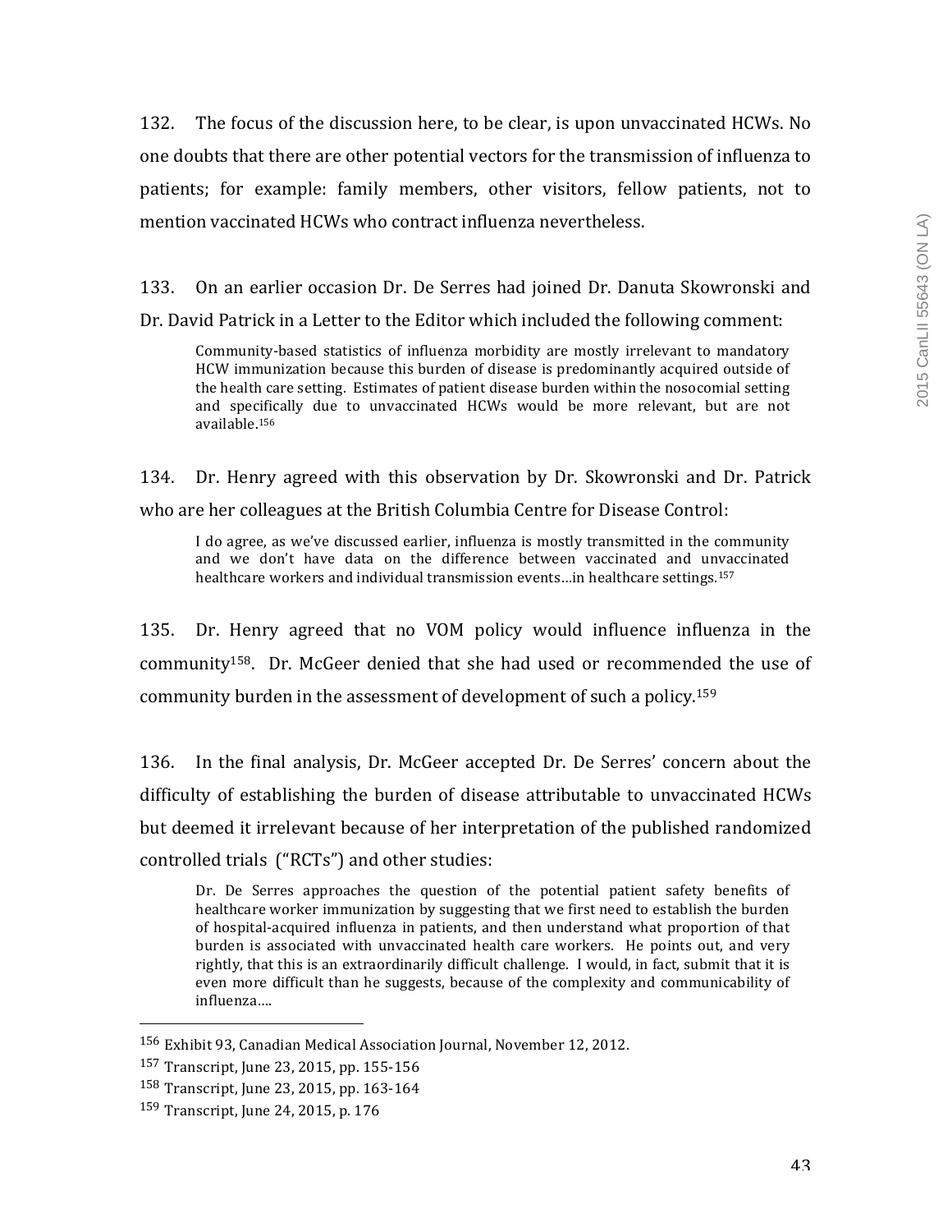132. The focus of the discussion here, to be clear, is upon unvaccinated HCWs. No one doubts that there are other potential vectors for the transmission of influenza to patients; for example: family members, other visitors, fellow patients, not to mention vaccinated HCWs who contract influenza nevertheless.

133. On an earlier occasion Dr. De Serres had joined Dr. Danuta Skowronski and Dr. David Patrick in a Letter to the Editor which included the following comment:

> Community-based statistics of influenza morbidity are mostly irrelevant to mandatory HCW immunization because this burden of disease is predominantly acquired outside of the health care setting. Estimates of patient disease burden within the nosocomial setting and specifically due to unvaccinated HCWs would be more relevant, but are not available.[156]

134. Dr. Henry agreed with this observation by Dr. Skowronski and Dr. Patrick who are her colleagues at the British Columbia Centre for Disease Control:

> I do agree, as we've discussed earlier, influenza is mostly transmitted in the community and we don't have data on the difference between vaccinated and unvaccinated healthcare workers and individual transmission events…in healthcare settings.[157]

135. Dr. Henry agreed that no VOM policy would influence influenza in the community[158]. Dr. McGeer denied that she had used or recommended the use of community burden in the assessment of development of such a policy.[159]

136. In the final analysis, Dr. McGeer accepted Dr. De Serres' concern about the difficulty of establishing the burden of disease attributable to unvaccinated HCWs but deemed it irrelevant because of her interpretation of the published randomized controlled trials ("RCTs") and other studies:

> Dr. De Serres approaches the question of the potential patient safety benefits of healthcare worker immunization by suggesting that we first need to establish the burden of hospital-acquired influenza in patients, and then understand what proportion of that burden is associated with unvaccinated health care workers. He points out, and very rightly, that this is an extraordinarily difficult challenge. I would, in fact, submit that it is even more difficult than he suggests, because of the complexity and communicability of influenza….

---

[156] Exhibit 93, Canadian Medical Association Journal, November 12, 2012.

[157] Transcript, June 23, 2015, pp. 155-156

[158] Transcript, June 23, 2015, pp. 163-164

[159] Transcript, June 24, 2015, p. 176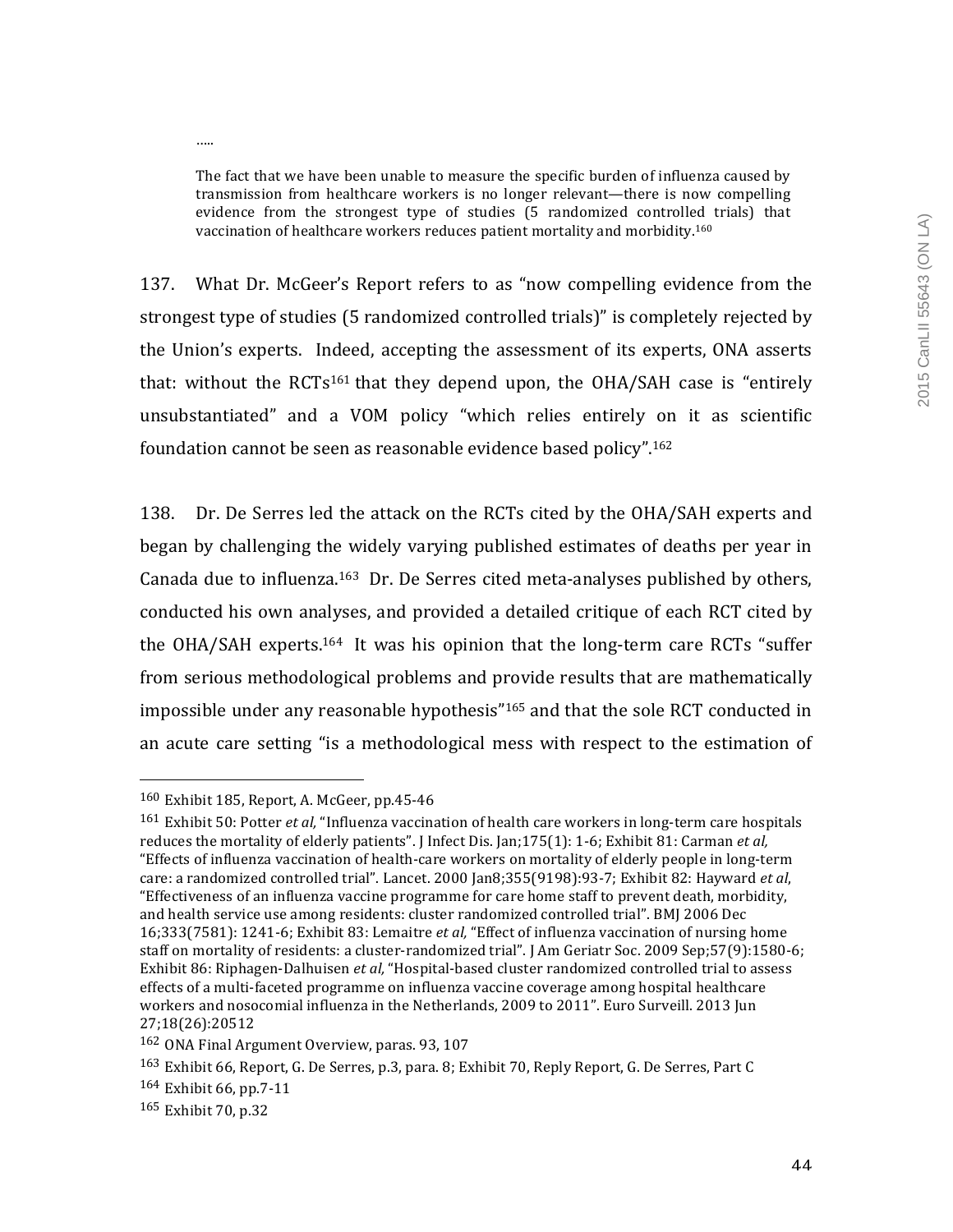.....

> The fact that we have been unable to measure the specific burden of influenza caused by transmission from healthcare workers is no longer relevant—there is now compelling evidence from the strongest type of studies (5 randomized controlled trials) that vaccination of healthcare workers reduces patient mortality and morbidity.[160]

137. What Dr. McGeer's Report refers to as "now compelling evidence from the strongest type of studies (5 randomized controlled trials)" is completely rejected by the Union's experts. Indeed, accepting the assessment of its experts, ONA asserts that: without the RCTs[161] that they depend upon, the OHA/SAH case is "entirely unsubstantiated" and a VOM policy "which relies entirely on it as scientific foundation cannot be seen as reasonable evidence based policy".[162]

138. Dr. De Serres led the attack on the RCTs cited by the OHA/SAH experts and began by challenging the widely varying published estimates of deaths per year in Canada due to influenza.[163] Dr. De Serres cited meta-analyses published by others, conducted his own analyses, and provided a detailed critique of each RCT cited by the OHA/SAH experts.[164] It was his opinion that the long-term care RCTs "suffer from serious methodological problems and provide results that are mathematically impossible under any reasonable hypothesis"[165] and that the sole RCT conducted in an acute care setting "is a methodological mess with respect to the estimation of

---

[160] Exhibit 185, Report, A. McGeer, pp.45-46

[161] Exhibit 50: Potter *et al*, "Influenza vaccination of health care workers in long-term care hospitals reduces the mortality of elderly patients". J Infect Dis. Jan;175(1): 1-6; Exhibit 81: Carman *et al,* "Effects of influenza vaccination of health-care workers on mortality of elderly people in long-term care: a randomized controlled trial". Lancet. 2000 Jan8;355(9198):93-7; Exhibit 82: Hayward *et al*, "Effectiveness of an influenza vaccine programme for care home staff to prevent death, morbidity, and health service use among residents: cluster randomized controlled trial". BMJ 2006 Dec 16;333(7581): 1241-6; Exhibit 83: Lemaitre *et al,* "Effect of influenza vaccination of nursing home staff on mortality of residents: a cluster-randomized trial". J Am Geriatr Soc. 2009 Sep;57(9):1580-6; Exhibit 86: Riphagen-Dalhuisen *et al,* "Hospital-based cluster randomized controlled trial to assess effects of a multi-faceted programme on influenza vaccine coverage among hospital healthcare workers and nosocomial influenza in the Netherlands, 2009 to 2011". Euro Surveill. 2013 Jun 27;18(26):20512

[162] ONA Final Argument Overview, paras. 93, 107

[163] Exhibit 66, Report, G. De Serres, p.3, para. 8; Exhibit 70, Reply Report, G. De Serres, Part C

[164] Exhibit 66, pp.7-11

[165] Exhibit 70, p.32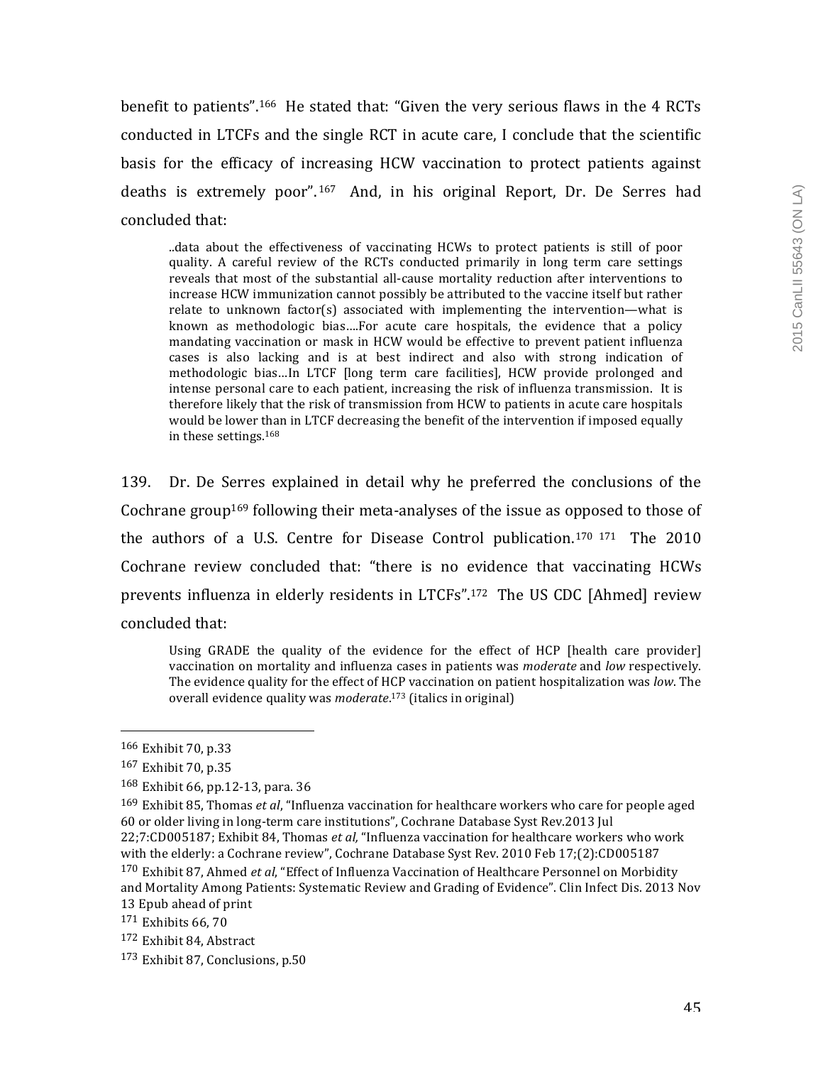benefit to patients".[166] He stated that: "Given the very serious flaws in the 4 RCTs conducted in LTCFs and the single RCT in acute care, I conclude that the scientific basis for the efficacy of increasing HCW vaccination to protect patients against deaths is extremely poor".[167] And, in his original Report, Dr. De Serres had concluded that:

> ..data about the effectiveness of vaccinating HCWs to protect patients is still of poor quality. A careful review of the RCTs conducted primarily in long term care settings reveals that most of the substantial all-cause mortality reduction after interventions to increase HCW immunization cannot possibly be attributed to the vaccine itself but rather relate to unknown factor(s) associated with implementing the intervention—what is known as methodologic bias….For acute care hospitals, the evidence that a policy mandating vaccination or mask in HCW would be effective to prevent patient influenza cases is also lacking and is at best indirect and also with strong indication of methodologic bias…In LTCF [long term care facilities], HCW provide prolonged and intense personal care to each patient, increasing the risk of influenza transmission. It is therefore likely that the risk of transmission from HCW to patients in acute care hospitals would be lower than in LTCF decreasing the benefit of the intervention if imposed equally in these settings.[168]

139. Dr. De Serres explained in detail why he preferred the conclusions of the Cochrane group[169] following their meta-analyses of the issue as opposed to those of the authors of a U.S. Centre for Disease Control publication.[170] [171] The 2010 Cochrane review concluded that: "there is no evidence that vaccinating HCWs prevents influenza in elderly residents in LTCFs".[172] The US CDC [Ahmed] review concluded that:

> Using GRADE the quality of the evidence for the effect of HCP [health care provider] vaccination on mortality and influenza cases in patients was *moderate* and *low* respectively. The evidence quality for the effect of HCP vaccination on patient hospitalization was *low*. The overall evidence quality was *moderate*.[173] (italics in original)

---

[166] Exhibit 70, p.33

[167] Exhibit 70, p.35

[168] Exhibit 66, pp.12-13, para. 36

[169] Exhibit 85, Thomas *et al*, "Influenza vaccination for healthcare workers who care for people aged 60 or older living in long-term care institutions", Cochrane Database Syst Rev.2013 Jul 22;7:CD005187; Exhibit 84, Thomas *et al,* "Influenza vaccination for healthcare workers who work with the elderly: a Cochrane review", Cochrane Database Syst Rev. 2010 Feb 17;(2):CD005187

[170] Exhibit 87, Ahmed *et al*, "Effect of Influenza Vaccination of Healthcare Personnel on Morbidity and Mortality Among Patients: Systematic Review and Grading of Evidence". Clin Infect Dis. 2013 Nov 13 Epub ahead of print

[171] Exhibits 66, 70

[172] Exhibit 84, Abstract

[173] Exhibit 87, Conclusions, p.50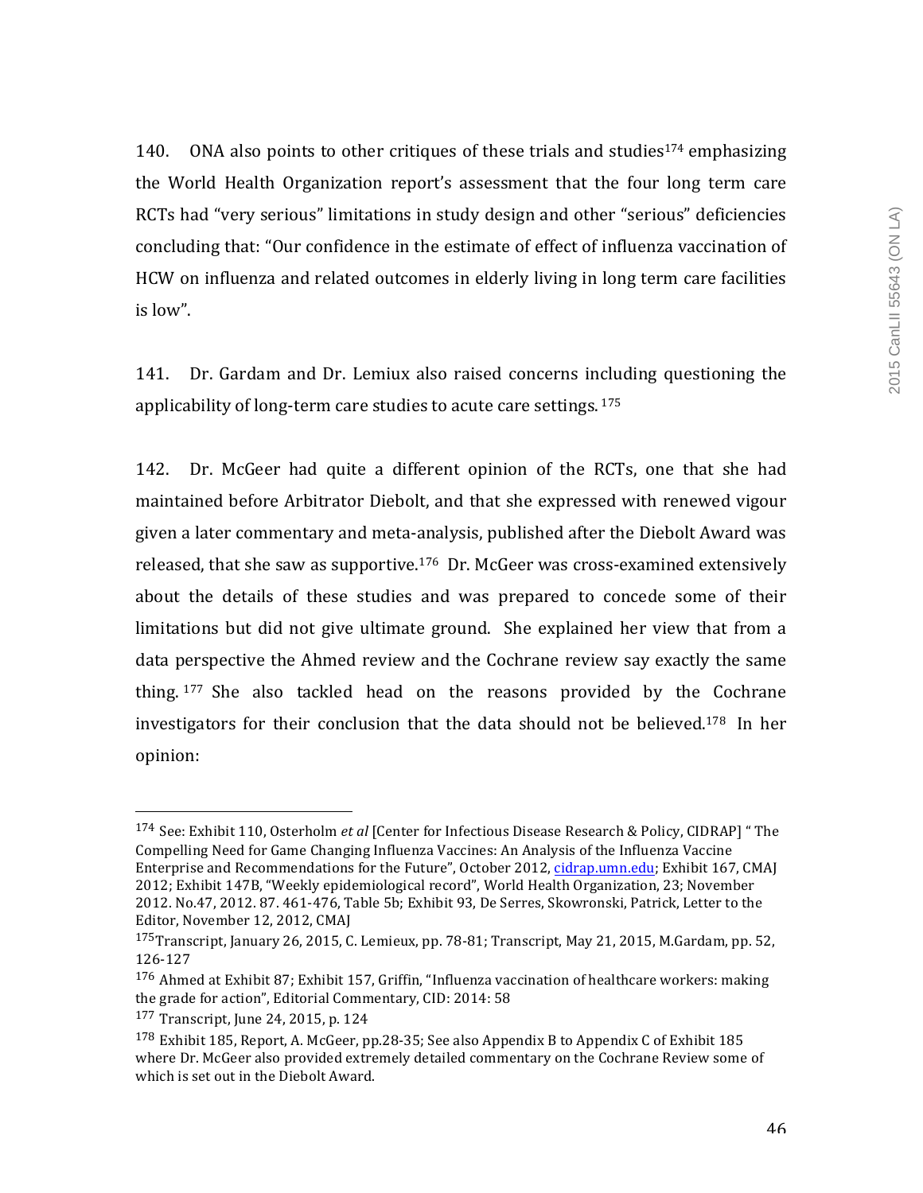140. ONA also points to other critiques of these trials and studies[174] emphasizing the World Health Organization report's assessment that the four long term care RCTs had "very serious" limitations in study design and other "serious" deficiencies concluding that: "Our confidence in the estimate of effect of influenza vaccination of HCW on influenza and related outcomes in elderly living in long term care facilities is low".

141. Dr. Gardam and Dr. Lemiux also raised concerns including questioning the applicability of long-term care studies to acute care settings.[175]

142. Dr. McGeer had quite a different opinion of the RCTs, one that she had maintained before Arbitrator Diebolt, and that she expressed with renewed vigour given a later commentary and meta-analysis, published after the Diebolt Award was released, that she saw as supportive.[176] Dr. McGeer was cross-examined extensively about the details of these studies and was prepared to concede some of their limitations but did not give ultimate ground. She explained her view that from a data perspective the Ahmed review and the Cochrane review say exactly the same thing.[177] She also tackled head on the reasons provided by the Cochrane investigators for their conclusion that the data should not be believed.[178] In her opinion:

---

[174] See: Exhibit 110, Osterholm *et al* [Center for Infectious Disease Research & Policy, CIDRAP] " The Compelling Need for Game Changing Influenza Vaccines: An Analysis of the Influenza Vaccine Enterprise and Recommendations for the Future", October 2012, cidrap.umn.edu; Exhibit 167, CMAJ 2012; Exhibit 147B, "Weekly epidemiological record", World Health Organization, 23; November 2012. No.47, 2012. 87. 461-476, Table 5b; Exhibit 93, De Serres, Skowronski, Patrick, Letter to the Editor, November 12, 2012, CMAJ

[175] Transcript, January 26, 2015, C. Lemieux, pp. 78-81; Transcript, May 21, 2015, M.Gardam, pp. 52, 126-127

[176] Ahmed at Exhibit 87; Exhibit 157, Griffin, "Influenza vaccination of healthcare workers: making the grade for action", Editorial Commentary, CID: 2014: 58

[177] Transcript, June 24, 2015, p. 124

[178] Exhibit 185, Report, A. McGeer, pp.28-35; See also Appendix B to Appendix C of Exhibit 185 where Dr. McGeer also provided extremely detailed commentary on the Cochrane Review some of which is set out in the Diebolt Award.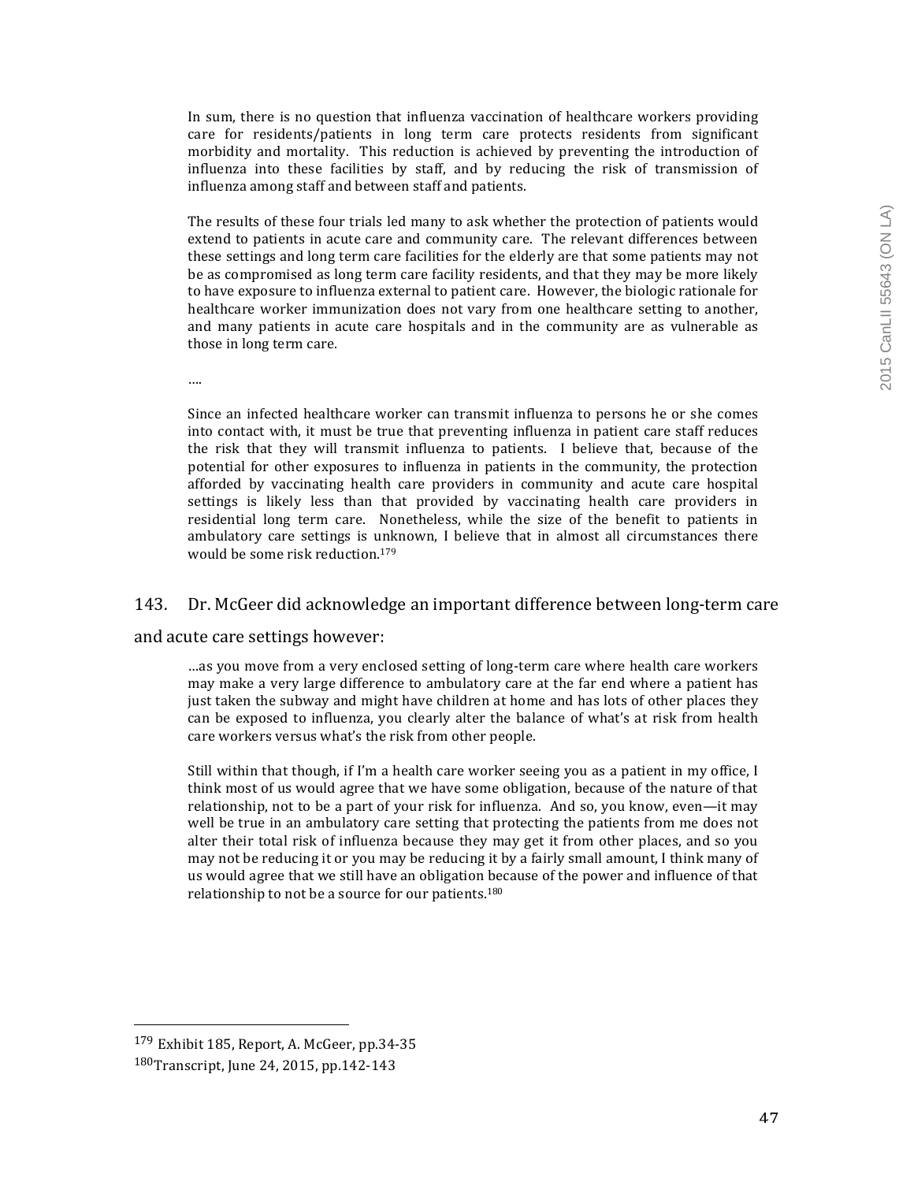> In sum, there is no question that influenza vaccination of healthcare workers providing care for residents/patients in long term care protects residents from significant morbidity and mortality. This reduction is achieved by preventing the introduction of influenza into these facilities by staff, and by reducing the risk of transmission of influenza among staff and between staff and patients.
>
> The results of these four trials led many to ask whether the protection of patients would extend to patients in acute care and community care. The relevant differences between these settings and long term care facilities for the elderly are that some patients may not be as compromised as long term care facility residents, and that they may be more likely to have exposure to influenza external to patient care. However, the biologic rationale for healthcare worker immunization does not vary from one healthcare setting to another, and many patients in acute care hospitals and in the community are as vulnerable as those in long term care.
>
> ….
>
> Since an infected healthcare worker can transmit influenza to persons he or she comes into contact with, it must be true that preventing influenza in patient care staff reduces the risk that they will transmit influenza to patients. I believe that, because of the potential for other exposures to influenza in patients in the community, the protection afforded by vaccinating health care providers in community and acute care hospital settings is likely less than that provided by vaccinating health care providers in residential long term care. Nonetheless, while the size of the benefit to patients in ambulatory care settings is unknown, I believe that in almost all circumstances there would be some risk reduction.[179]

143. Dr. McGeer did acknowledge an important difference between long-term care and acute care settings however:

> …as you move from a very enclosed setting of long-term care where health care workers may make a very large difference to ambulatory care at the far end where a patient has just taken the subway and might have children at home and has lots of other places they can be exposed to influenza, you clearly alter the balance of what's at risk from health care workers versus what's the risk from other people.
>
> Still within that though, if I'm a health care worker seeing you as a patient in my office, I think most of us would agree that we have some obligation, because of the nature of that relationship, not to be a part of your risk for influenza. And so, you know, even—it may well be true in an ambulatory care setting that protecting the patients from me does not alter their total risk of influenza because they may get it from other places, and so you may not be reducing it or you may be reducing it by a fairly small amount, I think many of us would agree that we still have an obligation because of the power and influence of that relationship to not be a source for our patients.[180]

---

[179] Exhibit 185, Report, A. McGeer, pp.34-35

[180] Transcript, June 24, 2015, pp.142-143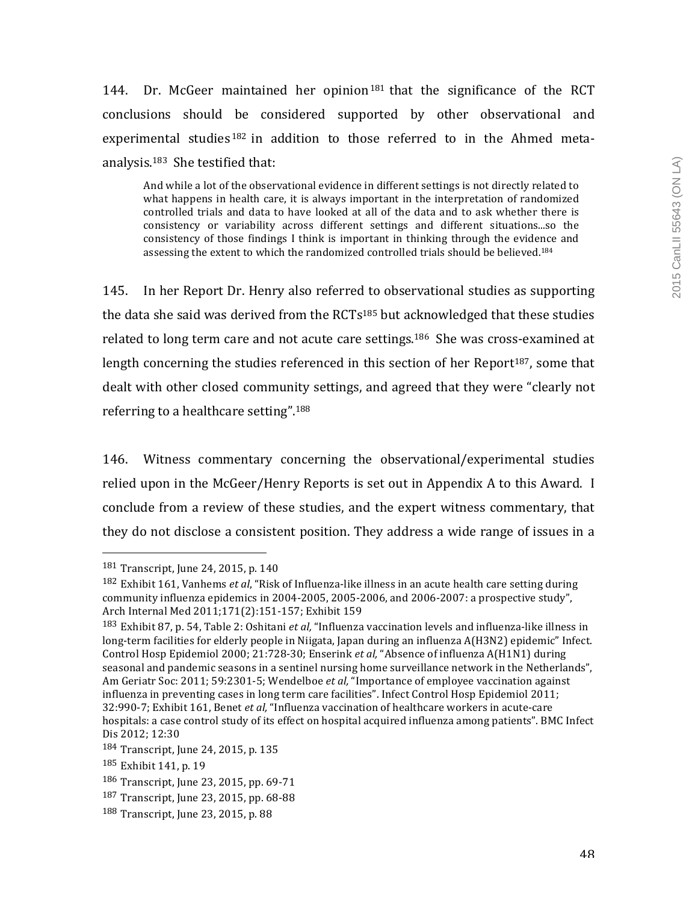144. Dr. McGeer maintained her opinion[181] that the significance of the RCT conclusions should be considered supported by other observational and experimental studies[182] in addition to those referred to in the Ahmed meta-analysis.[183] She testified that:

> And while a lot of the observational evidence in different settings is not directly related to what happens in health care, it is always important in the interpretation of randomized controlled trials and data to have looked at all of the data and to ask whether there is consistency or variability across different settings and different situations...so the consistency of those findings I think is important in thinking through the evidence and assessing the extent to which the randomized controlled trials should be believed.[184]

145. In her Report Dr. Henry also referred to observational studies as supporting the data she said was derived from the RCTs[185] but acknowledged that these studies related to long term care and not acute care settings.[186] She was cross-examined at length concerning the studies referenced in this section of her Report[187], some that dealt with other closed community settings, and agreed that they were "clearly not referring to a healthcare setting".[188]

146. Witness commentary concerning the observational/experimental studies relied upon in the McGeer/Henry Reports is set out in Appendix A to this Award. I conclude from a review of these studies, and the expert witness commentary, that they do not disclose a consistent position. They address a wide range of issues in a

---

[181] Transcript, June 24, 2015, p. 140

[182] Exhibit 161, Vanhems *et al*, "Risk of Influenza-like illness in an acute health care setting during community influenza epidemics in 2004-2005, 2005-2006, and 2006-2007: a prospective study", Arch Internal Med 2011;171(2):151-157; Exhibit 159

[183] Exhibit 87, p. 54, Table 2: Oshitani *et al,* "Influenza vaccination levels and influenza-like illness in long-term facilities for elderly people in Niigata, Japan during an influenza A(H3N2) epidemic" Infect. Control Hosp Epidemiol 2000; 21:728-30; Enserink *et al,* "Absence of influenza A(H1N1) during seasonal and pandemic seasons in a sentinel nursing home surveillance network in the Netherlands", Am Geriatr Soc: 2011; 59:2301-5; Wendelboe *et al,* "Importance of employee vaccination against influenza in preventing cases in long term care facilities". Infect Control Hosp Epidemiol 2011; 32:990-7; Exhibit 161, Benet *et al,* "Influenza vaccination of healthcare workers in acute-care hospitals: a case control study of its effect on hospital acquired influenza among patients". BMC Infect Dis 2012; 12:30

[184] Transcript, June 24, 2015, p. 135

[185] Exhibit 141, p. 19

[186] Transcript, June 23, 2015, pp. 69-71

[187] Transcript, June 23, 2015, pp. 68-88

[188] Transcript, June 23, 2015, p. 88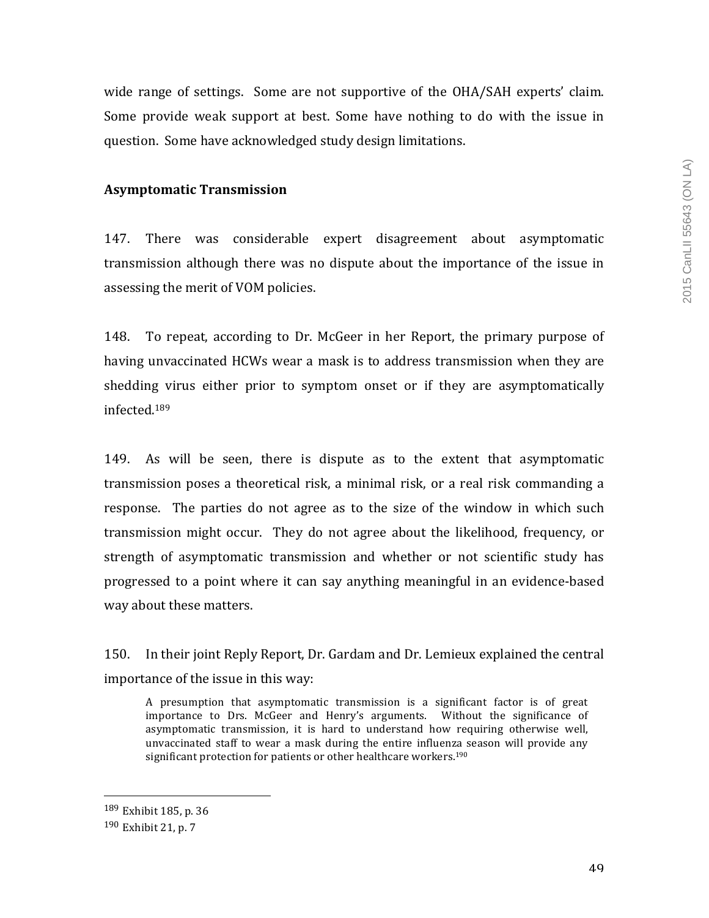wide range of settings. Some are not supportive of the OHA/SAH experts' claim. Some provide weak support at best. Some have nothing to do with the issue in question. Some have acknowledged study design limitations.

**Asymptomatic Transmission**

147. There was considerable expert disagreement about asymptomatic transmission although there was no dispute about the importance of the issue in assessing the merit of VOM policies.

148. To repeat, according to Dr. McGeer in her Report, the primary purpose of having unvaccinated HCWs wear a mask is to address transmission when they are shedding virus either prior to symptom onset or if they are asymptomatically infected.[189]

149. As will be seen, there is dispute as to the extent that asymptomatic transmission poses a theoretical risk, a minimal risk, or a real risk commanding a response. The parties do not agree as to the size of the window in which such transmission might occur. They do not agree about the likelihood, frequency, or strength of asymptomatic transmission and whether or not scientific study has progressed to a point where it can say anything meaningful in an evidence-based way about these matters.

150. In their joint Reply Report, Dr. Gardam and Dr. Lemieux explained the central importance of the issue in this way:

> A presumption that asymptomatic transmission is a significant factor is of great importance to Drs. McGeer and Henry's arguments. Without the significance of asymptomatic transmission, it is hard to understand how requiring otherwise well, unvaccinated staff to wear a mask during the entire influenza season will provide any significant protection for patients or other healthcare workers.[190]

---

[189] Exhibit 185, p. 36

[190] Exhibit 21, p. 7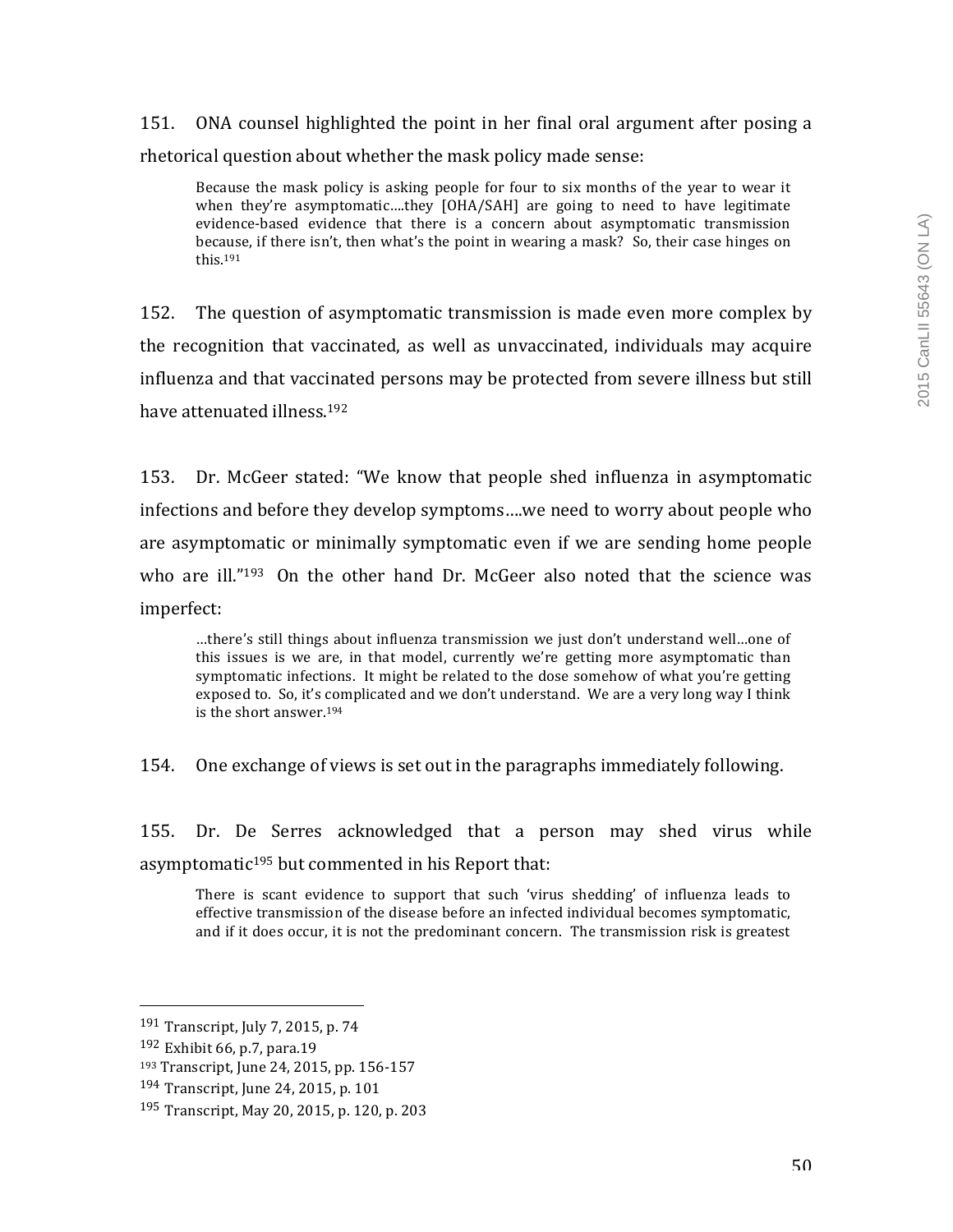151. ONA counsel highlighted the point in her final oral argument after posing a rhetorical question about whether the mask policy made sense:

> Because the mask policy is asking people for four to six months of the year to wear it when they're asymptomatic….they [OHA/SAH] are going to need to have legitimate evidence-based evidence that there is a concern about asymptomatic transmission because, if there isn't, then what's the point in wearing a mask? So, their case hinges on this.[191]

152. The question of asymptomatic transmission is made even more complex by the recognition that vaccinated, as well as unvaccinated, individuals may acquire influenza and that vaccinated persons may be protected from severe illness but still have attenuated illness.[192]

153. Dr. McGeer stated: "We know that people shed influenza in asymptomatic infections and before they develop symptoms….we need to worry about people who are asymptomatic or minimally symptomatic even if we are sending home people who are ill."[193] On the other hand Dr. McGeer also noted that the science was imperfect:

> …there's still things about influenza transmission we just don't understand well…one of this issues is we are, in that model, currently we're getting more asymptomatic than symptomatic infections. It might be related to the dose somehow of what you're getting exposed to. So, it's complicated and we don't understand. We are a very long way I think is the short answer.[194]

154. One exchange of views is set out in the paragraphs immediately following.

155. Dr. De Serres acknowledged that a person may shed virus while asymptomatic[195] but commented in his Report that:

> There is scant evidence to support that such 'virus shedding' of influenza leads to effective transmission of the disease before an infected individual becomes symptomatic, and if it does occur, it is not the predominant concern. The transmission risk is greatest

---

[191] Transcript, July 7, 2015, p. 74

[192] Exhibit 66, p.7, para.19

[193] Transcript, June 24, 2015, pp. 156-157

[194] Transcript, June 24, 2015, p. 101

[195] Transcript, May 20, 2015, p. 120, p. 203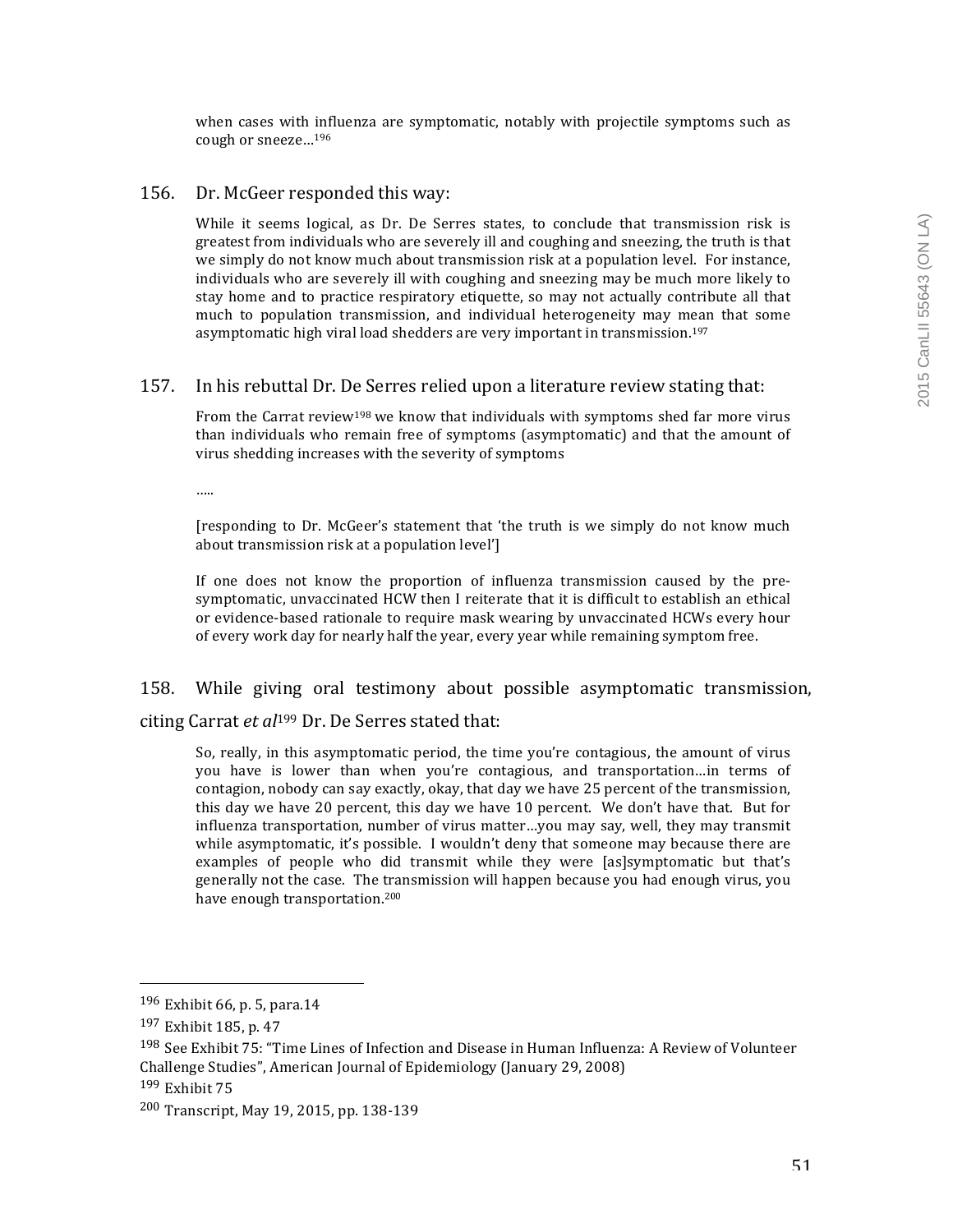> when cases with influenza are symptomatic, notably with projectile symptoms such as cough or sneeze…[196]

156. Dr. McGeer responded this way:

> While it seems logical, as Dr. De Serres states, to conclude that transmission risk is greatest from individuals who are severely ill and coughing and sneezing, the truth is that we simply do not know much about transmission risk at a population level. For instance, individuals who are severely ill with coughing and sneezing may be much more likely to stay home and to practice respiratory etiquette, so may not actually contribute all that much to population transmission, and individual heterogeneity may mean that some asymptomatic high viral load shedders are very important in transmission.[197]

157. In his rebuttal Dr. De Serres relied upon a literature review stating that:

> From the Carrat review[198] we know that individuals with symptoms shed far more virus than individuals who remain free of symptoms (asymptomatic) and that the amount of virus shedding increases with the severity of symptoms
>
> …..
>
> [responding to Dr. McGeer's statement that 'the truth is we simply do not know much about transmission risk at a population level']
>
> If one does not know the proportion of influenza transmission caused by the pre-symptomatic, unvaccinated HCW then I reiterate that it is difficult to establish an ethical or evidence-based rationale to require mask wearing by unvaccinated HCWs every hour of every work day for nearly half the year, every year while remaining symptom free.

158. While giving oral testimony about possible asymptomatic transmission, citing Carrat *et al*[199] Dr. De Serres stated that:

> So, really, in this asymptomatic period, the time you're contagious, the amount of virus you have is lower than when you're contagious, and transportation…in terms of contagion, nobody can say exactly, okay, that day we have 25 percent of the transmission, this day we have 20 percent, this day we have 10 percent. We don't have that. But for influenza transportation, number of virus matter…you may say, well, they may transmit while asymptomatic, it's possible. I wouldn't deny that someone may because there are examples of people who did transmit while they were [as]symptomatic but that's generally not the case. The transmission will happen because you had enough virus, you have enough transportation.[200]

---

[196] Exhibit 66, p. 5, para.14

[197] Exhibit 185, p. 47

[198] See Exhibit 75: "Time Lines of Infection and Disease in Human Influenza: A Review of Volunteer Challenge Studies", American Journal of Epidemiology (January 29, 2008)

[199] Exhibit 75

[200] Transcript, May 19, 2015, pp. 138-139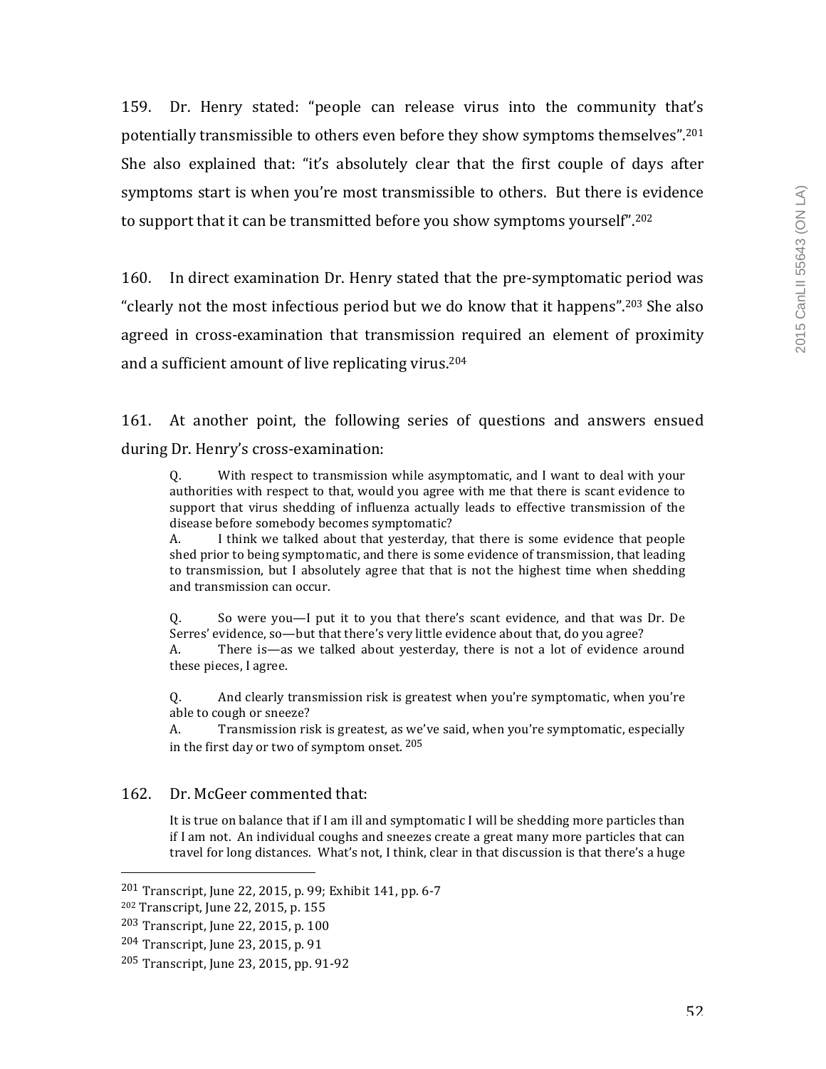159. Dr. Henry stated: "people can release virus into the community that's potentially transmissible to others even before they show symptoms themselves".[201] She also explained that: "it's absolutely clear that the first couple of days after symptoms start is when you're most transmissible to others. But there is evidence to support that it can be transmitted before you show symptoms yourself".[202]

160. In direct examination Dr. Henry stated that the pre-symptomatic period was "clearly not the most infectious period but we do know that it happens".[203] She also agreed in cross-examination that transmission required an element of proximity and a sufficient amount of live replicating virus.[204]

161. At another point, the following series of questions and answers ensued during Dr. Henry's cross-examination:

> Q. With respect to transmission while asymptomatic, and I want to deal with your authorities with respect to that, would you agree with me that there is scant evidence to support that virus shedding of influenza actually leads to effective transmission of the disease before somebody becomes symptomatic?
> A. I think we talked about that yesterday, that there is some evidence that people shed prior to being symptomatic, and there is some evidence of transmission, that leading to transmission, but I absolutely agree that that is not the highest time when shedding and transmission can occur.
>
> Q. So were you—I put it to you that there's scant evidence, and that was Dr. De Serres' evidence, so—but that there's very little evidence about that, do you agree?
> A. There is—as we talked about yesterday, there is not a lot of evidence around these pieces, I agree.
>
> Q. And clearly transmission risk is greatest when you're symptomatic, when you're able to cough or sneeze?
> A. Transmission risk is greatest, as we've said, when you're symptomatic, especially in the first day or two of symptom onset. [205]

162. Dr. McGeer commented that:

> It is true on balance that if I am ill and symptomatic I will be shedding more particles than if I am not. An individual coughs and sneezes create a great many more particles that can travel for long distances. What's not, I think, clear in that discussion is that there's a huge

---

[201] Transcript, June 22, 2015, p. 99; Exhibit 141, pp. 6-7
[202] Transcript, June 22, 2015, p. 155
[203] Transcript, June 22, 2015, p. 100
[204] Transcript, June 23, 2015, p. 91
[205] Transcript, June 23, 2015, pp. 91-92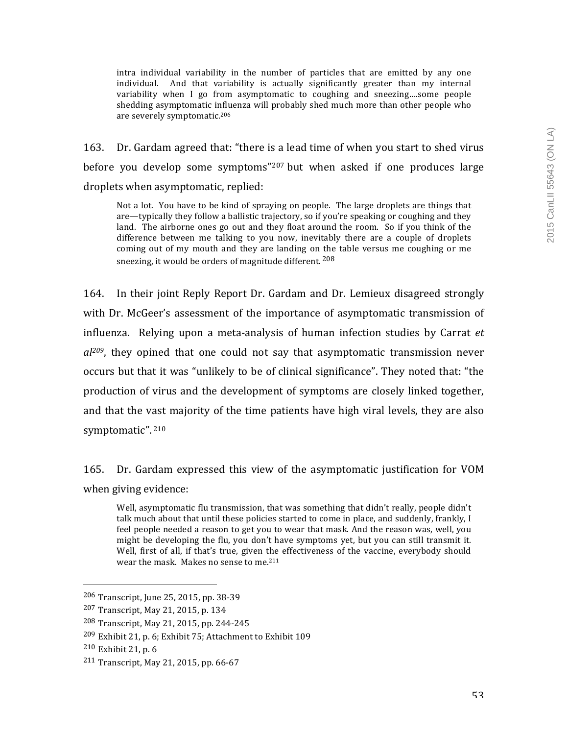> intra individual variability in the number of particles that are emitted by any one individual. And that variability is actually significantly greater than my internal variability when I go from asymptomatic to coughing and sneezing….some people shedding asymptomatic influenza will probably shed much more than other people who are severely symptomatic.[206]

163. Dr. Gardam agreed that: "there is a lead time of when you start to shed virus before you develop some symptoms"[207] but when asked if one produces large droplets when asymptomatic, replied:

> Not a lot. You have to be kind of spraying on people. The large droplets are things that are—typically they follow a ballistic trajectory, so if you're speaking or coughing and they land. The airborne ones go out and they float around the room. So if you think of the difference between me talking to you now, inevitably there are a couple of droplets coming out of my mouth and they are landing on the table versus me coughing or me sneezing, it would be orders of magnitude different.[208]

164. In their joint Reply Report Dr. Gardam and Dr. Lemieux disagreed strongly with Dr. McGeer's assessment of the importance of asymptomatic transmission of influenza. Relying upon a meta-analysis of human infection studies by Carrat *et al*[209], they opined that one could not say that asymptomatic transmission never occurs but that it was "unlikely to be of clinical significance". They noted that: "the production of virus and the development of symptoms are closely linked together, and that the vast majority of the time patients have high viral levels, they are also symptomatic".[210]

165. Dr. Gardam expressed this view of the asymptomatic justification for VOM when giving evidence:

> Well, asymptomatic flu transmission, that was something that didn't really, people didn't talk much about that until these policies started to come in place, and suddenly, frankly, I feel people needed a reason to get you to wear that mask. And the reason was, well, you might be developing the flu, you don't have symptoms yet, but you can still transmit it. Well, first of all, if that's true, given the effectiveness of the vaccine, everybody should wear the mask. Makes no sense to me.[211]

---

[206] Transcript, June 25, 2015, pp. 38-39

[207] Transcript, May 21, 2015, p. 134

[208] Transcript, May 21, 2015, pp. 244-245

[209] Exhibit 21, p. 6; Exhibit 75; Attachment to Exhibit 109

[210] Exhibit 21, p. 6

[211] Transcript, May 21, 2015, pp. 66-67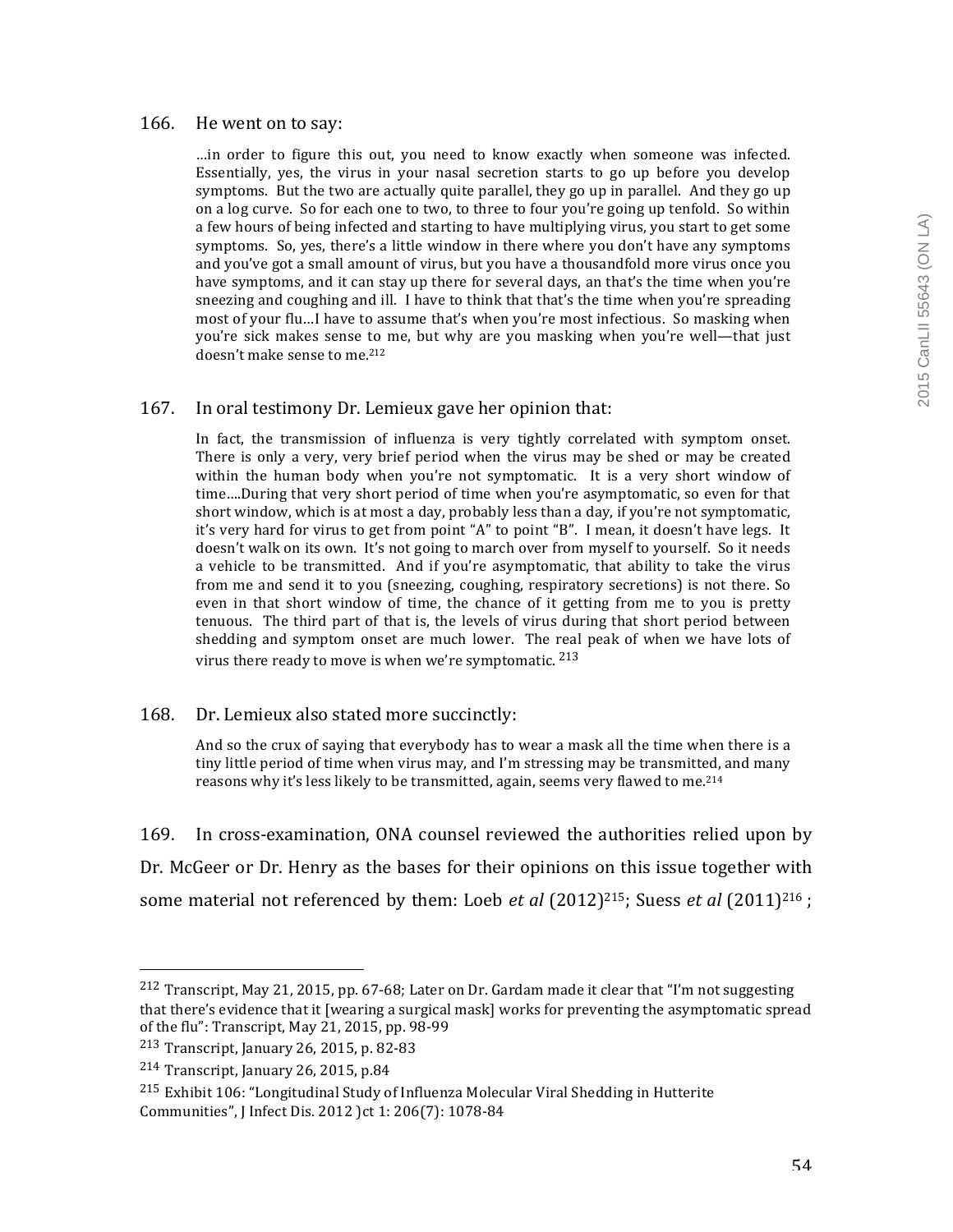166. He went on to say:

> …in order to figure this out, you need to know exactly when someone was infected. Essentially, yes, the virus in your nasal secretion starts to go up before you develop symptoms. But the two are actually quite parallel, they go up in parallel. And they go up on a log curve. So for each one to two, to three to four you're going up tenfold. So within a few hours of being infected and starting to have multiplying virus, you start to get some symptoms. So, yes, there's a little window in there where you don't have any symptoms and you've got a small amount of virus, but you have a thousandfold more virus once you have symptoms, and it can stay up there for several days, an that's the time when you're sneezing and coughing and ill. I have to think that that's the time when you're spreading most of your flu…I have to assume that's when you're most infectious. So masking when you're sick makes sense to me, but why are you masking when you're well—that just doesn't make sense to me.[212]

167. In oral testimony Dr. Lemieux gave her opinion that:

> In fact, the transmission of influenza is very tightly correlated with symptom onset. There is only a very, very brief period when the virus may be shed or may be created within the human body when you're not symptomatic. It is a very short window of time….During that very short period of time when you're asymptomatic, so even for that short window, which is at most a day, probably less than a day, if you're not symptomatic, it's very hard for virus to get from point "A" to point "B". I mean, it doesn't have legs. It doesn't walk on its own. It's not going to march over from myself to yourself. So it needs a vehicle to be transmitted. And if you're asymptomatic, that ability to take the virus from me and send it to you (sneezing, coughing, respiratory secretions) is not there. So even in that short window of time, the chance of it getting from me to you is pretty tenuous. The third part of that is, the levels of virus during that short period between shedding and symptom onset are much lower. The real peak of when we have lots of virus there ready to move is when we're symptomatic. [213]

168. Dr. Lemieux also stated more succinctly:

> And so the crux of saying that everybody has to wear a mask all the time when there is a tiny little period of time when virus may, and I'm stressing may be transmitted, and many reasons why it's less likely to be transmitted, again, seems very flawed to me.[214]

169. In cross-examination, ONA counsel reviewed the authorities relied upon by Dr. McGeer or Dr. Henry as the bases for their opinions on this issue together with some material not referenced by them: Loeb *et al* (2012)[215]; Suess *et al* (2011)[216] ;

---

[212] Transcript, May 21, 2015, pp. 67-68; Later on Dr. Gardam made it clear that "I'm not suggesting that there's evidence that it [wearing a surgical mask] works for preventing the asymptomatic spread of the flu": Transcript, May 21, 2015, pp. 98-99

[213] Transcript, January 26, 2015, p. 82-83

[214] Transcript, January 26, 2015, p.84

[215] Exhibit 106: "Longitudinal Study of Influenza Molecular Viral Shedding in Hutterite Communities", J Infect Dis. 2012 )ct 1: 206(7): 1078-84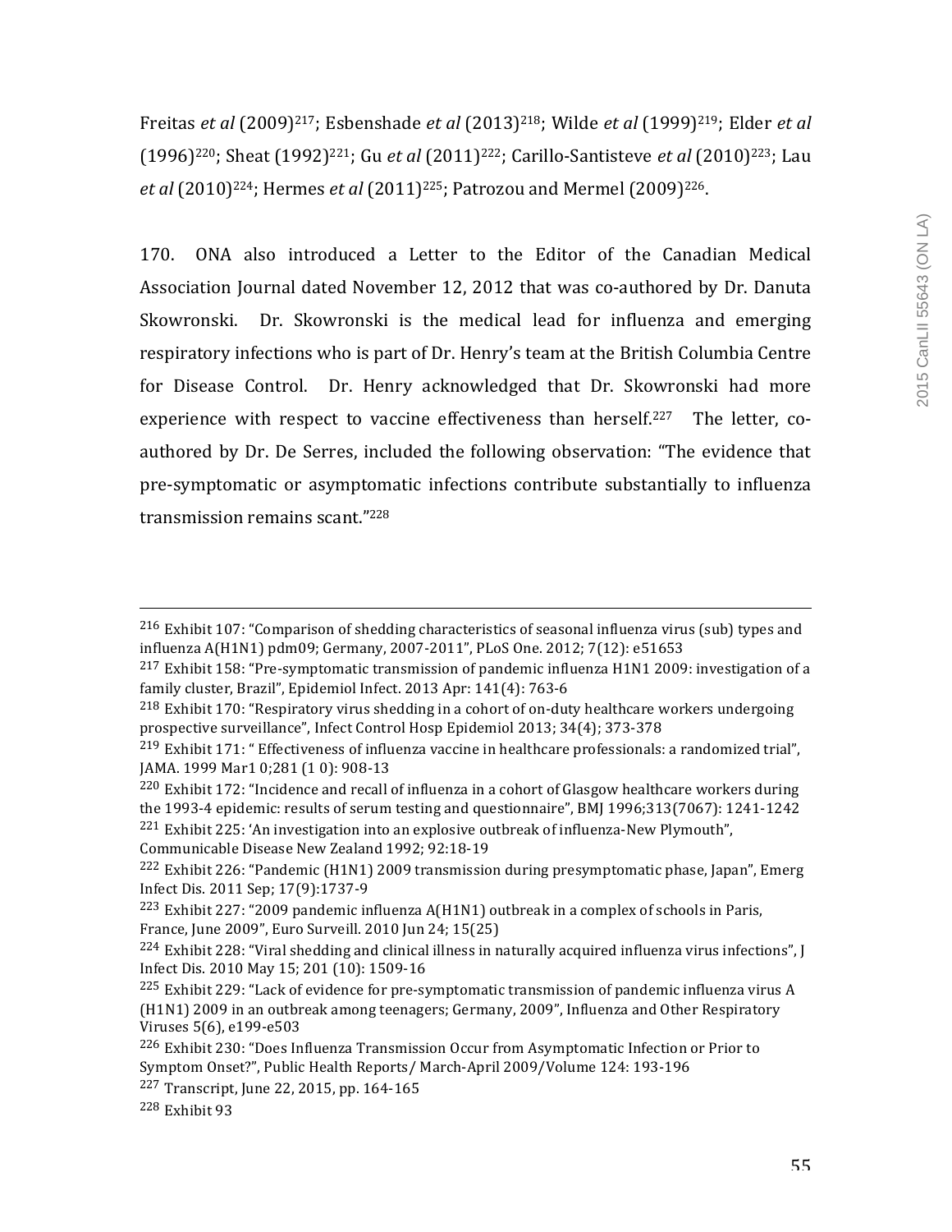Freitas *et al* (2009)[217]; Esbenshade *et al* (2013)[218]; Wilde *et al* (1999)[219]; Elder *et al* (1996)[220]; Sheat (1992)[221]; Gu *et al* (2011)[222]; Carillo-Santisteve *et al* (2010)[223]; Lau *et al* (2010)[224]; Hermes *et al* (2011)[225]; Patrozou and Mermel (2009)[226].

170. ONA also introduced a Letter to the Editor of the Canadian Medical Association Journal dated November 12, 2012 that was co-authored by Dr. Danuta Skowronski. Dr. Skowronski is the medical lead for influenza and emerging respiratory infections who is part of Dr. Henry's team at the British Columbia Centre for Disease Control. Dr. Henry acknowledged that Dr. Skowronski had more experience with respect to vaccine effectiveness than herself.[227] The letter, co-authored by Dr. De Serres, included the following observation: "The evidence that pre-symptomatic or asymptomatic infections contribute substantially to influenza transmission remains scant."[228]

---

[216] Exhibit 107: "Comparison of shedding characteristics of seasonal influenza virus (sub) types and influenza A(H1N1) pdm09; Germany, 2007-2011", PLoS One. 2012; 7(12): e51653

[217] Exhibit 158: "Pre-symptomatic transmission of pandemic influenza H1N1 2009: investigation of a family cluster, Brazil", Epidemiol Infect. 2013 Apr: 141(4): 763-6

[218] Exhibit 170: "Respiratory virus shedding in a cohort of on-duty healthcare workers undergoing prospective surveillance", Infect Control Hosp Epidemiol 2013; 34(4); 373-378

[219] Exhibit 171: " Effectiveness of influenza vaccine in healthcare professionals: a randomized trial", JAMA. 1999 Mar1 0;281 (1 0): 908-13

[220] Exhibit 172: "Incidence and recall of influenza in a cohort of Glasgow healthcare workers during the 1993-4 epidemic: results of serum testing and questionnaire", BMJ 1996;313(7067): 1241-1242

[221] Exhibit 225: 'An investigation into an explosive outbreak of influenza-New Plymouth", Communicable Disease New Zealand 1992; 92:18-19

[222] Exhibit 226: "Pandemic (H1N1) 2009 transmission during presymptomatic phase, Japan", Emerg Infect Dis. 2011 Sep; 17(9):1737-9

[223] Exhibit 227: "2009 pandemic influenza A(H1N1) outbreak in a complex of schools in Paris, France, June 2009", Euro Surveill. 2010 Jun 24; 15(25)

[224] Exhibit 228: "Viral shedding and clinical illness in naturally acquired influenza virus infections", J Infect Dis. 2010 May 15; 201 (10): 1509-16

[225] Exhibit 229: "Lack of evidence for pre-symptomatic transmission of pandemic influenza virus A (H1N1) 2009 in an outbreak among teenagers; Germany, 2009", Influenza and Other Respiratory Viruses 5(6), e199-e503

[226] Exhibit 230: "Does Influenza Transmission Occur from Asymptomatic Infection or Prior to Symptom Onset?", Public Health Reports/ March-April 2009/Volume 124: 193-196

[227] Transcript, June 22, 2015, pp. 164-165

[228] Exhibit 93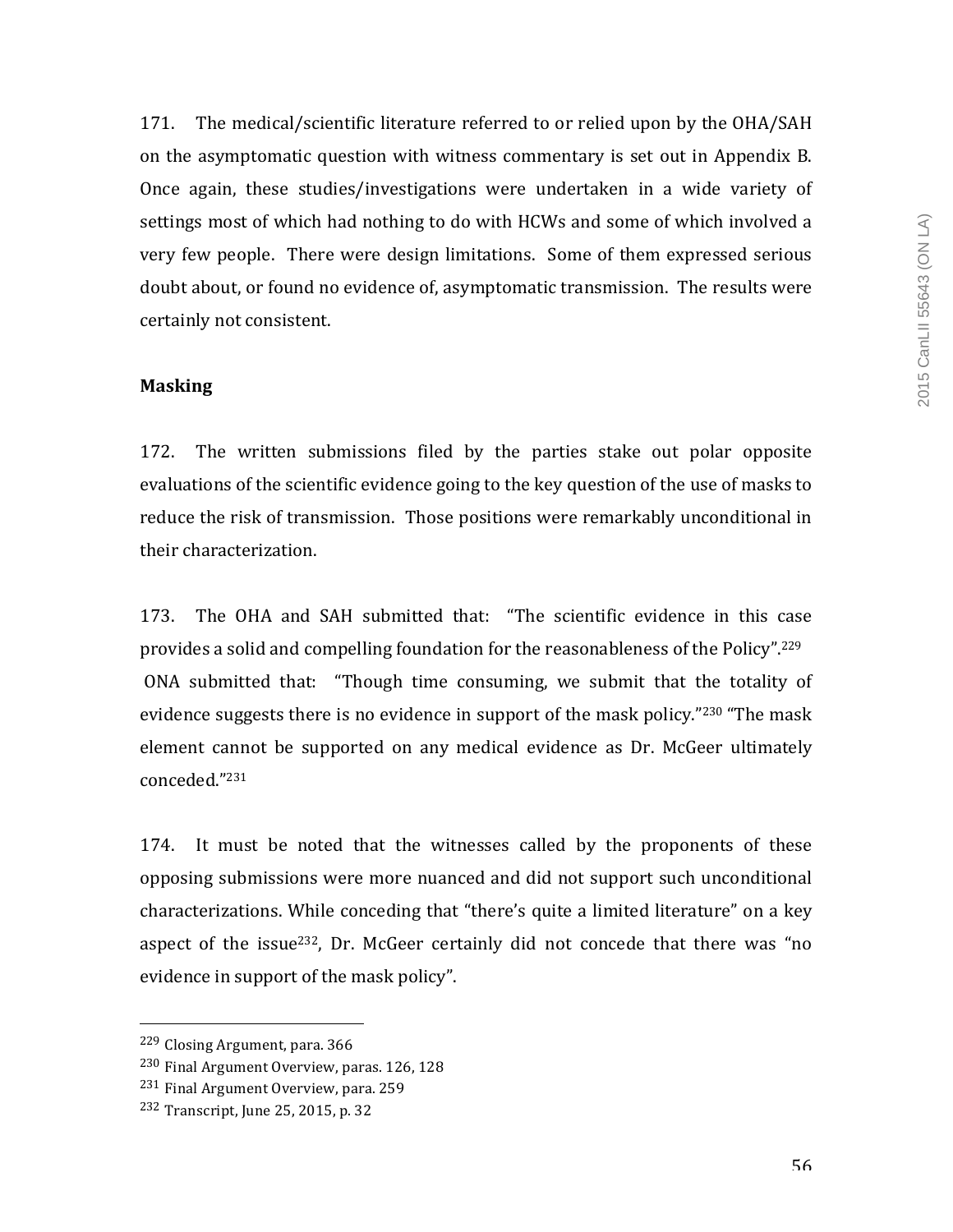171. The medical/scientific literature referred to or relied upon by the OHA/SAH on the asymptomatic question with witness commentary is set out in Appendix B. Once again, these studies/investigations were undertaken in a wide variety of settings most of which had nothing to do with HCWs and some of which involved a very few people. There were design limitations. Some of them expressed serious doubt about, or found no evidence of, asymptomatic transmission. The results were certainly not consistent.

**Masking**

172. The written submissions filed by the parties stake out polar opposite evaluations of the scientific evidence going to the key question of the use of masks to reduce the risk of transmission. Those positions were remarkably unconditional in their characterization.

173. The OHA and SAH submitted that: "The scientific evidence in this case provides a solid and compelling foundation for the reasonableness of the Policy".[229] ONA submitted that: "Though time consuming, we submit that the totality of evidence suggests there is no evidence in support of the mask policy."[230] "The mask element cannot be supported on any medical evidence as Dr. McGeer ultimately conceded."[231]

174. It must be noted that the witnesses called by the proponents of these opposing submissions were more nuanced and did not support such unconditional characterizations. While conceding that "there's quite a limited literature" on a key aspect of the issue[232], Dr. McGeer certainly did not concede that there was "no evidence in support of the mask policy".

[229] Closing Argument, para. 366

[230] Final Argument Overview, paras. 126, 128

[231] Final Argument Overview, para. 259

[232] Transcript, June 25, 2015, p. 32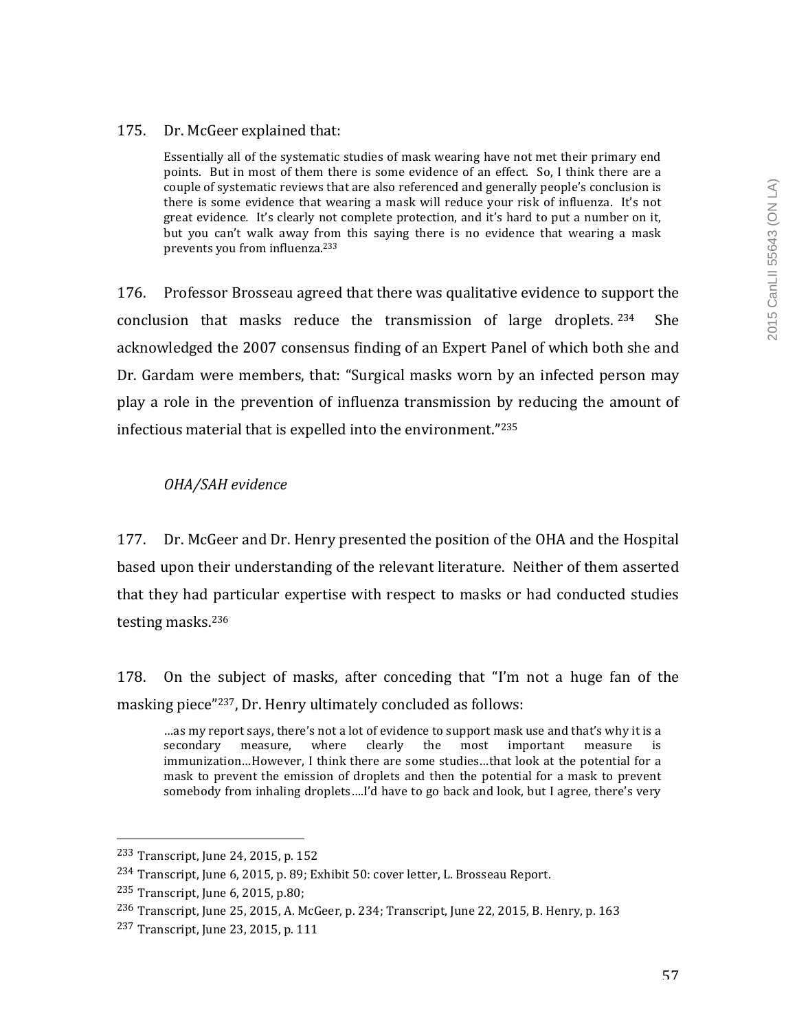175. Dr. McGeer explained that:

> Essentially all of the systematic studies of mask wearing have not met their primary end points. But in most of them there is some evidence of an effect. So, I think there are a couple of systematic reviews that are also referenced and generally people's conclusion is there is some evidence that wearing a mask will reduce your risk of influenza. It's not great evidence. It's clearly not complete protection, and it's hard to put a number on it, but you can't walk away from this saying there is no evidence that wearing a mask prevents you from influenza.[233]

176. Professor Brosseau agreed that there was qualitative evidence to support the conclusion that masks reduce the transmission of large droplets.[234] She acknowledged the 2007 consensus finding of an Expert Panel of which both she and Dr. Gardam were members, that: "Surgical masks worn by an infected person may play a role in the prevention of influenza transmission by reducing the amount of infectious material that is expelled into the environment."[235]

*OHA/SAH evidence*

177. Dr. McGeer and Dr. Henry presented the position of the OHA and the Hospital based upon their understanding of the relevant literature. Neither of them asserted that they had particular expertise with respect to masks or had conducted studies testing masks.[236]

178. On the subject of masks, after conceding that "I'm not a huge fan of the masking piece"[237], Dr. Henry ultimately concluded as follows:

> …as my report says, there's not a lot of evidence to support mask use and that's why it is a secondary measure, where clearly the most important measure is immunization…However, I think there are some studies…that look at the potential for a mask to prevent the emission of droplets and then the potential for a mask to prevent somebody from inhaling droplets….I'd have to go back and look, but I agree, there's very

---

[233] Transcript, June 24, 2015, p. 152

[234] Transcript, June 6, 2015, p. 89; Exhibit 50: cover letter, L. Brosseau Report.

[235] Transcript, June 6, 2015, p.80;

[236] Transcript, June 25, 2015, A. McGeer, p. 234; Transcript, June 22, 2015, B. Henry, p. 163

[237] Transcript, June 23, 2015, p. 111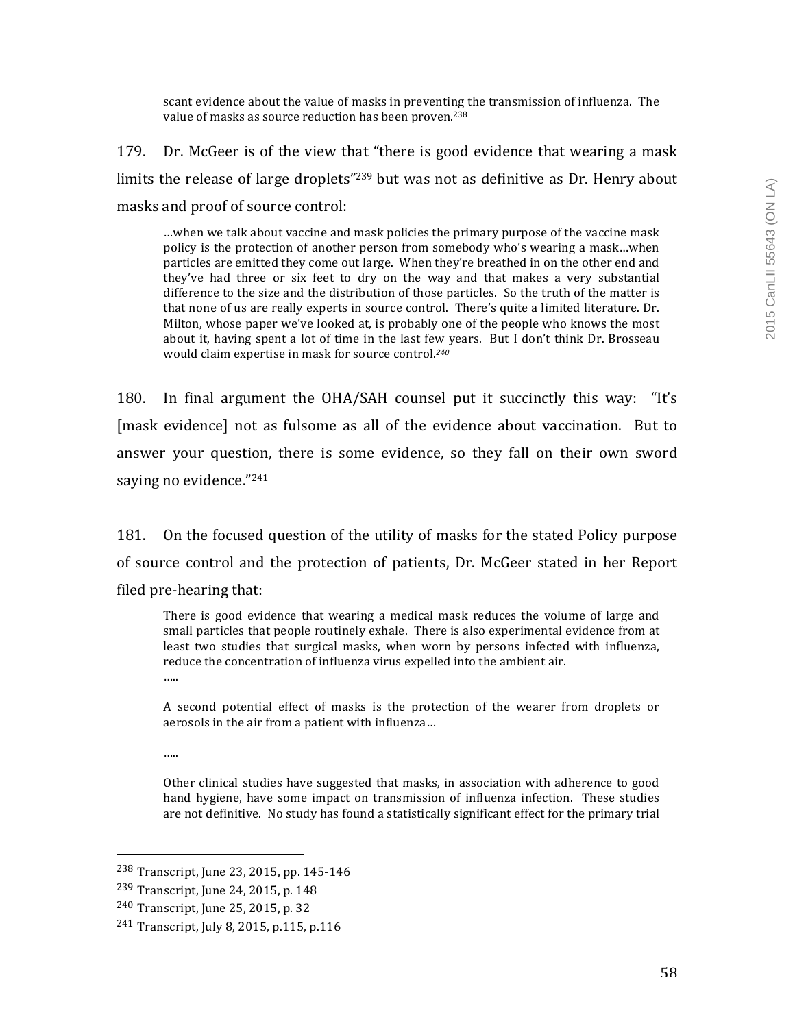> scant evidence about the value of masks in preventing the transmission of influenza. The value of masks as source reduction has been proven.[238]

179. Dr. McGeer is of the view that "there is good evidence that wearing a mask limits the release of large droplets"[239] but was not as definitive as Dr. Henry about masks and proof of source control:

> …when we talk about vaccine and mask policies the primary purpose of the vaccine mask policy is the protection of another person from somebody who's wearing a mask…when particles are emitted they come out large. When they're breathed in on the other end and they've had three or six feet to dry on the way and that makes a very substantial difference to the size and the distribution of those particles. So the truth of the matter is that none of us are really experts in source control. There's quite a limited literature. Dr. Milton, whose paper we've looked at, is probably one of the people who knows the most about it, having spent a lot of time in the last few years. But I don't think Dr. Brosseau would claim expertise in mask for source control.[240]

180. In final argument the OHA/SAH counsel put it succinctly this way: "It's [mask evidence] not as fulsome as all of the evidence about vaccination. But to answer your question, there is some evidence, so they fall on their own sword saying no evidence."[241]

181. On the focused question of the utility of masks for the stated Policy purpose of source control and the protection of patients, Dr. McGeer stated in her Report filed pre-hearing that:

> There is good evidence that wearing a medical mask reduces the volume of large and small particles that people routinely exhale. There is also experimental evidence from at least two studies that surgical masks, when worn by persons infected with influenza, reduce the concentration of influenza virus expelled into the ambient air.
>
> …..
>
> A second potential effect of masks is the protection of the wearer from droplets or aerosols in the air from a patient with influenza…
>
> …..
>
> Other clinical studies have suggested that masks, in association with adherence to good hand hygiene, have some impact on transmission of influenza infection. These studies are not definitive. No study has found a statistically significant effect for the primary trial

---

[238] Transcript, June 23, 2015, pp. 145-146

[239] Transcript, June 24, 2015, p. 148

[240] Transcript, June 25, 2015, p. 32

[241] Transcript, July 8, 2015, p.115, p.116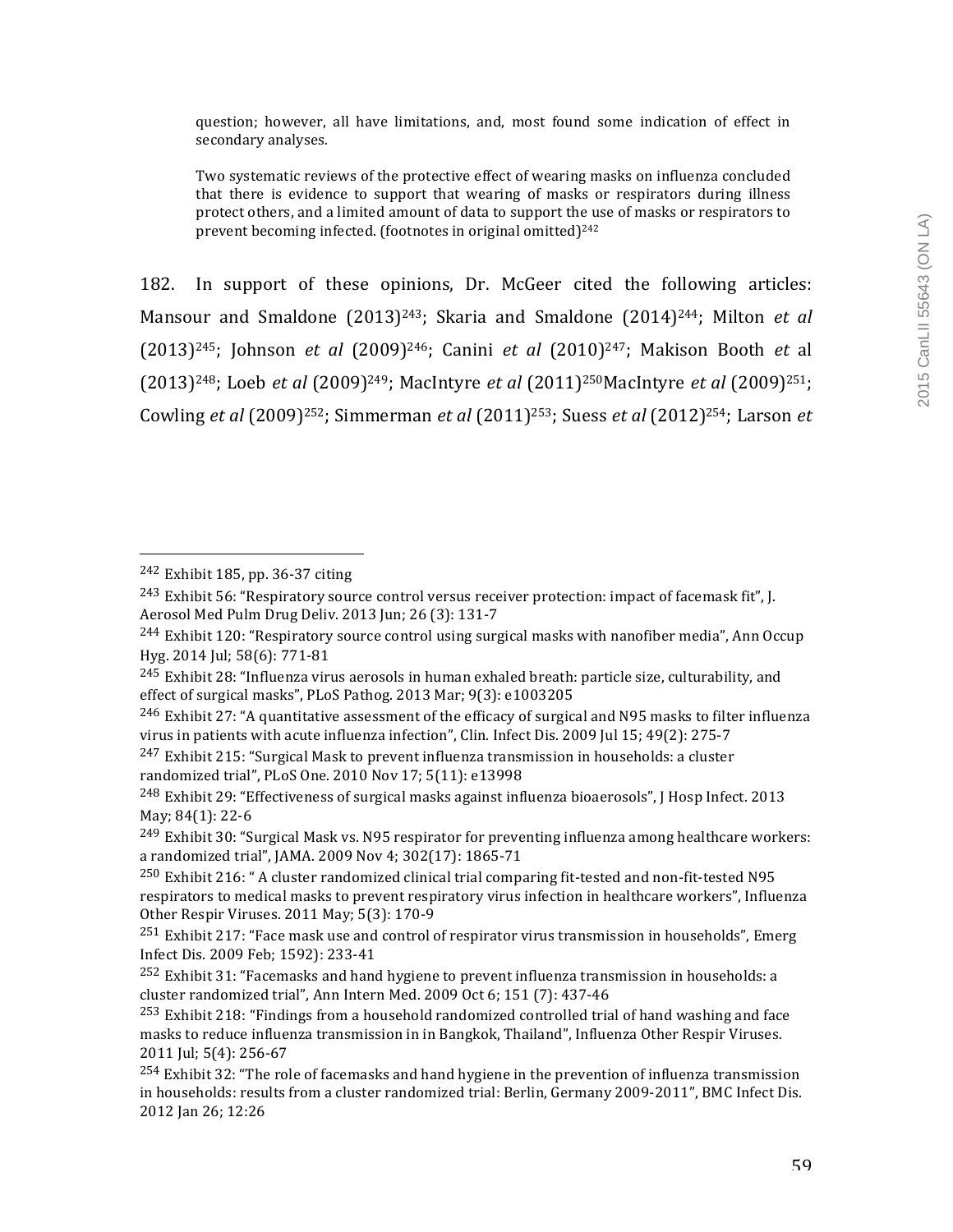> question; however, all have limitations, and, most found some indication of effect in secondary analyses.
>
> Two systematic reviews of the protective effect of wearing masks on influenza concluded that there is evidence to support that wearing of masks or respirators during illness protect others, and a limited amount of data to support the use of masks or respirators to prevent becoming infected. (footnotes in original omitted)[242]

182. In support of these opinions, Dr. McGeer cited the following articles: Mansour and Smaldone (2013)[243]; Skaria and Smaldone (2014)[244]; Milton *et al* (2013)[245]; Johnson *et al* (2009)[246]; Canini *et al* (2010)[247]; Makison Booth *et* al (2013)[248]; Loeb *et al* (2009)[249]; MacIntyre *et al* (2011)[250]MacIntyre *et al* (2009)[251]; Cowling *et al* (2009)[252]; Simmerman *et al* (2011)[253]; Suess *et al* (2012)[254]; Larson *et*

---

[242] Exhibit 185, pp. 36-37 citing

[243] Exhibit 56: "Respiratory source control versus receiver protection: impact of facemask fit", J. Aerosol Med Pulm Drug Deliv. 2013 Jun; 26 (3): 131-7

[244] Exhibit 120: "Respiratory source control using surgical masks with nanofiber media", Ann Occup Hyg. 2014 Jul; 58(6): 771-81

[245] Exhibit 28: "Influenza virus aerosols in human exhaled breath: particle size, culturability, and effect of surgical masks", PLoS Pathog. 2013 Mar; 9(3): e1003205

[246] Exhibit 27: "A quantitative assessment of the efficacy of surgical and N95 masks to filter influenza virus in patients with acute influenza infection", Clin. Infect Dis. 2009 Jul 15; 49(2): 275-7

[247] Exhibit 215: "Surgical Mask to prevent influenza transmission in households: a cluster randomized trial", PLoS One. 2010 Nov 17; 5(11): e13998

[248] Exhibit 29: "Effectiveness of surgical masks against influenza bioaerosols", J Hosp Infect. 2013 May; 84(1): 22-6

[249] Exhibit 30: "Surgical Mask vs. N95 respirator for preventing influenza among healthcare workers: a randomized trial", JAMA. 2009 Nov 4; 302(17): 1865-71

[250] Exhibit 216: " A cluster randomized clinical trial comparing fit-tested and non-fit-tested N95 respirators to medical masks to prevent respiratory virus infection in healthcare workers", Influenza Other Respir Viruses. 2011 May; 5(3): 170-9

[251] Exhibit 217: "Face mask use and control of respirator virus transmission in households", Emerg Infect Dis. 2009 Feb; 1592): 233-41

[252] Exhibit 31: "Facemasks and hand hygiene to prevent influenza transmission in households: a cluster randomized trial", Ann Intern Med. 2009 Oct 6; 151 (7): 437-46

[253] Exhibit 218: "Findings from a household randomized controlled trial of hand washing and face masks to reduce influenza transmission in in Bangkok, Thailand", Influenza Other Respir Viruses. 2011 Jul; 5(4): 256-67

[254] Exhibit 32: "The role of facemasks and hand hygiene in the prevention of influenza transmission in households: results from a cluster randomized trial: Berlin, Germany 2009-2011", BMC Infect Dis. 2012 Jan 26; 12:26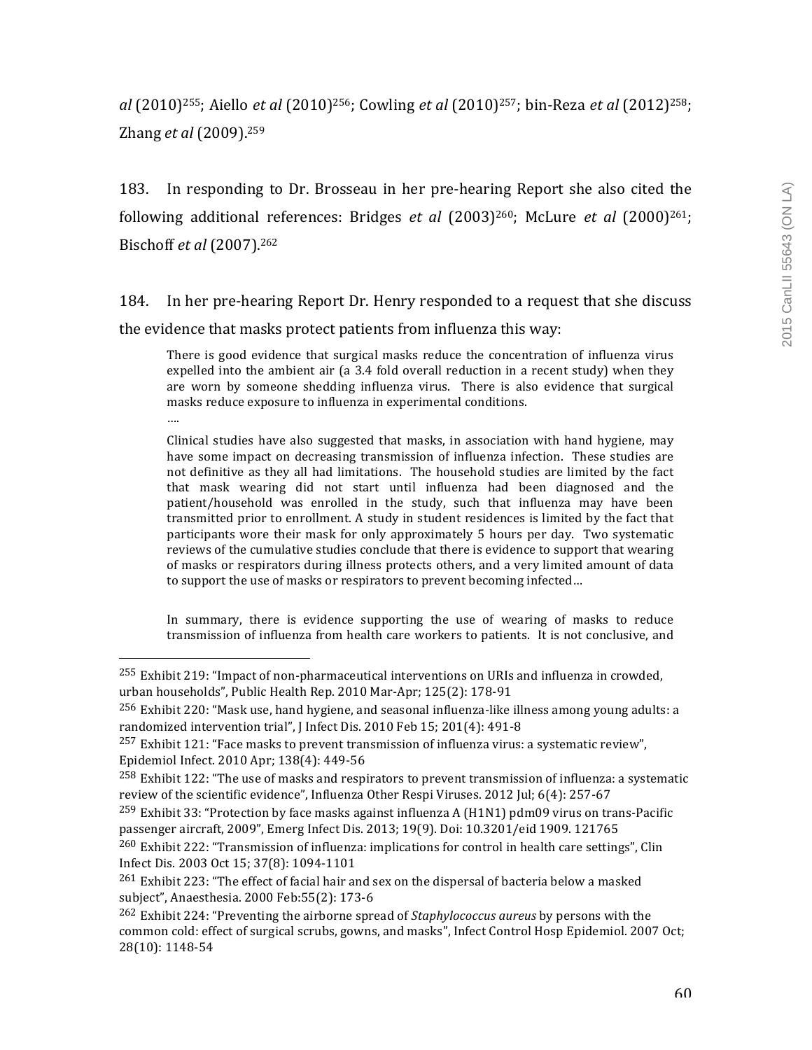*al* (2010)[255]; Aiello *et al* (2010)[256]; Cowling *et al* (2010)[257]; bin-Reza *et al* (2012)[258]; Zhang *et al* (2009).[259]

183. In responding to Dr. Brosseau in her pre-hearing Report she also cited the following additional references: Bridges *et al* (2003)[260]; McLure *et al* (2000)[261]; Bischoff *et al* (2007).[262]

184. In her pre-hearing Report Dr. Henry responded to a request that she discuss the evidence that masks protect patients from influenza this way:

> There is good evidence that surgical masks reduce the concentration of influenza virus expelled into the ambient air (a 3.4 fold overall reduction in a recent study) when they are worn by someone shedding influenza virus. There is also evidence that surgical masks reduce exposure to influenza in experimental conditions.
>
> ….
>
> Clinical studies have also suggested that masks, in association with hand hygiene, may have some impact on decreasing transmission of influenza infection. These studies are not definitive as they all had limitations. The household studies are limited by the fact that mask wearing did not start until influenza had been diagnosed and the patient/household was enrolled in the study, such that influenza may have been transmitted prior to enrollment. A study in student residences is limited by the fact that participants wore their mask for only approximately 5 hours per day. Two systematic reviews of the cumulative studies conclude that there is evidence to support that wearing of masks or respirators during illness protects others, and a very limited amount of data to support the use of masks or respirators to prevent becoming infected…
>
> In summary, there is evidence supporting the use of wearing of masks to reduce transmission of influenza from health care workers to patients. It is not conclusive, and

---

[255] Exhibit 219: "Impact of non-pharmaceutical interventions on URIs and influenza in crowded, urban households", Public Health Rep. 2010 Mar-Apr; 125(2): 178-91

[256] Exhibit 220: "Mask use, hand hygiene, and seasonal influenza-like illness among young adults: a randomized intervention trial", J Infect Dis. 2010 Feb 15; 201(4): 491-8

[257] Exhibit 121: "Face masks to prevent transmission of influenza virus: a systematic review", Epidemiol Infect. 2010 Apr; 138(4): 449-56

[258] Exhibit 122: "The use of masks and respirators to prevent transmission of influenza: a systematic review of the scientific evidence", Influenza Other Respi Viruses. 2012 Jul; 6(4): 257-67

[259] Exhibit 33: "Protection by face masks against influenza A (H1N1) pdm09 virus on trans-Pacific passenger aircraft, 2009", Emerg Infect Dis. 2013; 19(9). Doi: 10.3201/eid 1909. 121765

[260] Exhibit 222: "Transmission of influenza: implications for control in health care settings", Clin Infect Dis. 2003 Oct 15; 37(8): 1094-1101

[261] Exhibit 223: "The effect of facial hair and sex on the dispersal of bacteria below a masked subject", Anaesthesia. 2000 Feb:55(2): 173-6

[262] Exhibit 224: "Preventing the airborne spread of *Staphylococcus aureus* by persons with the common cold: effect of surgical scrubs, gowns, and masks", Infect Control Hosp Epidemiol. 2007 Oct; 28(10): 1148-54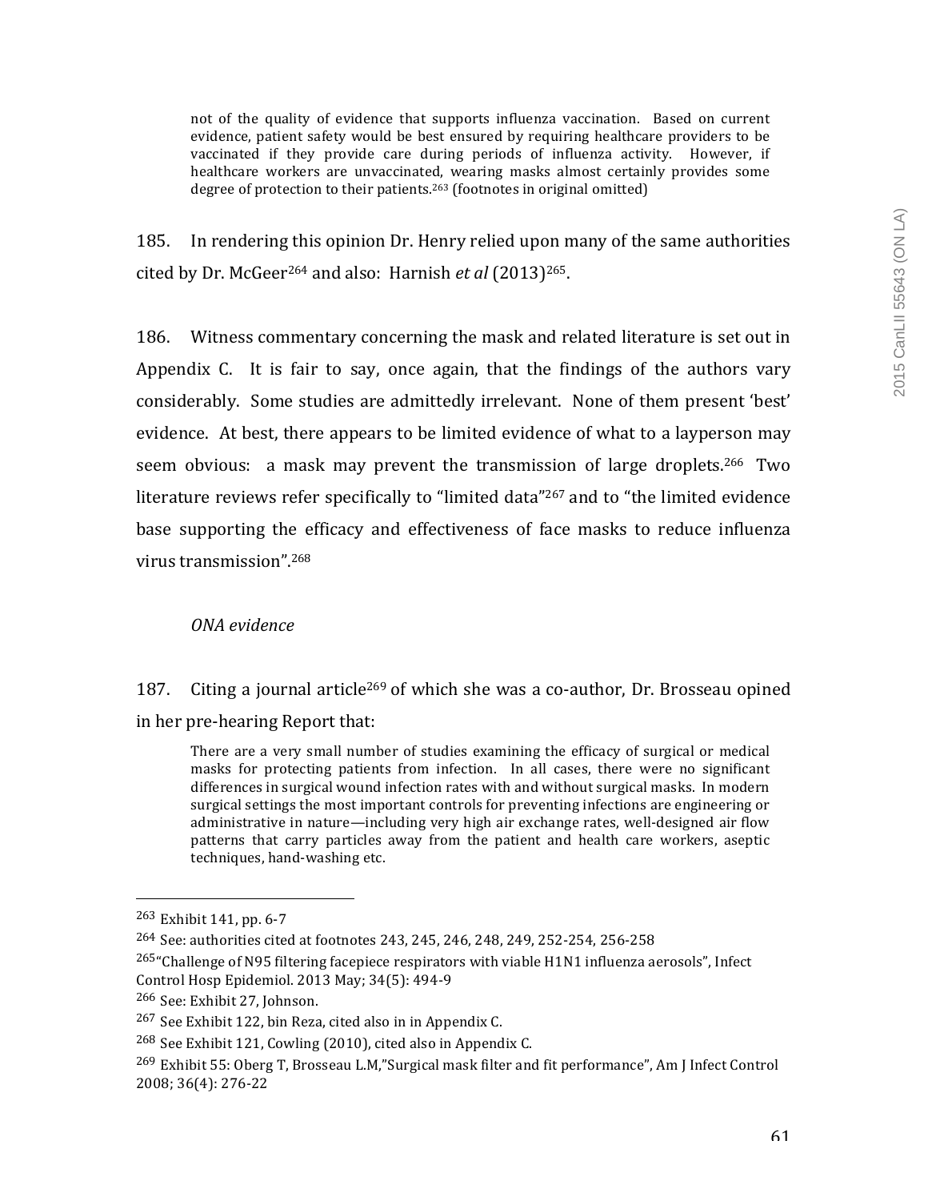> not of the quality of evidence that supports influenza vaccination. Based on current evidence, patient safety would be best ensured by requiring healthcare providers to be vaccinated if they provide care during periods of influenza activity. However, if healthcare workers are unvaccinated, wearing masks almost certainly provides some degree of protection to their patients.[263] (footnotes in original omitted)

185. In rendering this opinion Dr. Henry relied upon many of the same authorities cited by Dr. McGeer[264] and also: Harnish *et al* (2013)[265].

186. Witness commentary concerning the mask and related literature is set out in Appendix C. It is fair to say, once again, that the findings of the authors vary considerably. Some studies are admittedly irrelevant. None of them present 'best' evidence. At best, there appears to be limited evidence of what to a layperson may seem obvious: a mask may prevent the transmission of large droplets.[266] Two literature reviews refer specifically to "limited data"[267] and to "the limited evidence base supporting the efficacy and effectiveness of face masks to reduce influenza virus transmission".[268]

*ONA evidence*

187. Citing a journal article[269] of which she was a co-author, Dr. Brosseau opined in her pre-hearing Report that:

> There are a very small number of studies examining the efficacy of surgical or medical masks for protecting patients from infection. In all cases, there were no significant differences in surgical wound infection rates with and without surgical masks. In modern surgical settings the most important controls for preventing infections are engineering or administrative in nature—including very high air exchange rates, well-designed air flow patterns that carry particles away from the patient and health care workers, aseptic techniques, hand-washing etc.

---

[263] Exhibit 141, pp. 6-7

[264] See: authorities cited at footnotes 243, 245, 246, 248, 249, 252-254, 256-258

[265] "Challenge of N95 filtering facepiece respirators with viable H1N1 influenza aerosols", Infect Control Hosp Epidemiol. 2013 May; 34(5): 494-9

[266] See: Exhibit 27, Johnson.

[267] See Exhibit 122, bin Reza, cited also in in Appendix C.

[268] See Exhibit 121, Cowling (2010), cited also in Appendix C.

[269] Exhibit 55: Oberg T, Brosseau L.M,"Surgical mask filter and fit performance", Am J Infect Control 2008; 36(4): 276-22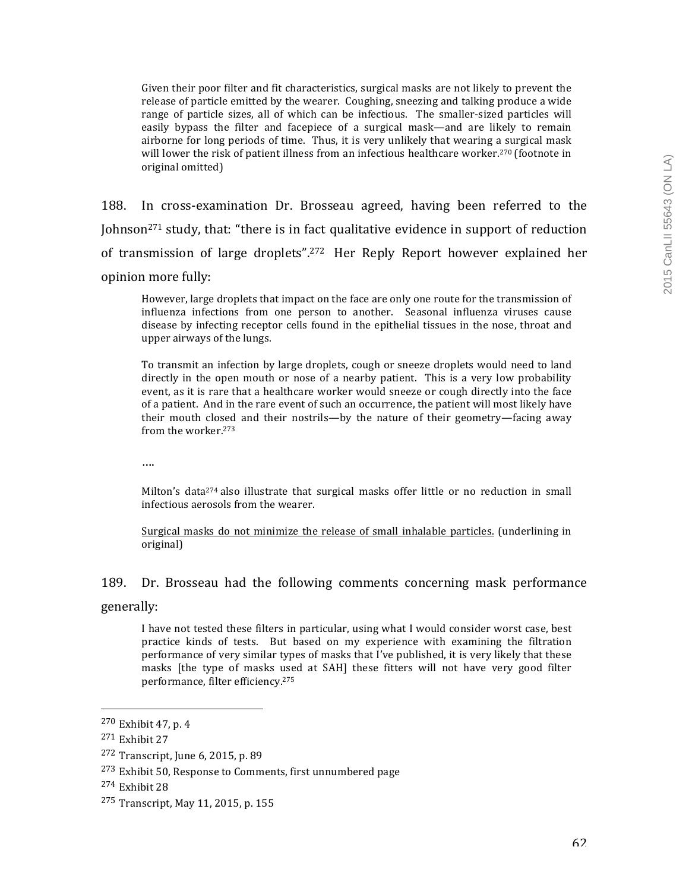> Given their poor filter and fit characteristics, surgical masks are not likely to prevent the release of particle emitted by the wearer. Coughing, sneezing and talking produce a wide range of particle sizes, all of which can be infectious. The smaller-sized particles will easily bypass the filter and facepiece of a surgical mask—and are likely to remain airborne for long periods of time. Thus, it is very unlikely that wearing a surgical mask will lower the risk of patient illness from an infectious healthcare worker.[270] (footnote in original omitted)

188. In cross-examination Dr. Brosseau agreed, having been referred to the Johnson[271] study, that: "there is in fact qualitative evidence in support of reduction of transmission of large droplets".[272] Her Reply Report however explained her opinion more fully:

> However, large droplets that impact on the face are only one route for the transmission of influenza infections from one person to another. Seasonal influenza viruses cause disease by infecting receptor cells found in the epithelial tissues in the nose, throat and upper airways of the lungs.
>
> To transmit an infection by large droplets, cough or sneeze droplets would need to land directly in the open mouth or nose of a nearby patient. This is a very low probability event, as it is rare that a healthcare worker would sneeze or cough directly into the face of a patient. And in the rare event of such an occurrence, the patient will most likely have their mouth closed and their nostrils—by the nature of their geometry—facing away from the worker.[273]
>
> ….
>
> Milton's data[274] also illustrate that surgical masks offer little or no reduction in small infectious aerosols from the wearer.
>
> <u>Surgical masks do not minimize the release of small inhalable particles.</u> (underlining in original)

189. Dr. Brosseau had the following comments concerning mask performance generally:

> I have not tested these filters in particular, using what I would consider worst case, best practice kinds of tests. But based on my experience with examining the filtration performance of very similar types of masks that I've published, it is very likely that these masks [the type of masks used at SAH] these fitters will not have very good filter performance, filter efficiency.[275]

---

[270] Exhibit 47, p. 4

[271] Exhibit 27

[272] Transcript, June 6, 2015, p. 89

[273] Exhibit 50, Response to Comments, first unnumbered page

[274] Exhibit 28

[275] Transcript, May 11, 2015, p. 155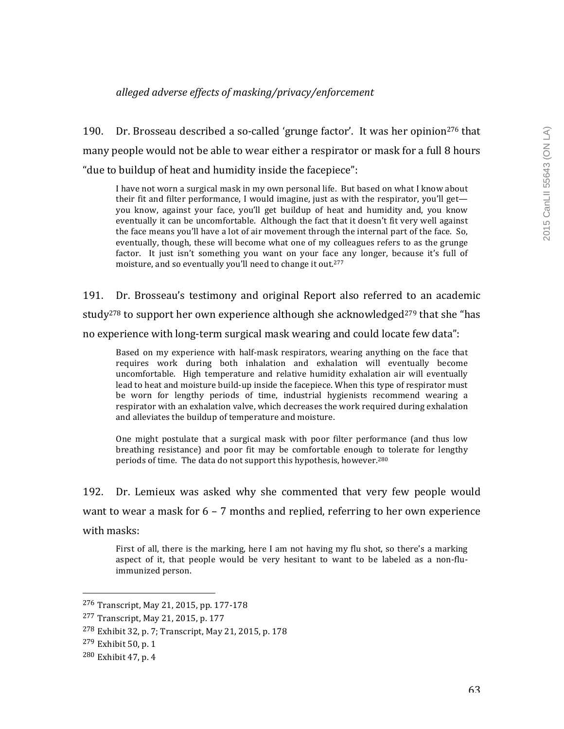*alleged adverse effects of masking/privacy/enforcement*

190. Dr. Brosseau described a so-called 'grunge factor'. It was her opinion[276] that many people would not be able to wear either a respirator or mask for a full 8 hours "due to buildup of heat and humidity inside the facepiece":

> I have not worn a surgical mask in my own personal life. But based on what I know about their fit and filter performance, I would imagine, just as with the respirator, you'll get— you know, against your face, you'll get buildup of heat and humidity and, you know eventually it can be uncomfortable. Although the fact that it doesn't fit very well against the face means you'll have a lot of air movement through the internal part of the face. So, eventually, though, these will become what one of my colleagues refers to as the grunge factor. It just isn't something you want on your face any longer, because it's full of moisture, and so eventually you'll need to change it out.[277]

191. Dr. Brosseau's testimony and original Report also referred to an academic study[278] to support her own experience although she acknowledged[279] that she "has no experience with long-term surgical mask wearing and could locate few data":

> Based on my experience with half-mask respirators, wearing anything on the face that requires work during both inhalation and exhalation will eventually become uncomfortable. High temperature and relative humidity exhalation air will eventually lead to heat and moisture build-up inside the facepiece. When this type of respirator must be worn for lengthy periods of time, industrial hygienists recommend wearing a respirator with an exhalation valve, which decreases the work required during exhalation and alleviates the buildup of temperature and moisture.
>
> One might postulate that a surgical mask with poor filter performance (and thus low breathing resistance) and poor fit may be comfortable enough to tolerate for lengthy periods of time. The data do not support this hypothesis, however.[280]

192. Dr. Lemieux was asked why she commented that very few people would want to wear a mask for 6 – 7 months and replied, referring to her own experience with masks:

> First of all, there is the marking, here I am not having my flu shot, so there's a marking aspect of it, that people would be very hesitant to want to be labeled as a non-flu-immunized person.

---

[276] Transcript, May 21, 2015, pp. 177-178

[277] Transcript, May 21, 2015, p. 177

[278] Exhibit 32, p. 7; Transcript, May 21, 2015, p. 178

[279] Exhibit 50, p. 1

[280] Exhibit 47, p. 4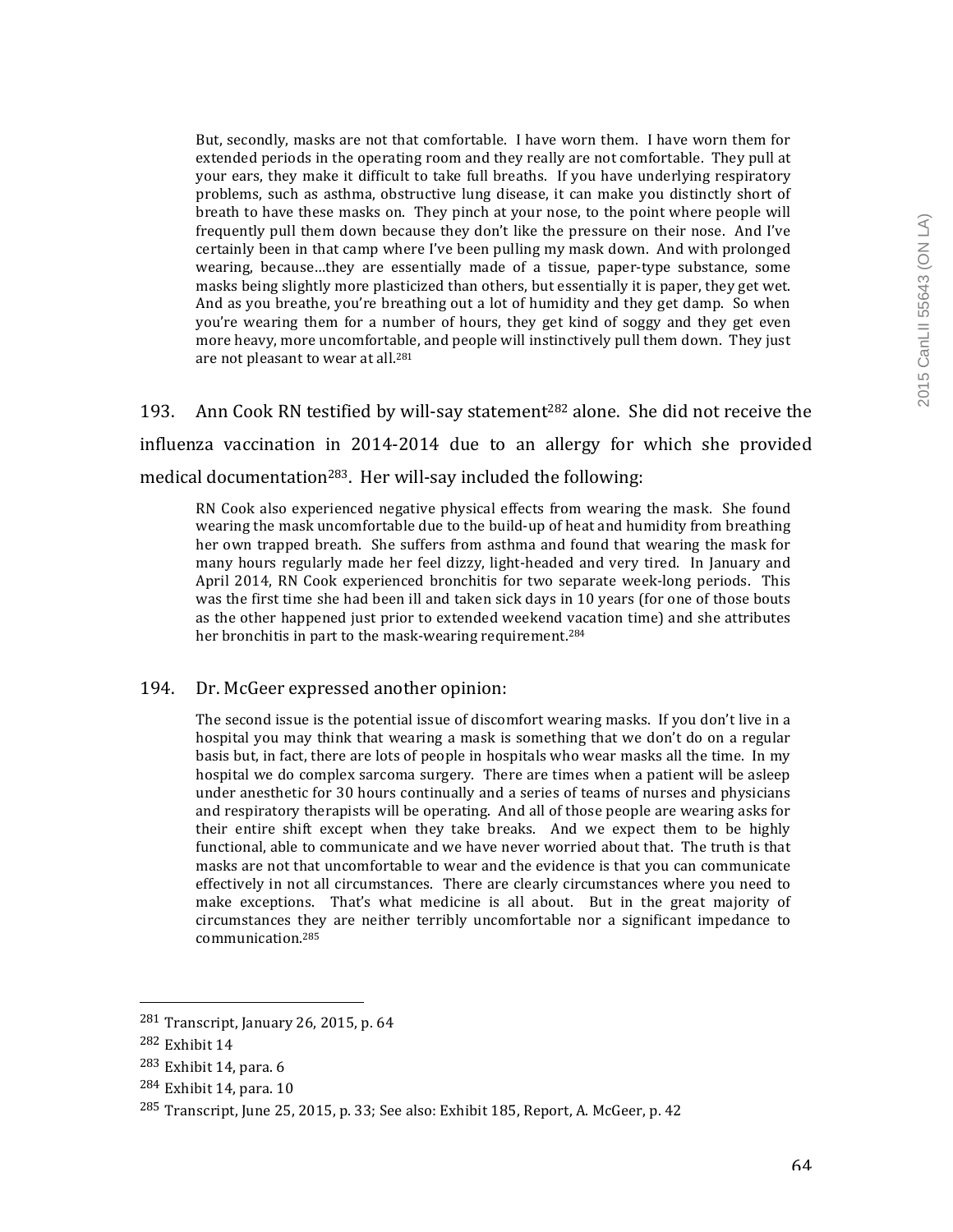> But, secondly, masks are not that comfortable. I have worn them. I have worn them for extended periods in the operating room and they really are not comfortable. They pull at your ears, they make it difficult to take full breaths. If you have underlying respiratory problems, such as asthma, obstructive lung disease, it can make you distinctly short of breath to have these masks on. They pinch at your nose, to the point where people will frequently pull them down because they don't like the pressure on their nose. And I've certainly been in that camp where I've been pulling my mask down. And with prolonged wearing, because…they are essentially made of a tissue, paper-type substance, some masks being slightly more plasticized than others, but essentially it is paper, they get wet. And as you breathe, you're breathing out a lot of humidity and they get damp. So when you're wearing them for a number of hours, they get kind of soggy and they get even more heavy, more uncomfortable, and people will instinctively pull them down. They just are not pleasant to wear at all.[281]

193. Ann Cook RN testified by will-say statement[282] alone. She did not receive the influenza vaccination in 2014-2014 due to an allergy for which she provided medical documentation[283]. Her will-say included the following:

> RN Cook also experienced negative physical effects from wearing the mask. She found wearing the mask uncomfortable due to the build-up of heat and humidity from breathing her own trapped breath. She suffers from asthma and found that wearing the mask for many hours regularly made her feel dizzy, light-headed and very tired. In January and April 2014, RN Cook experienced bronchitis for two separate week-long periods. This was the first time she had been ill and taken sick days in 10 years (for one of those bouts as the other happened just prior to extended weekend vacation time) and she attributes her bronchitis in part to the mask-wearing requirement.[284]

194. Dr. McGeer expressed another opinion:

> The second issue is the potential issue of discomfort wearing masks. If you don't live in a hospital you may think that wearing a mask is something that we don't do on a regular basis but, in fact, there are lots of people in hospitals who wear masks all the time. In my hospital we do complex sarcoma surgery. There are times when a patient will be asleep under anesthetic for 30 hours continually and a series of teams of nurses and physicians and respiratory therapists will be operating. And all of those people are wearing asks for their entire shift except when they take breaks. And we expect them to be highly functional, able to communicate and we have never worried about that. The truth is that masks are not that uncomfortable to wear and the evidence is that you can communicate effectively in not all circumstances. There are clearly circumstances where you need to make exceptions. That's what medicine is all about. But in the great majority of circumstances they are neither terribly uncomfortable nor a significant impedance to communication.[285]

---

[281] Transcript, January 26, 2015, p. 64

[282] Exhibit 14

[283] Exhibit 14, para. 6

[284] Exhibit 14, para. 10

[285] Transcript, June 25, 2015, p. 33; See also: Exhibit 185, Report, A. McGeer, p. 42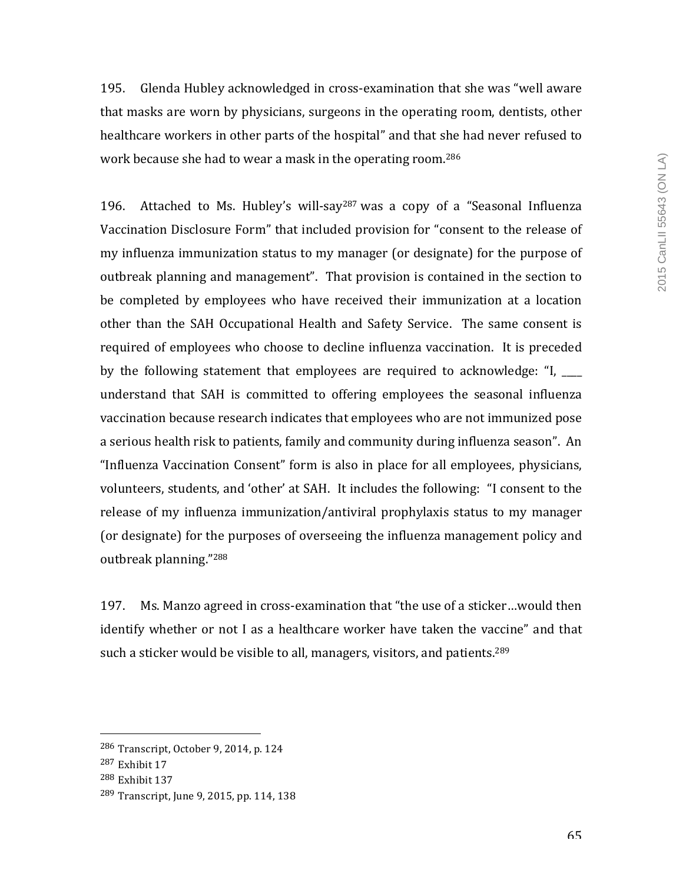195. Glenda Hubley acknowledged in cross-examination that she was "well aware that masks are worn by physicians, surgeons in the operating room, dentists, other healthcare workers in other parts of the hospital" and that she had never refused to work because she had to wear a mask in the operating room.[286]

196. Attached to Ms. Hubley's will-say[287] was a copy of a "Seasonal Influenza Vaccination Disclosure Form" that included provision for "consent to the release of my influenza immunization status to my manager (or designate) for the purpose of outbreak planning and management". That provision is contained in the section to be completed by employees who have received their immunization at a location other than the SAH Occupational Health and Safety Service. The same consent is required of employees who choose to decline influenza vaccination. It is preceded by the following statement that employees are required to acknowledge: "I, ____ understand that SAH is committed to offering employees the seasonal influenza vaccination because research indicates that employees who are not immunized pose a serious health risk to patients, family and community during influenza season". An "Influenza Vaccination Consent" form is also in place for all employees, physicians, volunteers, students, and 'other' at SAH. It includes the following: "I consent to the release of my influenza immunization/antiviral prophylaxis status to my manager (or designate) for the purposes of overseeing the influenza management policy and outbreak planning."[288]

197. Ms. Manzo agreed in cross-examination that "the use of a sticker…would then identify whether or not I as a healthcare worker have taken the vaccine" and that such a sticker would be visible to all, managers, visitors, and patients.[289]

---

[286] Transcript, October 9, 2014, p. 124

[287] Exhibit 17

[288] Exhibit 137

[289] Transcript, June 9, 2015, pp. 114, 138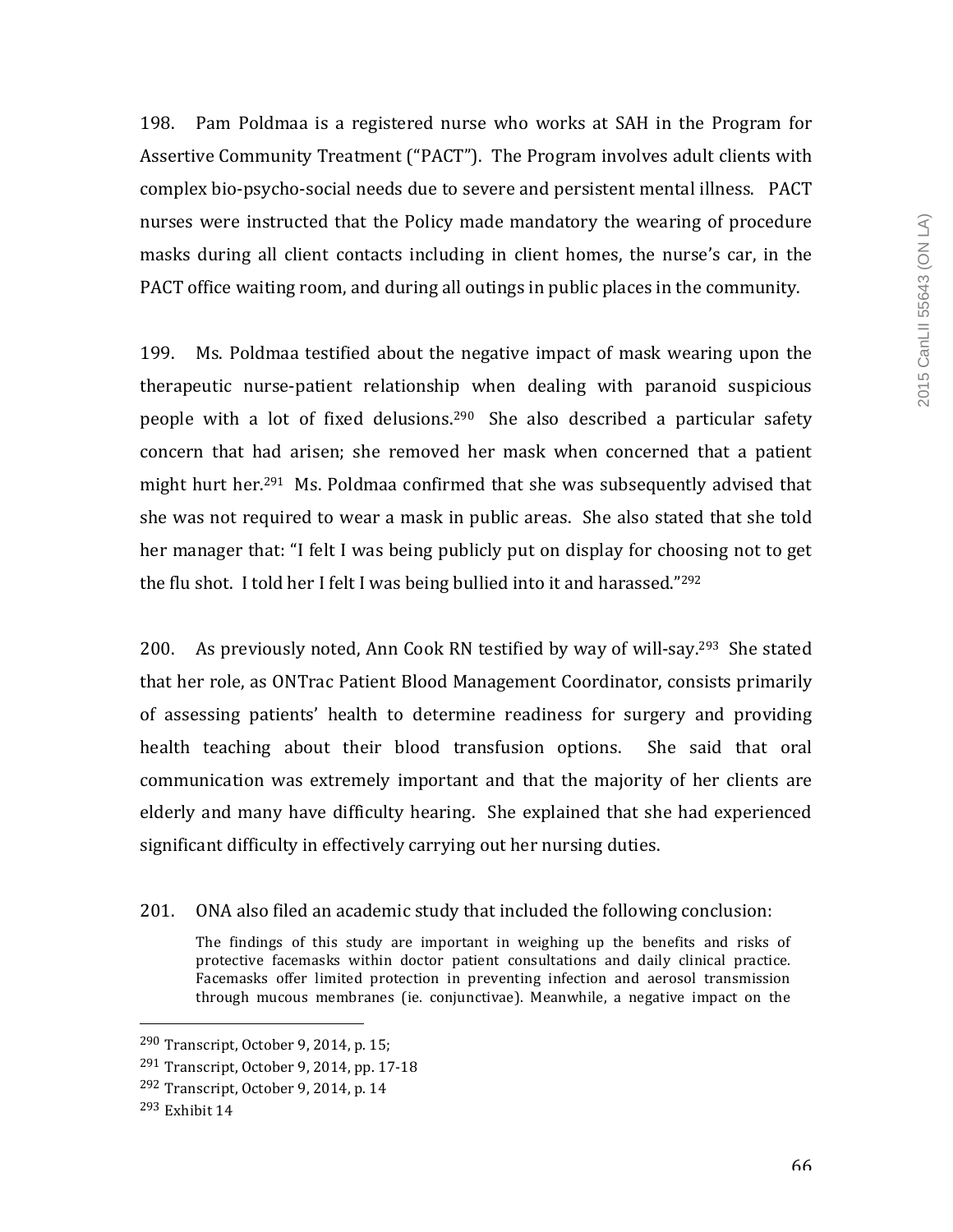198. Pam Poldmaa is a registered nurse who works at SAH in the Program for Assertive Community Treatment ("PACT"). The Program involves adult clients with complex bio-psycho-social needs due to severe and persistent mental illness. PACT nurses were instructed that the Policy made mandatory the wearing of procedure masks during all client contacts including in client homes, the nurse's car, in the PACT office waiting room, and during all outings in public places in the community.

199. Ms. Poldmaa testified about the negative impact of mask wearing upon the therapeutic nurse-patient relationship when dealing with paranoid suspicious people with a lot of fixed delusions.[290] She also described a particular safety concern that had arisen; she removed her mask when concerned that a patient might hurt her.[291] Ms. Poldmaa confirmed that she was subsequently advised that she was not required to wear a mask in public areas. She also stated that she told her manager that: "I felt I was being publicly put on display for choosing not to get the flu shot. I told her I felt I was being bullied into it and harassed."[292]

200. As previously noted, Ann Cook RN testified by way of will-say.[293] She stated that her role, as ONTrac Patient Blood Management Coordinator, consists primarily of assessing patients' health to determine readiness for surgery and providing health teaching about their blood transfusion options. She said that oral communication was extremely important and that the majority of her clients are elderly and many have difficulty hearing. She explained that she had experienced significant difficulty in effectively carrying out her nursing duties.

201. ONA also filed an academic study that included the following conclusion:

> The findings of this study are important in weighing up the benefits and risks of protective facemasks within doctor patient consultations and daily clinical practice. Facemasks offer limited protection in preventing infection and aerosol transmission through mucous membranes (ie. conjunctivae). Meanwhile, a negative impact on the

---

[290] Transcript, October 9, 2014, p. 15;

[291] Transcript, October 9, 2014, pp. 17-18

[292] Transcript, October 9, 2014, p. 14

[293] Exhibit 14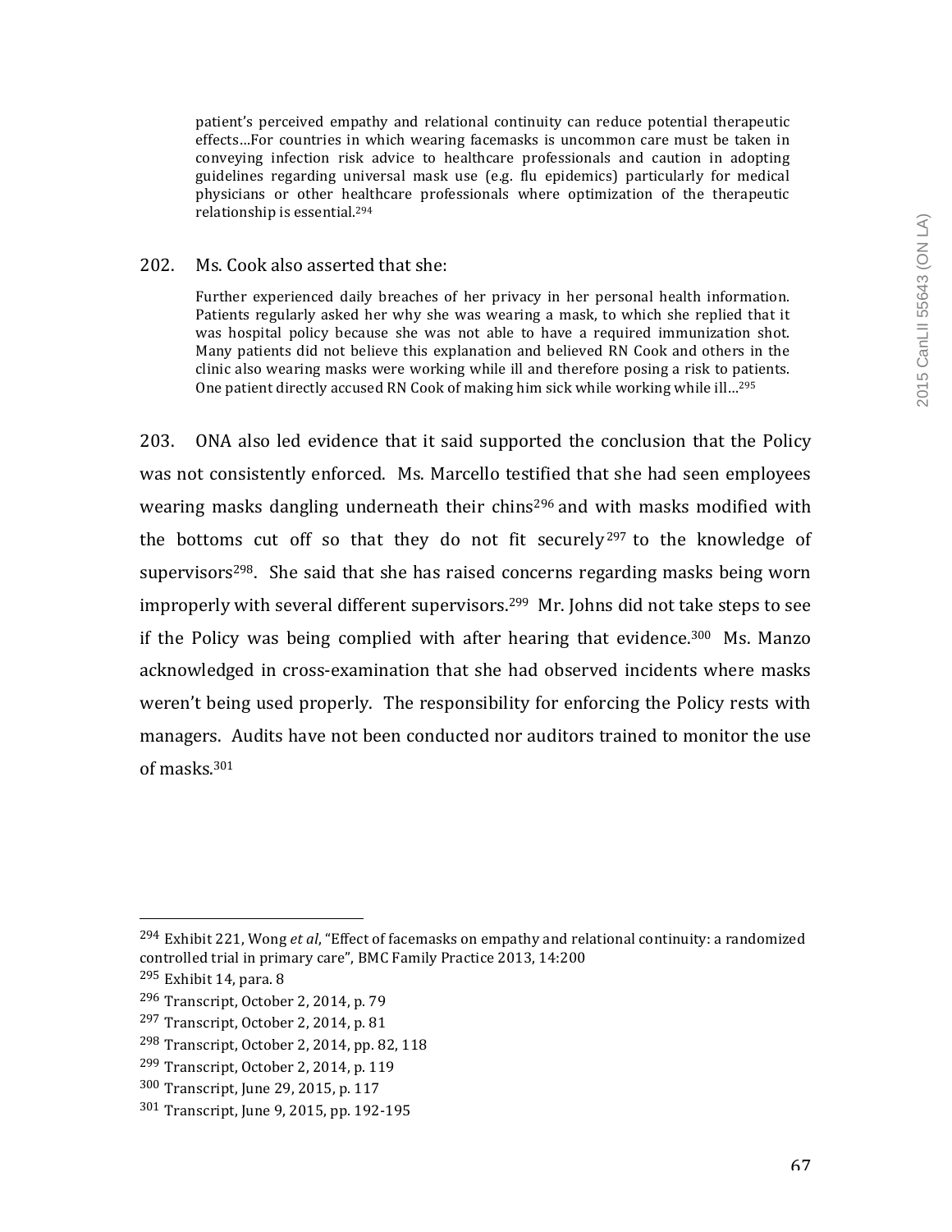> patient's perceived empathy and relational continuity can reduce potential therapeutic effects…For countries in which wearing facemasks is uncommon care must be taken in conveying infection risk advice to healthcare professionals and caution in adopting guidelines regarding universal mask use (e.g. flu epidemics) particularly for medical physicians or other healthcare professionals where optimization of the therapeutic relationship is essential.[294]

202. Ms. Cook also asserted that she:

> Further experienced daily breaches of her privacy in her personal health information. Patients regularly asked her why she was wearing a mask, to which she replied that it was hospital policy because she was not able to have a required immunization shot. Many patients did not believe this explanation and believed RN Cook and others in the clinic also wearing masks were working while ill and therefore posing a risk to patients. One patient directly accused RN Cook of making him sick while working while ill…[295]

203. ONA also led evidence that it said supported the conclusion that the Policy was not consistently enforced. Ms. Marcello testified that she had seen employees wearing masks dangling underneath their chins[296] and with masks modified with the bottoms cut off so that they do not fit securely[297] to the knowledge of supervisors[298]. She said that she has raised concerns regarding masks being worn improperly with several different supervisors.[299] Mr. Johns did not take steps to see if the Policy was being complied with after hearing that evidence.[300] Ms. Manzo acknowledged in cross-examination that she had observed incidents where masks weren't being used properly. The responsibility for enforcing the Policy rests with managers. Audits have not been conducted nor auditors trained to monitor the use of masks.[301]

---

[294] Exhibit 221, Wong *et al*, "Effect of facemasks on empathy and relational continuity: a randomized controlled trial in primary care", BMC Family Practice 2013, 14:200

[295] Exhibit 14, para. 8

[296] Transcript, October 2, 2014, p. 79

[297] Transcript, October 2, 2014, p. 81

[298] Transcript, October 2, 2014, pp. 82, 118

[299] Transcript, October 2, 2014, p. 119

[300] Transcript, June 29, 2015, p. 117

[301] Transcript, June 9, 2015, pp. 192-195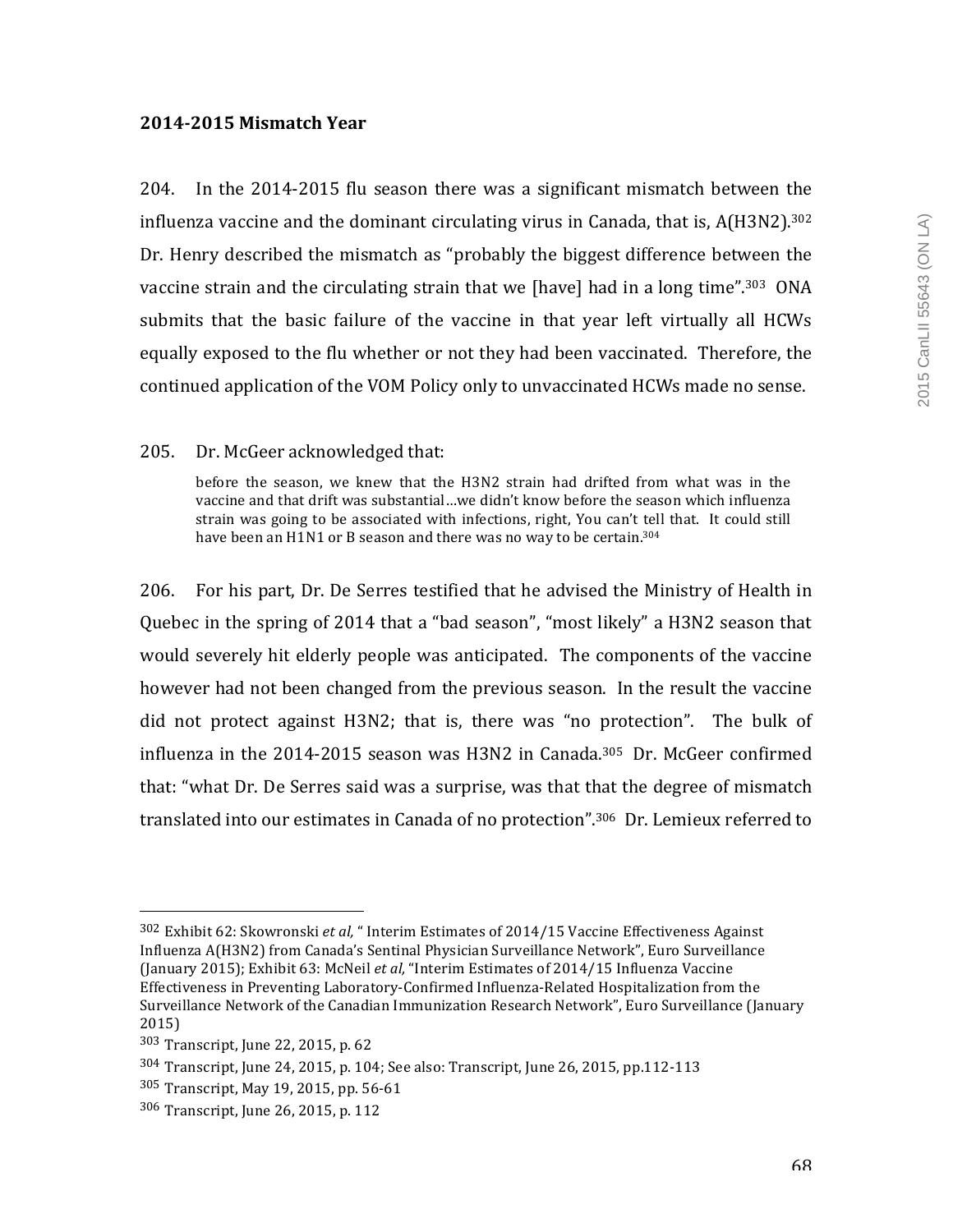**2014-2015 Mismatch Year**

204. In the 2014-2015 flu season there was a significant mismatch between the influenza vaccine and the dominant circulating virus in Canada, that is, A(H3N2).[302] Dr. Henry described the mismatch as "probably the biggest difference between the vaccine strain and the circulating strain that we [have] had in a long time".[303] ONA submits that the basic failure of the vaccine in that year left virtually all HCWs equally exposed to the flu whether or not they had been vaccinated. Therefore, the continued application of the VOM Policy only to unvaccinated HCWs made no sense.

205. Dr. McGeer acknowledged that:

> before the season, we knew that the H3N2 strain had drifted from what was in the vaccine and that drift was substantial…we didn't know before the season which influenza strain was going to be associated with infections, right, You can't tell that. It could still have been an H1N1 or B season and there was no way to be certain.[304]

206. For his part, Dr. De Serres testified that he advised the Ministry of Health in Quebec in the spring of 2014 that a "bad season", "most likely" a H3N2 season that would severely hit elderly people was anticipated. The components of the vaccine however had not been changed from the previous season. In the result the vaccine did not protect against H3N2; that is, there was "no protection". The bulk of influenza in the 2014-2015 season was H3N2 in Canada.[305] Dr. McGeer confirmed that: "what Dr. De Serres said was a surprise, was that that the degree of mismatch translated into our estimates in Canada of no protection".[306] Dr. Lemieux referred to

---

[302] Exhibit 62: Skowronski *et al,* " Interim Estimates of 2014/15 Vaccine Effectiveness Against Influenza A(H3N2) from Canada's Sentinal Physician Surveillance Network", Euro Surveillance (January 2015); Exhibit 63: McNeil *et al,* "Interim Estimates of 2014/15 Influenza Vaccine Effectiveness in Preventing Laboratory-Confirmed Influenza-Related Hospitalization from the Surveillance Network of the Canadian Immunization Research Network", Euro Surveillance (January 2015)

[303] Transcript, June 22, 2015, p. 62

[304] Transcript, June 24, 2015, p. 104; See also: Transcript, June 26, 2015, pp.112-113

[305] Transcript, May 19, 2015, pp. 56-61

[306] Transcript, June 26, 2015, p. 112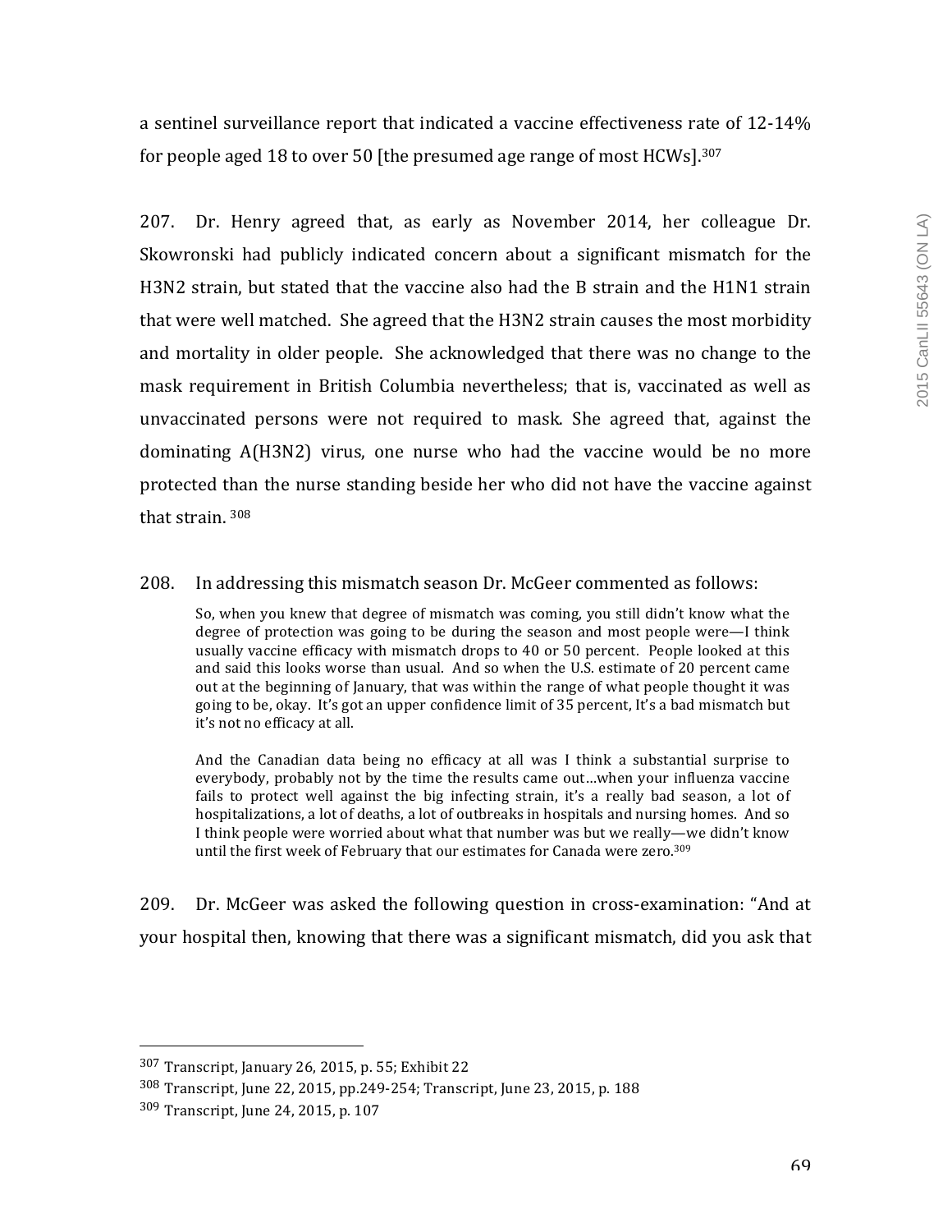a sentinel surveillance report that indicated a vaccine effectiveness rate of 12-14% for people aged 18 to over 50 [the presumed age range of most HCWs].[307]

207. Dr. Henry agreed that, as early as November 2014, her colleague Dr. Skowronski had publicly indicated concern about a significant mismatch for the H3N2 strain, but stated that the vaccine also had the B strain and the H1N1 strain that were well matched. She agreed that the H3N2 strain causes the most morbidity and mortality in older people. She acknowledged that there was no change to the mask requirement in British Columbia nevertheless; that is, vaccinated as well as unvaccinated persons were not required to mask. She agreed that, against the dominating A(H3N2) virus, one nurse who had the vaccine would be no more protected than the nurse standing beside her who did not have the vaccine against that strain. [308]

208. In addressing this mismatch season Dr. McGeer commented as follows:

> So, when you knew that degree of mismatch was coming, you still didn't know what the degree of protection was going to be during the season and most people were—I think usually vaccine efficacy with mismatch drops to 40 or 50 percent. People looked at this and said this looks worse than usual. And so when the U.S. estimate of 20 percent came out at the beginning of January, that was within the range of what people thought it was going to be, okay. It's got an upper confidence limit of 35 percent, It's a bad mismatch but it's not no efficacy at all.
>
> And the Canadian data being no efficacy at all was I think a substantial surprise to everybody, probably not by the time the results came out…when your influenza vaccine fails to protect well against the big infecting strain, it's a really bad season, a lot of hospitalizations, a lot of deaths, a lot of outbreaks in hospitals and nursing homes. And so I think people were worried about what that number was but we really—we didn't know until the first week of February that our estimates for Canada were zero.[309]

209. Dr. McGeer was asked the following question in cross-examination: "And at your hospital then, knowing that there was a significant mismatch, did you ask that

---

[307] Transcript, January 26, 2015, p. 55; Exhibit 22

[308] Transcript, June 22, 2015, pp.249-254; Transcript, June 23, 2015, p. 188

[309] Transcript, June 24, 2015, p. 107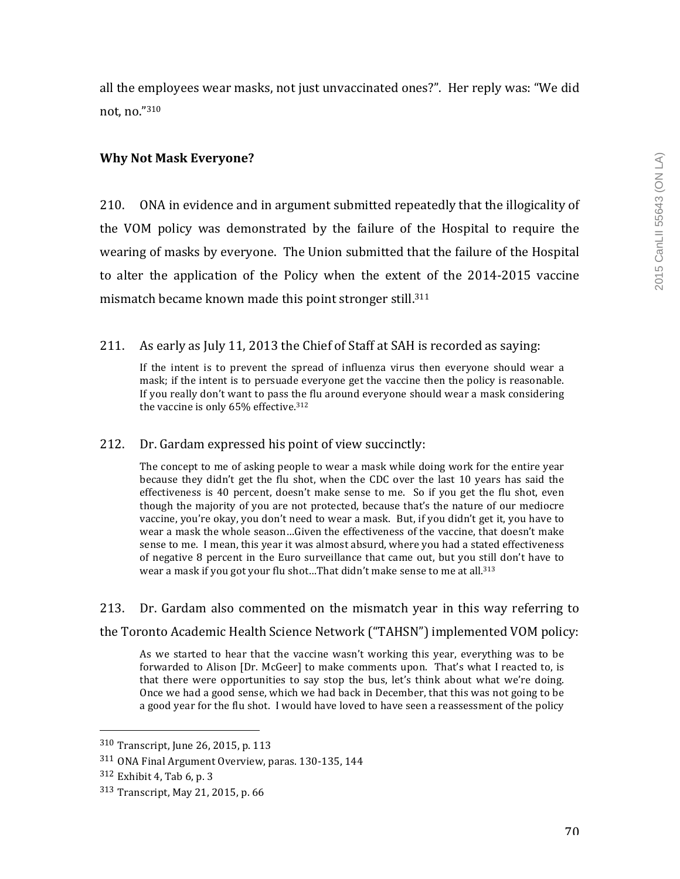all the employees wear masks, not just unvaccinated ones?". Her reply was: "We did not, no."[310]

**Why Not Mask Everyone?**

210. ONA in evidence and in argument submitted repeatedly that the illogicality of the VOM policy was demonstrated by the failure of the Hospital to require the wearing of masks by everyone. The Union submitted that the failure of the Hospital to alter the application of the Policy when the extent of the 2014-2015 vaccine mismatch became known made this point stronger still.[311]

211. As early as July 11, 2013 the Chief of Staff at SAH is recorded as saying:

> If the intent is to prevent the spread of influenza virus then everyone should wear a mask; if the intent is to persuade everyone get the vaccine then the policy is reasonable. If you really don't want to pass the flu around everyone should wear a mask considering the vaccine is only 65% effective.[312]

212. Dr. Gardam expressed his point of view succinctly:

> The concept to me of asking people to wear a mask while doing work for the entire year because they didn't get the flu shot, when the CDC over the last 10 years has said the effectiveness is 40 percent, doesn't make sense to me. So if you get the flu shot, even though the majority of you are not protected, because that's the nature of our mediocre vaccine, you're okay, you don't need to wear a mask. But, if you didn't get it, you have to wear a mask the whole season…Given the effectiveness of the vaccine, that doesn't make sense to me. I mean, this year it was almost absurd, where you had a stated effectiveness of negative 8 percent in the Euro surveillance that came out, but you still don't have to wear a mask if you got your flu shot…That didn't make sense to me at all.[313]

213. Dr. Gardam also commented on the mismatch year in this way referring to the Toronto Academic Health Science Network ("TAHSN") implemented VOM policy:

> As we started to hear that the vaccine wasn't working this year, everything was to be forwarded to Alison [Dr. McGeer] to make comments upon. That's what I reacted to, is that there were opportunities to say stop the bus, let's think about what we're doing. Once we had a good sense, which we had back in December, that this was not going to be a good year for the flu shot. I would have loved to have seen a reassessment of the policy

---

[310] Transcript, June 26, 2015, p. 113

[311] ONA Final Argument Overview, paras. 130-135, 144

[312] Exhibit 4, Tab 6, p. 3

[313] Transcript, May 21, 2015, p. 66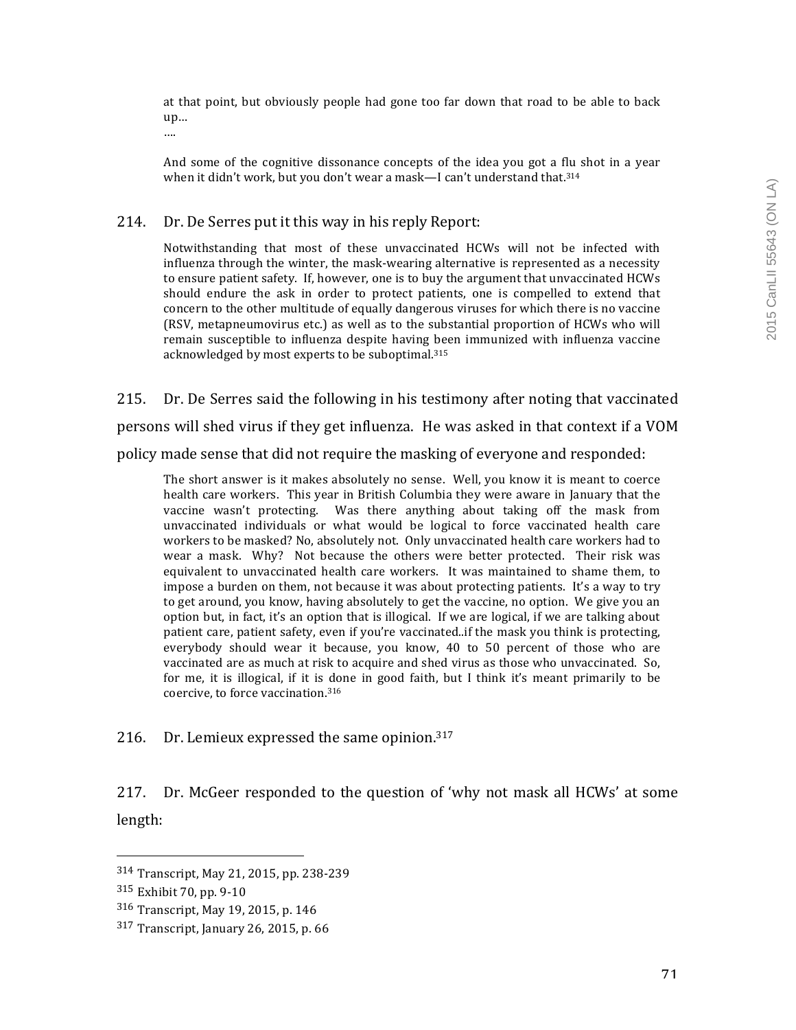> at that point, but obviously people had gone too far down that road to be able to back up…
>
> ….
>
> And some of the cognitive dissonance concepts of the idea you got a flu shot in a year when it didn't work, but you don't wear a mask—I can't understand that.[314]

214. Dr. De Serres put it this way in his reply Report:

> Notwithstanding that most of these unvaccinated HCWs will not be infected with influenza through the winter, the mask-wearing alternative is represented as a necessity to ensure patient safety. If, however, one is to buy the argument that unvaccinated HCWs should endure the ask in order to protect patients, one is compelled to extend that concern to the other multitude of equally dangerous viruses for which there is no vaccine (RSV, metapneumovirus etc.) as well as to the substantial proportion of HCWs who will remain susceptible to influenza despite having been immunized with influenza vaccine acknowledged by most experts to be suboptimal.[315]

215. Dr. De Serres said the following in his testimony after noting that vaccinated persons will shed virus if they get influenza. He was asked in that context if a VOM policy made sense that did not require the masking of everyone and responded:

> The short answer is it makes absolutely no sense. Well, you know it is meant to coerce health care workers. This year in British Columbia they were aware in January that the vaccine wasn't protecting. Was there anything about taking off the mask from unvaccinated individuals or what would be logical to force vaccinated health care workers to be masked? No, absolutely not. Only unvaccinated health care workers had to wear a mask. Why? Not because the others were better protected. Their risk was equivalent to unvaccinated health care workers. It was maintained to shame them, to impose a burden on them, not because it was about protecting patients. It's a way to try to get around, you know, having absolutely to get the vaccine, no option. We give you an option but, in fact, it's an option that is illogical. If we are logical, if we are talking about patient care, patient safety, even if you're vaccinated..if the mask you think is protecting, everybody should wear it because, you know, 40 to 50 percent of those who are vaccinated are as much at risk to acquire and shed virus as those who unvaccinated. So, for me, it is illogical, if it is done in good faith, but I think it's meant primarily to be coercive, to force vaccination.[316]

216. Dr. Lemieux expressed the same opinion.[317]

217. Dr. McGeer responded to the question of 'why not mask all HCWs' at some length:

---

[314] Transcript, May 21, 2015, pp. 238-239

[315] Exhibit 70, pp. 9-10

[316] Transcript, May 19, 2015, p. 146

[317] Transcript, January 26, 2015, p. 66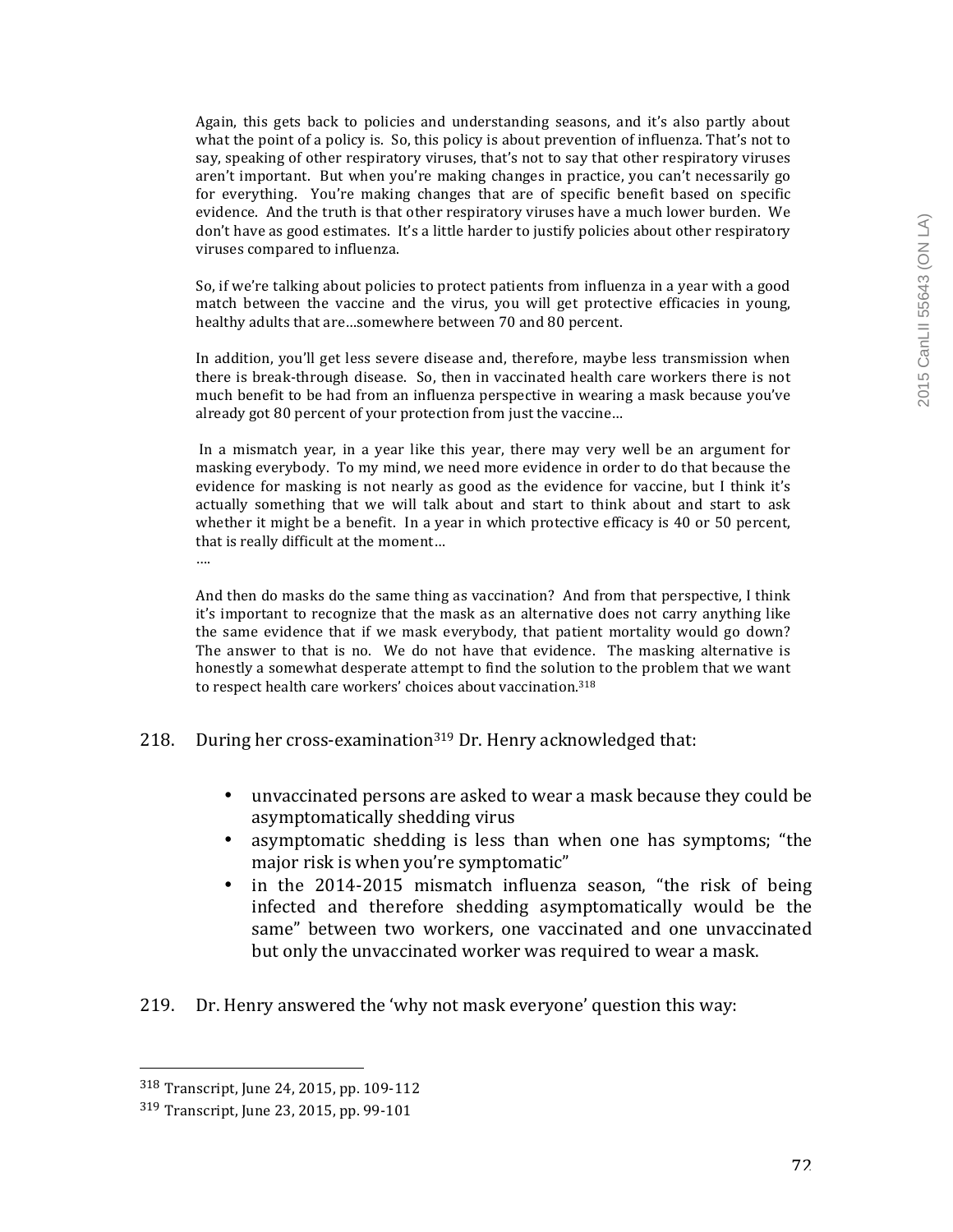> Again, this gets back to policies and understanding seasons, and it's also partly about what the point of a policy is. So, this policy is about prevention of influenza. That's not to say, speaking of other respiratory viruses, that's not to say that other respiratory viruses aren't important. But when you're making changes in practice, you can't necessarily go for everything. You're making changes that are of specific benefit based on specific evidence. And the truth is that other respiratory viruses have a much lower burden. We don't have as good estimates. It's a little harder to justify policies about other respiratory viruses compared to influenza.
>
> So, if we're talking about policies to protect patients from influenza in a year with a good match between the vaccine and the virus, you will get protective efficacies in young, healthy adults that are…somewhere between 70 and 80 percent.
>
> In addition, you'll get less severe disease and, therefore, maybe less transmission when there is break-through disease. So, then in vaccinated health care workers there is not much benefit to be had from an influenza perspective in wearing a mask because you've already got 80 percent of your protection from just the vaccine…
>
> In a mismatch year, in a year like this year, there may very well be an argument for masking everybody. To my mind, we need more evidence in order to do that because the evidence for masking is not nearly as good as the evidence for vaccine, but I think it's actually something that we will talk about and start to think about and start to ask whether it might be a benefit. In a year in which protective efficacy is 40 or 50 percent, that is really difficult at the moment…
>
> ….
>
> And then do masks do the same thing as vaccination? And from that perspective, I think it's important to recognize that the mask as an alternative does not carry anything like the same evidence that if we mask everybody, that patient mortality would go down? The answer to that is no. We do not have that evidence. The masking alternative is honestly a somewhat desperate attempt to find the solution to the problem that we want to respect health care workers' choices about vaccination.[318]

218. During her cross-examination[319] Dr. Henry acknowledged that:

- unvaccinated persons are asked to wear a mask because they could be asymptomatically shedding virus
- asymptomatic shedding is less than when one has symptoms; "the major risk is when you're symptomatic"
- in the 2014-2015 mismatch influenza season, "the risk of being infected and therefore shedding asymptomatically would be the same" between two workers, one vaccinated and one unvaccinated but only the unvaccinated worker was required to wear a mask.

219. Dr. Henry answered the 'why not mask everyone' question this way:

---

[318] Transcript, June 24, 2015, pp. 109-112

[319] Transcript, June 23, 2015, pp. 99-101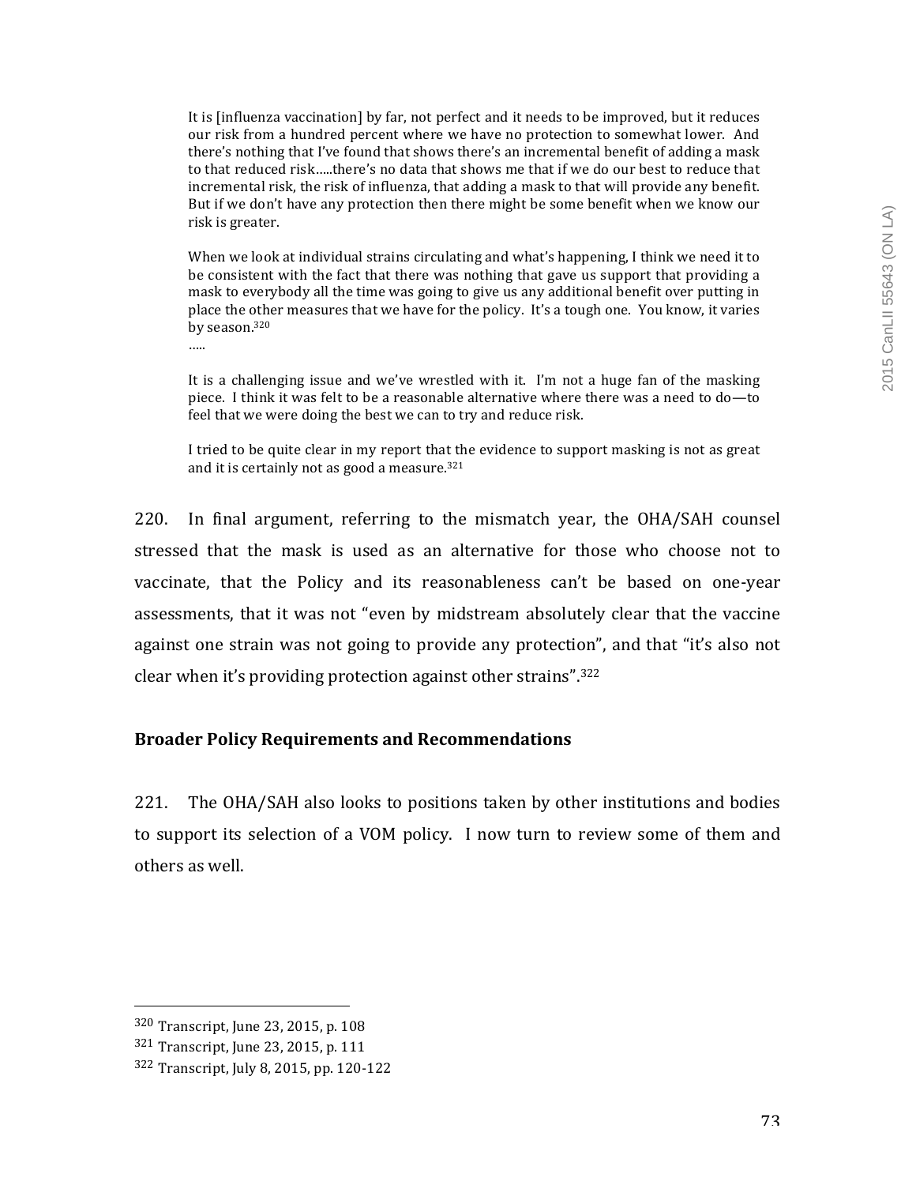> It is [influenza vaccination] by far, not perfect and it needs to be improved, but it reduces our risk from a hundred percent where we have no protection to somewhat lower. And there's nothing that I've found that shows there's an incremental benefit of adding a mask to that reduced risk.....there's no data that shows me that if we do our best to reduce that incremental risk, the risk of influenza, that adding a mask to that will provide any benefit. But if we don't have any protection then there might be some benefit when we know our risk is greater.
>
> When we look at individual strains circulating and what's happening, I think we need it to be consistent with the fact that there was nothing that gave us support that providing a mask to everybody all the time was going to give us any additional benefit over putting in place the other measures that we have for the policy. It's a tough one. You know, it varies by season.[320]
>
> .....
>
> It is a challenging issue and we've wrestled with it. I'm not a huge fan of the masking piece. I think it was felt to be a reasonable alternative where there was a need to do—to feel that we were doing the best we can to try and reduce risk.
>
> I tried to be quite clear in my report that the evidence to support masking is not as great and it is certainly not as good a measure.[321]

220. In final argument, referring to the mismatch year, the OHA/SAH counsel stressed that the mask is used as an alternative for those who choose not to vaccinate, that the Policy and its reasonableness can't be based on one-year assessments, that it was not "even by midstream absolutely clear that the vaccine against one strain was not going to provide any protection", and that "it's also not clear when it's providing protection against other strains".[322]

### Broader Policy Requirements and Recommendations

221. The OHA/SAH also looks to positions taken by other institutions and bodies to support its selection of a VOM policy. I now turn to review some of them and others as well.

---

[320] Transcript, June 23, 2015, p. 108

[321] Transcript, June 23, 2015, p. 111

[322] Transcript, July 8, 2015, pp. 120-122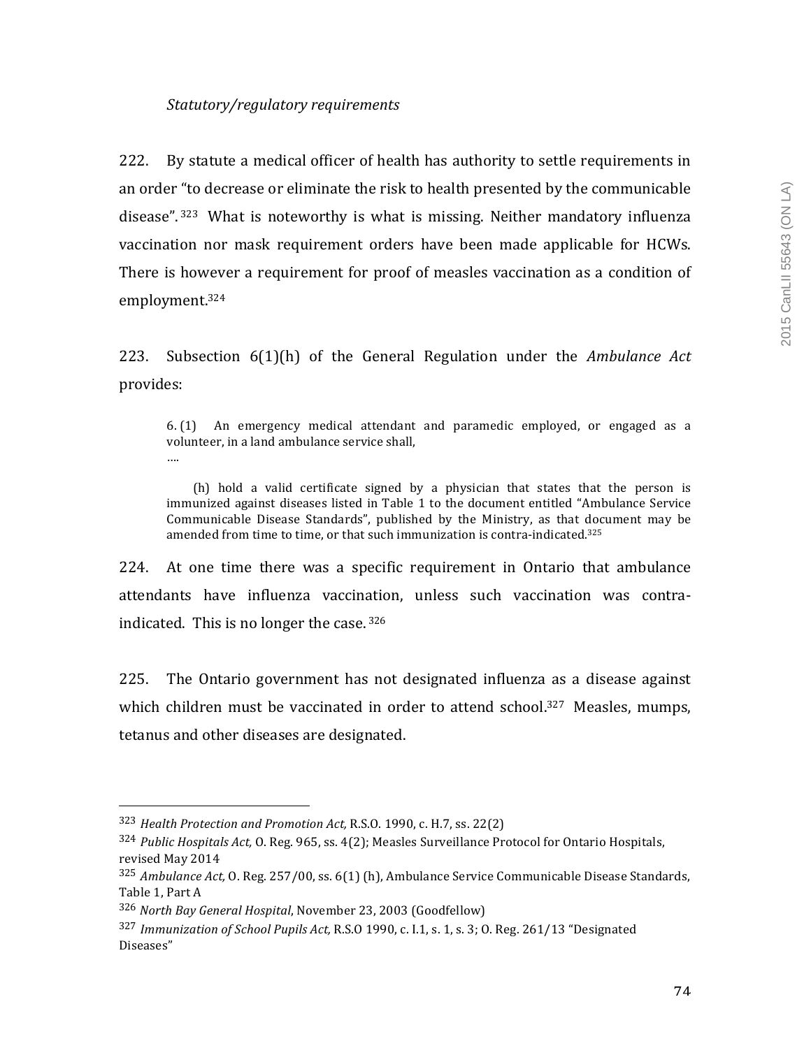*Statutory/regulatory requirements*

222. By statute a medical officer of health has authority to settle requirements in an order "to decrease or eliminate the risk to health presented by the communicable disease".[323] What is noteworthy is what is missing. Neither mandatory influenza vaccination nor mask requirement orders have been made applicable for HCWs. There is however a requirement for proof of measles vaccination as a condition of employment.[324]

223. Subsection 6(1)(h) of the General Regulation under the *Ambulance Act* provides:

> 6. (1) An emergency medical attendant and paramedic employed, or engaged as a volunteer, in a land ambulance service shall,
>
> ….
>
> (h) hold a valid certificate signed by a physician that states that the person is immunized against diseases listed in Table 1 to the document entitled "Ambulance Service Communicable Disease Standards", published by the Ministry, as that document may be amended from time to time, or that such immunization is contra-indicated.[325]

224. At one time there was a specific requirement in Ontario that ambulance attendants have influenza vaccination, unless such vaccination was contra-indicated. This is no longer the case.[326]

225. The Ontario government has not designated influenza as a disease against which children must be vaccinated in order to attend school.[327] Measles, mumps, tetanus and other diseases are designated.

---

[323] *Health Protection and Promotion Act,* R.S.O. 1990, c. H.7, ss. 22(2)

[324] *Public Hospitals Act,* O. Reg. 965, ss. 4(2); Measles Surveillance Protocol for Ontario Hospitals, revised May 2014

[325] *Ambulance Act,* O. Reg. 257/00, ss. 6(1) (h), Ambulance Service Communicable Disease Standards, Table 1, Part A

[326] *North Bay General Hospital*, November 23, 2003 (Goodfellow)

[327] *Immunization of School Pupils Act,* R.S.O 1990, c. I.1, s. 1, s. 3; O. Reg. 261/13 "Designated Diseases"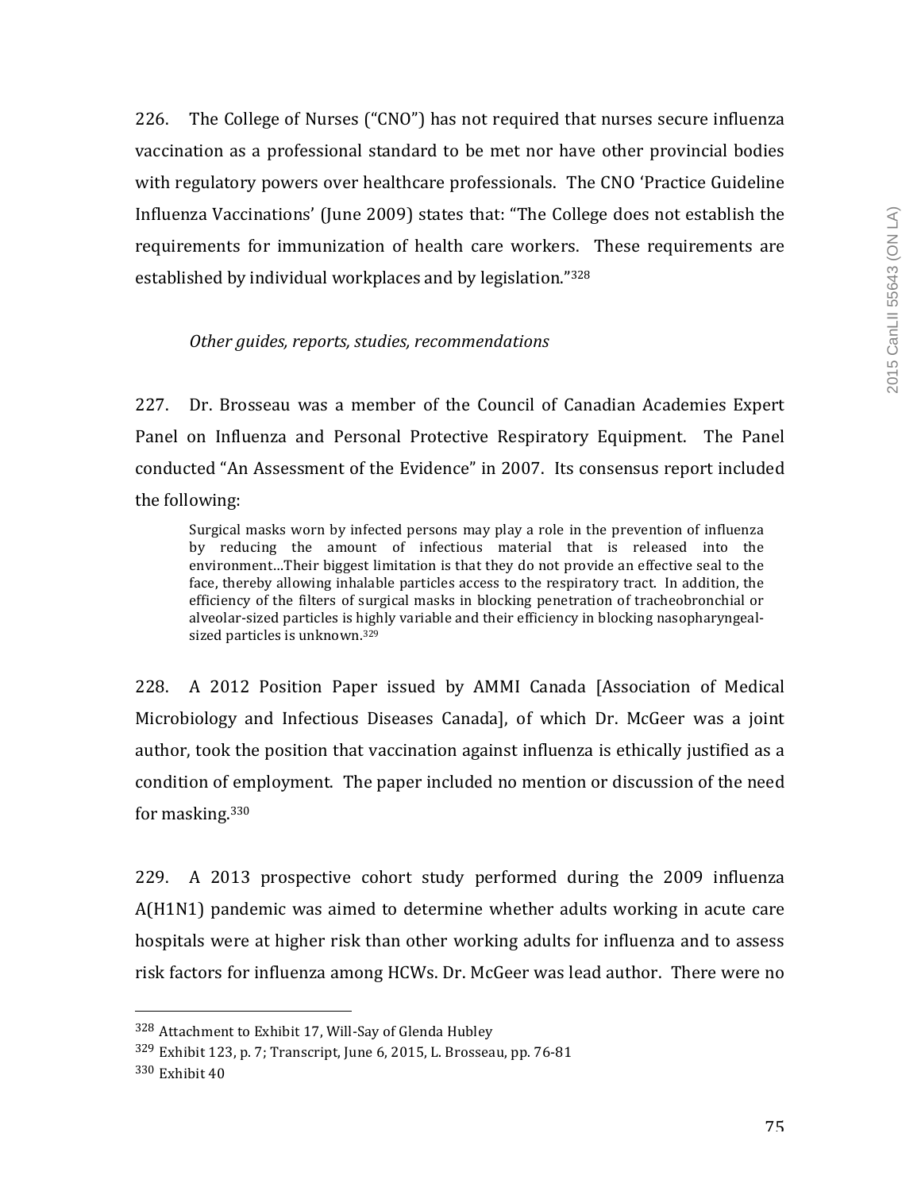226. The College of Nurses ("CNO") has not required that nurses secure influenza vaccination as a professional standard to be met nor have other provincial bodies with regulatory powers over healthcare professionals. The CNO 'Practice Guideline Influenza Vaccinations' (June 2009) states that: "The College does not establish the requirements for immunization of health care workers. These requirements are established by individual workplaces and by legislation."[328]

*Other guides, reports, studies, recommendations*

227. Dr. Brosseau was a member of the Council of Canadian Academies Expert Panel on Influenza and Personal Protective Respiratory Equipment. The Panel conducted "An Assessment of the Evidence" in 2007. Its consensus report included the following:

> Surgical masks worn by infected persons may play a role in the prevention of influenza by reducing the amount of infectious material that is released into the environment…Their biggest limitation is that they do not provide an effective seal to the face, thereby allowing inhalable particles access to the respiratory tract. In addition, the efficiency of the filters of surgical masks in blocking penetration of tracheobronchial or alveolar-sized particles is highly variable and their efficiency in blocking nasopharyngeal-sized particles is unknown.[329]

228. A 2012 Position Paper issued by AMMI Canada [Association of Medical Microbiology and Infectious Diseases Canada], of which Dr. McGeer was a joint author, took the position that vaccination against influenza is ethically justified as a condition of employment. The paper included no mention or discussion of the need for masking.[330]

229. A 2013 prospective cohort study performed during the 2009 influenza A(H1N1) pandemic was aimed to determine whether adults working in acute care hospitals were at higher risk than other working adults for influenza and to assess risk factors for influenza among HCWs. Dr. McGeer was lead author. There were no

---

[328] Attachment to Exhibit 17, Will-Say of Glenda Hubley

[329] Exhibit 123, p. 7; Transcript, June 6, 2015, L. Brosseau, pp. 76-81

[330] Exhibit 40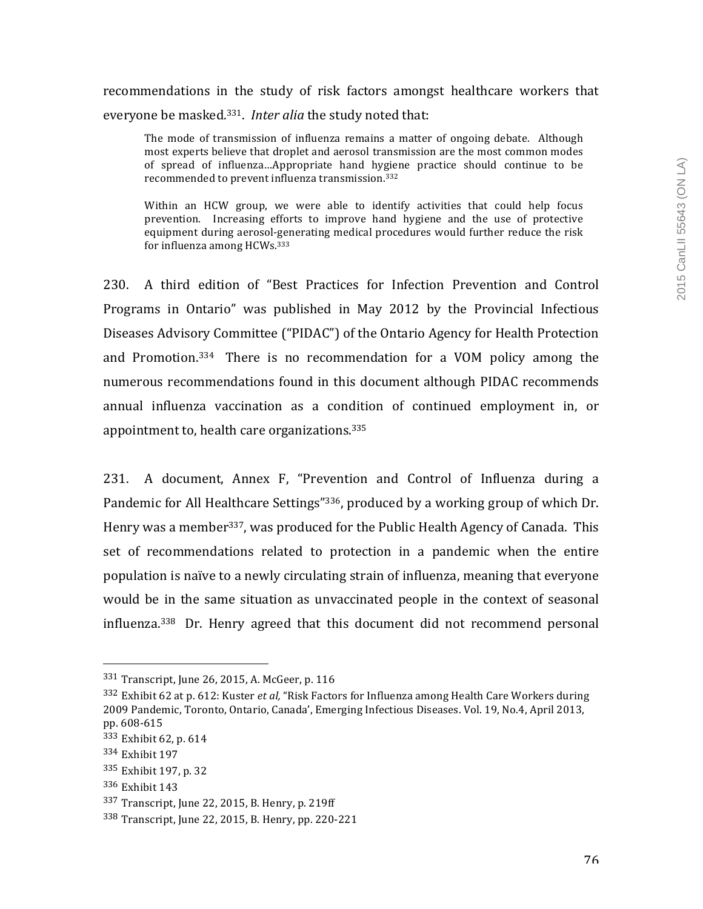recommendations in the study of risk factors amongst healthcare workers that everyone be masked.[331]. *Inter alia* the study noted that:

> The mode of transmission of influenza remains a matter of ongoing debate. Although most experts believe that droplet and aerosol transmission are the most common modes of spread of influenza…Appropriate hand hygiene practice should continue to be recommended to prevent influenza transmission.[332]
>
> Within an HCW group, we were able to identify activities that could help focus prevention. Increasing efforts to improve hand hygiene and the use of protective equipment during aerosol-generating medical procedures would further reduce the risk for influenza among HCWs.[333]

230. A third edition of "Best Practices for Infection Prevention and Control Programs in Ontario" was published in May 2012 by the Provincial Infectious Diseases Advisory Committee ("PIDAC") of the Ontario Agency for Health Protection and Promotion.[334] There is no recommendation for a VOM policy among the numerous recommendations found in this document although PIDAC recommends annual influenza vaccination as a condition of continued employment in, or appointment to, health care organizations.[335]

231. A document, Annex F, "Prevention and Control of Influenza during a Pandemic for All Healthcare Settings"[336], produced by a working group of which Dr. Henry was a member[337], was produced for the Public Health Agency of Canada. This set of recommendations related to protection in a pandemic when the entire population is naïve to a newly circulating strain of influenza, meaning that everyone would be in the same situation as unvaccinated people in the context of seasonal influenza.[338] Dr. Henry agreed that this document did not recommend personal

---

[331] Transcript, June 26, 2015, A. McGeer, p. 116

[332] Exhibit 62 at p. 612: Kuster *et al,* "Risk Factors for Influenza among Health Care Workers during 2009 Pandemic, Toronto, Ontario, Canada', Emerging Infectious Diseases. Vol. 19, No.4, April 2013, pp. 608-615

[333] Exhibit 62, p. 614

[334] Exhibit 197

[335] Exhibit 197, p. 32

[336] Exhibit 143

[337] Transcript, June 22, 2015, B. Henry, p. 219ff

[338] Transcript, June 22, 2015, B. Henry, pp. 220-221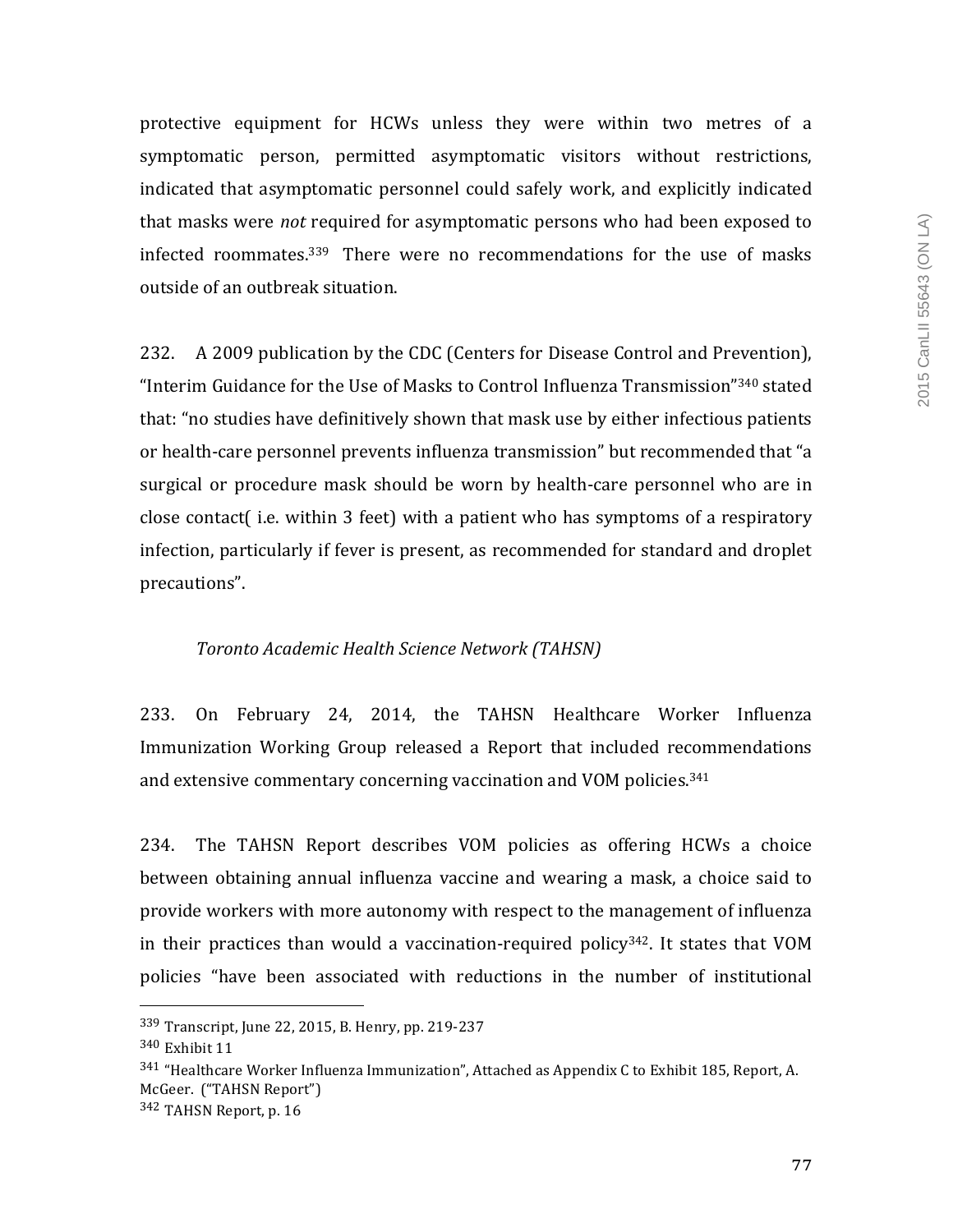protective equipment for HCWs unless they were within two metres of a symptomatic person, permitted asymptomatic visitors without restrictions, indicated that asymptomatic personnel could safely work, and explicitly indicated that masks were *not* required for asymptomatic persons who had been exposed to infected roommates.[339] There were no recommendations for the use of masks outside of an outbreak situation.

232. A 2009 publication by the CDC (Centers for Disease Control and Prevention), "Interim Guidance for the Use of Masks to Control Influenza Transmission"[340] stated that: "no studies have definitively shown that mask use by either infectious patients or health-care personnel prevents influenza transmission" but recommended that "a surgical or procedure mask should be worn by health-care personnel who are in close contact( i.e. within 3 feet) with a patient who has symptoms of a respiratory infection, particularly if fever is present, as recommended for standard and droplet precautions".

*Toronto Academic Health Science Network (TAHSN)*

233. On February 24, 2014, the TAHSN Healthcare Worker Influenza Immunization Working Group released a Report that included recommendations and extensive commentary concerning vaccination and VOM policies.[341]

234. The TAHSN Report describes VOM policies as offering HCWs a choice between obtaining annual influenza vaccine and wearing a mask, a choice said to provide workers with more autonomy with respect to the management of influenza in their practices than would a vaccination-required policy[342]. It states that VOM policies "have been associated with reductions in the number of institutional

---

[339] Transcript, June 22, 2015, B. Henry, pp. 219-237

[340] Exhibit 11

[341] "Healthcare Worker Influenza Immunization", Attached as Appendix C to Exhibit 185, Report, A. McGeer. ("TAHSN Report")

[342] TAHSN Report, p. 16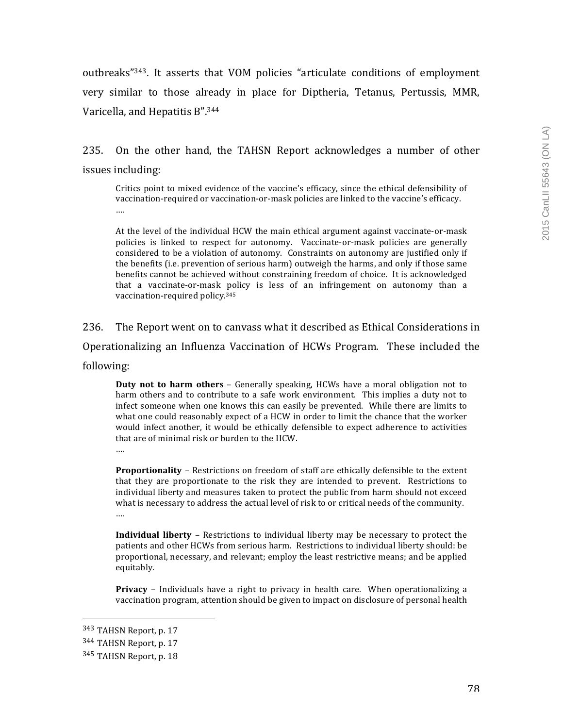outbreaks"[343]. It asserts that VOM policies "articulate conditions of employment very similar to those already in place for Diptheria, Tetanus, Pertussis, MMR, Varicella, and Hepatitis B".[344]

235. On the other hand, the TAHSN Report acknowledges a number of other issues including:

> Critics point to mixed evidence of the vaccine's efficacy, since the ethical defensibility of vaccination-required or vaccination-or-mask policies are linked to the vaccine's efficacy.
> ....
>
> At the level of the individual HCW the main ethical argument against vaccinate-or-mask policies is linked to respect for autonomy. Vaccinate-or-mask policies are generally considered to be a violation of autonomy. Constraints on autonomy are justified only if the benefits (i.e. prevention of serious harm) outweigh the harms, and only if those same benefits cannot be achieved without constraining freedom of choice. It is acknowledged that a vaccinate-or-mask policy is less of an infringement on autonomy than a vaccination-required policy.[345]

236. The Report went on to canvass what it described as Ethical Considerations in Operationalizing an Influenza Vaccination of HCWs Program. These included the following:

> **Duty not to harm others** – Generally speaking, HCWs have a moral obligation not to harm others and to contribute to a safe work environment. This implies a duty not to infect someone when one knows this can easily be prevented. While there are limits to what one could reasonably expect of a HCW in order to limit the chance that the worker would infect another, it would be ethically defensible to expect adherence to activities that are of minimal risk or burden to the HCW.
> ....
>
> **Proportionality** – Restrictions on freedom of staff are ethically defensible to the extent that they are proportionate to the risk they are intended to prevent. Restrictions to individual liberty and measures taken to protect the public from harm should not exceed what is necessary to address the actual level of risk to or critical needs of the community.
> ....
>
> **Individual liberty** – Restrictions to individual liberty may be necessary to protect the patients and other HCWs from serious harm. Restrictions to individual liberty should: be proportional, necessary, and relevant; employ the least restrictive means; and be applied equitably.
>
> **Privacy** – Individuals have a right to privacy in health care. When operationalizing a vaccination program, attention should be given to impact on disclosure of personal health

---

[343] TAHSN Report, p. 17

[344] TAHSN Report, p. 17

[345] TAHSN Report, p. 18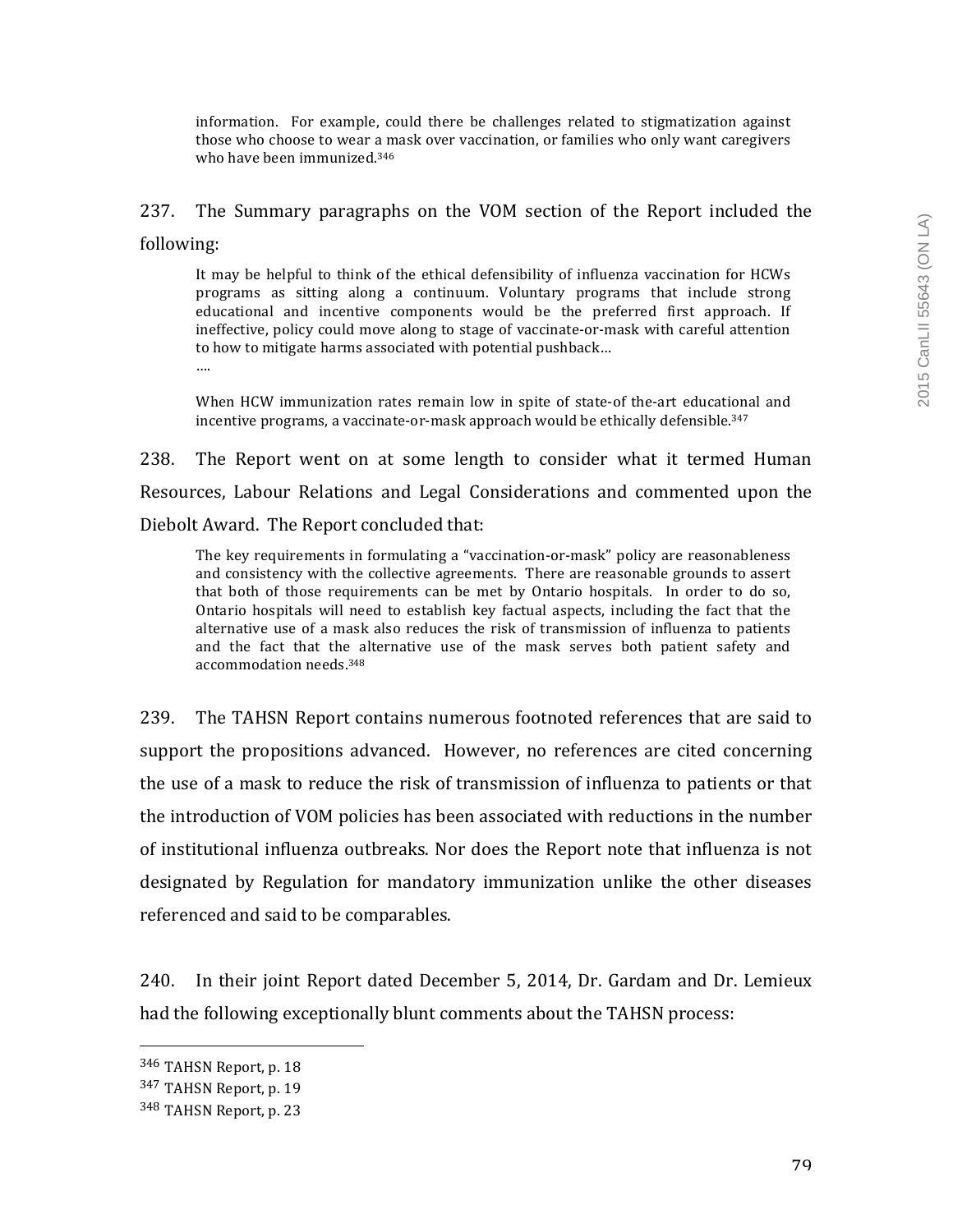> information. For example, could there be challenges related to stigmatization against those who choose to wear a mask over vaccination, or families who only want caregivers who have been immunized.[346]

237. The Summary paragraphs on the VOM section of the Report included the following:

> It may be helpful to think of the ethical defensibility of influenza vaccination for HCWs programs as sitting along a continuum. Voluntary programs that include strong educational and incentive components would be the preferred first approach. If ineffective, policy could move along to stage of vaccinate-or-mask with careful attention to how to mitigate harms associated with potential pushback…
>
> ….
>
> When HCW immunization rates remain low in spite of state-of the-art educational and incentive programs, a vaccinate-or-mask approach would be ethically defensible.[347]

238. The Report went on at some length to consider what it termed Human Resources, Labour Relations and Legal Considerations and commented upon the Diebolt Award. The Report concluded that:

> The key requirements in formulating a "vaccination-or-mask" policy are reasonableness and consistency with the collective agreements. There are reasonable grounds to assert that both of those requirements can be met by Ontario hospitals. In order to do so, Ontario hospitals will need to establish key factual aspects, including the fact that the alternative use of a mask also reduces the risk of transmission of influenza to patients and the fact that the alternative use of the mask serves both patient safety and accommodation needs.[348]

239. The TAHSN Report contains numerous footnoted references that are said to support the propositions advanced. However, no references are cited concerning the use of a mask to reduce the risk of transmission of influenza to patients or that the introduction of VOM policies has been associated with reductions in the number of institutional influenza outbreaks. Nor does the Report note that influenza is not designated by Regulation for mandatory immunization unlike the other diseases referenced and said to be comparables.

240. In their joint Report dated December 5, 2014, Dr. Gardam and Dr. Lemieux had the following exceptionally blunt comments about the TAHSN process:

---

[346] TAHSN Report, p. 18

[347] TAHSN Report, p. 19

[348] TAHSN Report, p. 23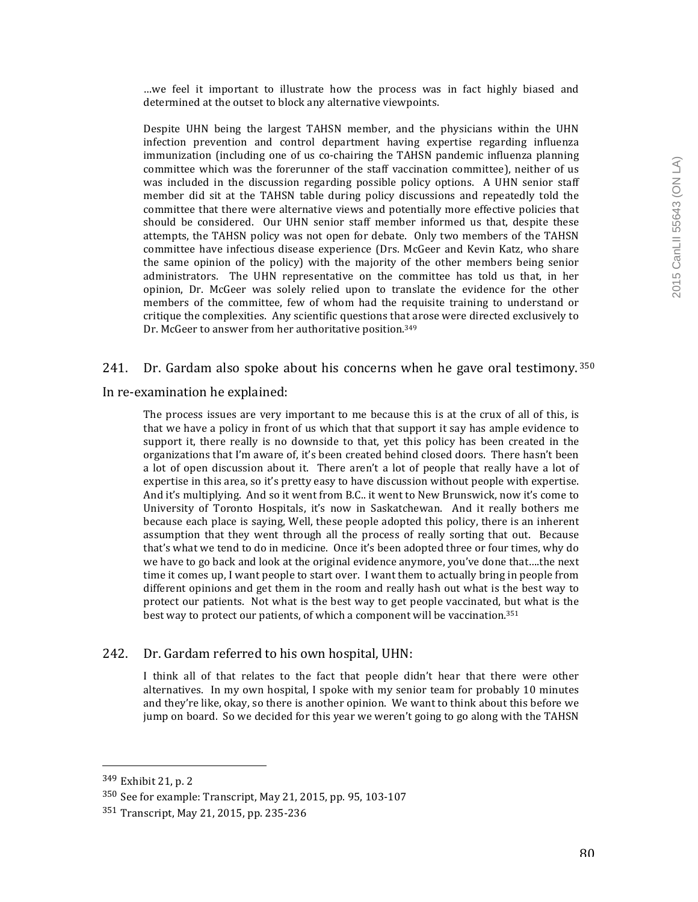> …we feel it important to illustrate how the process was in fact highly biased and determined at the outset to block any alternative viewpoints.
>
> Despite UHN being the largest TAHSN member, and the physicians within the UHN infection prevention and control department having expertise regarding influenza immunization (including one of us co-chairing the TAHSN pandemic influenza planning committee which was the forerunner of the staff vaccination committee), neither of us was included in the discussion regarding possible policy options. A UHN senior staff member did sit at the TAHSN table during policy discussions and repeatedly told the committee that there were alternative views and potentially more effective policies that should be considered. Our UHN senior staff member informed us that, despite these attempts, the TAHSN policy was not open for debate. Only two members of the TAHSN committee have infectious disease experience (Drs. McGeer and Kevin Katz, who share the same opinion of the policy) with the majority of the other members being senior administrators. The UHN representative on the committee has told us that, in her opinion, Dr. McGeer was solely relied upon to translate the evidence for the other members of the committee, few of whom had the requisite training to understand or critique the complexities. Any scientific questions that arose were directed exclusively to Dr. McGeer to answer from her authoritative position.[349]

241. Dr. Gardam also spoke about his concerns when he gave oral testimony.[350] In re-examination he explained:

> The process issues are very important to me because this is at the crux of all of this, is that we have a policy in front of us which that that support it say has ample evidence to support it, there really is no downside to that, yet this policy has been created in the organizations that I'm aware of, it's been created behind closed doors. There hasn't been a lot of open discussion about it. There aren't a lot of people that really have a lot of expertise in this area, so it's pretty easy to have discussion without people with expertise. And it's multiplying. And so it went from B.C.. it went to New Brunswick, now it's come to University of Toronto Hospitals, it's now in Saskatchewan. And it really bothers me because each place is saying, Well, these people adopted this policy, there is an inherent assumption that they went through all the process of really sorting that out. Because that's what we tend to do in medicine. Once it's been adopted three or four times, why do we have to go back and look at the original evidence anymore, you've done that….the next time it comes up, I want people to start over. I want them to actually bring in people from different opinions and get them in the room and really hash out what is the best way to protect our patients. Not what is the best way to get people vaccinated, but what is the best way to protect our patients, of which a component will be vaccination.[351]

242. Dr. Gardam referred to his own hospital, UHN:

> I think all of that relates to the fact that people didn't hear that there were other alternatives. In my own hospital, I spoke with my senior team for probably 10 minutes and they're like, okay, so there is another opinion. We want to think about this before we jump on board. So we decided for this year we weren't going to go along with the TAHSN

---

[349] Exhibit 21, p. 2

[350] See for example: Transcript, May 21, 2015, pp. 95, 103-107

[351] Transcript, May 21, 2015, pp. 235-236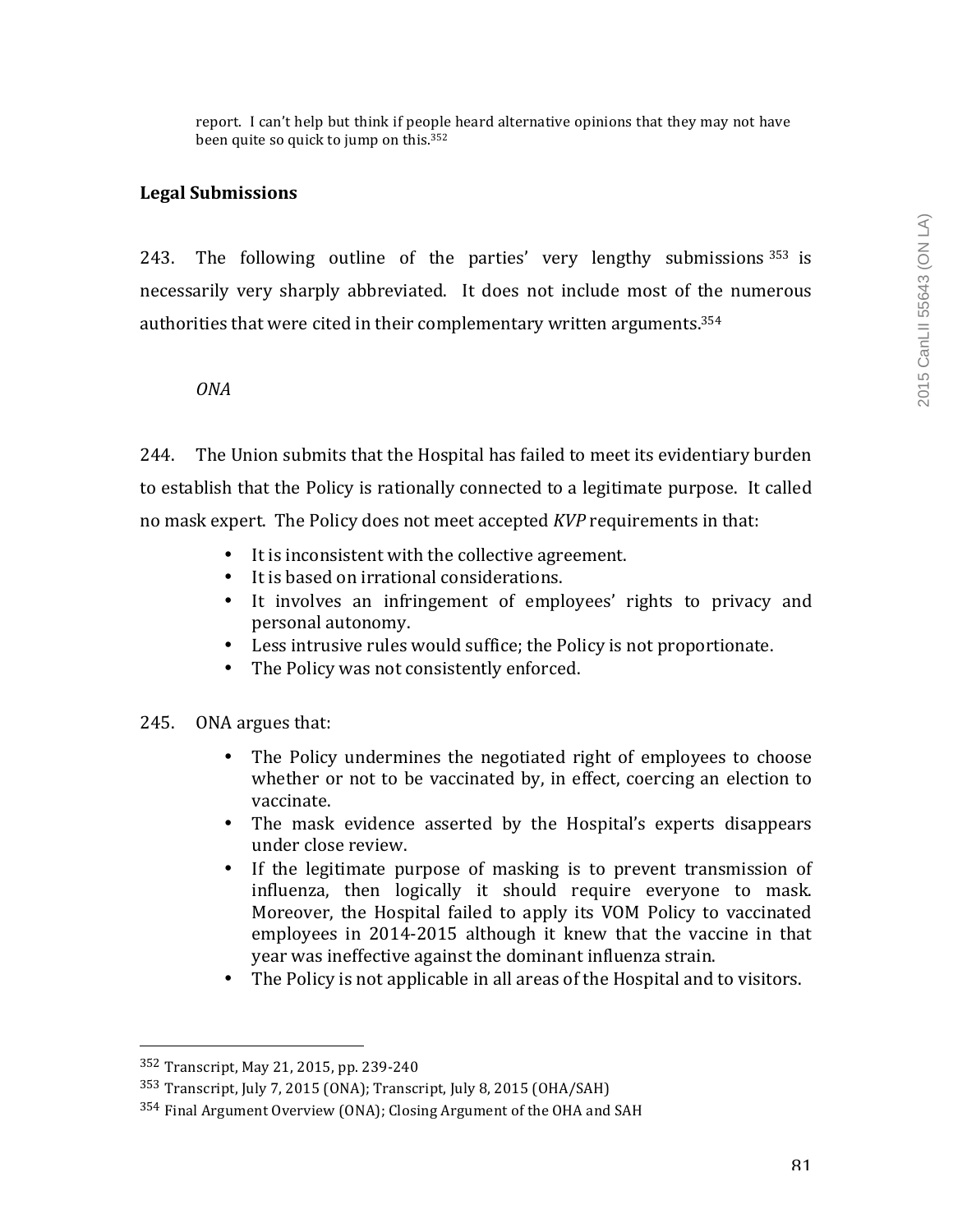> report. I can't help but think if people heard alternative opinions that they may not have been quite so quick to jump on this.[352]

## Legal Submissions

243. The following outline of the parties' very lengthy submissions[353] is necessarily very sharply abbreviated. It does not include most of the numerous authorities that were cited in their complementary written arguments.[354]

*ONA*

244. The Union submits that the Hospital has failed to meet its evidentiary burden to establish that the Policy is rationally connected to a legitimate purpose. It called no mask expert. The Policy does not meet accepted *KVP* requirements in that:

- It is inconsistent with the collective agreement.
- It is based on irrational considerations.
- It involves an infringement of employees' rights to privacy and personal autonomy.
- Less intrusive rules would suffice; the Policy is not proportionate.
- The Policy was not consistently enforced.

245. ONA argues that:

- The Policy undermines the negotiated right of employees to choose whether or not to be vaccinated by, in effect, coercing an election to vaccinate.
- The mask evidence asserted by the Hospital's experts disappears under close review.
- If the legitimate purpose of masking is to prevent transmission of influenza, then logically it should require everyone to mask. Moreover, the Hospital failed to apply its VOM Policy to vaccinated employees in 2014-2015 although it knew that the vaccine in that year was ineffective against the dominant influenza strain.
- The Policy is not applicable in all areas of the Hospital and to visitors.

---

[352] Transcript, May 21, 2015, pp. 239-240

[353] Transcript, July 7, 2015 (ONA); Transcript, July 8, 2015 (OHA/SAH)

[354] Final Argument Overview (ONA); Closing Argument of the OHA and SAH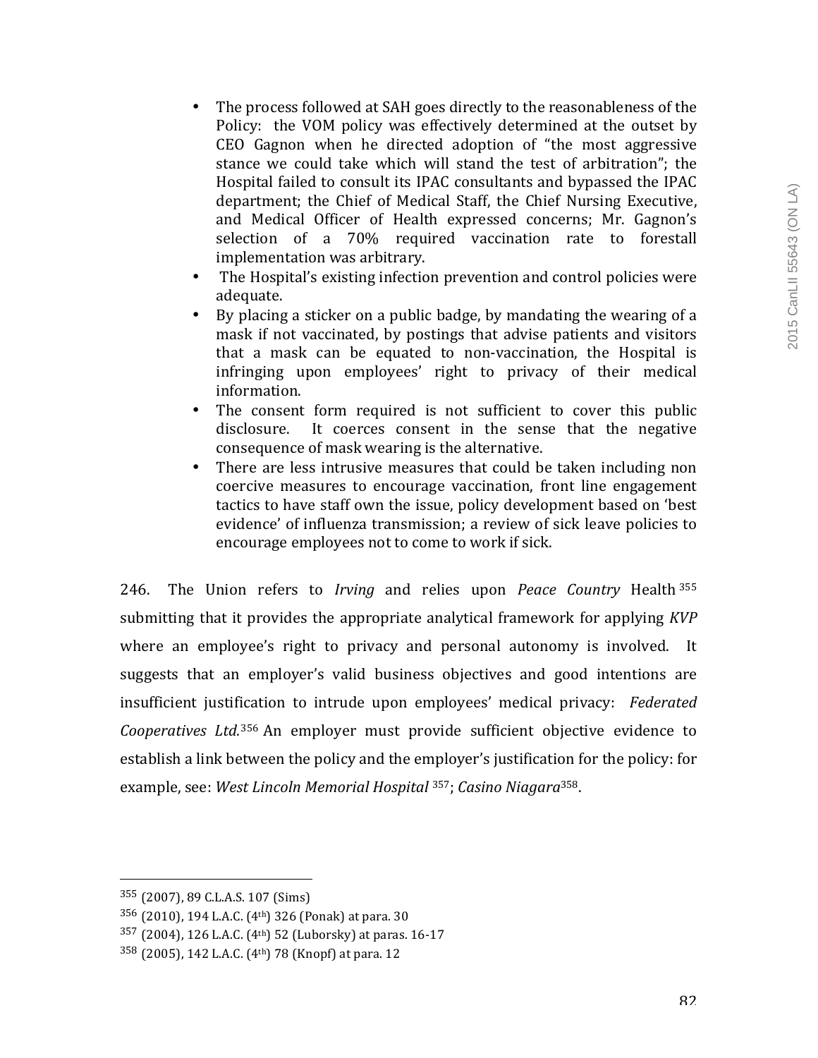- The process followed at SAH goes directly to the reasonableness of the Policy: the VOM policy was effectively determined at the outset by CEO Gagnon when he directed adoption of "the most aggressive stance we could take which will stand the test of arbitration"; the Hospital failed to consult its IPAC consultants and bypassed the IPAC department; the Chief of Medical Staff, the Chief Nursing Executive, and Medical Officer of Health expressed concerns; Mr. Gagnon's selection of a 70% required vaccination rate to forestall implementation was arbitrary.
- The Hospital's existing infection prevention and control policies were adequate.
- By placing a sticker on a public badge, by mandating the wearing of a mask if not vaccinated, by postings that advise patients and visitors that a mask can be equated to non-vaccination, the Hospital is infringing upon employees' right to privacy of their medical information.
- The consent form required is not sufficient to cover this public disclosure. It coerces consent in the sense that the negative consequence of mask wearing is the alternative.
- There are less intrusive measures that could be taken including non coercive measures to encourage vaccination, front line engagement tactics to have staff own the issue, policy development based on 'best evidence' of influenza transmission; a review of sick leave policies to encourage employees not to come to work if sick.

246. The Union refers to *Irving* and relies upon *Peace Country* Health[355] submitting that it provides the appropriate analytical framework for applying *KVP* where an employee's right to privacy and personal autonomy is involved. It suggests that an employer's valid business objectives and good intentions are insufficient justification to intrude upon employees' medical privacy: *Federated Cooperatives Ltd.*[356] An employer must provide sufficient objective evidence to establish a link between the policy and the employer's justification for the policy: for example, see: *West Lincoln Memorial Hospital*[357]; *Casino Niagara*[358].

---

[355] (2007), 89 C.L.A.S. 107 (Sims)

[356] (2010), 194 L.A.C. (4th) 326 (Ponak) at para. 30

[357] (2004), 126 L.A.C. (4th) 52 (Luborsky) at paras. 16-17

[358] (2005), 142 L.A.C. (4th) 78 (Knopf) at para. 12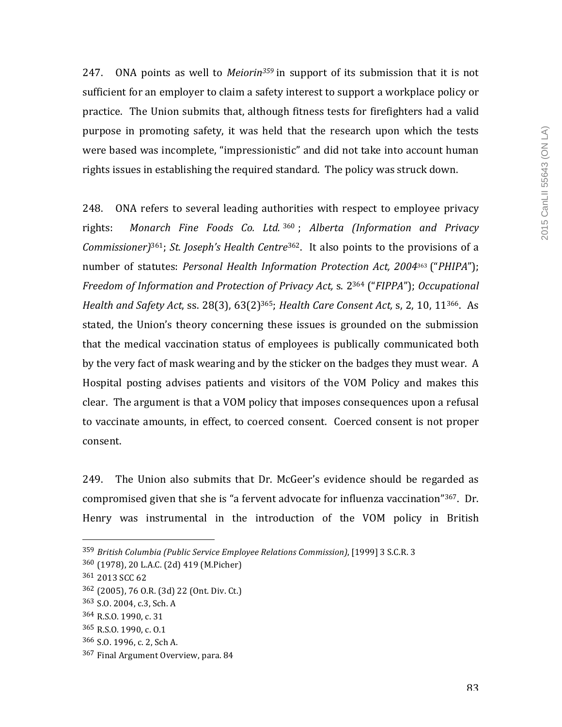247. ONA points as well to *Meiorin*[359] in support of its submission that it is not sufficient for an employer to claim a safety interest to support a workplace policy or practice. The Union submits that, although fitness tests for firefighters had a valid purpose in promoting safety, it was held that the research upon which the tests were based was incomplete, "impressionistic" and did not take into account human rights issues in establishing the required standard. The policy was struck down.

248. ONA refers to several leading authorities with respect to employee privacy rights: *Monarch Fine Foods Co. Ltd.*[360]; *Alberta (Information and Privacy Commissioner)*[361]; *St. Joseph's Health Centre*[362]. It also points to the provisions of a number of statutes: *Personal Health Information Protection Act, 2004*[363] ("*PHIPA*"); *Freedom of Information and Protection of Privacy Act,* s. 2[364] ("*FIPPA*"); *Occupational Health and Safety Act*, ss. 28(3), 63(2)[365]; *Health Care Consent Act,* s, 2, 10, 11[366]. As stated, the Union's theory concerning these issues is grounded on the submission that the medical vaccination status of employees is publically communicated both by the very fact of mask wearing and by the sticker on the badges they must wear. A Hospital posting advises patients and visitors of the VOM Policy and makes this clear. The argument is that a VOM policy that imposes consequences upon a refusal to vaccinate amounts, in effect, to coerced consent. Coerced consent is not proper consent.

249. The Union also submits that Dr. McGeer's evidence should be regarded as compromised given that she is "a fervent advocate for influenza vaccination"[367]. Dr. Henry was instrumental in the introduction of the VOM policy in British

---

[359] *British Columbia (Public Service Employee Relations Commission)*, [1999] 3 S.C.R. 3

[360] (1978), 20 L.A.C. (2d) 419 (M.Picher)

[361] 2013 SCC 62

[362] (2005), 76 O.R. (3d) 22 (Ont. Div. Ct.)

[363] S.O. 2004, c.3, Sch. A

[364] R.S.O. 1990, c. 31

[365] R.S.O. 1990, c. O.1

[366] S.O. 1996, c. 2, Sch A.

[367] Final Argument Overview, para. 84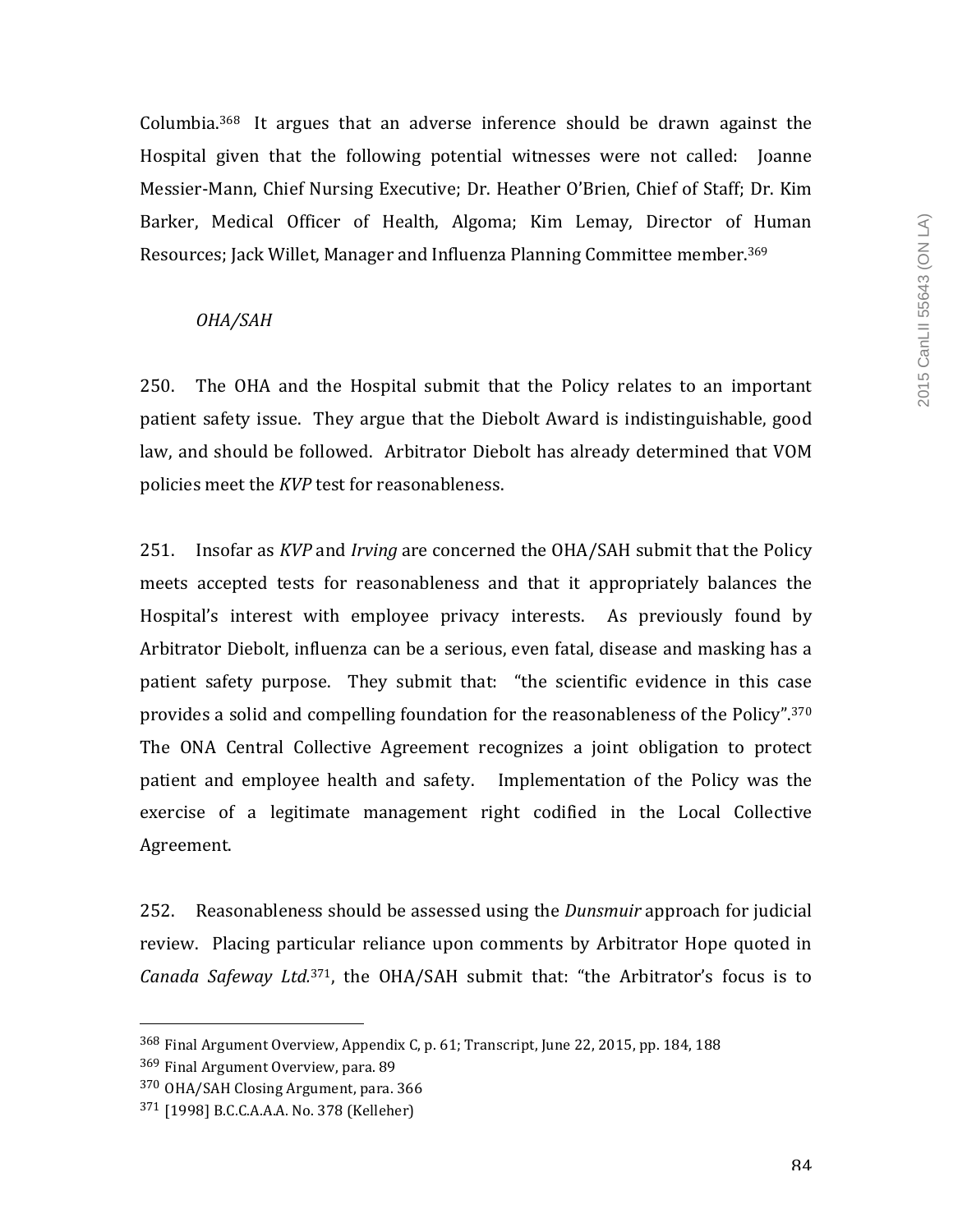Columbia.[368] It argues that an adverse inference should be drawn against the Hospital given that the following potential witnesses were not called: Joanne Messier-Mann, Chief Nursing Executive; Dr. Heather O'Brien, Chief of Staff; Dr. Kim Barker, Medical Officer of Health, Algoma; Kim Lemay, Director of Human Resources; Jack Willet, Manager and Influenza Planning Committee member.[369]

*OHA/SAH*

250. The OHA and the Hospital submit that the Policy relates to an important patient safety issue. They argue that the Diebolt Award is indistinguishable, good law, and should be followed. Arbitrator Diebolt has already determined that VOM policies meet the *KVP* test for reasonableness.

251. Insofar as *KVP* and *Irving* are concerned the OHA/SAH submit that the Policy meets accepted tests for reasonableness and that it appropriately balances the Hospital's interest with employee privacy interests. As previously found by Arbitrator Diebolt, influenza can be a serious, even fatal, disease and masking has a patient safety purpose. They submit that: "the scientific evidence in this case provides a solid and compelling foundation for the reasonableness of the Policy".[370] The ONA Central Collective Agreement recognizes a joint obligation to protect patient and employee health and safety. Implementation of the Policy was the exercise of a legitimate management right codified in the Local Collective Agreement.

252. Reasonableness should be assessed using the *Dunsmuir* approach for judicial review. Placing particular reliance upon comments by Arbitrator Hope quoted in *Canada Safeway Ltd.*[371], the OHA/SAH submit that: "the Arbitrator's focus is to

---

[368] Final Argument Overview, Appendix C, p. 61; Transcript, June 22, 2015, pp. 184, 188

[369] Final Argument Overview, para. 89

[370] OHA/SAH Closing Argument, para. 366

[371] [1998] B.C.C.A.A.A. No. 378 (Kelleher)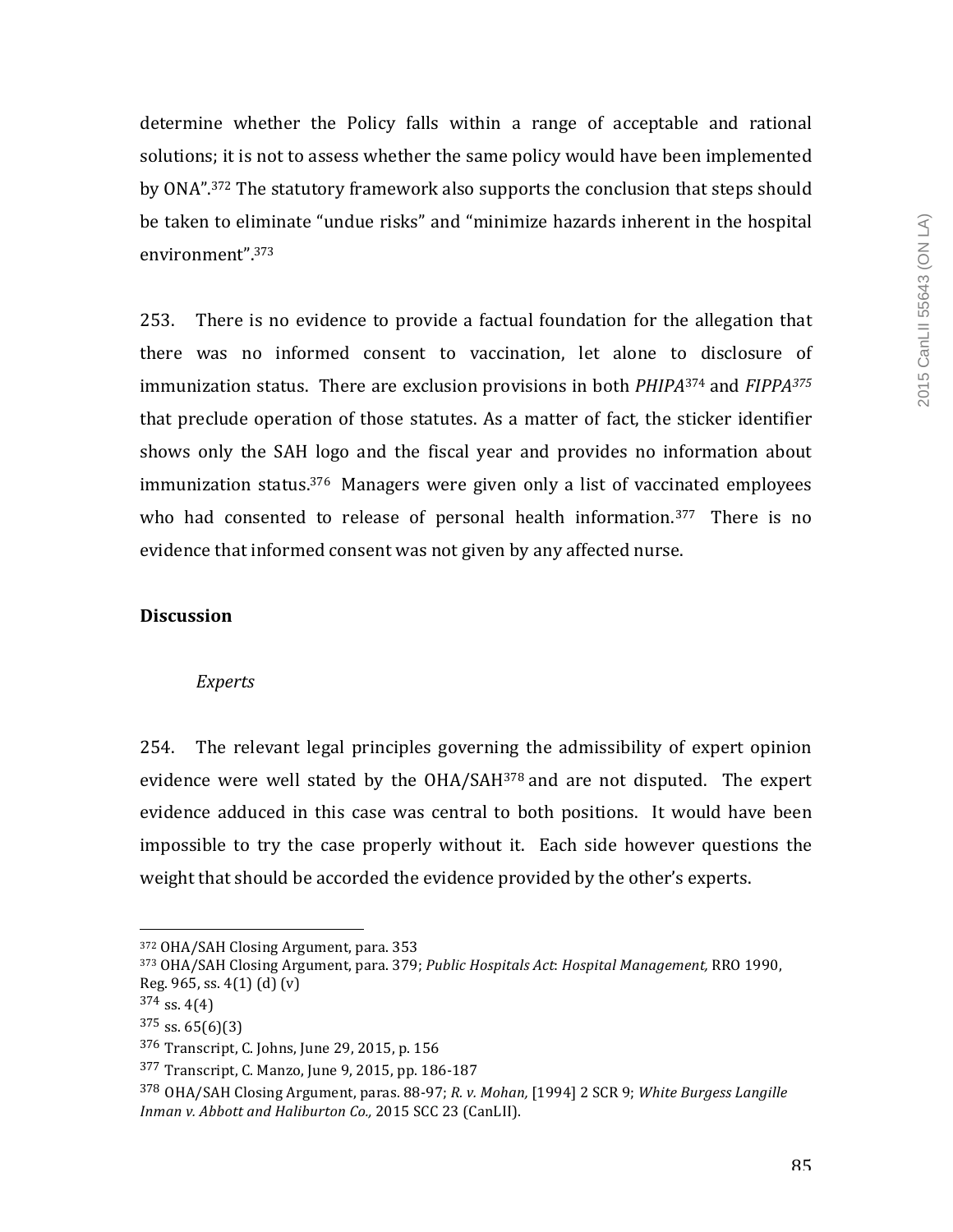determine whether the Policy falls within a range of acceptable and rational solutions; it is not to assess whether the same policy would have been implemented by ONA".[372] The statutory framework also supports the conclusion that steps should be taken to eliminate "undue risks" and "minimize hazards inherent in the hospital environment".[373]

253. There is no evidence to provide a factual foundation for the allegation that there was no informed consent to vaccination, let alone to disclosure of immunization status. There are exclusion provisions in both *PHIPA*[374] and *FIPPA*[375] that preclude operation of those statutes. As a matter of fact, the sticker identifier shows only the SAH logo and the fiscal year and provides no information about immunization status.[376] Managers were given only a list of vaccinated employees who had consented to release of personal health information.[377] There is no evidence that informed consent was not given by any affected nurse.

**Discussion**

*Experts*

254. The relevant legal principles governing the admissibility of expert opinion evidence were well stated by the OHA/SAH[378] and are not disputed. The expert evidence adduced in this case was central to both positions. It would have been impossible to try the case properly without it. Each side however questions the weight that should be accorded the evidence provided by the other's experts.

---

[372] OHA/SAH Closing Argument, para. 353

[373] OHA/SAH Closing Argument, para. 379; *Public Hospitals Act*: *Hospital Management,* RRO 1990, Reg. 965, ss. 4(1) (d) (v)

[374] ss. 4(4)

[375] ss. 65(6)(3)

[376] Transcript, C. Johns, June 29, 2015, p. 156

[377] Transcript, C. Manzo, June 9, 2015, pp. 186-187

[378] OHA/SAH Closing Argument, paras. 88-97; *R. v. Mohan,* [1994] 2 SCR 9; *White Burgess Langille Inman v. Abbott and Haliburton Co.,* 2015 SCC 23 (CanLII).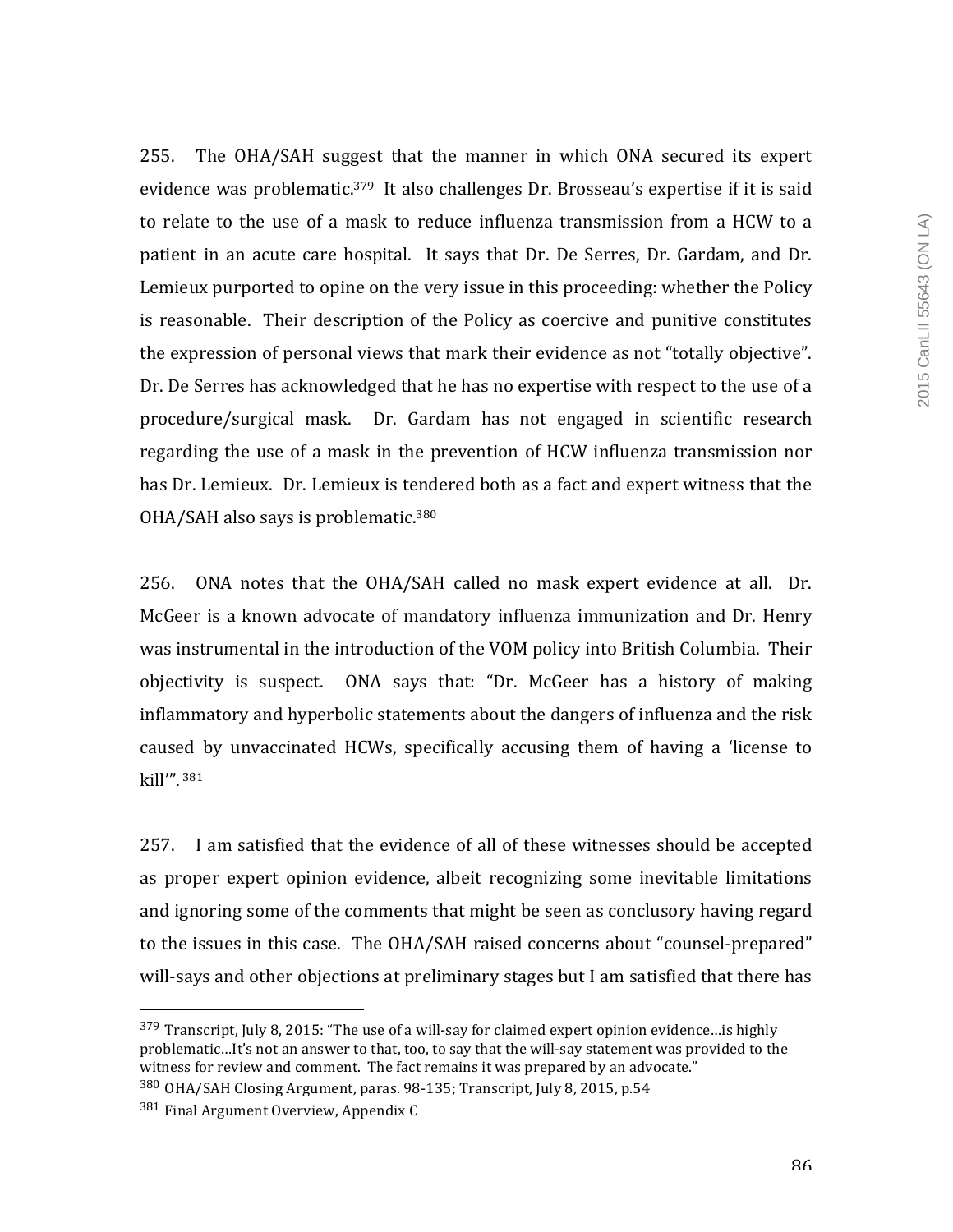255. The OHA/SAH suggest that the manner in which ONA secured its expert evidence was problematic.[379] It also challenges Dr. Brosseau's expertise if it is said to relate to the use of a mask to reduce influenza transmission from a HCW to a patient in an acute care hospital. It says that Dr. De Serres, Dr. Gardam, and Dr. Lemieux purported to opine on the very issue in this proceeding: whether the Policy is reasonable. Their description of the Policy as coercive and punitive constitutes the expression of personal views that mark their evidence as not "totally objective". Dr. De Serres has acknowledged that he has no expertise with respect to the use of a procedure/surgical mask. Dr. Gardam has not engaged in scientific research regarding the use of a mask in the prevention of HCW influenza transmission nor has Dr. Lemieux. Dr. Lemieux is tendered both as a fact and expert witness that the OHA/SAH also says is problematic.[380]

256. ONA notes that the OHA/SAH called no mask expert evidence at all. Dr. McGeer is a known advocate of mandatory influenza immunization and Dr. Henry was instrumental in the introduction of the VOM policy into British Columbia. Their objectivity is suspect. ONA says that: "Dr. McGeer has a history of making inflammatory and hyperbolic statements about the dangers of influenza and the risk caused by unvaccinated HCWs, specifically accusing them of having a 'license to kill'".[381]

257. I am satisfied that the evidence of all of these witnesses should be accepted as proper expert opinion evidence, albeit recognizing some inevitable limitations and ignoring some of the comments that might be seen as conclusory having regard to the issues in this case. The OHA/SAH raised concerns about "counsel-prepared" will-says and other objections at preliminary stages but I am satisfied that there has

---

[379] Transcript, July 8, 2015: "The use of a will-say for claimed expert opinion evidence…is highly problematic…It's not an answer to that, too, to say that the will-say statement was provided to the witness for review and comment. The fact remains it was prepared by an advocate."

[380] OHA/SAH Closing Argument, paras. 98-135; Transcript, July 8, 2015, p.54

[381] Final Argument Overview, Appendix C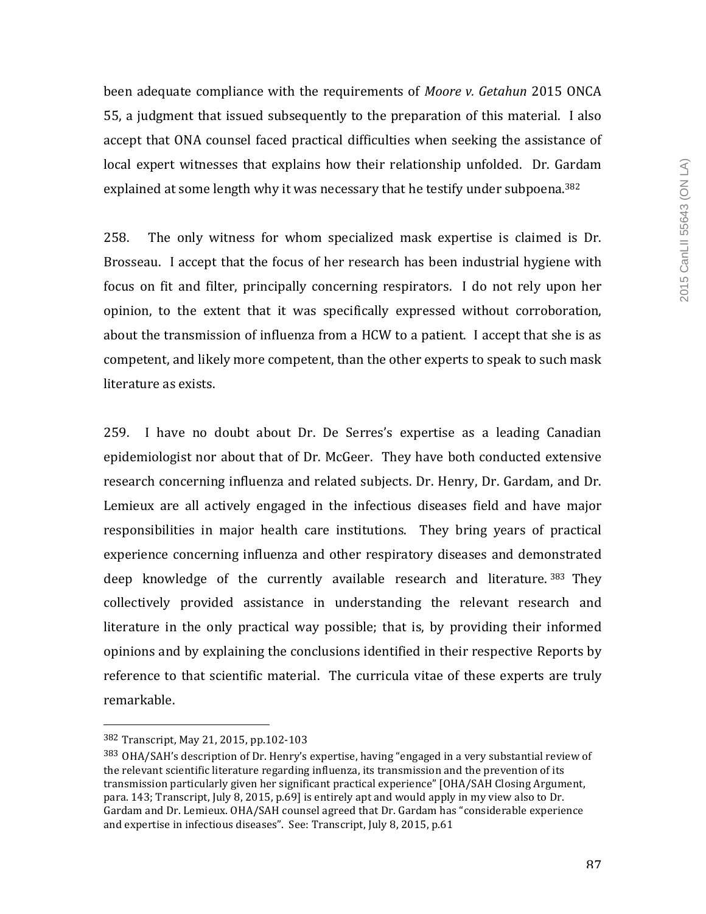been adequate compliance with the requirements of *Moore v. Getahun* 2015 ONCA 55, a judgment that issued subsequently to the preparation of this material. I also accept that ONA counsel faced practical difficulties when seeking the assistance of local expert witnesses that explains how their relationship unfolded. Dr. Gardam explained at some length why it was necessary that he testify under subpoena.[382]

258. The only witness for whom specialized mask expertise is claimed is Dr. Brosseau. I accept that the focus of her research has been industrial hygiene with focus on fit and filter, principally concerning respirators. I do not rely upon her opinion, to the extent that it was specifically expressed without corroboration, about the transmission of influenza from a HCW to a patient. I accept that she is as competent, and likely more competent, than the other experts to speak to such mask literature as exists.

259. I have no doubt about Dr. De Serres's expertise as a leading Canadian epidemiologist nor about that of Dr. McGeer. They have both conducted extensive research concerning influenza and related subjects. Dr. Henry, Dr. Gardam, and Dr. Lemieux are all actively engaged in the infectious diseases field and have major responsibilities in major health care institutions. They bring years of practical experience concerning influenza and other respiratory diseases and demonstrated deep knowledge of the currently available research and literature.[383] They collectively provided assistance in understanding the relevant research and literature in the only practical way possible; that is, by providing their informed opinions and by explaining the conclusions identified in their respective Reports by reference to that scientific material. The curricula vitae of these experts are truly remarkable.

---

[382] Transcript, May 21, 2015, pp.102-103

[383] OHA/SAH's description of Dr. Henry's expertise, having "engaged in a very substantial review of the relevant scientific literature regarding influenza, its transmission and the prevention of its transmission particularly given her significant practical experience" [OHA/SAH Closing Argument, para. 143; Transcript, July 8, 2015, p.69] is entirely apt and would apply in my view also to Dr. Gardam and Dr. Lemieux. OHA/SAH counsel agreed that Dr. Gardam has "considerable experience and expertise in infectious diseases". See: Transcript, July 8, 2015, p.61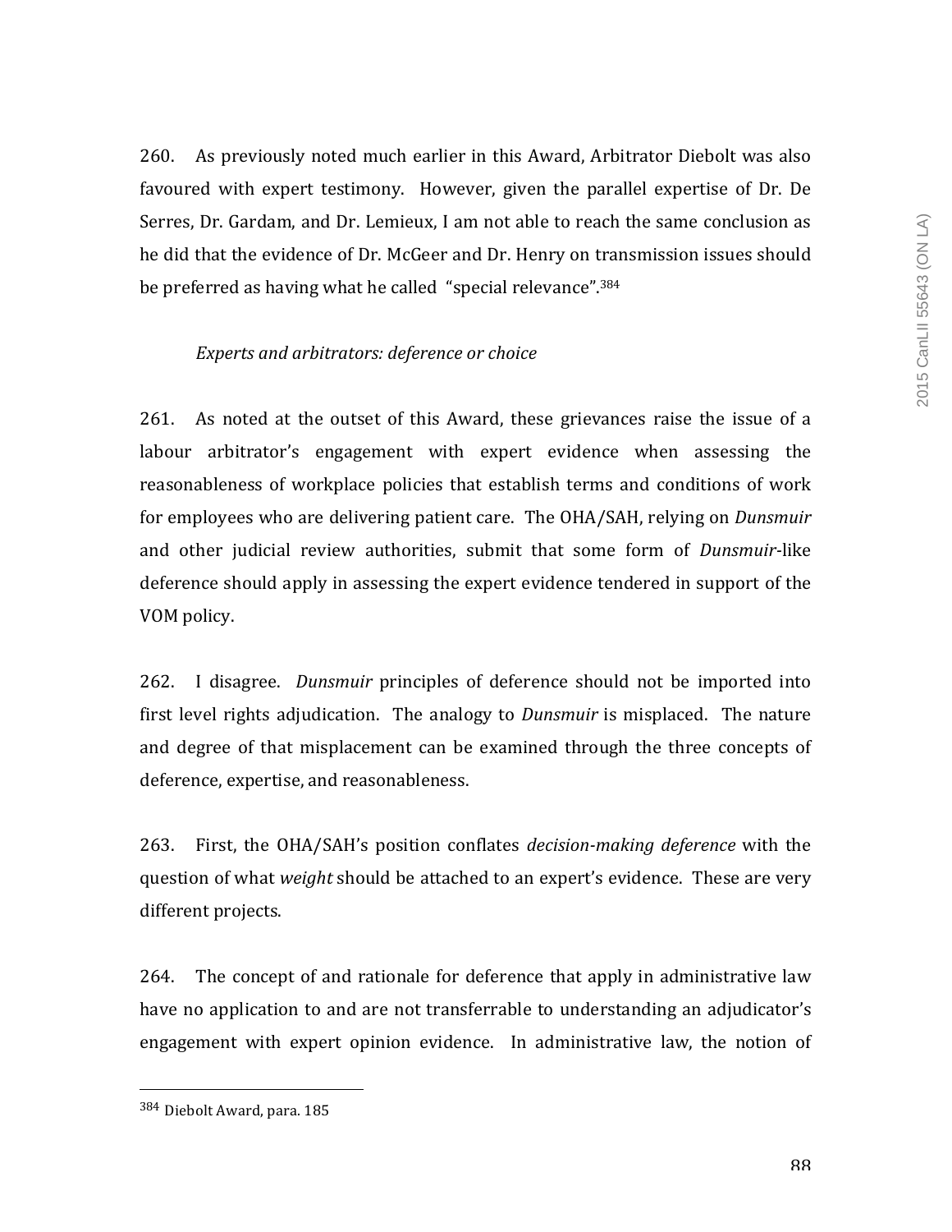260. As previously noted much earlier in this Award, Arbitrator Diebolt was also favoured with expert testimony. However, given the parallel expertise of Dr. De Serres, Dr. Gardam, and Dr. Lemieux, I am not able to reach the same conclusion as he did that the evidence of Dr. McGeer and Dr. Henry on transmission issues should be preferred as having what he called "special relevance".[384]

*Experts and arbitrators: deference or choice*

261. As noted at the outset of this Award, these grievances raise the issue of a labour arbitrator's engagement with expert evidence when assessing the reasonableness of workplace policies that establish terms and conditions of work for employees who are delivering patient care. The OHA/SAH, relying on *Dunsmuir* and other judicial review authorities, submit that some form of *Dunsmuir*-like deference should apply in assessing the expert evidence tendered in support of the VOM policy.

262. I disagree. *Dunsmuir* principles of deference should not be imported into first level rights adjudication. The analogy to *Dunsmuir* is misplaced. The nature and degree of that misplacement can be examined through the three concepts of deference, expertise, and reasonableness.

263. First, the OHA/SAH's position conflates *decision-making deference* with the question of what *weight* should be attached to an expert's evidence. These are very different projects.

264. The concept of and rationale for deference that apply in administrative law have no application to and are not transferrable to understanding an adjudicator's engagement with expert opinion evidence. In administrative law, the notion of

---

[384] Diebolt Award, para. 185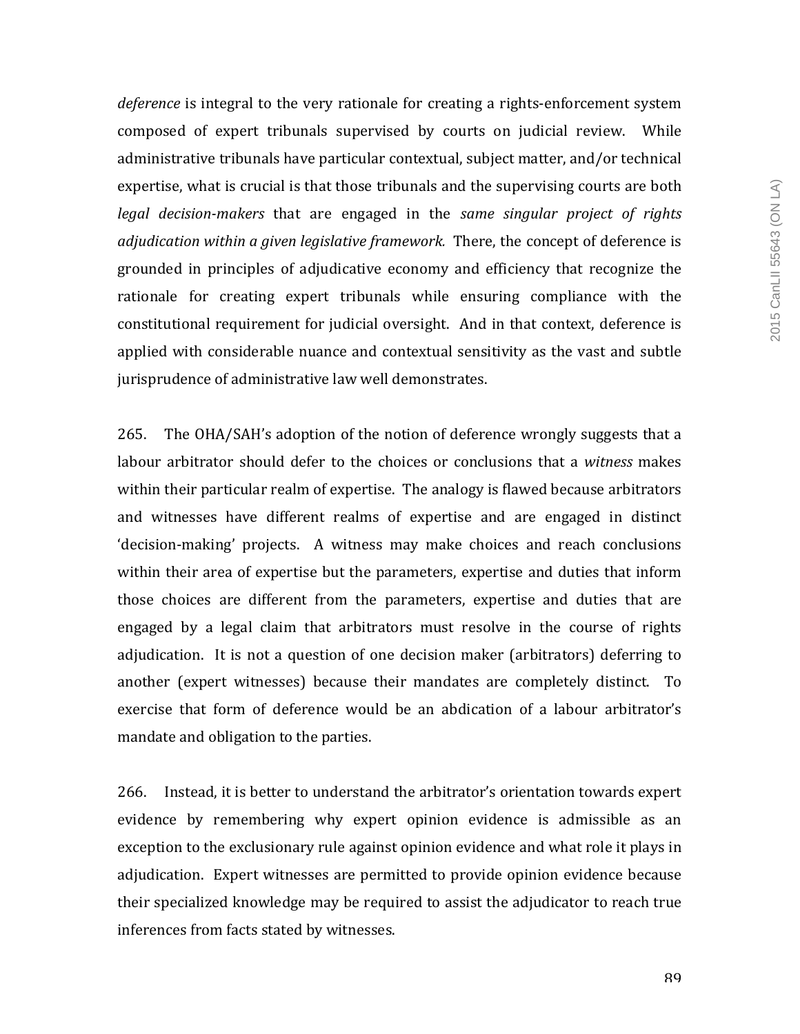*deference* is integral to the very rationale for creating a rights-enforcement system composed of expert tribunals supervised by courts on judicial review. While administrative tribunals have particular contextual, subject matter, and/or technical expertise, what is crucial is that those tribunals and the supervising courts are both *legal decision-makers* that are engaged in the *same singular project of rights adjudication within a given legislative framework.* There, the concept of deference is grounded in principles of adjudicative economy and efficiency that recognize the rationale for creating expert tribunals while ensuring compliance with the constitutional requirement for judicial oversight. And in that context, deference is applied with considerable nuance and contextual sensitivity as the vast and subtle jurisprudence of administrative law well demonstrates.

265. The OHA/SAH's adoption of the notion of deference wrongly suggests that a labour arbitrator should defer to the choices or conclusions that a *witness* makes within their particular realm of expertise. The analogy is flawed because arbitrators and witnesses have different realms of expertise and are engaged in distinct 'decision-making' projects. A witness may make choices and reach conclusions within their area of expertise but the parameters, expertise and duties that inform those choices are different from the parameters, expertise and duties that are engaged by a legal claim that arbitrators must resolve in the course of rights adjudication. It is not a question of one decision maker (arbitrators) deferring to another (expert witnesses) because their mandates are completely distinct. To exercise that form of deference would be an abdication of a labour arbitrator's mandate and obligation to the parties.

266. Instead, it is better to understand the arbitrator's orientation towards expert evidence by remembering why expert opinion evidence is admissible as an exception to the exclusionary rule against opinion evidence and what role it plays in adjudication. Expert witnesses are permitted to provide opinion evidence because their specialized knowledge may be required to assist the adjudicator to reach true inferences from facts stated by witnesses.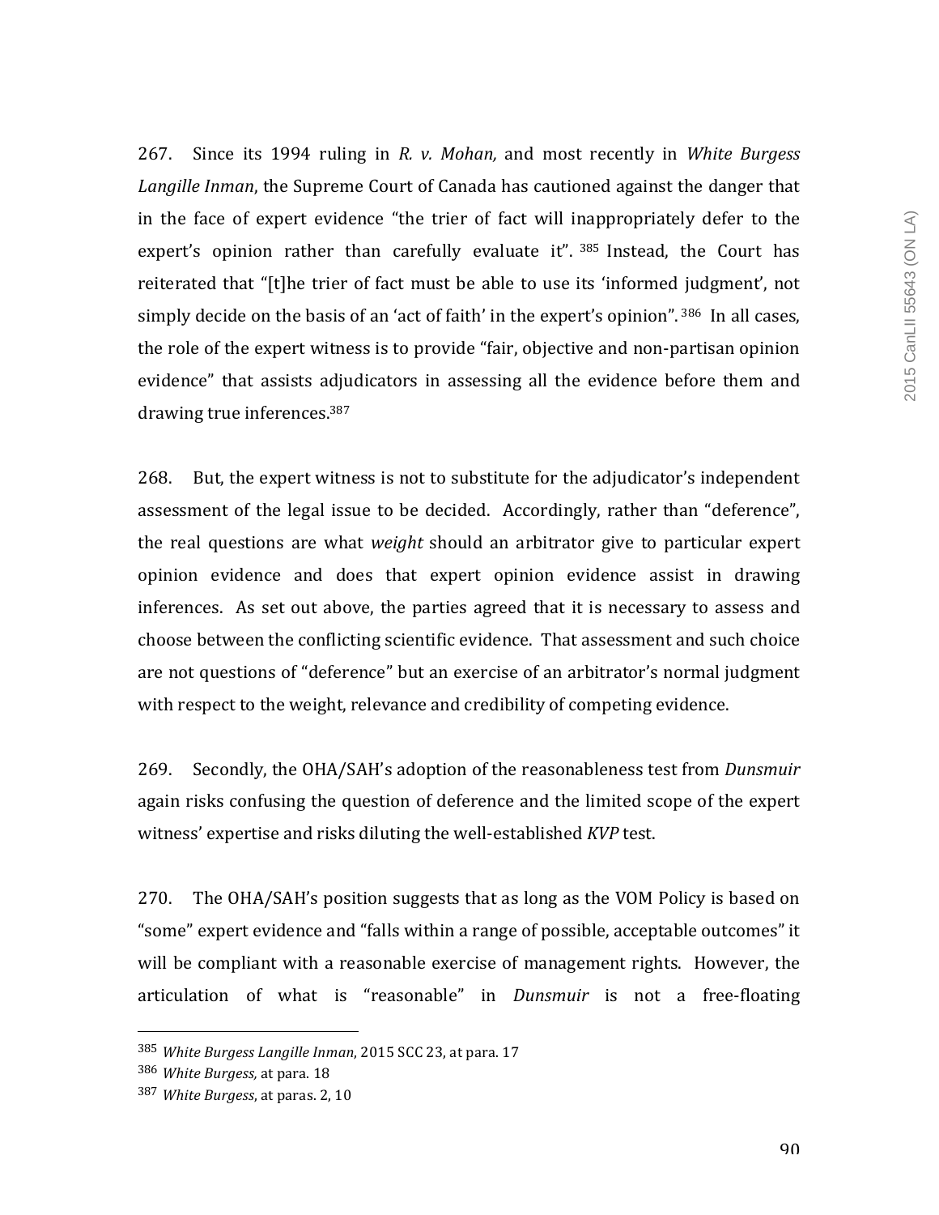267. Since its 1994 ruling in *R. v. Mohan,* and most recently in *White Burgess Langille Inman*, the Supreme Court of Canada has cautioned against the danger that in the face of expert evidence "the trier of fact will inappropriately defer to the expert's opinion rather than carefully evaluate it". [385] Instead, the Court has reiterated that "[t]he trier of fact must be able to use its 'informed judgment', not simply decide on the basis of an 'act of faith' in the expert's opinion". [386] In all cases, the role of the expert witness is to provide "fair, objective and non-partisan opinion evidence" that assists adjudicators in assessing all the evidence before them and drawing true inferences.[387]

268. But, the expert witness is not to substitute for the adjudicator's independent assessment of the legal issue to be decided. Accordingly, rather than "deference", the real questions are what *weight* should an arbitrator give to particular expert opinion evidence and does that expert opinion evidence assist in drawing inferences. As set out above, the parties agreed that it is necessary to assess and choose between the conflicting scientific evidence. That assessment and such choice are not questions of "deference" but an exercise of an arbitrator's normal judgment with respect to the weight, relevance and credibility of competing evidence.

269. Secondly, the OHA/SAH's adoption of the reasonableness test from *Dunsmuir* again risks confusing the question of deference and the limited scope of the expert witness' expertise and risks diluting the well-established *KVP* test.

270. The OHA/SAH's position suggests that as long as the VOM Policy is based on "some" expert evidence and "falls within a range of possible, acceptable outcomes" it will be compliant with a reasonable exercise of management rights. However, the articulation of what is "reasonable" in *Dunsmuir* is not a free-floating

---

[385] *White Burgess Langille Inman*, 2015 SCC 23, at para. 17

[386] *White Burgess,* at para. 18

[387] *White Burgess*, at paras. 2, 10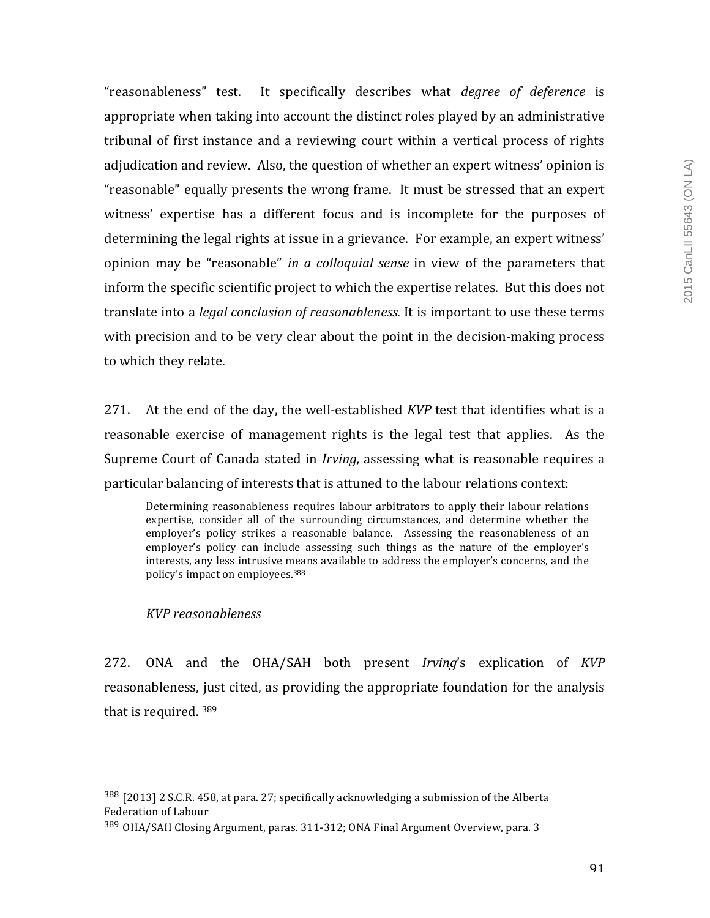"reasonableness" test. It specifically describes what *degree of deference* is appropriate when taking into account the distinct roles played by an administrative tribunal of first instance and a reviewing court within a vertical process of rights adjudication and review. Also, the question of whether an expert witness' opinion is "reasonable" equally presents the wrong frame. It must be stressed that an expert witness' expertise has a different focus and is incomplete for the purposes of determining the legal rights at issue in a grievance. For example, an expert witness' opinion may be "reasonable" *in a colloquial sense* in view of the parameters that inform the specific scientific project to which the expertise relates. But this does not translate into a *legal conclusion of reasonableness.* It is important to use these terms with precision and to be very clear about the point in the decision-making process to which they relate.

271. At the end of the day, the well-established *KVP* test that identifies what is a reasonable exercise of management rights is the legal test that applies. As the Supreme Court of Canada stated in *Irving,* assessing what is reasonable requires a particular balancing of interests that is attuned to the labour relations context:

> Determining reasonableness requires labour arbitrators to apply their labour relations expertise, consider all of the surrounding circumstances, and determine whether the employer's policy strikes a reasonable balance. Assessing the reasonableness of an employer's policy can include assessing such things as the nature of the employer's interests, any less intrusive means available to address the employer's concerns, and the policy's impact on employees.[388]

*KVP reasonableness*

272. ONA and the OHA/SAH both present *Irving*'s explication of *KVP* reasonableness, just cited, as providing the appropriate foundation for the analysis that is required. [389]

---

[388] [2013] 2 S.C.R. 458, at para. 27; specifically acknowledging a submission of the Alberta Federation of Labour

[389] OHA/SAH Closing Argument, paras. 311-312; ONA Final Argument Overview, para. 3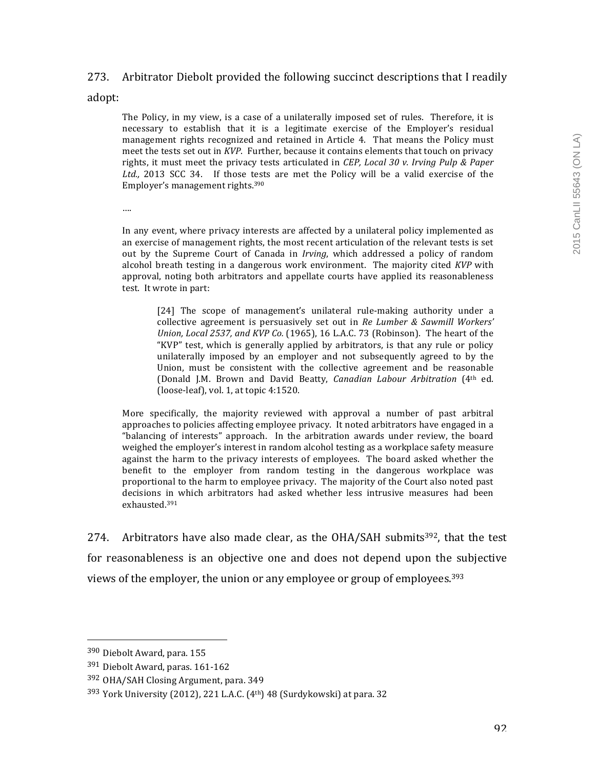273. Arbitrator Diebolt provided the following succinct descriptions that I readily adopt:

> The Policy, in my view, is a case of a unilaterally imposed set of rules. Therefore, it is necessary to establish that it is a legitimate exercise of the Employer's residual management rights recognized and retained in Article 4. That means the Policy must meet the tests set out in *KVP*. Further, because it contains elements that touch on privacy rights, it must meet the privacy tests articulated in *CEP, Local 30 v. Irving Pulp & Paper Ltd.,* 2013 SCC 34. If those tests are met the Policy will be a valid exercise of the Employer's management rights.[390]
>
> ….
>
> In any event, where privacy interests are affected by a unilateral policy implemented as an exercise of management rights, the most recent articulation of the relevant tests is set out by the Supreme Court of Canada in *Irving*, which addressed a policy of random alcohol breath testing in a dangerous work environment. The majority cited *KVP* with approval, noting both arbitrators and appellate courts have applied its reasonableness test. It wrote in part:
>
>> [24] The scope of management's unilateral rule-making authority under a collective agreement is persuasively set out in *Re Lumber & Sawmill Workers' Union, Local 2537, and KVP Co.* (1965), 16 L.A.C. 73 (Robinson). The heart of the "KVP" test, which is generally applied by arbitrators, is that any rule or policy unilaterally imposed by an employer and not subsequently agreed to by the Union, must be consistent with the collective agreement and be reasonable (Donald J.M. Brown and David Beatty, *Canadian Labour Arbitration* (4th ed. (loose-leaf), vol. 1, at topic 4:1520.
>
> More specifically, the majority reviewed with approval a number of past arbitral approaches to policies affecting employee privacy. It noted arbitrators have engaged in a "balancing of interests" approach. In the arbitration awards under review, the board weighed the employer's interest in random alcohol testing as a workplace safety measure against the harm to the privacy interests of employees. The board asked whether the benefit to the employer from random testing in the dangerous workplace was proportional to the harm to employee privacy. The majority of the Court also noted past decisions in which arbitrators had asked whether less intrusive measures had been exhausted.[391]

274. Arbitrators have also made clear, as the OHA/SAH submits[392], that the test for reasonableness is an objective one and does not depend upon the subjective views of the employer, the union or any employee or group of employees.[393]

---

[390] Diebolt Award, para. 155

[391] Diebolt Award, paras. 161-162

[392] OHA/SAH Closing Argument, para. 349

[393] York University (2012), 221 L.A.C. (4th) 48 (Surdykowski) at para. 32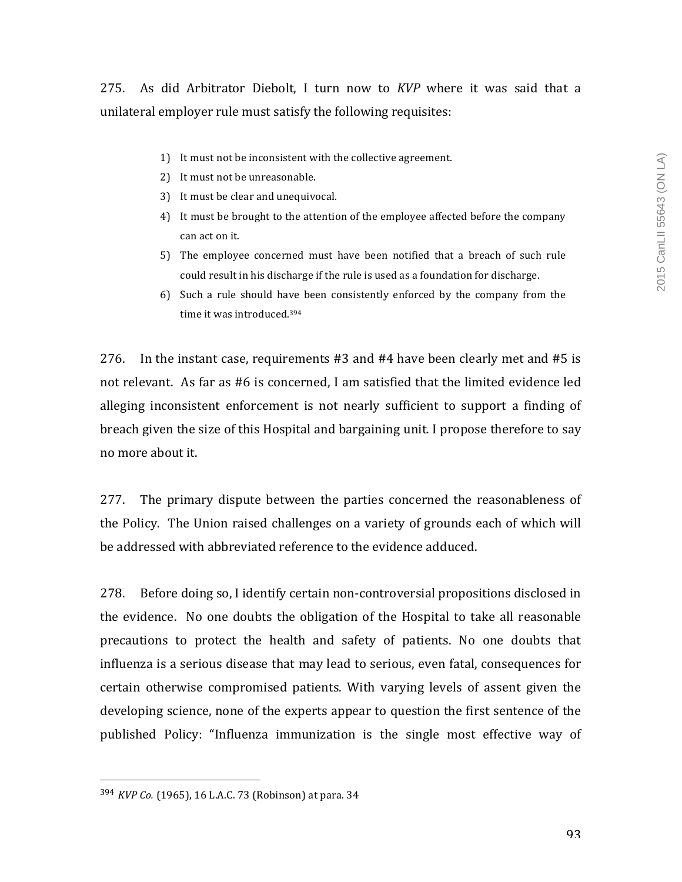275. As did Arbitrator Diebolt, I turn now to *KVP* where it was said that a unilateral employer rule must satisfy the following requisites:

1) It must not be inconsistent with the collective agreement.
2) It must not be unreasonable.
3) It must be clear and unequivocal.
4) It must be brought to the attention of the employee affected before the company can act on it.
5) The employee concerned must have been notified that a breach of such rule could result in his discharge if the rule is used as a foundation for discharge.
6) Such a rule should have been consistently enforced by the company from the time it was introduced.[394]

276. In the instant case, requirements #3 and #4 have been clearly met and #5 is not relevant. As far as #6 is concerned, I am satisfied that the limited evidence led alleging inconsistent enforcement is not nearly sufficient to support a finding of breach given the size of this Hospital and bargaining unit. I propose therefore to say no more about it.

277. The primary dispute between the parties concerned the reasonableness of the Policy. The Union raised challenges on a variety of grounds each of which will be addressed with abbreviated reference to the evidence adduced.

278. Before doing so, I identify certain non-controversial propositions disclosed in the evidence. No one doubts the obligation of the Hospital to take all reasonable precautions to protect the health and safety of patients. No one doubts that influenza is a serious disease that may lead to serious, even fatal, consequences for certain otherwise compromised patients. With varying levels of assent given the developing science, none of the experts appear to question the first sentence of the published Policy: "Influenza immunization is the single most effective way of

---

[394] *KVP Co.* (1965), 16 L.A.C. 73 (Robinson) at para. 34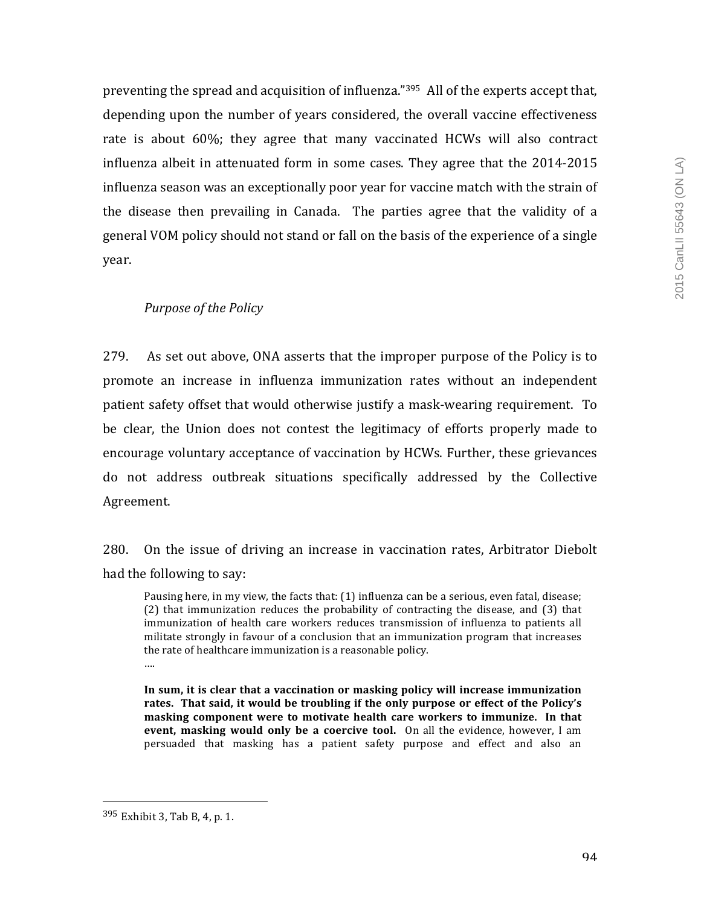preventing the spread and acquisition of influenza."[395] All of the experts accept that, depending upon the number of years considered, the overall vaccine effectiveness rate is about 60%; they agree that many vaccinated HCWs will also contract influenza albeit in attenuated form in some cases. They agree that the 2014-2015 influenza season was an exceptionally poor year for vaccine match with the strain of the disease then prevailing in Canada. The parties agree that the validity of a general VOM policy should not stand or fall on the basis of the experience of a single year.

*Purpose of the Policy*

279. As set out above, ONA asserts that the improper purpose of the Policy is to promote an increase in influenza immunization rates without an independent patient safety offset that would otherwise justify a mask-wearing requirement. To be clear, the Union does not contest the legitimacy of efforts properly made to encourage voluntary acceptance of vaccination by HCWs. Further, these grievances do not address outbreak situations specifically addressed by the Collective Agreement.

280. On the issue of driving an increase in vaccination rates, Arbitrator Diebolt had the following to say:

> Pausing here, in my view, the facts that: (1) influenza can be a serious, even fatal, disease; (2) that immunization reduces the probability of contracting the disease, and (3) that immunization of health care workers reduces transmission of influenza to patients all militate strongly in favour of a conclusion that an immunization program that increases the rate of healthcare immunization is a reasonable policy.
>
> ….
>
> **In sum, it is clear that a vaccination or masking policy will increase immunization rates. That said, it would be troubling if the only purpose or effect of the Policy's masking component were to motivate health care workers to immunize. In that event, masking would only be a coercive tool.** On all the evidence, however, I am persuaded that masking has a patient safety purpose and effect and also an

[395] Exhibit 3, Tab B, 4, p. 1.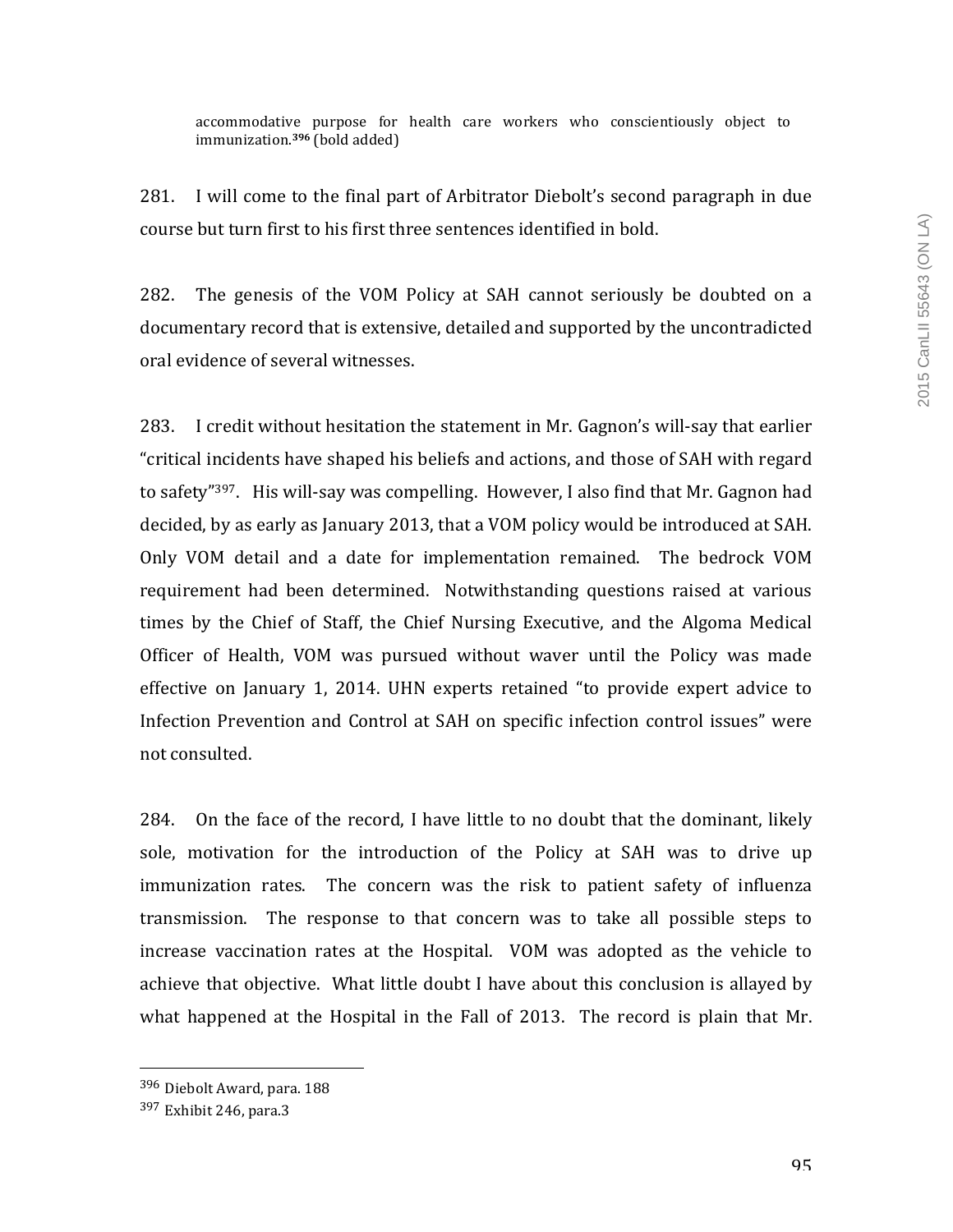> accommodative purpose for health care workers who conscientiously object to immunization.[396] (bold added)

281. I will come to the final part of Arbitrator Diebolt's second paragraph in due course but turn first to his first three sentences identified in bold.

282. The genesis of the VOM Policy at SAH cannot seriously be doubted on a documentary record that is extensive, detailed and supported by the uncontradicted oral evidence of several witnesses.

283. I credit without hesitation the statement in Mr. Gagnon's will-say that earlier "critical incidents have shaped his beliefs and actions, and those of SAH with regard to safety"[397]. His will-say was compelling. However, I also find that Mr. Gagnon had decided, by as early as January 2013, that a VOM policy would be introduced at SAH. Only VOM detail and a date for implementation remained. The bedrock VOM requirement had been determined. Notwithstanding questions raised at various times by the Chief of Staff, the Chief Nursing Executive, and the Algoma Medical Officer of Health, VOM was pursued without waver until the Policy was made effective on January 1, 2014. UHN experts retained "to provide expert advice to Infection Prevention and Control at SAH on specific infection control issues" were not consulted.

284. On the face of the record, I have little to no doubt that the dominant, likely sole, motivation for the introduction of the Policy at SAH was to drive up immunization rates. The concern was the risk to patient safety of influenza transmission. The response to that concern was to take all possible steps to increase vaccination rates at the Hospital. VOM was adopted as the vehicle to achieve that objective. What little doubt I have about this conclusion is allayed by what happened at the Hospital in the Fall of 2013. The record is plain that Mr.

---

[396] Diebolt Award, para. 188

[397] Exhibit 246, para.3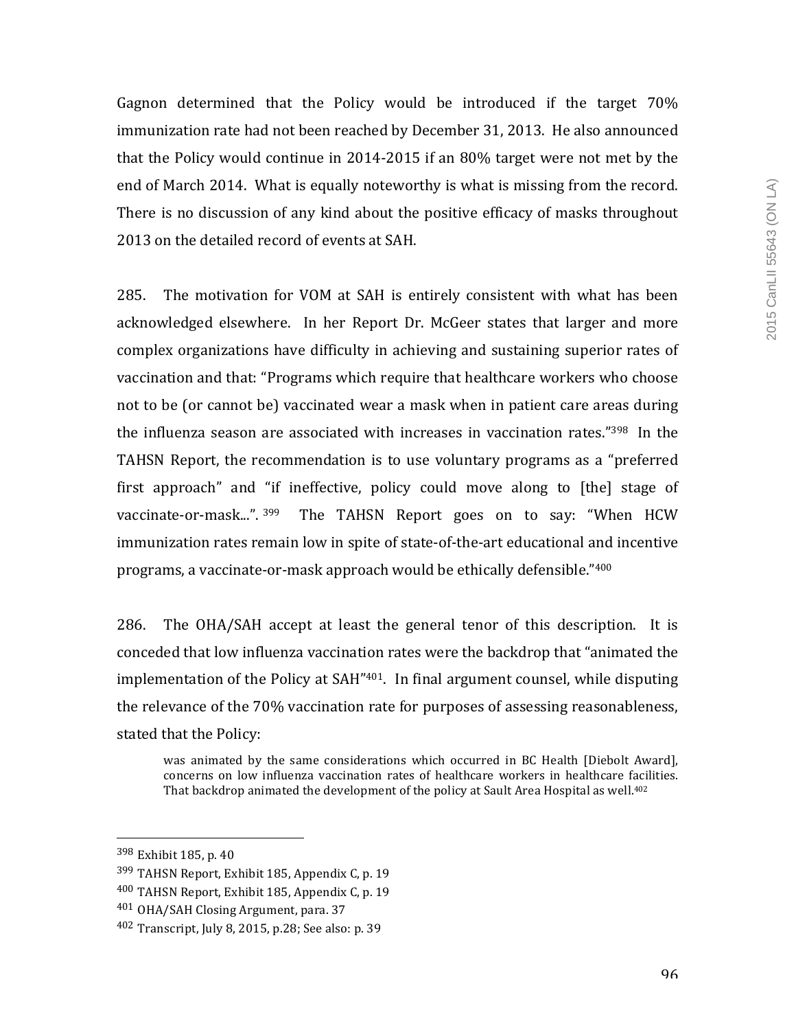Gagnon determined that the Policy would be introduced if the target 70% immunization rate had not been reached by December 31, 2013. He also announced that the Policy would continue in 2014-2015 if an 80% target were not met by the end of March 2014. What is equally noteworthy is what is missing from the record. There is no discussion of any kind about the positive efficacy of masks throughout 2013 on the detailed record of events at SAH.

285. The motivation for VOM at SAH is entirely consistent with what has been acknowledged elsewhere. In her Report Dr. McGeer states that larger and more complex organizations have difficulty in achieving and sustaining superior rates of vaccination and that: "Programs which require that healthcare workers who choose not to be (or cannot be) vaccinated wear a mask when in patient care areas during the influenza season are associated with increases in vaccination rates."[398] In the TAHSN Report, the recommendation is to use voluntary programs as a "preferred first approach" and "if ineffective, policy could move along to [the] stage of vaccinate-or-mask...".[399] The TAHSN Report goes on to say: "When HCW immunization rates remain low in spite of state-of-the-art educational and incentive programs, a vaccinate-or-mask approach would be ethically defensible."[400]

286. The OHA/SAH accept at least the general tenor of this description. It is conceded that low influenza vaccination rates were the backdrop that "animated the implementation of the Policy at SAH"[401]. In final argument counsel, while disputing the relevance of the 70% vaccination rate for purposes of assessing reasonableness, stated that the Policy:

> was animated by the same considerations which occurred in BC Health [Diebolt Award], concerns on low influenza vaccination rates of healthcare workers in healthcare facilities. That backdrop animated the development of the policy at Sault Area Hospital as well.[402]

---

[398] Exhibit 185, p. 40

[399] TAHSN Report, Exhibit 185, Appendix C, p. 19

[400] TAHSN Report, Exhibit 185, Appendix C, p. 19

[401] OHA/SAH Closing Argument, para. 37

[402] Transcript, July 8, 2015, p.28; See also: p. 39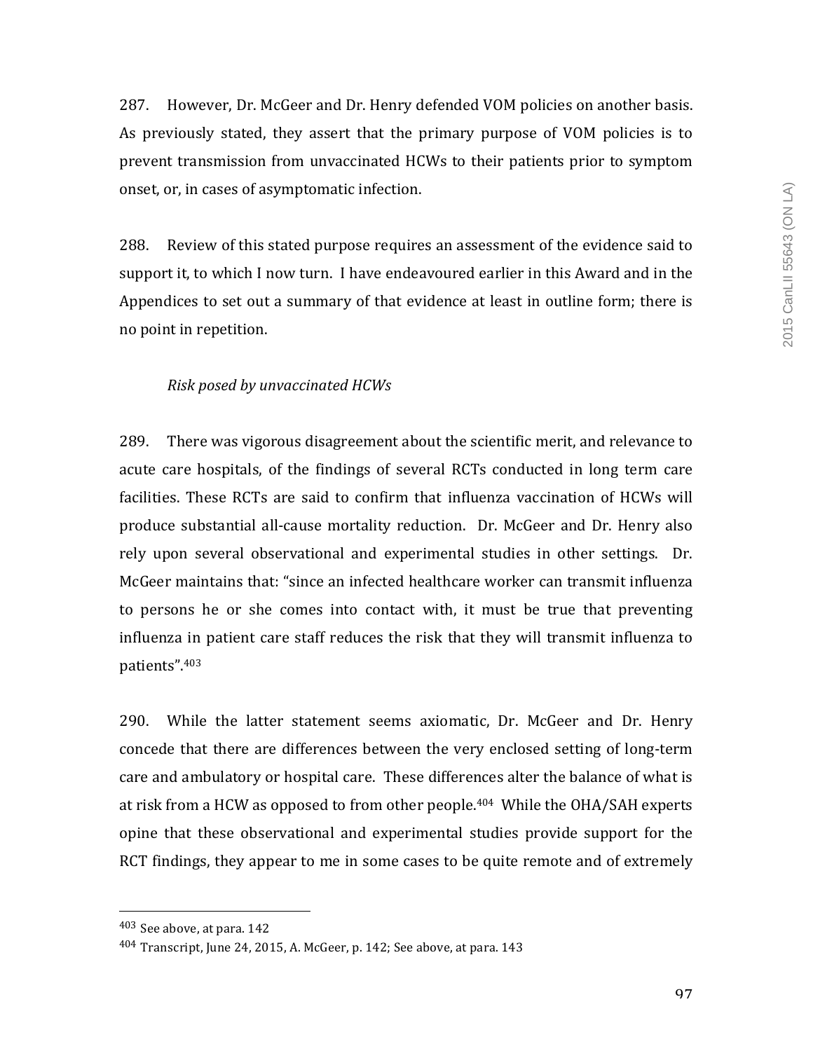287. However, Dr. McGeer and Dr. Henry defended VOM policies on another basis. As previously stated, they assert that the primary purpose of VOM policies is to prevent transmission from unvaccinated HCWs to their patients prior to symptom onset, or, in cases of asymptomatic infection.

288. Review of this stated purpose requires an assessment of the evidence said to support it, to which I now turn. I have endeavoured earlier in this Award and in the Appendices to set out a summary of that evidence at least in outline form; there is no point in repetition.

*Risk posed by unvaccinated HCWs*

289. There was vigorous disagreement about the scientific merit, and relevance to acute care hospitals, of the findings of several RCTs conducted in long term care facilities. These RCTs are said to confirm that influenza vaccination of HCWs will produce substantial all-cause mortality reduction. Dr. McGeer and Dr. Henry also rely upon several observational and experimental studies in other settings. Dr. McGeer maintains that: "since an infected healthcare worker can transmit influenza to persons he or she comes into contact with, it must be true that preventing influenza in patient care staff reduces the risk that they will transmit influenza to patients".[403]

290. While the latter statement seems axiomatic, Dr. McGeer and Dr. Henry concede that there are differences between the very enclosed setting of long-term care and ambulatory or hospital care. These differences alter the balance of what is at risk from a HCW as opposed to from other people.[404] While the OHA/SAH experts opine that these observational and experimental studies provide support for the RCT findings, they appear to me in some cases to be quite remote and of extremely

---

[403] See above, at para. 142

[404] Transcript, June 24, 2015, A. McGeer, p. 142; See above, at para. 143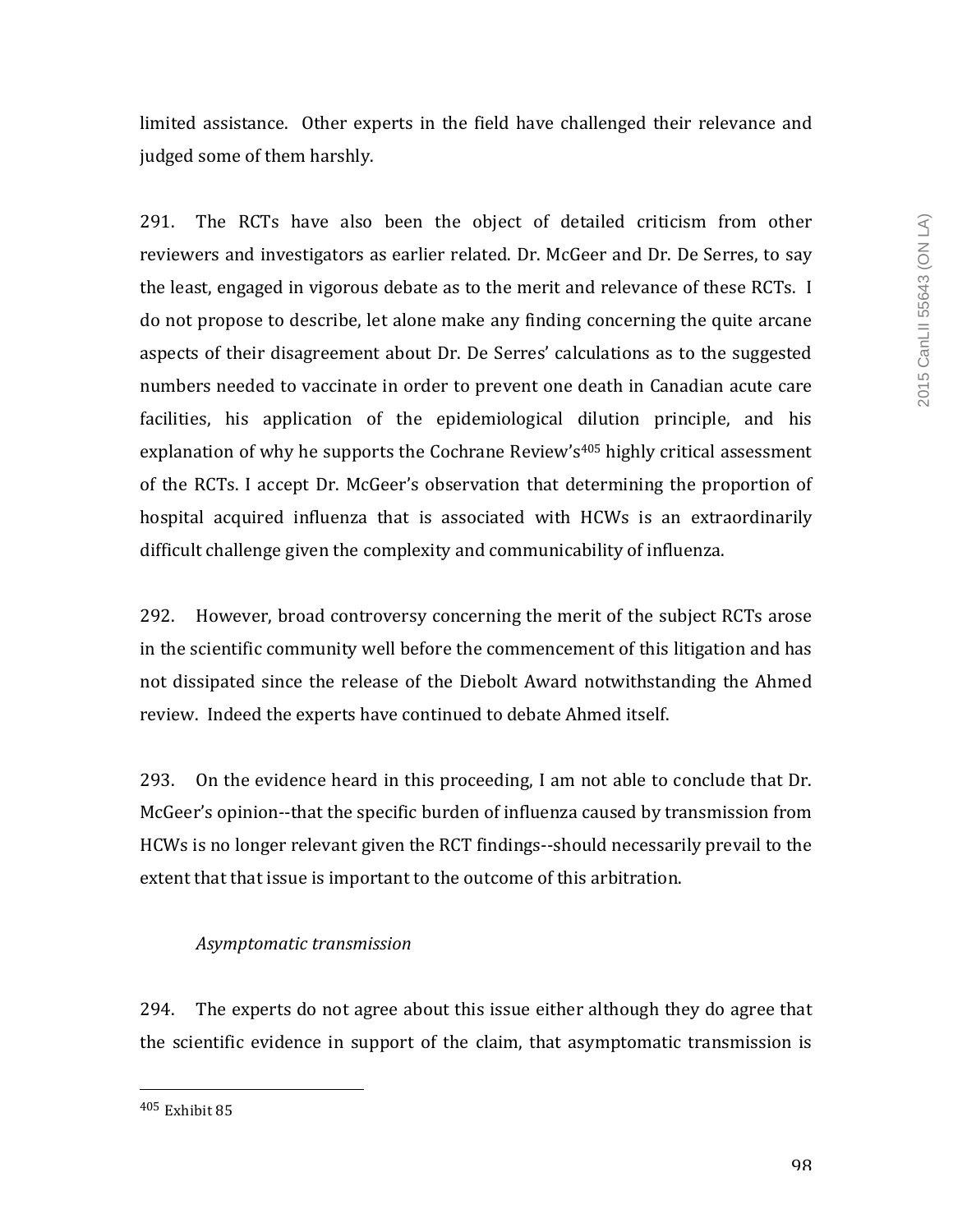limited assistance. Other experts in the field have challenged their relevance and judged some of them harshly.

291. The RCTs have also been the object of detailed criticism from other reviewers and investigators as earlier related. Dr. McGeer and Dr. De Serres, to say the least, engaged in vigorous debate as to the merit and relevance of these RCTs. I do not propose to describe, let alone make any finding concerning the quite arcane aspects of their disagreement about Dr. De Serres' calculations as to the suggested numbers needed to vaccinate in order to prevent one death in Canadian acute care facilities, his application of the epidemiological dilution principle, and his explanation of why he supports the Cochrane Review's[405] highly critical assessment of the RCTs. I accept Dr. McGeer's observation that determining the proportion of hospital acquired influenza that is associated with HCWs is an extraordinarily difficult challenge given the complexity and communicability of influenza.

292. However, broad controversy concerning the merit of the subject RCTs arose in the scientific community well before the commencement of this litigation and has not dissipated since the release of the Diebolt Award notwithstanding the Ahmed review. Indeed the experts have continued to debate Ahmed itself.

293. On the evidence heard in this proceeding, I am not able to conclude that Dr. McGeer's opinion--that the specific burden of influenza caused by transmission from HCWs is no longer relevant given the RCT findings--should necessarily prevail to the extent that that issue is important to the outcome of this arbitration.

*Asymptomatic transmission*

294. The experts do not agree about this issue either although they do agree that the scientific evidence in support of the claim, that asymptomatic transmission is

---

[405] Exhibit 85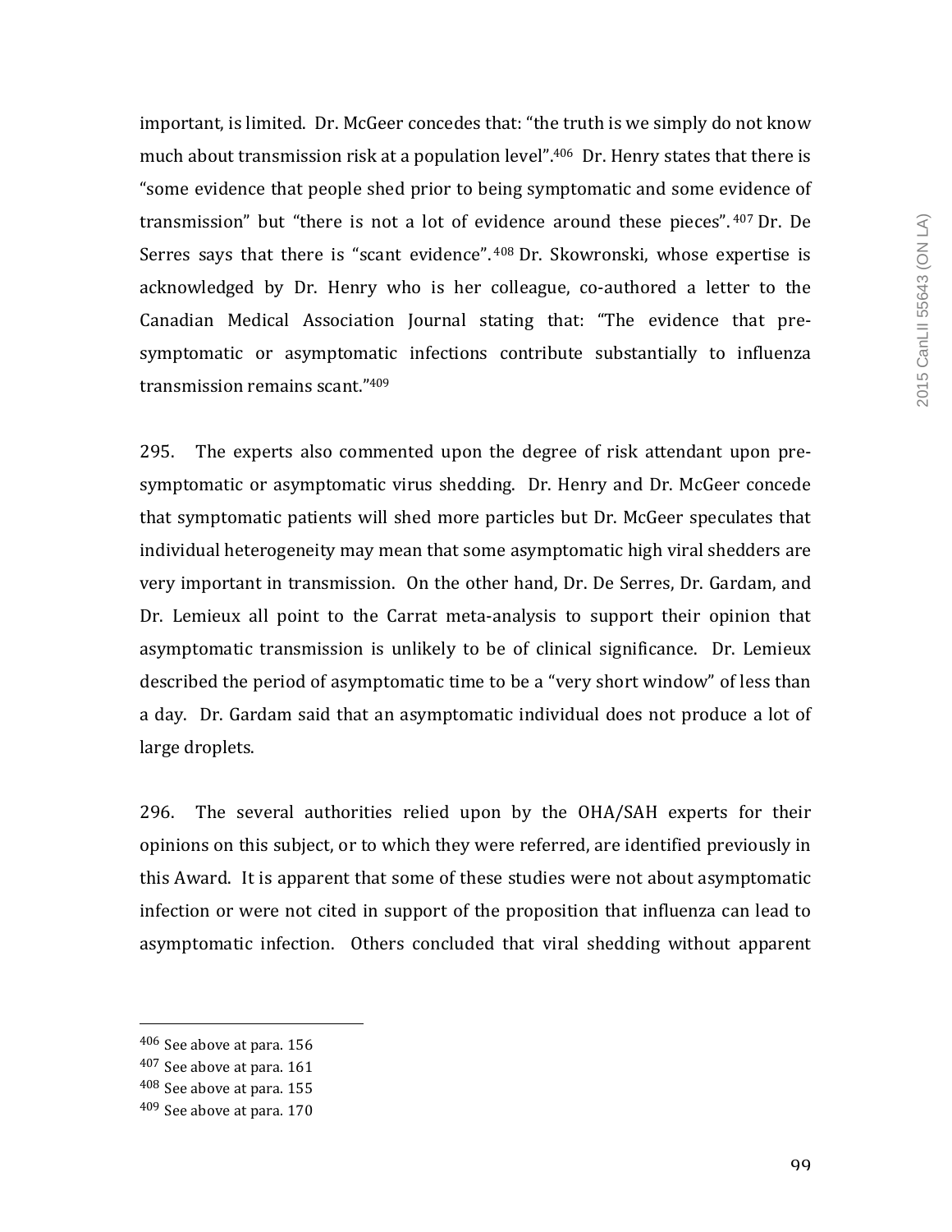important, is limited. Dr. McGeer concedes that: "the truth is we simply do not know much about transmission risk at a population level".[406] Dr. Henry states that there is "some evidence that people shed prior to being symptomatic and some evidence of transmission" but "there is not a lot of evidence around these pieces".[407] Dr. De Serres says that there is "scant evidence".[408] Dr. Skowronski, whose expertise is acknowledged by Dr. Henry who is her colleague, co-authored a letter to the Canadian Medical Association Journal stating that: "The evidence that pre-symptomatic or asymptomatic infections contribute substantially to influenza transmission remains scant."[409]

295. The experts also commented upon the degree of risk attendant upon pre-symptomatic or asymptomatic virus shedding. Dr. Henry and Dr. McGeer concede that symptomatic patients will shed more particles but Dr. McGeer speculates that individual heterogeneity may mean that some asymptomatic high viral shedders are very important in transmission. On the other hand, Dr. De Serres, Dr. Gardam, and Dr. Lemieux all point to the Carrat meta-analysis to support their opinion that asymptomatic transmission is unlikely to be of clinical significance. Dr. Lemieux described the period of asymptomatic time to be a "very short window" of less than a day. Dr. Gardam said that an asymptomatic individual does not produce a lot of large droplets.

296. The several authorities relied upon by the OHA/SAH experts for their opinions on this subject, or to which they were referred, are identified previously in this Award. It is apparent that some of these studies were not about asymptomatic infection or were not cited in support of the proposition that influenza can lead to asymptomatic infection. Others concluded that viral shedding without apparent

---

[406] See above at para. 156

[407] See above at para. 161

[408] See above at para. 155

[409] See above at para. 170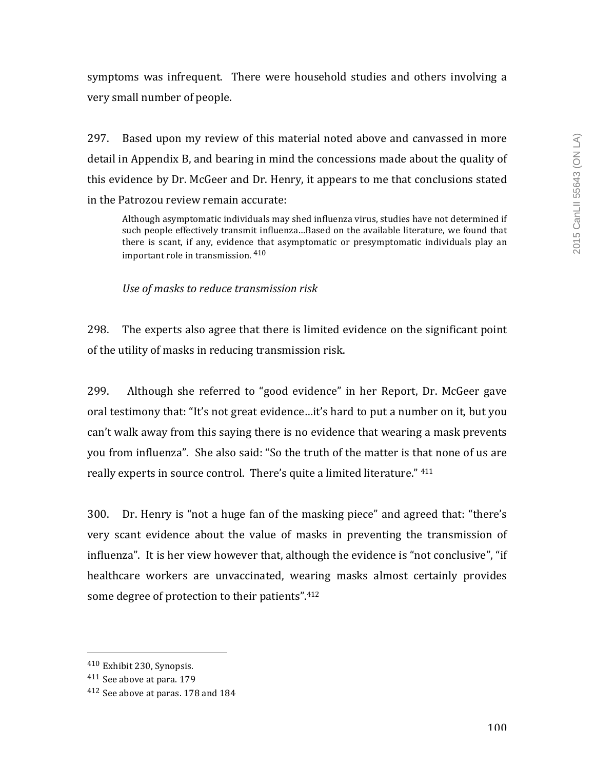symptoms was infrequent. There were household studies and others involving a very small number of people.

297. Based upon my review of this material noted above and canvassed in more detail in Appendix B, and bearing in mind the concessions made about the quality of this evidence by Dr. McGeer and Dr. Henry, it appears to me that conclusions stated in the Patrozou review remain accurate:

> Although asymptomatic individuals may shed influenza virus, studies have not determined if such people effectively transmit influenza…Based on the available literature, we found that there is scant, if any, evidence that asymptomatic or presymptomatic individuals play an important role in transmission. [410]

*Use of masks to reduce transmission risk*

298. The experts also agree that there is limited evidence on the significant point of the utility of masks in reducing transmission risk.

299. Although she referred to "good evidence" in her Report, Dr. McGeer gave oral testimony that: "It's not great evidence…it's hard to put a number on it, but you can't walk away from this saying there is no evidence that wearing a mask prevents you from influenza". She also said: "So the truth of the matter is that none of us are really experts in source control. There's quite a limited literature." [411]

300. Dr. Henry is "not a huge fan of the masking piece" and agreed that: "there's very scant evidence about the value of masks in preventing the transmission of influenza". It is her view however that, although the evidence is "not conclusive", "if healthcare workers are unvaccinated, wearing masks almost certainly provides some degree of protection to their patients".[412]

---

[410] Exhibit 230, Synopsis.

[411] See above at para. 179

[412] See above at paras. 178 and 184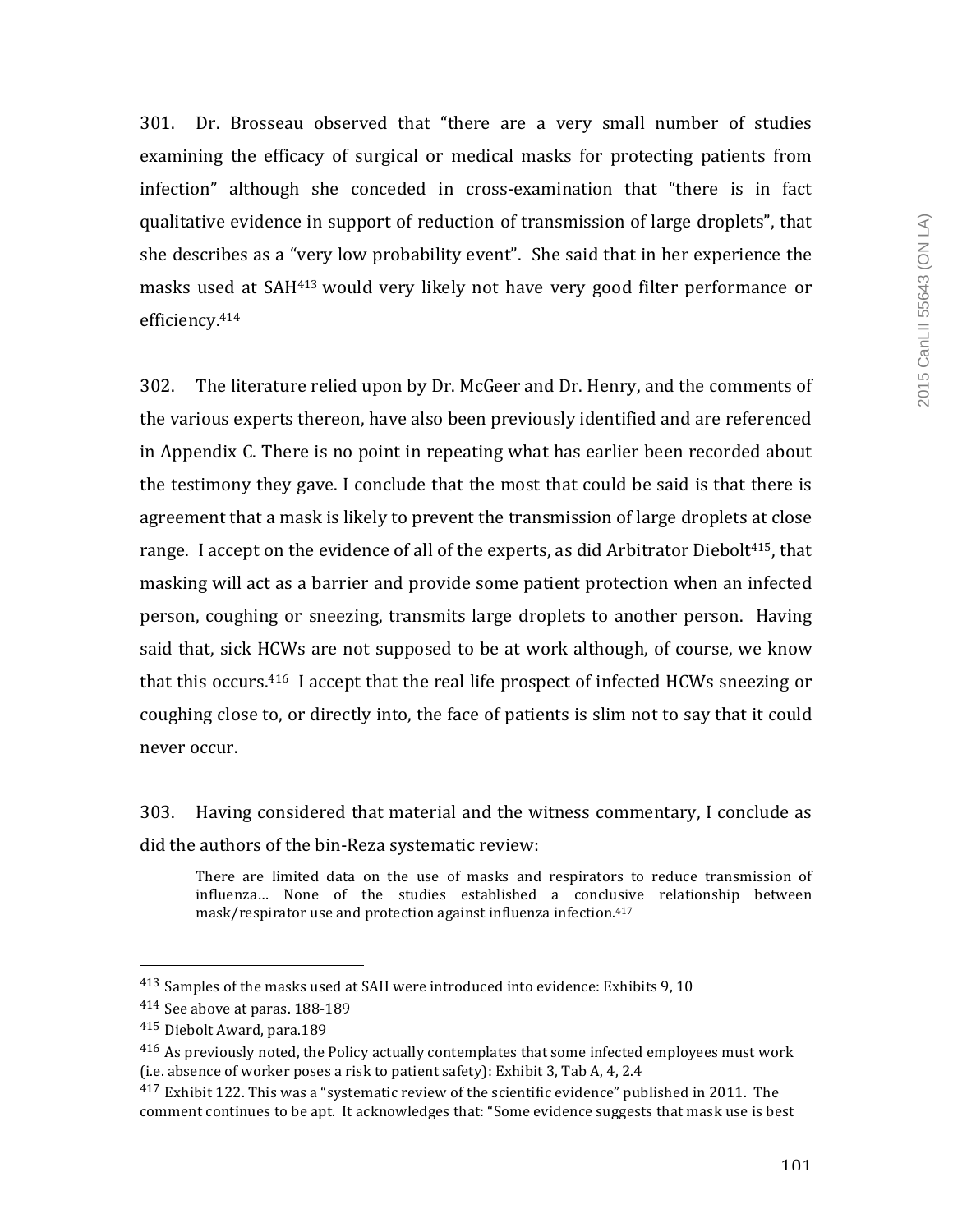301. Dr. Brosseau observed that "there are a very small number of studies examining the efficacy of surgical or medical masks for protecting patients from infection" although she conceded in cross-examination that "there is in fact qualitative evidence in support of reduction of transmission of large droplets", that she describes as a "very low probability event". She said that in her experience the masks used at SAH[413] would very likely not have very good filter performance or efficiency.[414]

302. The literature relied upon by Dr. McGeer and Dr. Henry, and the comments of the various experts thereon, have also been previously identified and are referenced in Appendix C. There is no point in repeating what has earlier been recorded about the testimony they gave. I conclude that the most that could be said is that there is agreement that a mask is likely to prevent the transmission of large droplets at close range. I accept on the evidence of all of the experts, as did Arbitrator Diebolt[415], that masking will act as a barrier and provide some patient protection when an infected person, coughing or sneezing, transmits large droplets to another person. Having said that, sick HCWs are not supposed to be at work although, of course, we know that this occurs.[416] I accept that the real life prospect of infected HCWs sneezing or coughing close to, or directly into, the face of patients is slim not to say that it could never occur.

303. Having considered that material and the witness commentary, I conclude as did the authors of the bin-Reza systematic review:

> There are limited data on the use of masks and respirators to reduce transmission of influenza… None of the studies established a conclusive relationship between mask/respirator use and protection against influenza infection.[417]

---

[413] Samples of the masks used at SAH were introduced into evidence: Exhibits 9, 10

[414] See above at paras. 188-189

[415] Diebolt Award, para.189

[416] As previously noted, the Policy actually contemplates that some infected employees must work (i.e. absence of worker poses a risk to patient safety): Exhibit 3, Tab A, 4, 2.4

[417] Exhibit 122. This was a "systematic review of the scientific evidence" published in 2011. The comment continues to be apt. It acknowledges that: "Some evidence suggests that mask use is best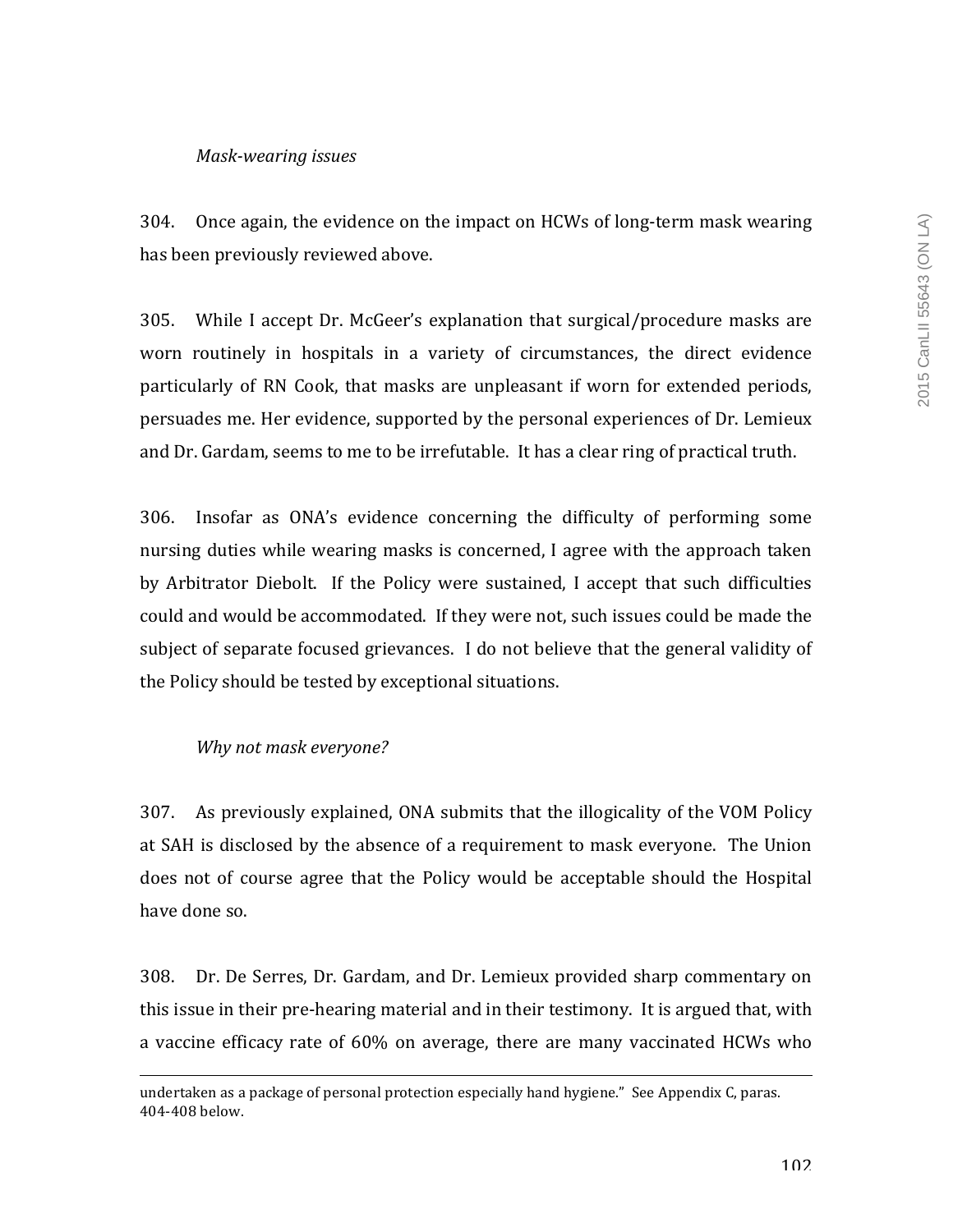*Mask-wearing issues*

304. Once again, the evidence on the impact on HCWs of long-term mask wearing has been previously reviewed above.

305. While I accept Dr. McGeer's explanation that surgical/procedure masks are worn routinely in hospitals in a variety of circumstances, the direct evidence particularly of RN Cook, that masks are unpleasant if worn for extended periods, persuades me. Her evidence, supported by the personal experiences of Dr. Lemieux and Dr. Gardam, seems to me to be irrefutable. It has a clear ring of practical truth.

306. Insofar as ONA's evidence concerning the difficulty of performing some nursing duties while wearing masks is concerned, I agree with the approach taken by Arbitrator Diebolt. If the Policy were sustained, I accept that such difficulties could and would be accommodated. If they were not, such issues could be made the subject of separate focused grievances. I do not believe that the general validity of the Policy should be tested by exceptional situations.

*Why not mask everyone?*

307. As previously explained, ONA submits that the illogicality of the VOM Policy at SAH is disclosed by the absence of a requirement to mask everyone. The Union does not of course agree that the Policy would be acceptable should the Hospital have done so.

308. Dr. De Serres, Dr. Gardam, and Dr. Lemieux provided sharp commentary on this issue in their pre-hearing material and in their testimony. It is argued that, with a vaccine efficacy rate of 60% on average, there are many vaccinated HCWs who

---

undertaken as a package of personal protection especially hand hygiene." See Appendix C, paras. 404-408 below.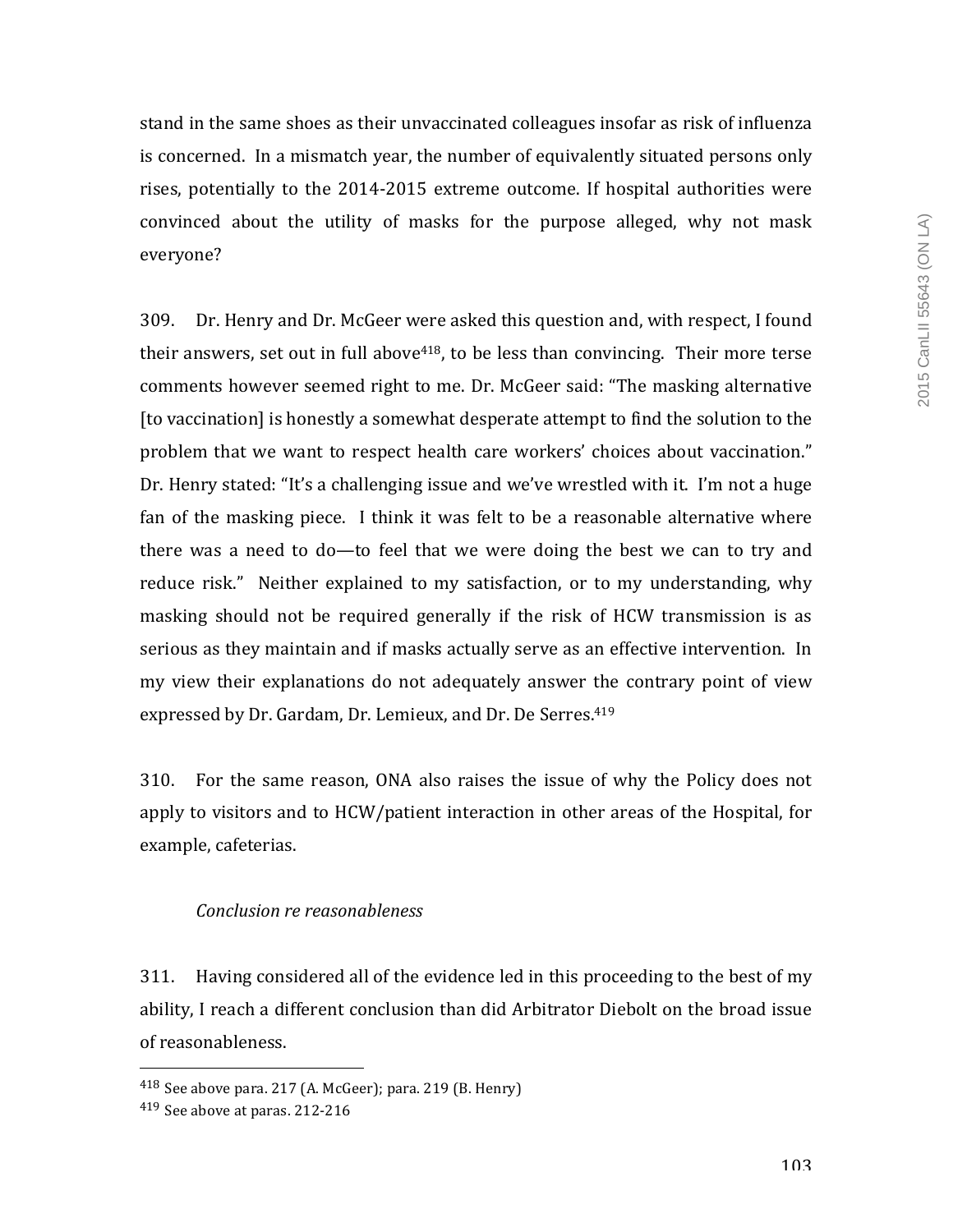stand in the same shoes as their unvaccinated colleagues insofar as risk of influenza is concerned. In a mismatch year, the number of equivalently situated persons only rises, potentially to the 2014-2015 extreme outcome. If hospital authorities were convinced about the utility of masks for the purpose alleged, why not mask everyone?

309. Dr. Henry and Dr. McGeer were asked this question and, with respect, I found their answers, set out in full above[418], to be less than convincing. Their more terse comments however seemed right to me. Dr. McGeer said: "The masking alternative [to vaccination] is honestly a somewhat desperate attempt to find the solution to the problem that we want to respect health care workers' choices about vaccination." Dr. Henry stated: "It's a challenging issue and we've wrestled with it. I'm not a huge fan of the masking piece. I think it was felt to be a reasonable alternative where there was a need to do—to feel that we were doing the best we can to try and reduce risk." Neither explained to my satisfaction, or to my understanding, why masking should not be required generally if the risk of HCW transmission is as serious as they maintain and if masks actually serve as an effective intervention. In my view their explanations do not adequately answer the contrary point of view expressed by Dr. Gardam, Dr. Lemieux, and Dr. De Serres.[419]

310. For the same reason, ONA also raises the issue of why the Policy does not apply to visitors and to HCW/patient interaction in other areas of the Hospital, for example, cafeterias.

*Conclusion re reasonableness*

311. Having considered all of the evidence led in this proceeding to the best of my ability, I reach a different conclusion than did Arbitrator Diebolt on the broad issue of reasonableness.

---

[418] See above para. 217 (A. McGeer); para. 219 (B. Henry)

[419] See above at paras. 212-216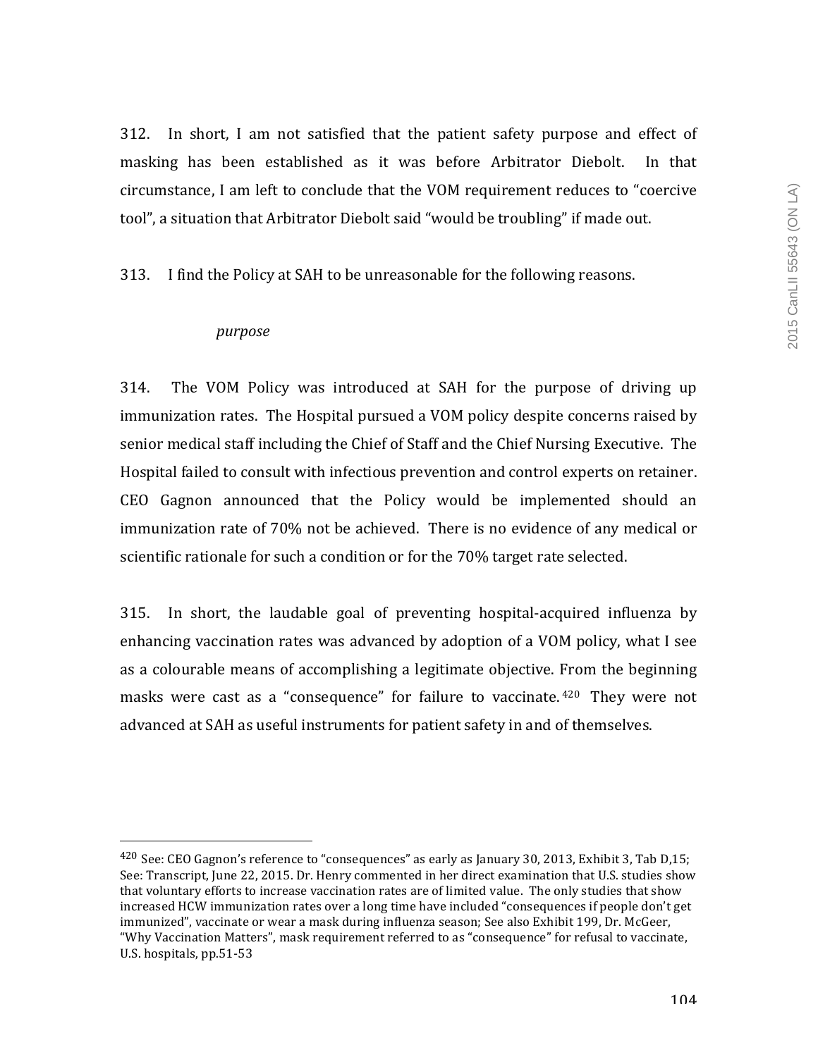312. In short, I am not satisfied that the patient safety purpose and effect of masking has been established as it was before Arbitrator Diebolt. In that circumstance, I am left to conclude that the VOM requirement reduces to "coercive tool", a situation that Arbitrator Diebolt said "would be troubling" if made out.

313. I find the Policy at SAH to be unreasonable for the following reasons.

*purpose*

314. The VOM Policy was introduced at SAH for the purpose of driving up immunization rates. The Hospital pursued a VOM policy despite concerns raised by senior medical staff including the Chief of Staff and the Chief Nursing Executive. The Hospital failed to consult with infectious prevention and control experts on retainer. CEO Gagnon announced that the Policy would be implemented should an immunization rate of 70% not be achieved. There is no evidence of any medical or scientific rationale for such a condition or for the 70% target rate selected.

315. In short, the laudable goal of preventing hospital-acquired influenza by enhancing vaccination rates was advanced by adoption of a VOM policy, what I see as a colourable means of accomplishing a legitimate objective. From the beginning masks were cast as a "consequence" for failure to vaccinate.[420] They were not advanced at SAH as useful instruments for patient safety in and of themselves.

---

[420] See: CEO Gagnon's reference to "consequences" as early as January 30, 2013, Exhibit 3, Tab D,15; See: Transcript, June 22, 2015. Dr. Henry commented in her direct examination that U.S. studies show that voluntary efforts to increase vaccination rates are of limited value. The only studies that show increased HCW immunization rates over a long time have included "consequences if people don't get immunized", vaccinate or wear a mask during influenza season; See also Exhibit 199, Dr. McGeer, "Why Vaccination Matters", mask requirement referred to as "consequence" for refusal to vaccinate, U.S. hospitals, pp.51-53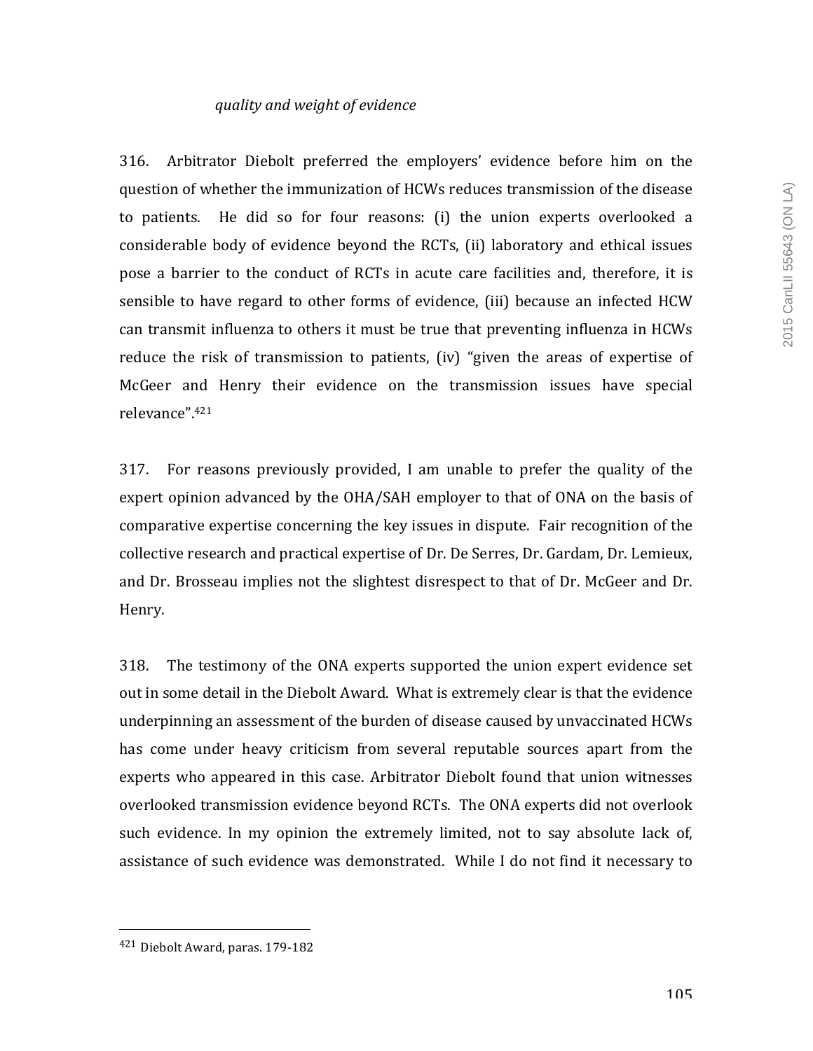*quality and weight of evidence*

316. Arbitrator Diebolt preferred the employers' evidence before him on the question of whether the immunization of HCWs reduces transmission of the disease to patients. He did so for four reasons: (i) the union experts overlooked a considerable body of evidence beyond the RCTs, (ii) laboratory and ethical issues pose a barrier to the conduct of RCTs in acute care facilities and, therefore, it is sensible to have regard to other forms of evidence, (iii) because an infected HCW can transmit influenza to others it must be true that preventing influenza in HCWs reduce the risk of transmission to patients, (iv) "given the areas of expertise of McGeer and Henry their evidence on the transmission issues have special relevance".[421]

317. For reasons previously provided, I am unable to prefer the quality of the expert opinion advanced by the OHA/SAH employer to that of ONA on the basis of comparative expertise concerning the key issues in dispute. Fair recognition of the collective research and practical expertise of Dr. De Serres, Dr. Gardam, Dr. Lemieux, and Dr. Brosseau implies not the slightest disrespect to that of Dr. McGeer and Dr. Henry.

318. The testimony of the ONA experts supported the union expert evidence set out in some detail in the Diebolt Award. What is extremely clear is that the evidence underpinning an assessment of the burden of disease caused by unvaccinated HCWs has come under heavy criticism from several reputable sources apart from the experts who appeared in this case. Arbitrator Diebolt found that union witnesses overlooked transmission evidence beyond RCTs. The ONA experts did not overlook such evidence. In my opinion the extremely limited, not to say absolute lack of, assistance of such evidence was demonstrated. While I do not find it necessary to

---

[421] Diebolt Award, paras. 179-182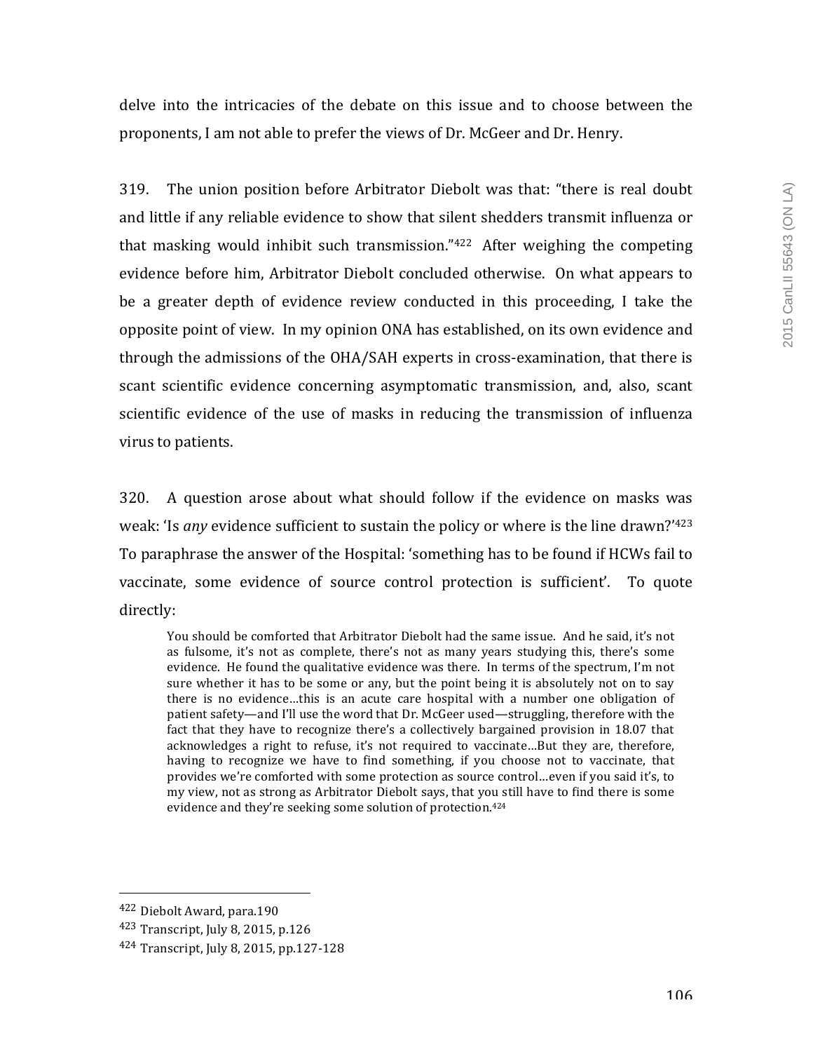delve into the intricacies of the debate on this issue and to choose between the proponents, I am not able to prefer the views of Dr. McGeer and Dr. Henry.

319. The union position before Arbitrator Diebolt was that: "there is real doubt and little if any reliable evidence to show that silent shedders transmit influenza or that masking would inhibit such transmission."[422] After weighing the competing evidence before him, Arbitrator Diebolt concluded otherwise. On what appears to be a greater depth of evidence review conducted in this proceeding, I take the opposite point of view. In my opinion ONA has established, on its own evidence and through the admissions of the OHA/SAH experts in cross-examination, that there is scant scientific evidence concerning asymptomatic transmission, and, also, scant scientific evidence of the use of masks in reducing the transmission of influenza virus to patients.

320. A question arose about what should follow if the evidence on masks was weak: 'Is *any* evidence sufficient to sustain the policy or where is the line drawn?'[423] To paraphrase the answer of the Hospital: 'something has to be found if HCWs fail to vaccinate, some evidence of source control protection is sufficient'. To quote directly:

> You should be comforted that Arbitrator Diebolt had the same issue. And he said, it's not as fulsome, it's not as complete, there's not as many years studying this, there's some evidence. He found the qualitative evidence was there. In terms of the spectrum, I'm not sure whether it has to be some or any, but the point being it is absolutely not on to say there is no evidence…this is an acute care hospital with a number one obligation of patient safety—and I'll use the word that Dr. McGeer used—struggling, therefore with the fact that they have to recognize there's a collectively bargained provision in 18.07 that acknowledges a right to refuse, it's not required to vaccinate…But they are, therefore, having to recognize we have to find something, if you choose not to vaccinate, that provides we're comforted with some protection as source control…even if you said it's, to my view, not as strong as Arbitrator Diebolt says, that you still have to find there is some evidence and they're seeking some solution of protection.[424]

---

[422] Diebolt Award, para.190

[423] Transcript, July 8, 2015, p.126

[424] Transcript, July 8, 2015, pp.127-128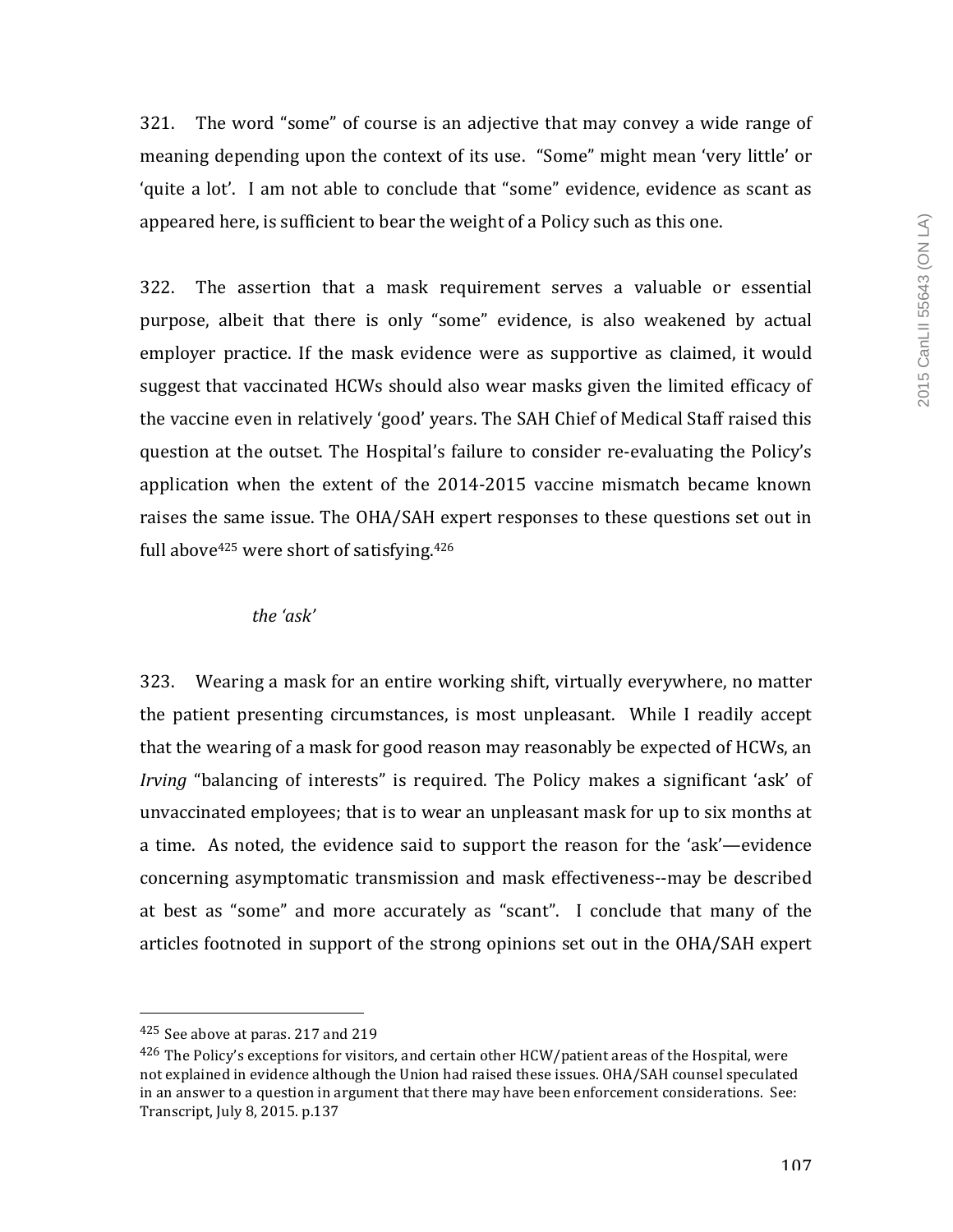321. The word "some" of course is an adjective that may convey a wide range of meaning depending upon the context of its use. "Some" might mean 'very little' or 'quite a lot'. I am not able to conclude that "some" evidence, evidence as scant as appeared here, is sufficient to bear the weight of a Policy such as this one.

322. The assertion that a mask requirement serves a valuable or essential purpose, albeit that there is only "some" evidence, is also weakened by actual employer practice. If the mask evidence were as supportive as claimed, it would suggest that vaccinated HCWs should also wear masks given the limited efficacy of the vaccine even in relatively 'good' years. The SAH Chief of Medical Staff raised this question at the outset. The Hospital's failure to consider re-evaluating the Policy's application when the extent of the 2014-2015 vaccine mismatch became known raises the same issue. The OHA/SAH expert responses to these questions set out in full above[425] were short of satisfying.[426]

*the 'ask'*

323. Wearing a mask for an entire working shift, virtually everywhere, no matter the patient presenting circumstances, is most unpleasant. While I readily accept that the wearing of a mask for good reason may reasonably be expected of HCWs, an *Irving* "balancing of interests" is required. The Policy makes a significant 'ask' of unvaccinated employees; that is to wear an unpleasant mask for up to six months at a time. As noted, the evidence said to support the reason for the 'ask'—evidence concerning asymptomatic transmission and mask effectiveness--may be described at best as "some" and more accurately as "scant". I conclude that many of the articles footnoted in support of the strong opinions set out in the OHA/SAH expert

---

[425] See above at paras. 217 and 219

[426] The Policy's exceptions for visitors, and certain other HCW/patient areas of the Hospital, were not explained in evidence although the Union had raised these issues. OHA/SAH counsel speculated in an answer to a question in argument that there may have been enforcement considerations. See: Transcript, July 8, 2015. p.137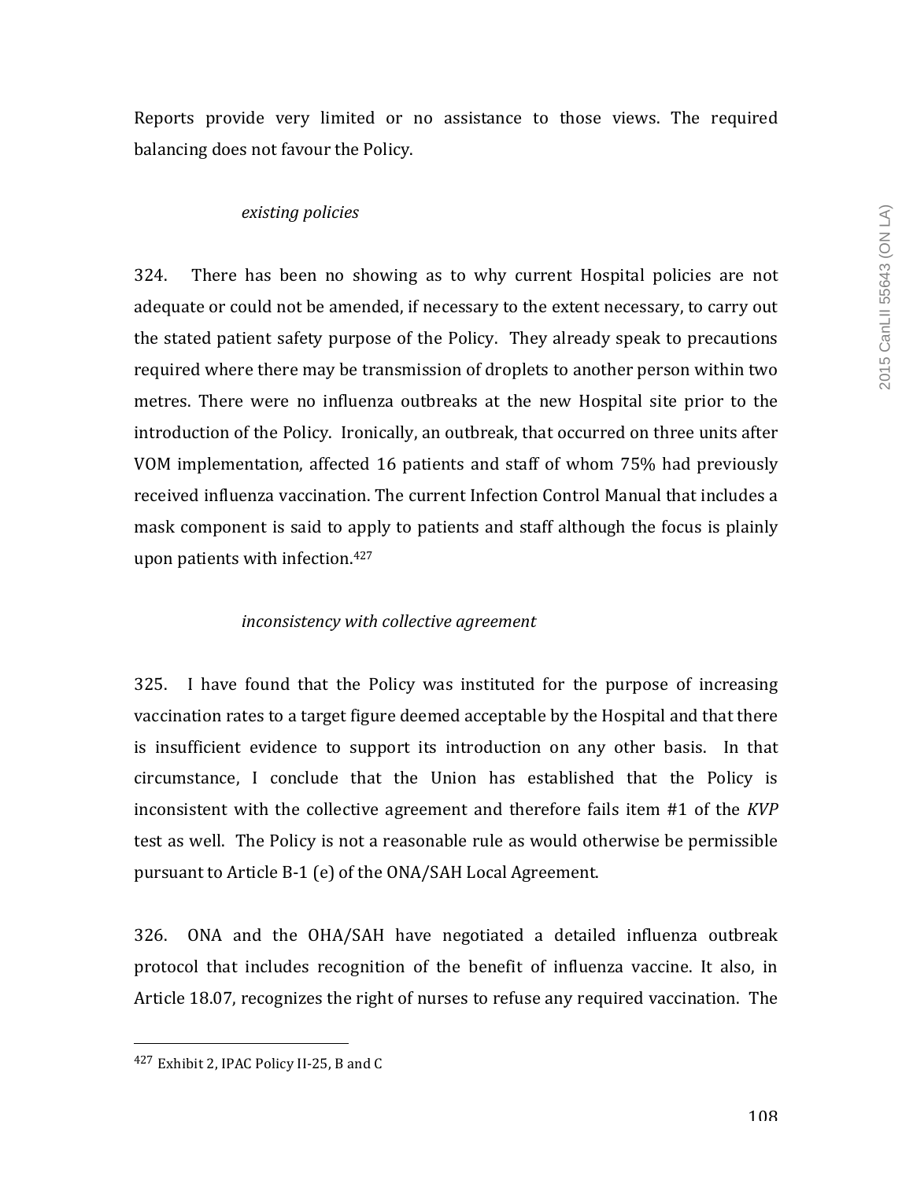Reports provide very limited or no assistance to those views. The required balancing does not favour the Policy.

*existing policies*

324. There has been no showing as to why current Hospital policies are not adequate or could not be amended, if necessary to the extent necessary, to carry out the stated patient safety purpose of the Policy. They already speak to precautions required where there may be transmission of droplets to another person within two metres. There were no influenza outbreaks at the new Hospital site prior to the introduction of the Policy. Ironically, an outbreak, that occurred on three units after VOM implementation, affected 16 patients and staff of whom 75% had previously received influenza vaccination. The current Infection Control Manual that includes a mask component is said to apply to patients and staff although the focus is plainly upon patients with infection.[427]

*inconsistency with collective agreement*

325. I have found that the Policy was instituted for the purpose of increasing vaccination rates to a target figure deemed acceptable by the Hospital and that there is insufficient evidence to support its introduction on any other basis. In that circumstance, I conclude that the Union has established that the Policy is inconsistent with the collective agreement and therefore fails item #1 of the *KVP* test as well. The Policy is not a reasonable rule as would otherwise be permissible pursuant to Article B-1 (e) of the ONA/SAH Local Agreement.

326. ONA and the OHA/SAH have negotiated a detailed influenza outbreak protocol that includes recognition of the benefit of influenza vaccine. It also, in Article 18.07, recognizes the right of nurses to refuse any required vaccination. The

[427] Exhibit 2, IPAC Policy II-25, B and C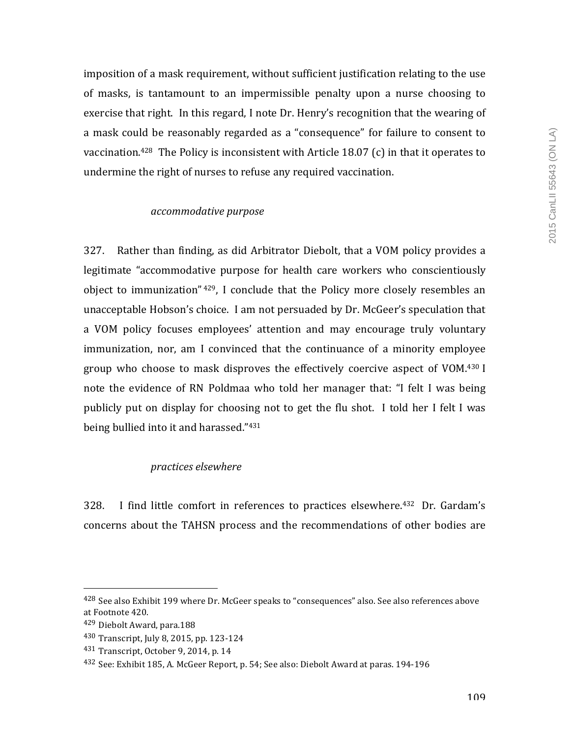imposition of a mask requirement, without sufficient justification relating to the use of masks, is tantamount to an impermissible penalty upon a nurse choosing to exercise that right. In this regard, I note Dr. Henry's recognition that the wearing of a mask could be reasonably regarded as a "consequence" for failure to consent to vaccination.[428] The Policy is inconsistent with Article 18.07 (c) in that it operates to undermine the right of nurses to refuse any required vaccination.

*accommodative purpose*

327. Rather than finding, as did Arbitrator Diebolt, that a VOM policy provides a legitimate "accommodative purpose for health care workers who conscientiously object to immunization"[429], I conclude that the Policy more closely resembles an unacceptable Hobson's choice. I am not persuaded by Dr. McGeer's speculation that a VOM policy focuses employees' attention and may encourage truly voluntary immunization, nor, am I convinced that the continuance of a minority employee group who choose to mask disproves the effectively coercive aspect of VOM.[430] I note the evidence of RN Poldmaa who told her manager that: "I felt I was being publicly put on display for choosing not to get the flu shot. I told her I felt I was being bullied into it and harassed."[431]

*practices elsewhere*

328. I find little comfort in references to practices elsewhere.[432] Dr. Gardam's concerns about the TAHSN process and the recommendations of other bodies are

---

[428] See also Exhibit 199 where Dr. McGeer speaks to "consequences" also. See also references above at Footnote 420.

[429] Diebolt Award, para.188

[430] Transcript, July 8, 2015, pp. 123-124

[431] Transcript, October 9, 2014, p. 14

[432] See: Exhibit 185, A. McGeer Report, p. 54; See also: Diebolt Award at paras. 194-196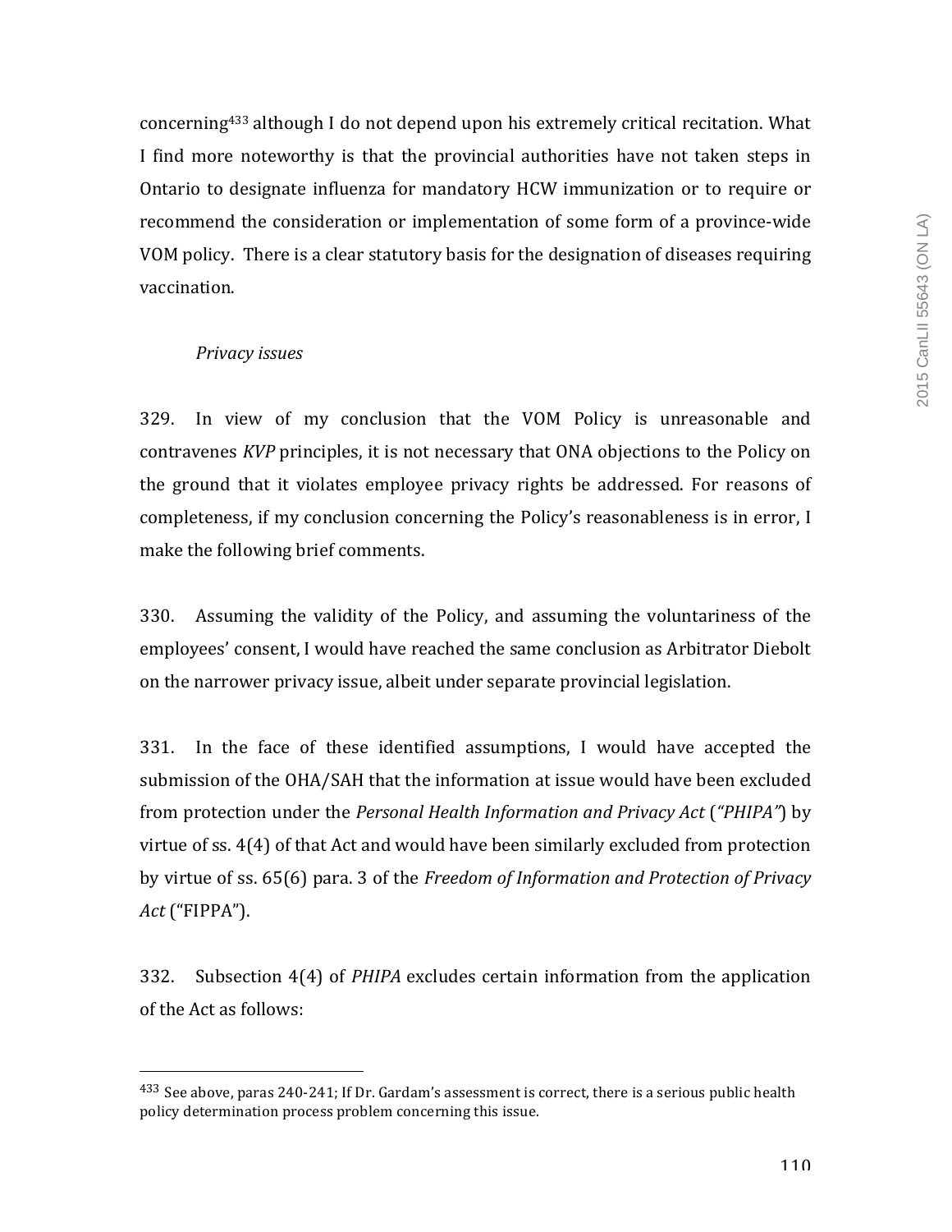concerning[433] although I do not depend upon his extremely critical recitation. What I find more noteworthy is that the provincial authorities have not taken steps in Ontario to designate influenza for mandatory HCW immunization or to require or recommend the consideration or implementation of some form of a province-wide VOM policy. There is a clear statutory basis for the designation of diseases requiring vaccination.

*Privacy issues*

329. In view of my conclusion that the VOM Policy is unreasonable and contravenes *KVP* principles, it is not necessary that ONA objections to the Policy on the ground that it violates employee privacy rights be addressed. For reasons of completeness, if my conclusion concerning the Policy's reasonableness is in error, I make the following brief comments.

330. Assuming the validity of the Policy, and assuming the voluntariness of the employees' consent, I would have reached the same conclusion as Arbitrator Diebolt on the narrower privacy issue, albeit under separate provincial legislation.

331. In the face of these identified assumptions, I would have accepted the submission of the OHA/SAH that the information at issue would have been excluded from protection under the *Personal Health Information and Privacy Act* (*"PHIPA"*) by virtue of ss. 4(4) of that Act and would have been similarly excluded from protection by virtue of ss. 65(6) para. 3 of the *Freedom of Information and Protection of Privacy Act* ("FIPPA").

332. Subsection 4(4) of *PHIPA* excludes certain information from the application of the Act as follows:

---

[433] See above, paras 240-241; If Dr. Gardam's assessment is correct, there is a serious public health policy determination process problem concerning this issue.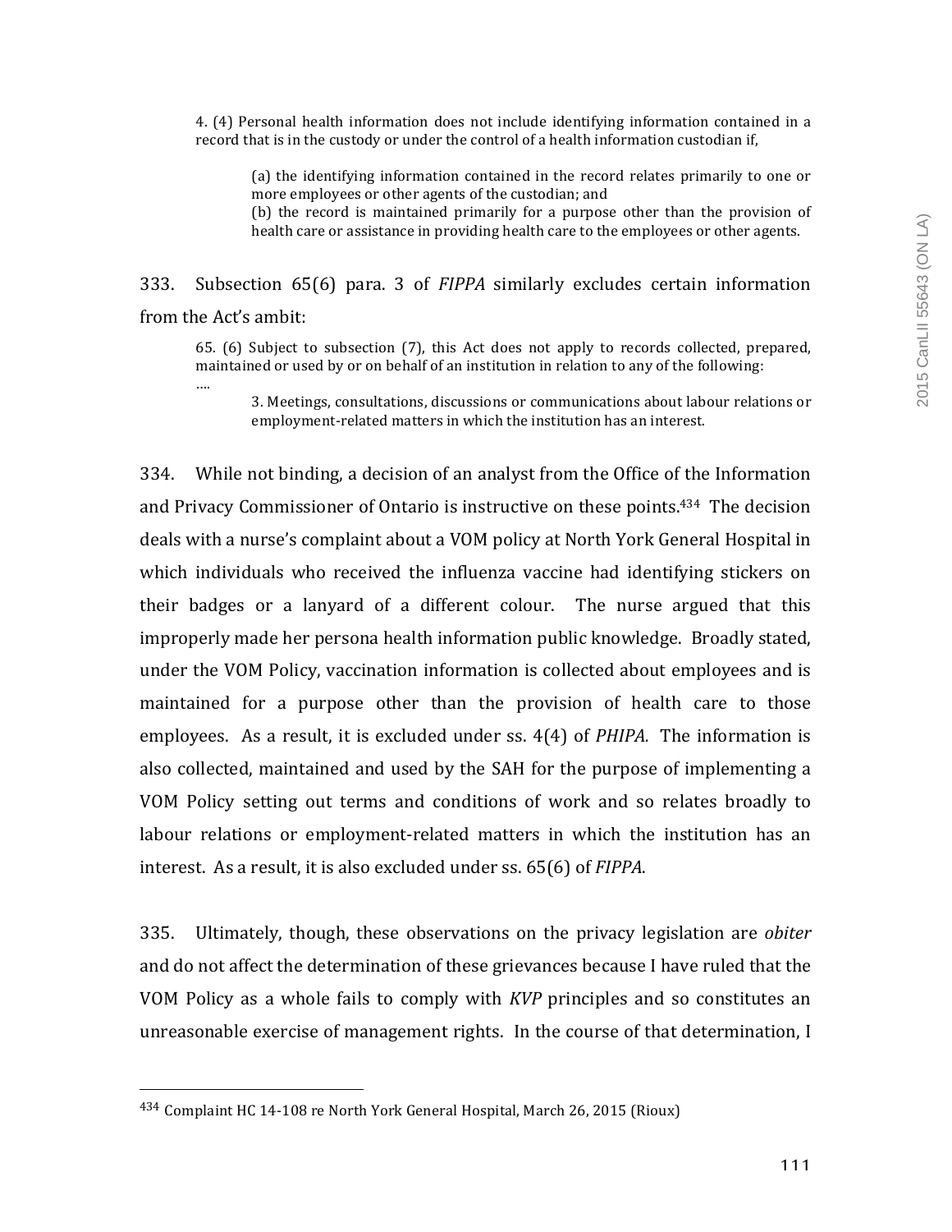> 4. (4) Personal health information does not include identifying information contained in a record that is in the custody or under the control of a health information custodian if,
>
> > (a) the identifying information contained in the record relates primarily to one or more employees or other agents of the custodian; and
> > (b) the record is maintained primarily for a purpose other than the provision of health care or assistance in providing health care to the employees or other agents.

333. Subsection 65(6) para. 3 of *FIPPA* similarly excludes certain information from the Act's ambit:

> 65. (6) Subject to subsection (7), this Act does not apply to records collected, prepared, maintained or used by or on behalf of an institution in relation to any of the following:
> ….
> > 3. Meetings, consultations, discussions or communications about labour relations or employment-related matters in which the institution has an interest.

334. While not binding, a decision of an analyst from the Office of the Information and Privacy Commissioner of Ontario is instructive on these points.[434] The decision deals with a nurse's complaint about a VOM policy at North York General Hospital in which individuals who received the influenza vaccine had identifying stickers on their badges or a lanyard of a different colour. The nurse argued that this improperly made her persona health information public knowledge. Broadly stated, under the VOM Policy, vaccination information is collected about employees and is maintained for a purpose other than the provision of health care to those employees. As a result, it is excluded under ss. 4(4) of *PHIPA.* The information is also collected, maintained and used by the SAH for the purpose of implementing a VOM Policy setting out terms and conditions of work and so relates broadly to labour relations or employment-related matters in which the institution has an interest. As a result, it is also excluded under ss. 65(6) of *FIPPA*.

335. Ultimately, though, these observations on the privacy legislation are *obiter* and do not affect the determination of these grievances because I have ruled that the VOM Policy as a whole fails to comply with *KVP* principles and so constitutes an unreasonable exercise of management rights. In the course of that determination, I

---

[434] Complaint HC 14-108 re North York General Hospital, March 26, 2015 (Rioux)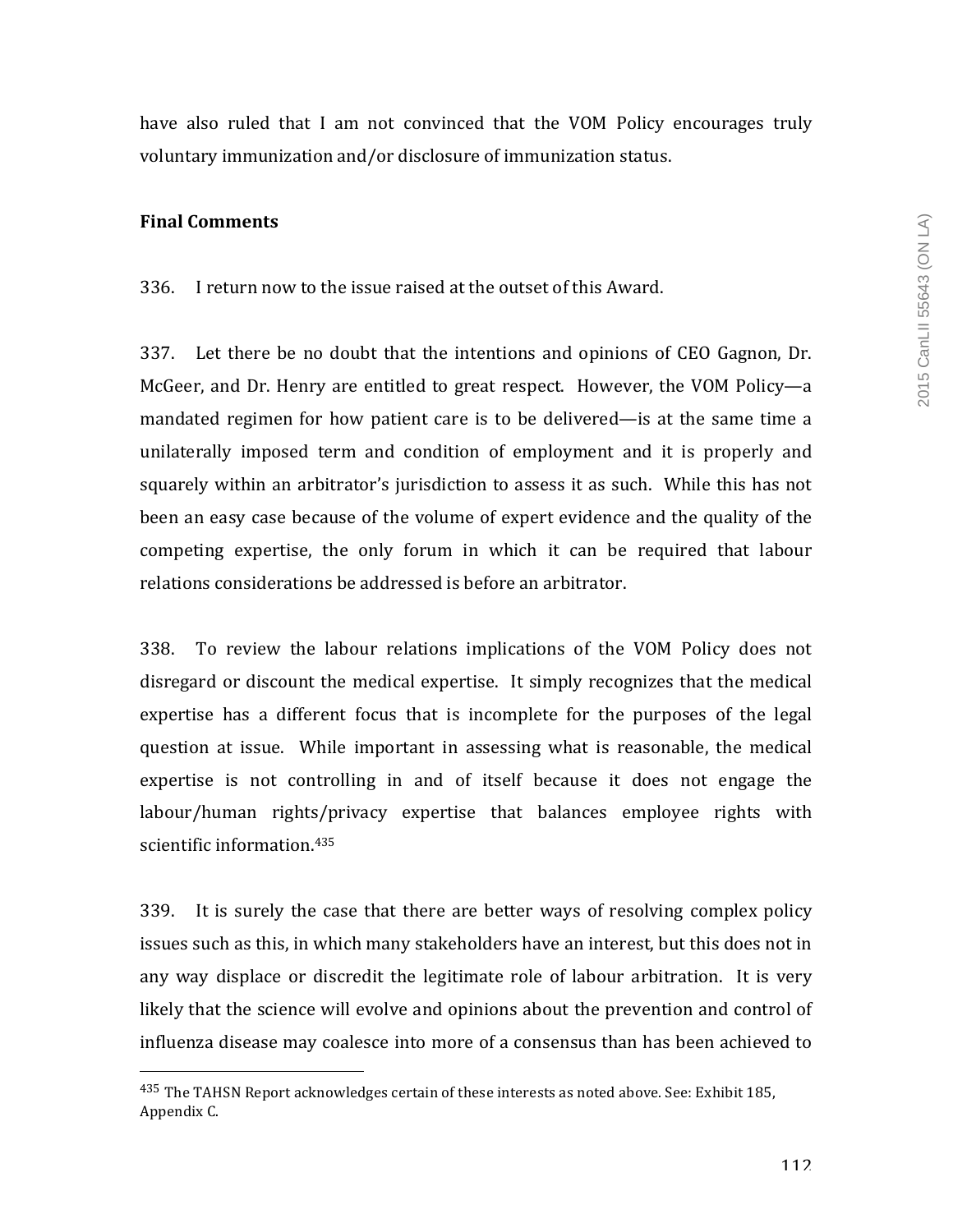have also ruled that I am not convinced that the VOM Policy encourages truly voluntary immunization and/or disclosure of immunization status.

**Final Comments**

336. I return now to the issue raised at the outset of this Award.

337. Let there be no doubt that the intentions and opinions of CEO Gagnon, Dr. McGeer, and Dr. Henry are entitled to great respect. However, the VOM Policy—a mandated regimen for how patient care is to be delivered—is at the same time a unilaterally imposed term and condition of employment and it is properly and squarely within an arbitrator's jurisdiction to assess it as such. While this has not been an easy case because of the volume of expert evidence and the quality of the competing expertise, the only forum in which it can be required that labour relations considerations be addressed is before an arbitrator.

338. To review the labour relations implications of the VOM Policy does not disregard or discount the medical expertise. It simply recognizes that the medical expertise has a different focus that is incomplete for the purposes of the legal question at issue. While important in assessing what is reasonable, the medical expertise is not controlling in and of itself because it does not engage the labour/human rights/privacy expertise that balances employee rights with scientific information.[435]

339. It is surely the case that there are better ways of resolving complex policy issues such as this, in which many stakeholders have an interest, but this does not in any way displace or discredit the legitimate role of labour arbitration. It is very likely that the science will evolve and opinions about the prevention and control of influenza disease may coalesce into more of a consensus than has been achieved to

[435] The TAHSN Report acknowledges certain of these interests as noted above. See: Exhibit 185, Appendix C.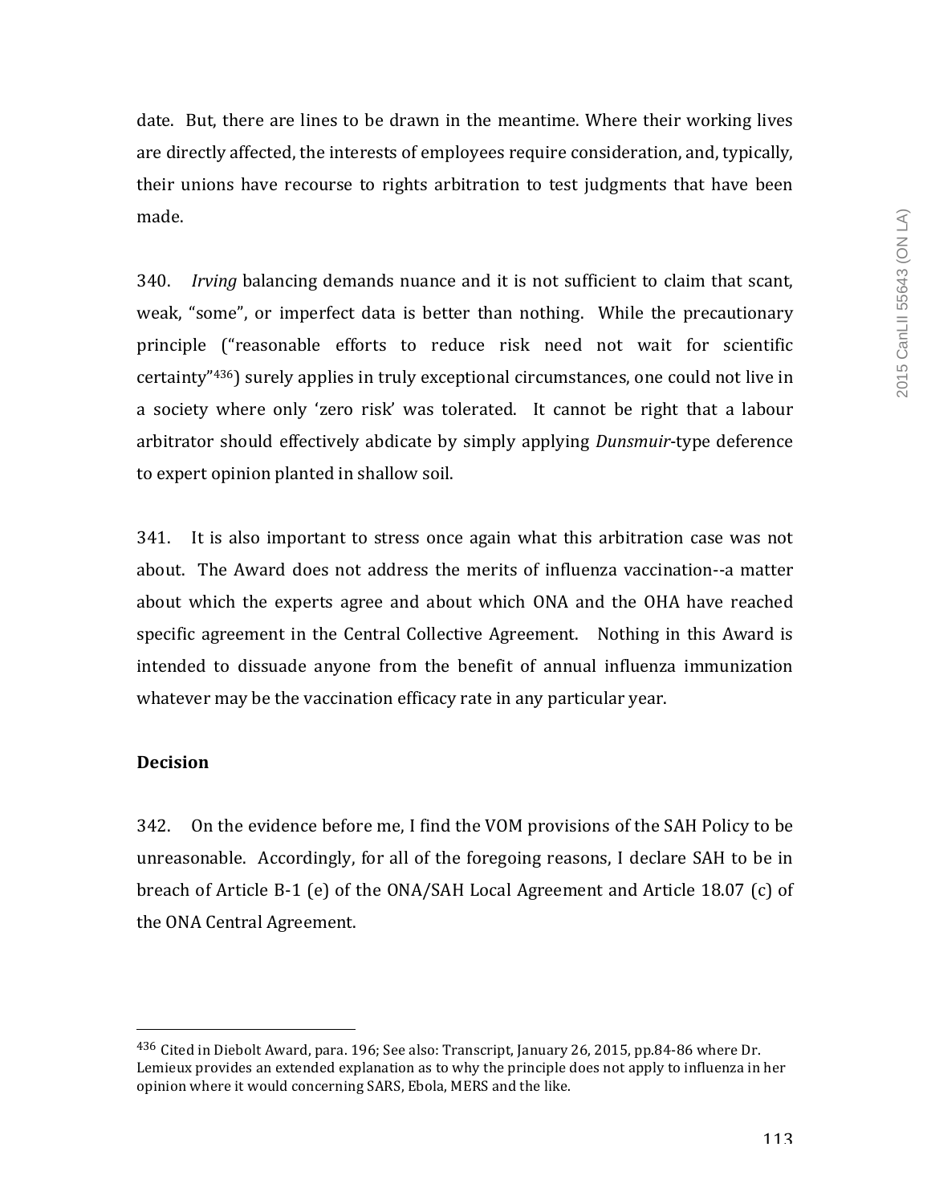date. But, there are lines to be drawn in the meantime. Where their working lives are directly affected, the interests of employees require consideration, and, typically, their unions have recourse to rights arbitration to test judgments that have been made.

340. *Irving* balancing demands nuance and it is not sufficient to claim that scant, weak, "some", or imperfect data is better than nothing. While the precautionary principle ("reasonable efforts to reduce risk need not wait for scientific certainty"[436]) surely applies in truly exceptional circumstances, one could not live in a society where only 'zero risk' was tolerated. It cannot be right that a labour arbitrator should effectively abdicate by simply applying *Dunsmuir*-type deference to expert opinion planted in shallow soil.

341. It is also important to stress once again what this arbitration case was not about. The Award does not address the merits of influenza vaccination--a matter about which the experts agree and about which ONA and the OHA have reached specific agreement in the Central Collective Agreement. Nothing in this Award is intended to dissuade anyone from the benefit of annual influenza immunization whatever may be the vaccination efficacy rate in any particular year.

**Decision**

342. On the evidence before me, I find the VOM provisions of the SAH Policy to be unreasonable. Accordingly, for all of the foregoing reasons, I declare SAH to be in breach of Article B-1 (e) of the ONA/SAH Local Agreement and Article 18.07 (c) of the ONA Central Agreement.

---

[436] Cited in Diebolt Award, para. 196; See also: Transcript, January 26, 2015, pp.84-86 where Dr. Lemieux provides an extended explanation as to why the principle does not apply to influenza in her opinion where it would concerning SARS, Ebola, MERS and the like.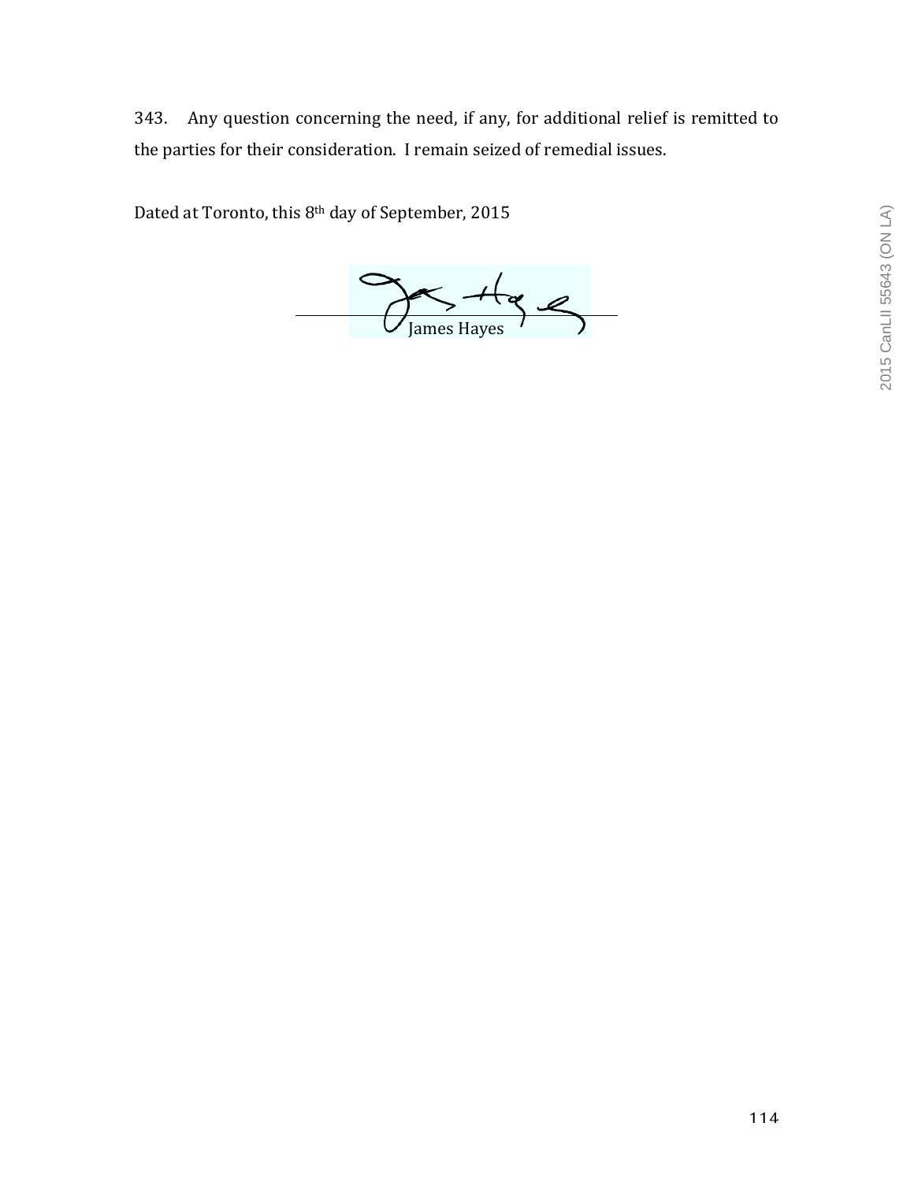343. Any question concerning the need, if any, for additional relief is remitted to the parties for their consideration. I remain seized of remedial issues.

Dated at Toronto, this 8th day of September, 2015

James Hayes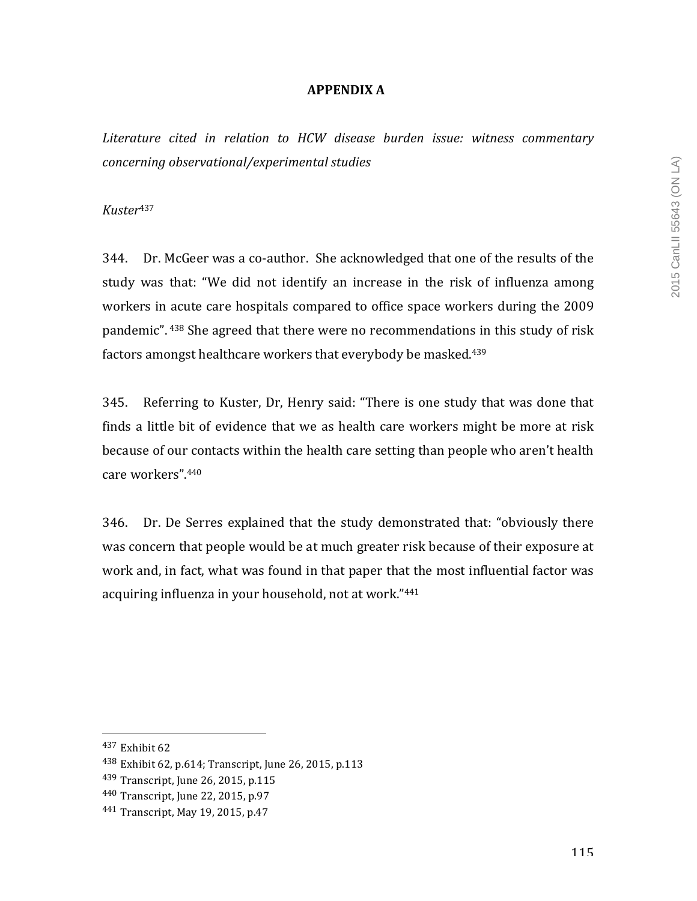**APPENDIX A**

*Literature cited in relation to HCW disease burden issue: witness commentary concerning observational/experimental studies*

*Kuster*[437]

344. Dr. McGeer was a co-author. She acknowledged that one of the results of the study was that: "We did not identify an increase in the risk of influenza among workers in acute care hospitals compared to office space workers during the 2009 pandemic". [438] She agreed that there were no recommendations in this study of risk factors amongst healthcare workers that everybody be masked.[439]

345. Referring to Kuster, Dr, Henry said: "There is one study that was done that finds a little bit of evidence that we as health care workers might be more at risk because of our contacts within the health care setting than people who aren't health care workers".[440]

346. Dr. De Serres explained that the study demonstrated that: "obviously there was concern that people would be at much greater risk because of their exposure at work and, in fact, what was found in that paper that the most influential factor was acquiring influenza in your household, not at work."[441]

---

[437] Exhibit 62

[438] Exhibit 62, p.614; Transcript, June 26, 2015, p.113

[439] Transcript, June 26, 2015, p.115

[440] Transcript, June 22, 2015, p.97

[441] Transcript, May 19, 2015, p.47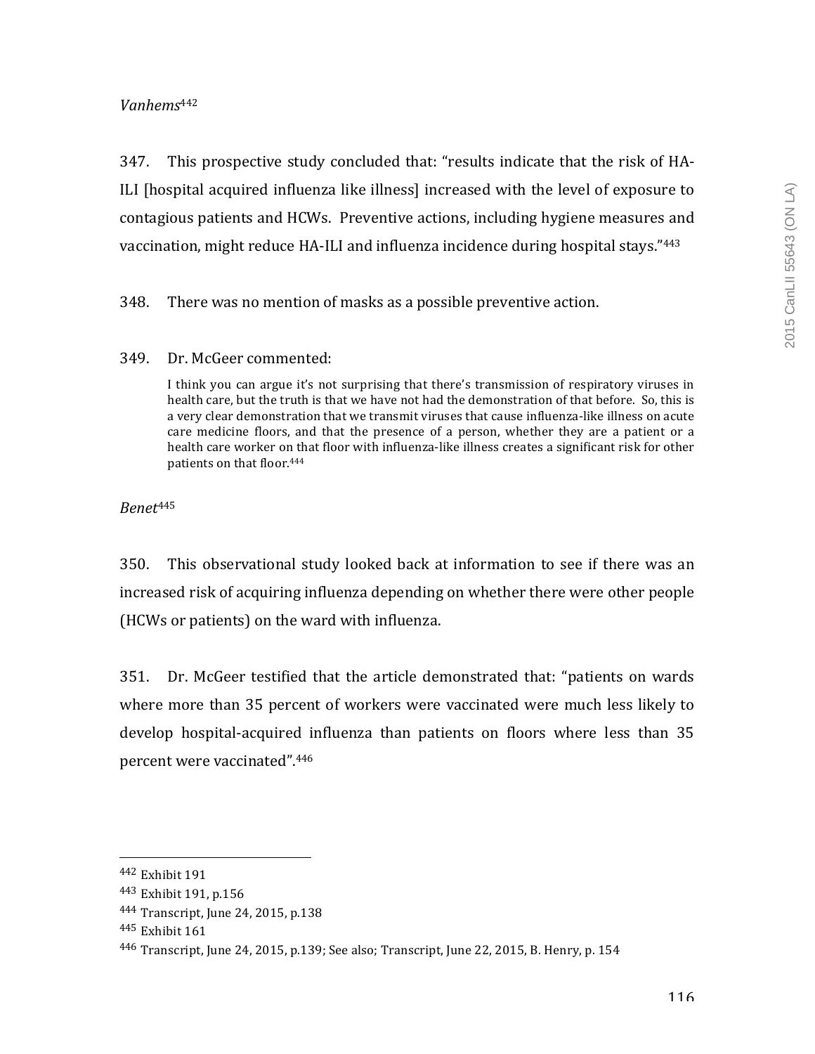*Vanhems*[442]

347. This prospective study concluded that: "results indicate that the risk of HA-ILI [hospital acquired influenza like illness] increased with the level of exposure to contagious patients and HCWs. Preventive actions, including hygiene measures and vaccination, might reduce HA-ILI and influenza incidence during hospital stays."[443]

348. There was no mention of masks as a possible preventive action.

349. Dr. McGeer commented:

> I think you can argue it's not surprising that there's transmission of respiratory viruses in health care, but the truth is that we have not had the demonstration of that before. So, this is a very clear demonstration that we transmit viruses that cause influenza-like illness on acute care medicine floors, and that the presence of a person, whether they are a patient or a health care worker on that floor with influenza-like illness creates a significant risk for other patients on that floor.[444]

*Benet*[445]

350. This observational study looked back at information to see if there was an increased risk of acquiring influenza depending on whether there were other people (HCWs or patients) on the ward with influenza.

351. Dr. McGeer testified that the article demonstrated that: "patients on wards where more than 35 percent of workers were vaccinated were much less likely to develop hospital-acquired influenza than patients on floors where less than 35 percent were vaccinated".[446]

---

[442] Exhibit 191

[443] Exhibit 191, p.156

[444] Transcript, June 24, 2015, p.138

[445] Exhibit 161

[446] Transcript, June 24, 2015, p.139; See also; Transcript, June 22, 2015, B. Henry, p. 154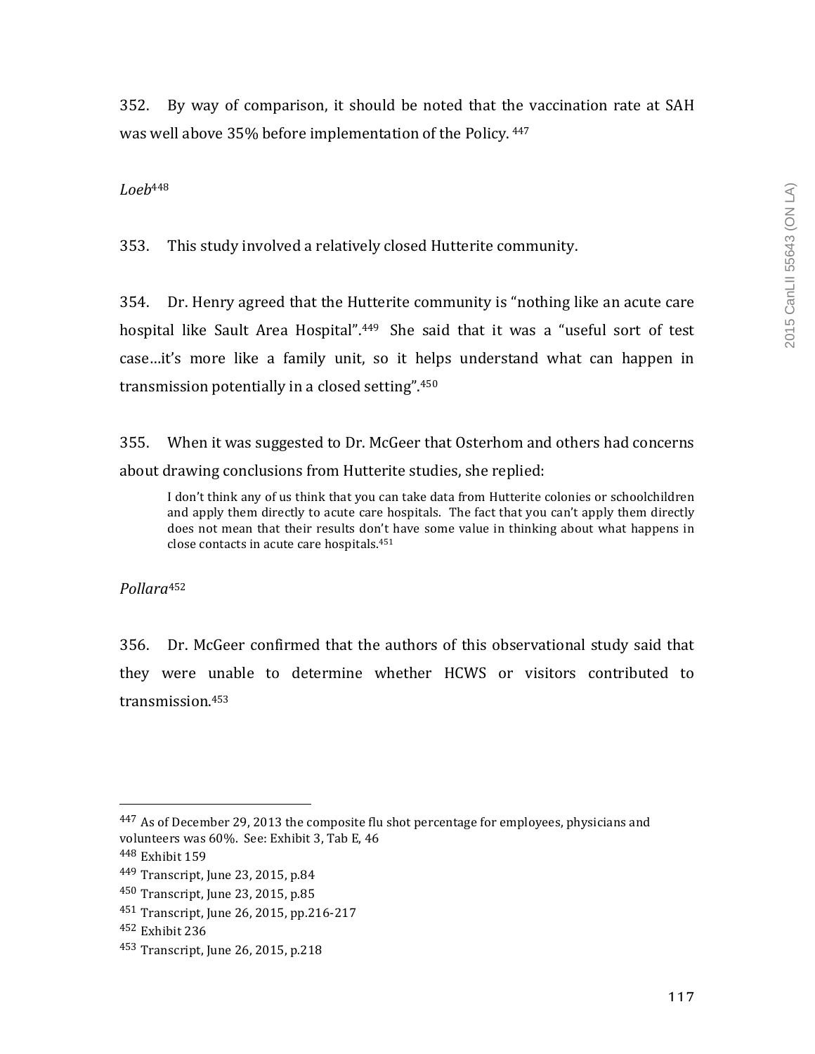352. By way of comparison, it should be noted that the vaccination rate at SAH was well above 35% before implementation of the Policy. [447]

*Loeb*[448]

353. This study involved a relatively closed Hutterite community.

354. Dr. Henry agreed that the Hutterite community is "nothing like an acute care hospital like Sault Area Hospital".[449] She said that it was a "useful sort of test case…it's more like a family unit, so it helps understand what can happen in transmission potentially in a closed setting".[450]

355. When it was suggested to Dr. McGeer that Osterhom and others had concerns about drawing conclusions from Hutterite studies, she replied:

> I don't think any of us think that you can take data from Hutterite colonies or schoolchildren and apply them directly to acute care hospitals. The fact that you can't apply them directly does not mean that their results don't have some value in thinking about what happens in close contacts in acute care hospitals.[451]

*Pollara*[452]

356. Dr. McGeer confirmed that the authors of this observational study said that they were unable to determine whether HCWS or visitors contributed to transmission.[453]

---

[447] As of December 29, 2013 the composite flu shot percentage for employees, physicians and volunteers was 60%. See: Exhibit 3, Tab E, 46

[448] Exhibit 159

[449] Transcript, June 23, 2015, p.84

[450] Transcript, June 23, 2015, p.85

[451] Transcript, June 26, 2015, pp.216-217

[452] Exhibit 236

[453] Transcript, June 26, 2015, p.218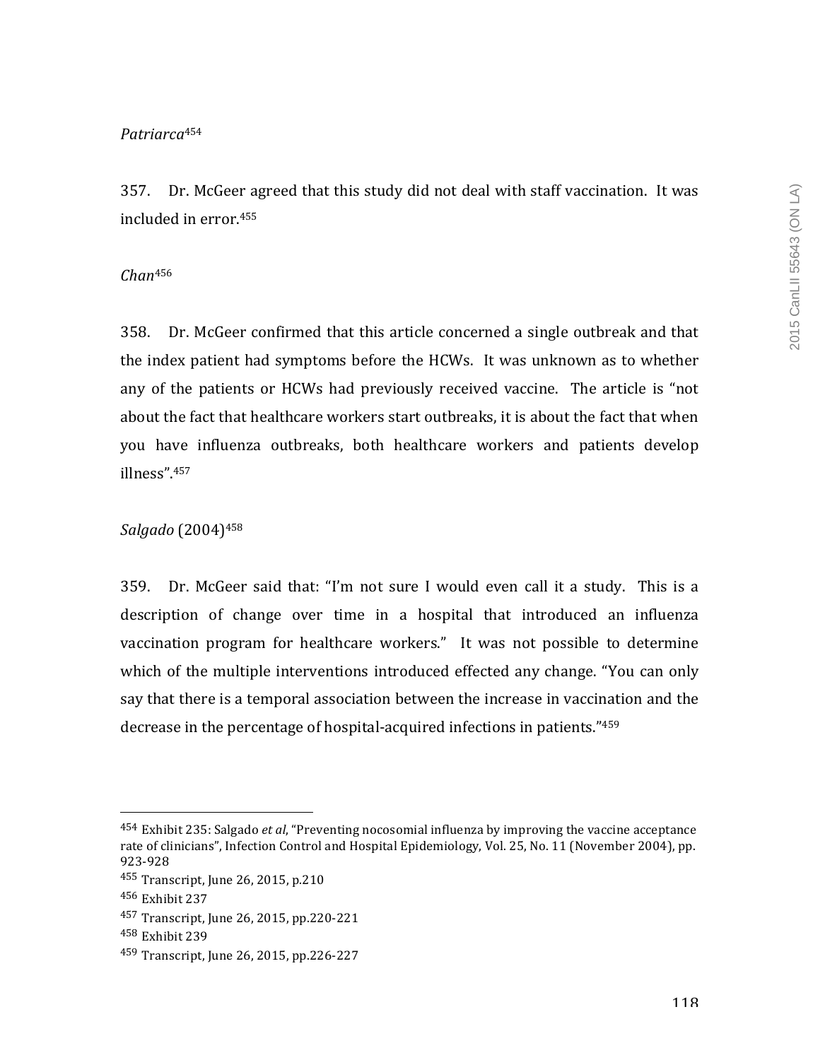*Patriarca*[454]

357. Dr. McGeer agreed that this study did not deal with staff vaccination. It was included in error.[455]

*Chan*[456]

358. Dr. McGeer confirmed that this article concerned a single outbreak and that the index patient had symptoms before the HCWs. It was unknown as to whether any of the patients or HCWs had previously received vaccine. The article is "not about the fact that healthcare workers start outbreaks, it is about the fact that when you have influenza outbreaks, both healthcare workers and patients develop illness".[457]

*Salgado* (2004)[458]

359. Dr. McGeer said that: "I'm not sure I would even call it a study. This is a description of change over time in a hospital that introduced an influenza vaccination program for healthcare workers." It was not possible to determine which of the multiple interventions introduced effected any change. "You can only say that there is a temporal association between the increase in vaccination and the decrease in the percentage of hospital-acquired infections in patients."[459]

---

[454] Exhibit 235: Salgado *et al*, "Preventing nocosomial influenza by improving the vaccine acceptance rate of clinicians", Infection Control and Hospital Epidemiology, Vol. 25, No. 11 (November 2004), pp. 923-928

[455] Transcript, June 26, 2015, p.210

[456] Exhibit 237

[457] Transcript, June 26, 2015, pp.220-221

[458] Exhibit 239

[459] Transcript, June 26, 2015, pp.226-227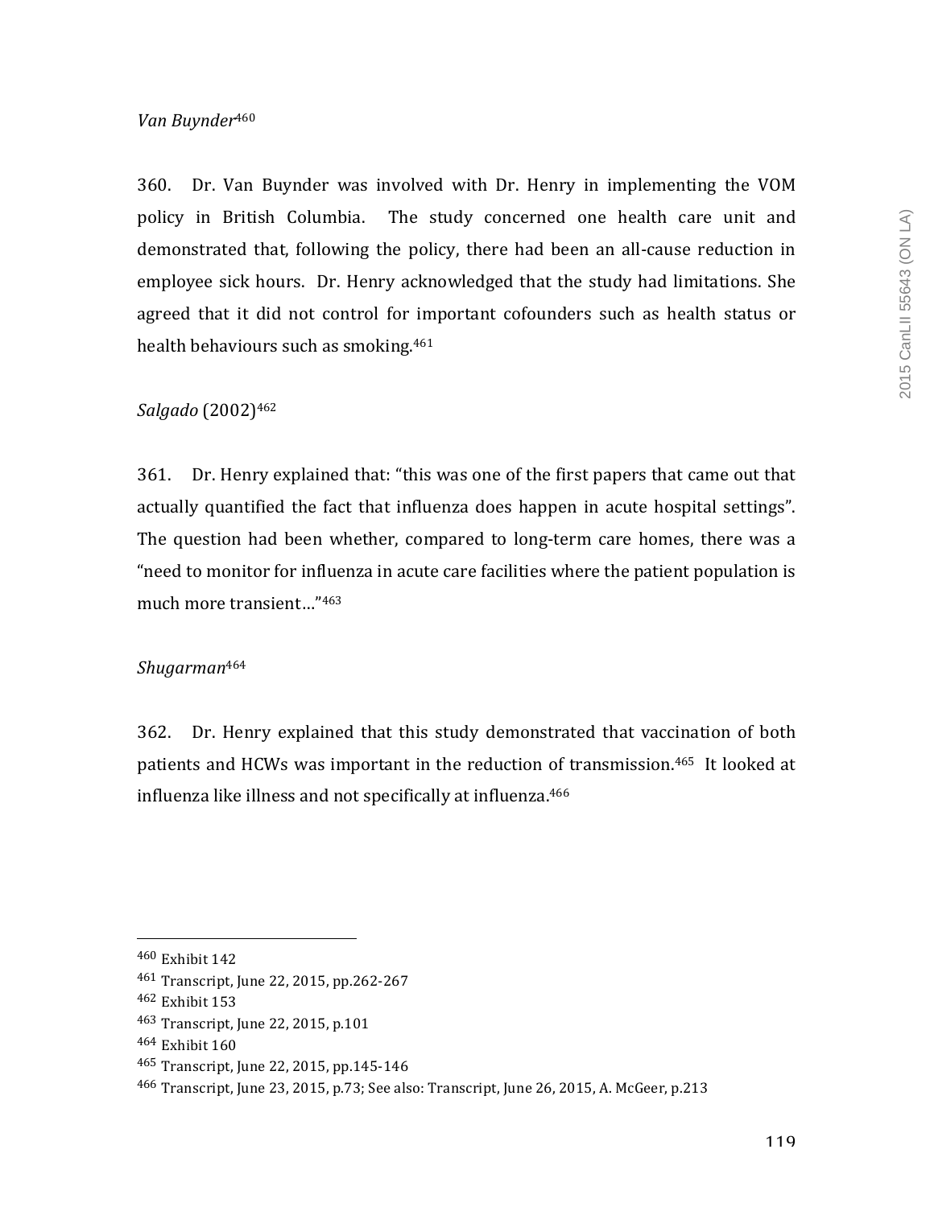*Van Buynder*[460]

360. Dr. Van Buynder was involved with Dr. Henry in implementing the VOM policy in British Columbia. The study concerned one health care unit and demonstrated that, following the policy, there had been an all-cause reduction in employee sick hours. Dr. Henry acknowledged that the study had limitations. She agreed that it did not control for important cofounders such as health status or health behaviours such as smoking.[461]

*Salgado* (2002)[462]

361. Dr. Henry explained that: "this was one of the first papers that came out that actually quantified the fact that influenza does happen in acute hospital settings". The question had been whether, compared to long-term care homes, there was a "need to monitor for influenza in acute care facilities where the patient population is much more transient…"[463]

*Shugarman*[464]

362. Dr. Henry explained that this study demonstrated that vaccination of both patients and HCWs was important in the reduction of transmission.[465] It looked at influenza like illness and not specifically at influenza.[466]

---

[460] Exhibit 142

[461] Transcript, June 22, 2015, pp.262-267

[462] Exhibit 153

[463] Transcript, June 22, 2015, p.101

[464] Exhibit 160

[465] Transcript, June 22, 2015, pp.145-146

[466] Transcript, June 23, 2015, p.73; See also: Transcript, June 26, 2015, A. McGeer, p.213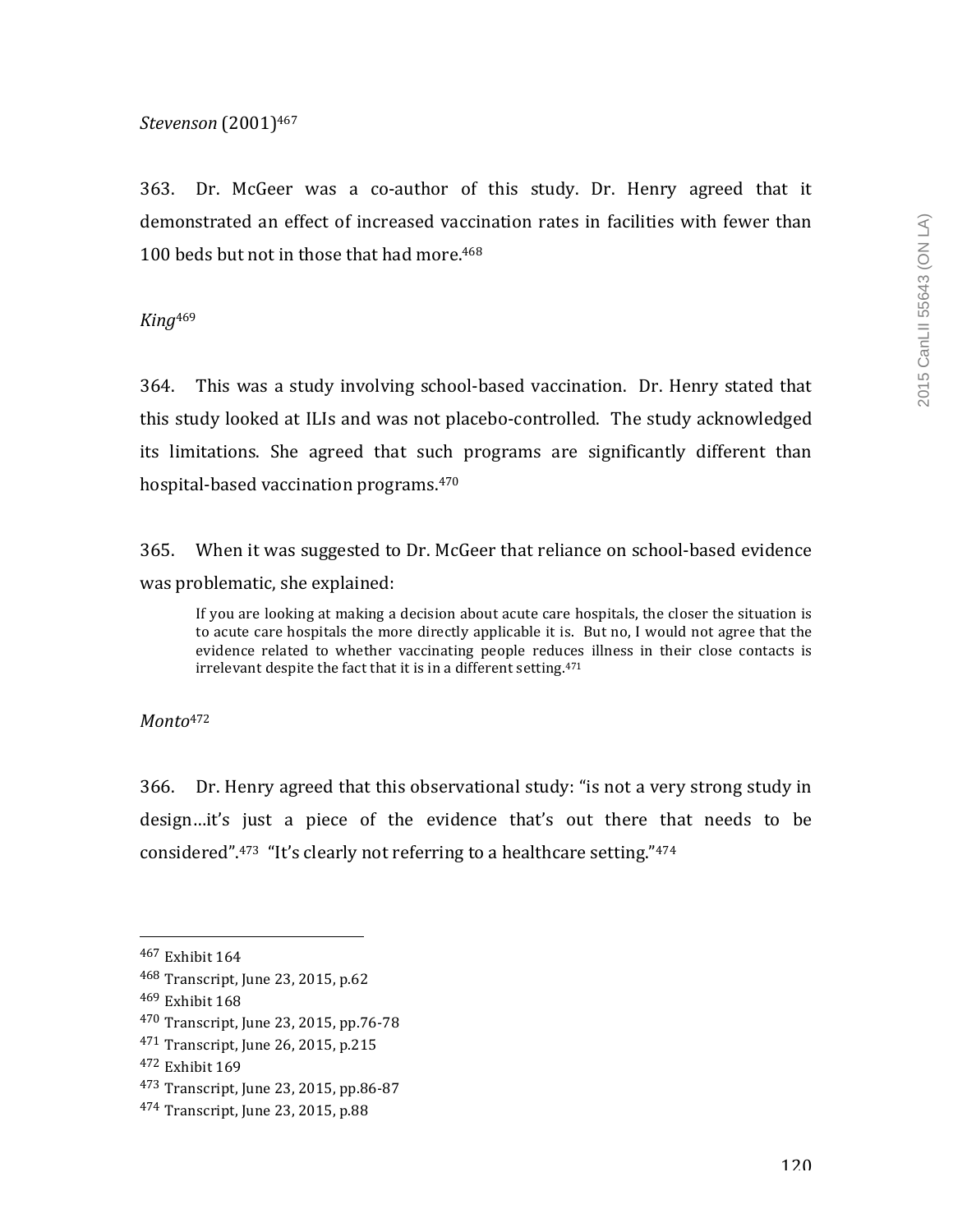*Stevenson* (2001)[467]

363. Dr. McGeer was a co-author of this study. Dr. Henry agreed that it demonstrated an effect of increased vaccination rates in facilities with fewer than 100 beds but not in those that had more.[468]

*King*[469]

364. This was a study involving school-based vaccination. Dr. Henry stated that this study looked at ILIs and was not placebo-controlled. The study acknowledged its limitations. She agreed that such programs are significantly different than hospital-based vaccination programs.[470]

365. When it was suggested to Dr. McGeer that reliance on school-based evidence was problematic, she explained:

> If you are looking at making a decision about acute care hospitals, the closer the situation is to acute care hospitals the more directly applicable it is. But no, I would not agree that the evidence related to whether vaccinating people reduces illness in their close contacts is irrelevant despite the fact that it is in a different setting.[471]

*Monto*[472]

366. Dr. Henry agreed that this observational study: "is not a very strong study in design…it's just a piece of the evidence that's out there that needs to be considered".[473] "It's clearly not referring to a healthcare setting."[474]

---

[467] Exhibit 164
[468] Transcript, June 23, 2015, p.62
[469] Exhibit 168
[470] Transcript, June 23, 2015, pp.76-78
[471] Transcript, June 26, 2015, p.215
[472] Exhibit 169
[473] Transcript, June 23, 2015, pp.86-87
[474] Transcript, June 23, 2015, p.88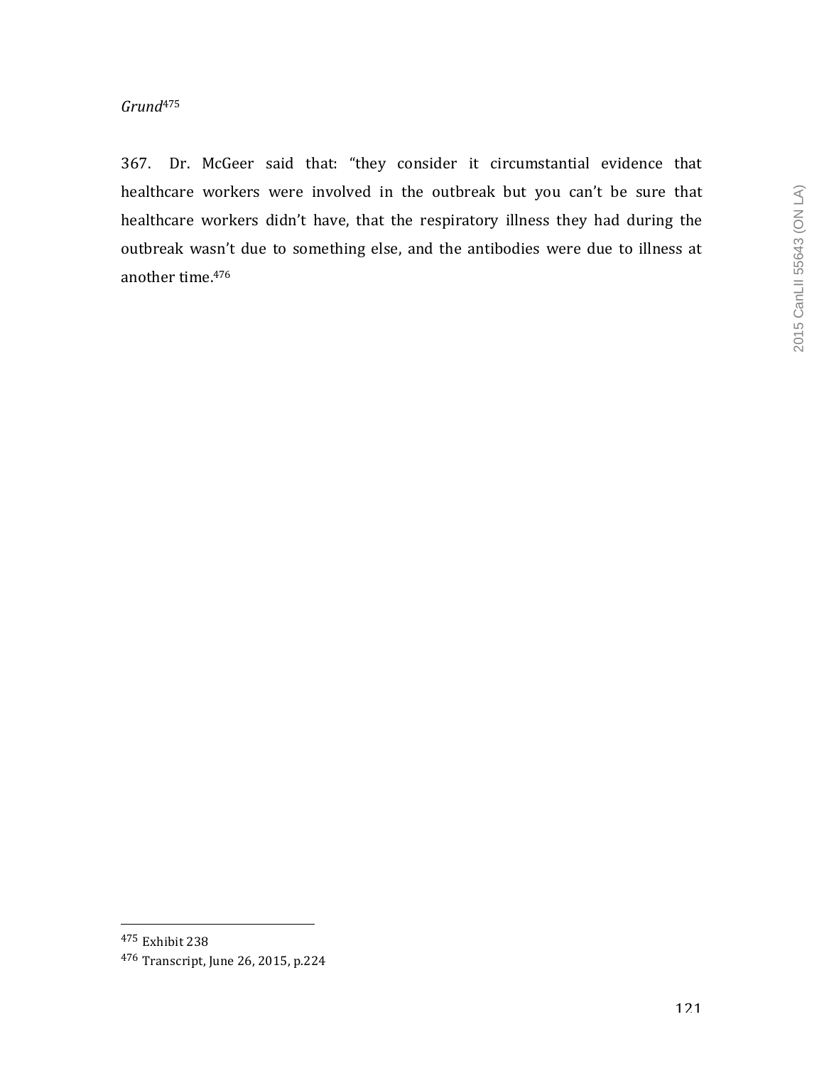*Grund*[475]

367. Dr. McGeer said that: "they consider it circumstantial evidence that healthcare workers were involved in the outbreak but you can't be sure that healthcare workers didn't have, that the respiratory illness they had during the outbreak wasn't due to something else, and the antibodies were due to illness at another time.[476]

---

[475] Exhibit 238

[476] Transcript, June 26, 2015, p.224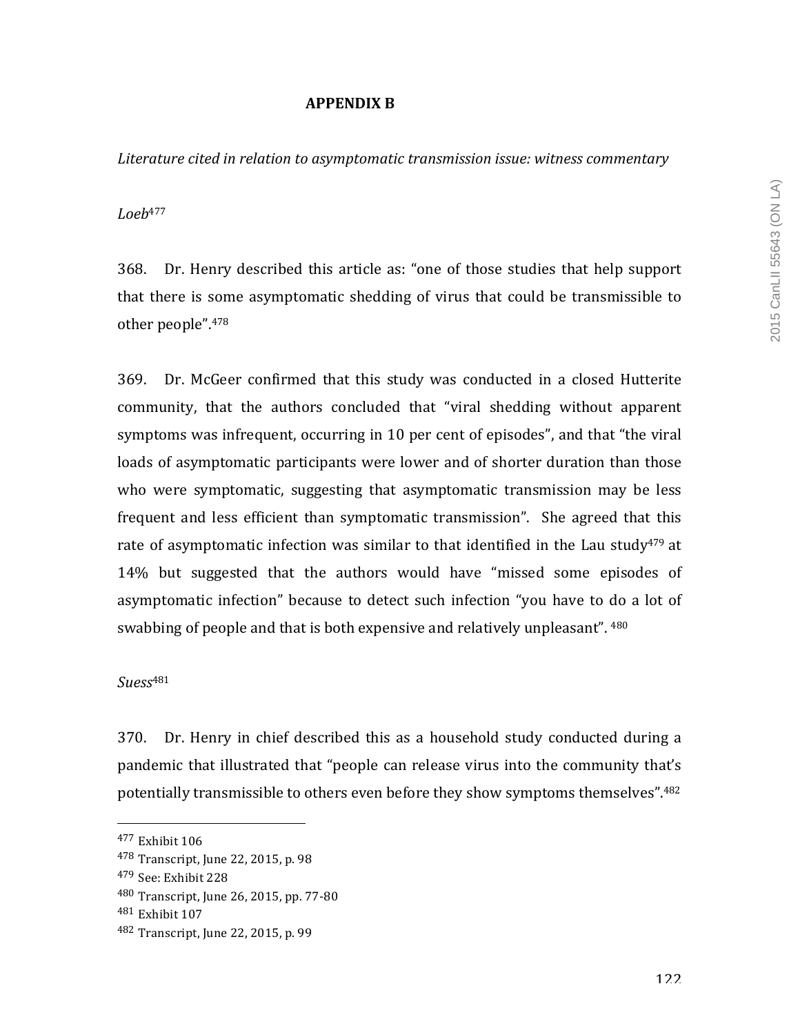## APPENDIX B

*Literature cited in relation to asymptomatic transmission issue: witness commentary*

*Loeb*[477]

368. Dr. Henry described this article as: "one of those studies that help support that there is some asymptomatic shedding of virus that could be transmissible to other people".[478]

369. Dr. McGeer confirmed that this study was conducted in a closed Hutterite community, that the authors concluded that "viral shedding without apparent symptoms was infrequent, occurring in 10 per cent of episodes", and that "the viral loads of asymptomatic participants were lower and of shorter duration than those who were symptomatic, suggesting that asymptomatic transmission may be less frequent and less efficient than symptomatic transmission". She agreed that this rate of asymptomatic infection was similar to that identified in the Lau study[479] at 14% but suggested that the authors would have "missed some episodes of asymptomatic infection" because to detect such infection "you have to do a lot of swabbing of people and that is both expensive and relatively unpleasant". [480]

*Suess*[481]

370. Dr. Henry in chief described this as a household study conducted during a pandemic that illustrated that "people can release virus into the community that's potentially transmissible to others even before they show symptoms themselves".[482]

---

[477] Exhibit 106

[478] Transcript, June 22, 2015, p. 98

[479] See: Exhibit 228

[480] Transcript, June 26, 2015, pp. 77-80

[481] Exhibit 107

[482] Transcript, June 22, 2015, p. 99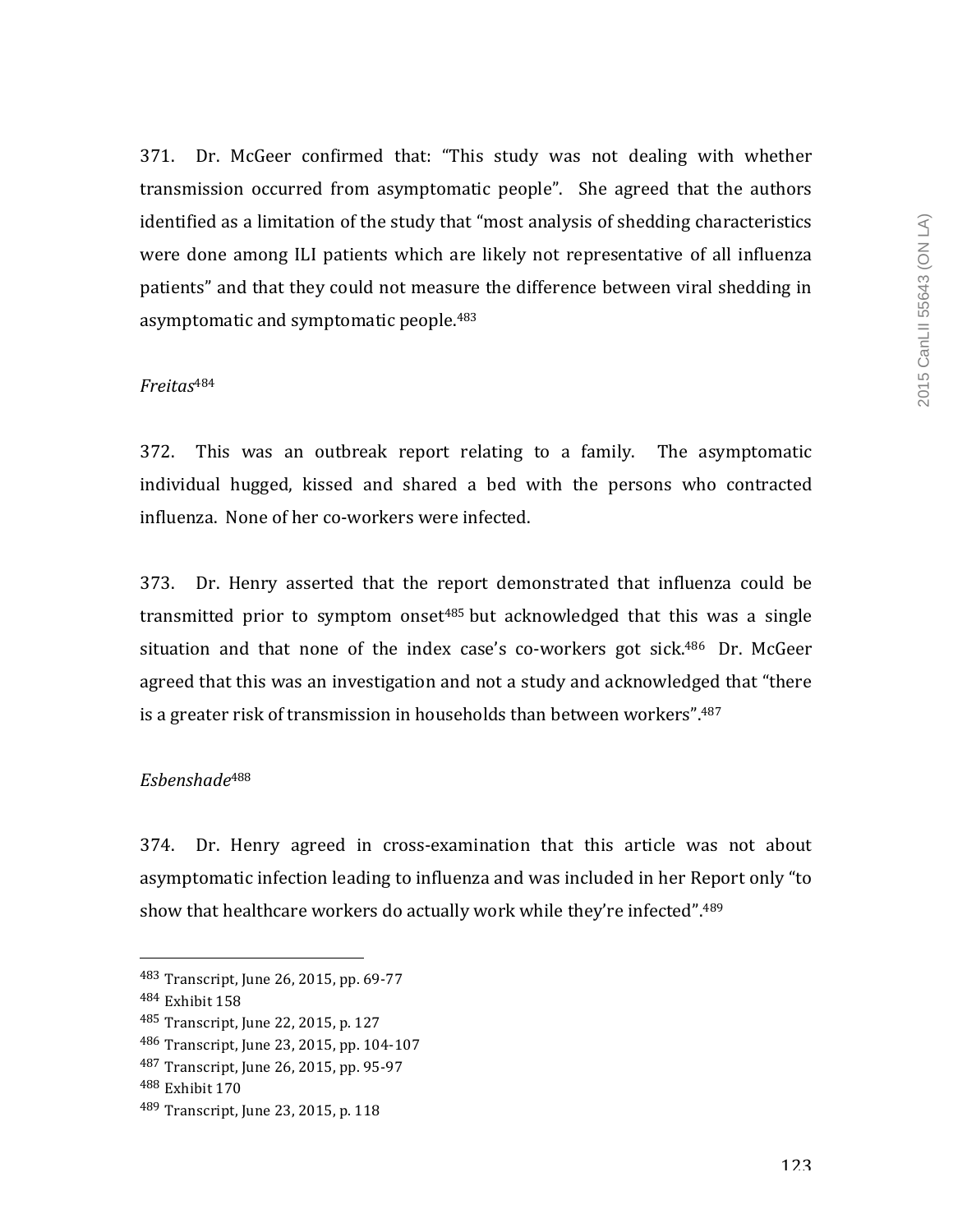371. Dr. McGeer confirmed that: "This study was not dealing with whether transmission occurred from asymptomatic people". She agreed that the authors identified as a limitation of the study that "most analysis of shedding characteristics were done among ILI patients which are likely not representative of all influenza patients" and that they could not measure the difference between viral shedding in asymptomatic and symptomatic people.[483]

*Freitas*[484]

372. This was an outbreak report relating to a family. The asymptomatic individual hugged, kissed and shared a bed with the persons who contracted influenza. None of her co-workers were infected.

373. Dr. Henry asserted that the report demonstrated that influenza could be transmitted prior to symptom onset[485] but acknowledged that this was a single situation and that none of the index case's co-workers got sick.[486] Dr. McGeer agreed that this was an investigation and not a study and acknowledged that "there is a greater risk of transmission in households than between workers".[487]

*Esbenshade*[488]

374. Dr. Henry agreed in cross-examination that this article was not about asymptomatic infection leading to influenza and was included in her Report only "to show that healthcare workers do actually work while they're infected".[489]

---

[483] Transcript, June 26, 2015, pp. 69-77
[484] Exhibit 158
[485] Transcript, June 22, 2015, p. 127
[486] Transcript, June 23, 2015, pp. 104-107
[487] Transcript, June 26, 2015, pp. 95-97
[488] Exhibit 170
[489] Transcript, June 23, 2015, p. 118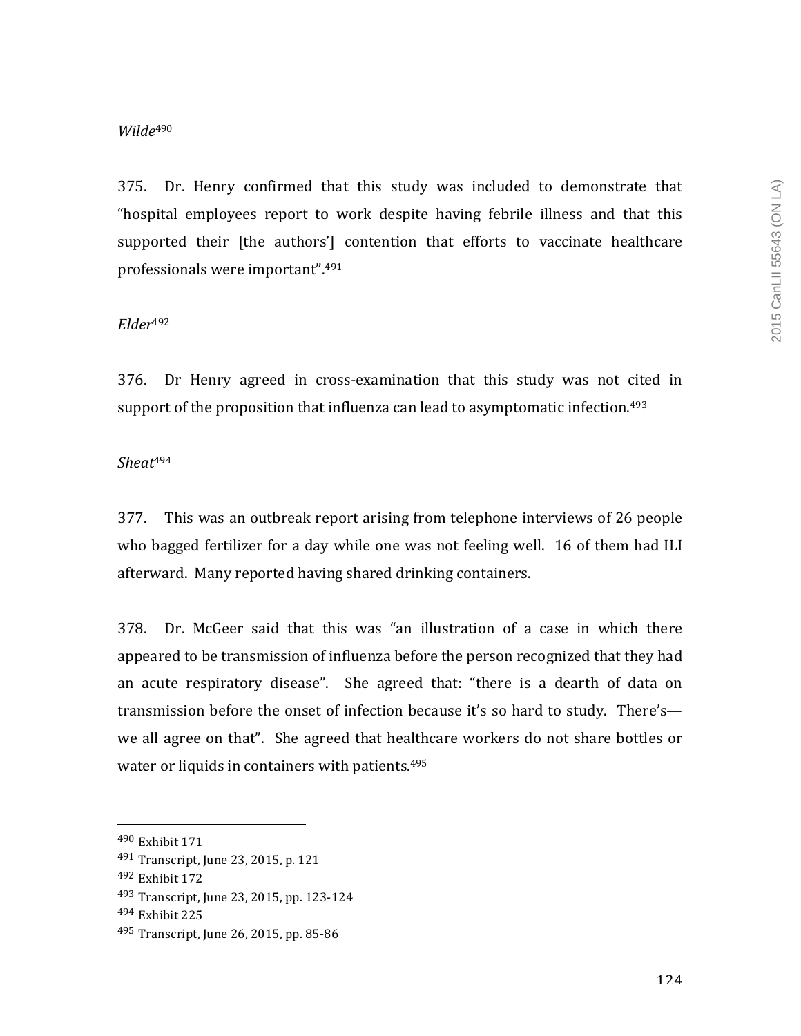*Wilde*[490]

375. Dr. Henry confirmed that this study was included to demonstrate that "hospital employees report to work despite having febrile illness and that this supported their [the authors'] contention that efforts to vaccinate healthcare professionals were important".[491]

*Elder*[492]

376. Dr Henry agreed in cross-examination that this study was not cited in support of the proposition that influenza can lead to asymptomatic infection.[493]

*Sheat*[494]

377. This was an outbreak report arising from telephone interviews of 26 people who bagged fertilizer for a day while one was not feeling well. 16 of them had ILI afterward. Many reported having shared drinking containers.

378. Dr. McGeer said that this was "an illustration of a case in which there appeared to be transmission of influenza before the person recognized that they had an acute respiratory disease". She agreed that: "there is a dearth of data on transmission before the onset of infection because it's so hard to study. There's—we all agree on that". She agreed that healthcare workers do not share bottles or water or liquids in containers with patients.[495]

---

[490] Exhibit 171

[491] Transcript, June 23, 2015, p. 121

[492] Exhibit 172

[493] Transcript, June 23, 2015, pp. 123-124

[494] Exhibit 225

[495] Transcript, June 26, 2015, pp. 85-86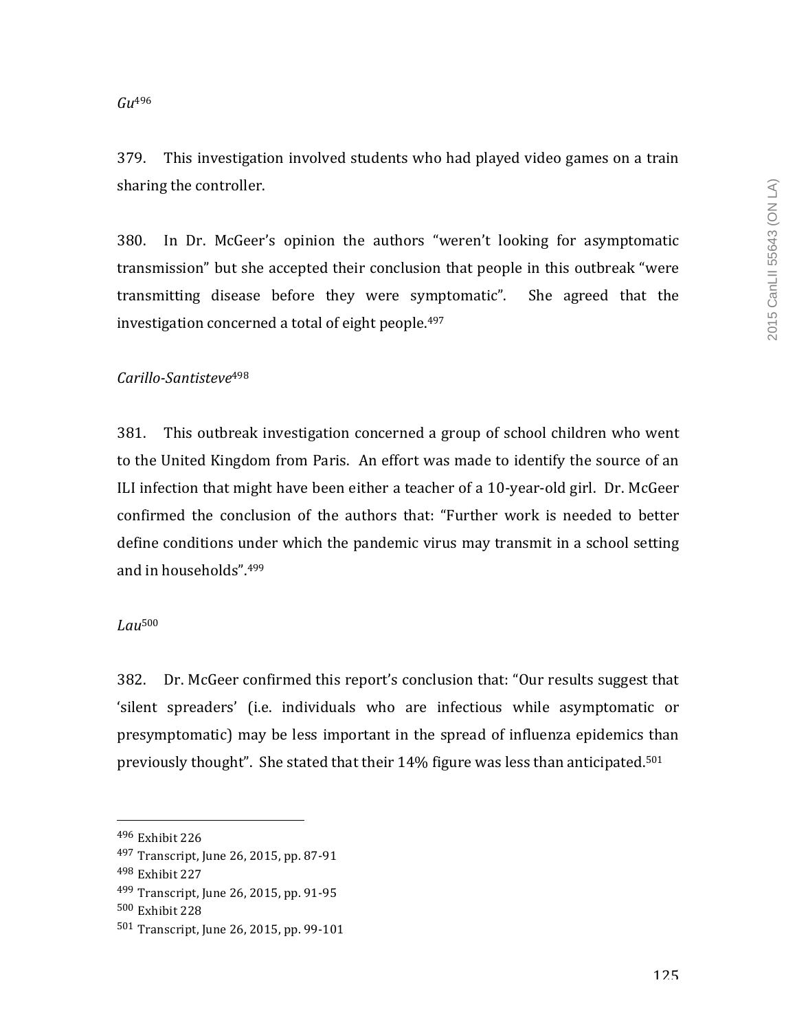*Gu*[496]

379. This investigation involved students who had played video games on a train sharing the controller.

380. In Dr. McGeer's opinion the authors "weren't looking for asymptomatic transmission" but she accepted their conclusion that people in this outbreak "were transmitting disease before they were symptomatic". She agreed that the investigation concerned a total of eight people.[497]

*Carillo-Santisteve*[498]

381. This outbreak investigation concerned a group of school children who went to the United Kingdom from Paris. An effort was made to identify the source of an ILI infection that might have been either a teacher of a 10-year-old girl. Dr. McGeer confirmed the conclusion of the authors that: "Further work is needed to better define conditions under which the pandemic virus may transmit in a school setting and in households".[499]

*Lau*[500]

382. Dr. McGeer confirmed this report's conclusion that: "Our results suggest that 'silent spreaders' (i.e. individuals who are infectious while asymptomatic or presymptomatic) may be less important in the spread of influenza epidemics than previously thought". She stated that their 14% figure was less than anticipated.[501]

---

[496] Exhibit 226
[497] Transcript, June 26, 2015, pp. 87-91
[498] Exhibit 227
[499] Transcript, June 26, 2015, pp. 91-95
[500] Exhibit 228
[501] Transcript, June 26, 2015, pp. 99-101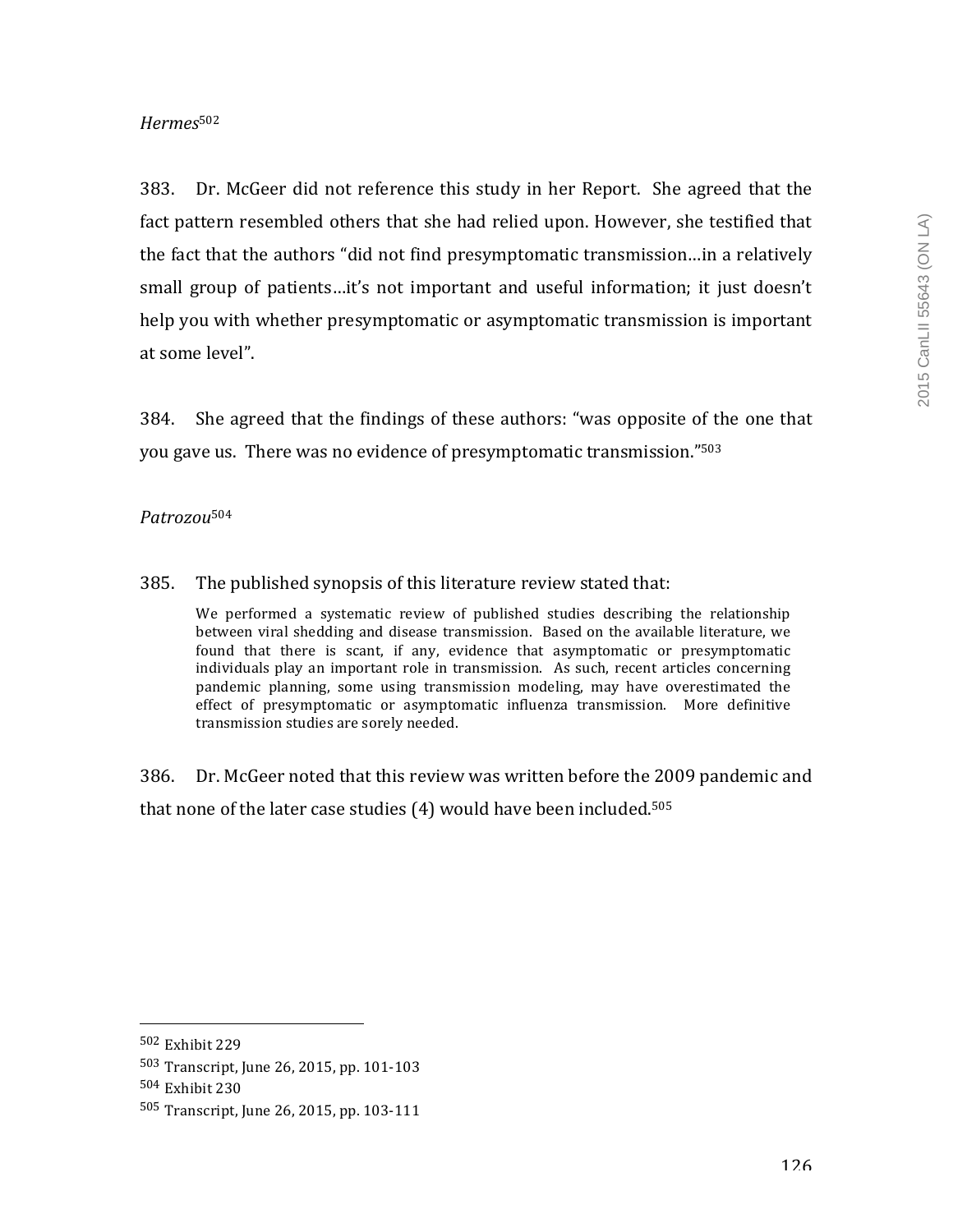*Hermes*[502]

383. Dr. McGeer did not reference this study in her Report. She agreed that the fact pattern resembled others that she had relied upon. However, she testified that the fact that the authors "did not find presymptomatic transmission…in a relatively small group of patients…it's not important and useful information; it just doesn't help you with whether presymptomatic or asymptomatic transmission is important at some level".

384. She agreed that the findings of these authors: "was opposite of the one that you gave us. There was no evidence of presymptomatic transmission."[503]

*Patrozou*[504]

385. The published synopsis of this literature review stated that:

> We performed a systematic review of published studies describing the relationship between viral shedding and disease transmission. Based on the available literature, we found that there is scant, if any, evidence that asymptomatic or presymptomatic individuals play an important role in transmission. As such, recent articles concerning pandemic planning, some using transmission modeling, may have overestimated the effect of presymptomatic or asymptomatic influenza transmission. More definitive transmission studies are sorely needed.

386. Dr. McGeer noted that this review was written before the 2009 pandemic and that none of the later case studies (4) would have been included.[505]

---

[502] Exhibit 229

[503] Transcript, June 26, 2015, pp. 101-103

[504] Exhibit 230

[505] Transcript, June 26, 2015, pp. 103-111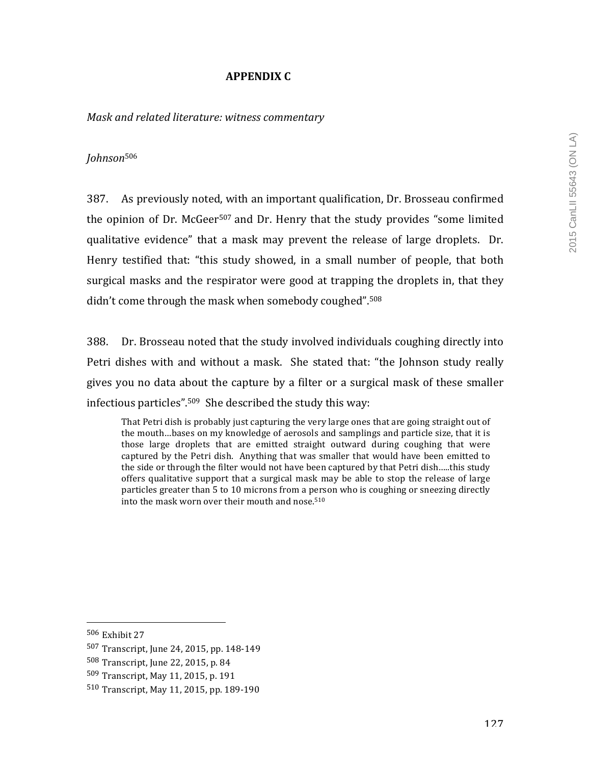## APPENDIX C

*Mask and related literature: witness commentary*

*Johnson*[506]

387. As previously noted, with an important qualification, Dr. Brosseau confirmed the opinion of Dr. McGeer[507] and Dr. Henry that the study provides "some limited qualitative evidence" that a mask may prevent the release of large droplets. Dr. Henry testified that: "this study showed, in a small number of people, that both surgical masks and the respirator were good at trapping the droplets in, that they didn't come through the mask when somebody coughed".[508]

388. Dr. Brosseau noted that the study involved individuals coughing directly into Petri dishes with and without a mask. She stated that: "the Johnson study really gives you no data about the capture by a filter or a surgical mask of these smaller infectious particles".[509] She described the study this way:

> That Petri dish is probably just capturing the very large ones that are going straight out of the mouth…bases on my knowledge of aerosols and samplings and particle size, that it is those large droplets that are emitted straight outward during coughing that were captured by the Petri dish. Anything that was smaller that would have been emitted to the side or through the filter would not have been captured by that Petri dish…..this study offers qualitative support that a surgical mask may be able to stop the release of large particles greater than 5 to 10 microns from a person who is coughing or sneezing directly into the mask worn over their mouth and nose.[510]

---

[506] Exhibit 27

[507] Transcript, June 24, 2015, pp. 148-149

[508] Transcript, June 22, 2015, p. 84

[509] Transcript, May 11, 2015, p. 191

[510] Transcript, May 11, 2015, pp. 189-190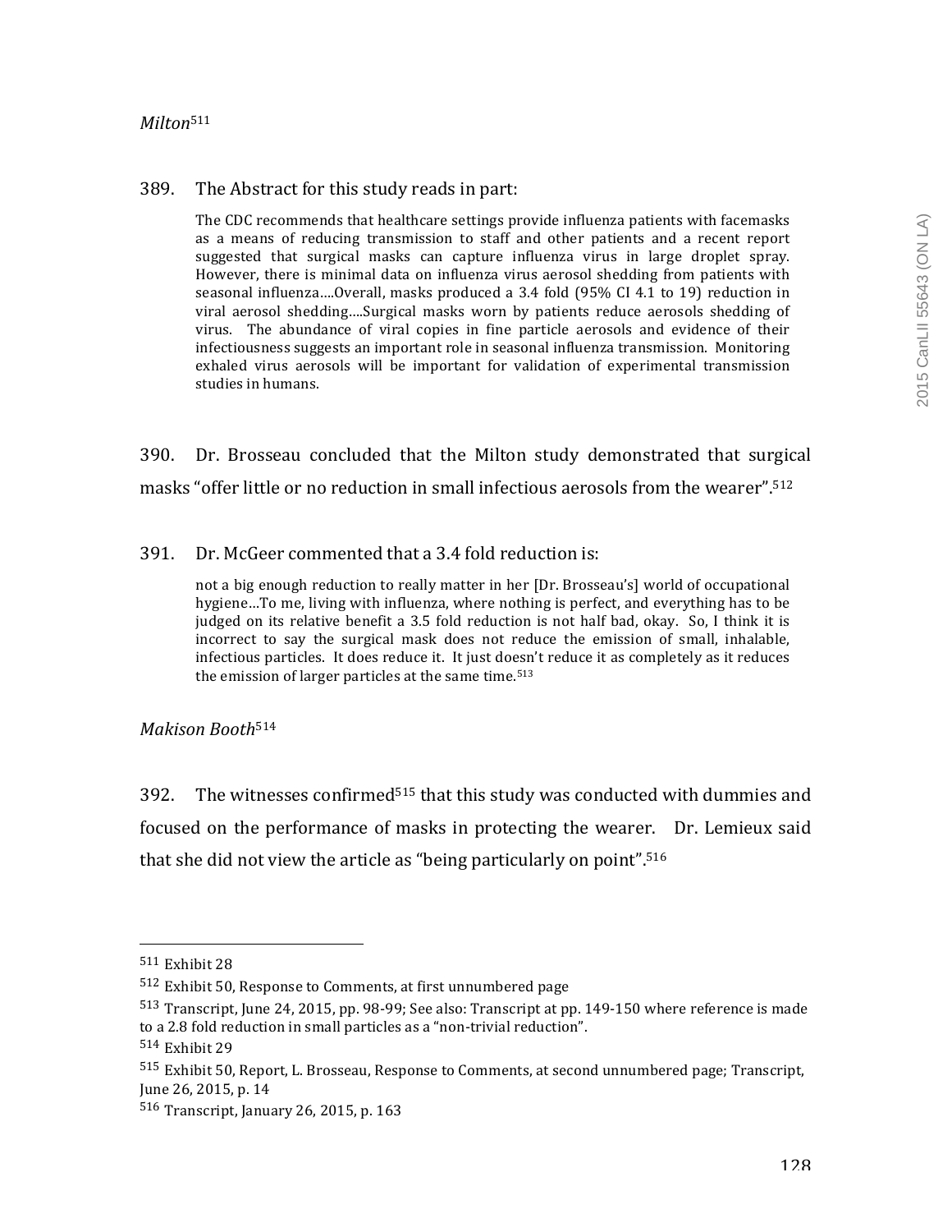*Milton*[511]

389. The Abstract for this study reads in part:

> The CDC recommends that healthcare settings provide influenza patients with facemasks as a means of reducing transmission to staff and other patients and a recent report suggested that surgical masks can capture influenza virus in large droplet spray. However, there is minimal data on influenza virus aerosol shedding from patients with seasonal influenza….Overall, masks produced a 3.4 fold (95% CI 4.1 to 19) reduction in viral aerosol shedding….Surgical masks worn by patients reduce aerosols shedding of virus. The abundance of viral copies in fine particle aerosols and evidence of their infectiousness suggests an important role in seasonal influenza transmission. Monitoring exhaled virus aerosols will be important for validation of experimental transmission studies in humans.

390. Dr. Brosseau concluded that the Milton study demonstrated that surgical masks "offer little or no reduction in small infectious aerosols from the wearer".[512]

391. Dr. McGeer commented that a 3.4 fold reduction is:

> not a big enough reduction to really matter in her [Dr. Brosseau's] world of occupational hygiene…To me, living with influenza, where nothing is perfect, and everything has to be judged on its relative benefit a 3.5 fold reduction is not half bad, okay. So, I think it is incorrect to say the surgical mask does not reduce the emission of small, inhalable, infectious particles. It does reduce it. It just doesn't reduce it as completely as it reduces the emission of larger particles at the same time.[513]

*Makison Booth*[514]

392. The witnesses confirmed[515] that this study was conducted with dummies and focused on the performance of masks in protecting the wearer. Dr. Lemieux said that she did not view the article as "being particularly on point".[516]

---

[511] Exhibit 28

[512] Exhibit 50, Response to Comments, at first unnumbered page

[513] Transcript, June 24, 2015, pp. 98-99; See also: Transcript at pp. 149-150 where reference is made to a 2.8 fold reduction in small particles as a "non-trivial reduction".

[514] Exhibit 29

[515] Exhibit 50, Report, L. Brosseau, Response to Comments, at second unnumbered page; Transcript, June 26, 2015, p. 14

[516] Transcript, January 26, 2015, p. 163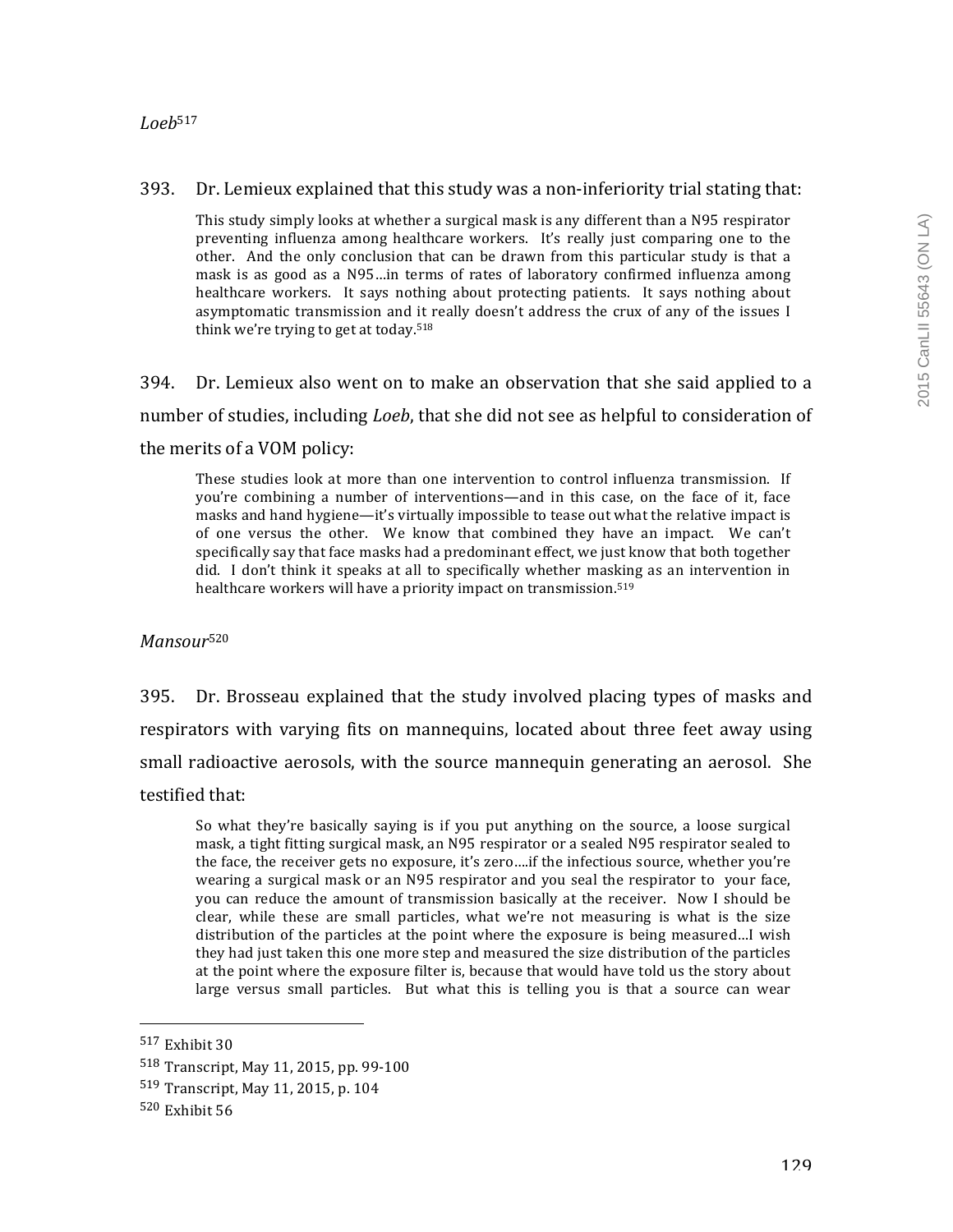*Loeb*[517]

393. Dr. Lemieux explained that this study was a non-inferiority trial stating that:

> This study simply looks at whether a surgical mask is any different than a N95 respirator preventing influenza among healthcare workers. It's really just comparing one to the other. And the only conclusion that can be drawn from this particular study is that a mask is as good as a N95…in terms of rates of laboratory confirmed influenza among healthcare workers. It says nothing about protecting patients. It says nothing about asymptomatic transmission and it really doesn't address the crux of any of the issues I think we're trying to get at today.[518]

394. Dr. Lemieux also went on to make an observation that she said applied to a number of studies, including *Loeb*, that she did not see as helpful to consideration of the merits of a VOM policy:

> These studies look at more than one intervention to control influenza transmission. If you're combining a number of interventions—and in this case, on the face of it, face masks and hand hygiene—it's virtually impossible to tease out what the relative impact is of one versus the other. We know that combined they have an impact. We can't specifically say that face masks had a predominant effect, we just know that both together did. I don't think it speaks at all to specifically whether masking as an intervention in healthcare workers will have a priority impact on transmission.[519]

*Mansour*[520]

395. Dr. Brosseau explained that the study involved placing types of masks and respirators with varying fits on mannequins, located about three feet away using small radioactive aerosols, with the source mannequin generating an aerosol. She testified that:

> So what they're basically saying is if you put anything on the source, a loose surgical mask, a tight fitting surgical mask, an N95 respirator or a sealed N95 respirator sealed to the face, the receiver gets no exposure, it's zero….if the infectious source, whether you're wearing a surgical mask or an N95 respirator and you seal the respirator to your face, you can reduce the amount of transmission basically at the receiver. Now I should be clear, while these are small particles, what we're not measuring is what is the size distribution of the particles at the point where the exposure is being measured…I wish they had just taken this one more step and measured the size distribution of the particles at the point where the exposure filter is, because that would have told us the story about large versus small particles. But what this is telling you is that a source can wear

---

[517] Exhibit 30

[518] Transcript, May 11, 2015, pp. 99-100

[519] Transcript, May 11, 2015, p. 104

[520] Exhibit 56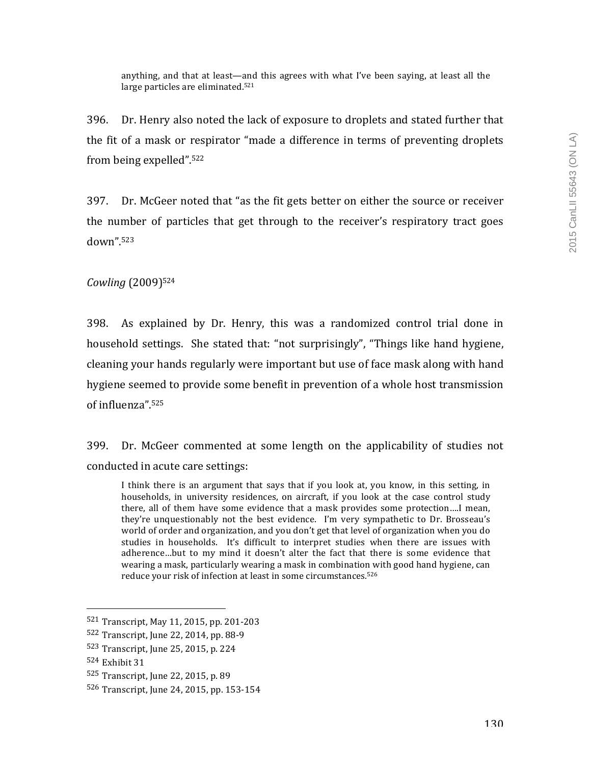> anything, and that at least—and this agrees with what I've been saying, at least all the large particles are eliminated.[521]

396. Dr. Henry also noted the lack of exposure to droplets and stated further that the fit of a mask or respirator "made a difference in terms of preventing droplets from being expelled".[522]

397. Dr. McGeer noted that "as the fit gets better on either the source or receiver the number of particles that get through to the receiver's respiratory tract goes down".[523]

*Cowling* (2009)[524]

398. As explained by Dr. Henry, this was a randomized control trial done in household settings. She stated that: "not surprisingly", "Things like hand hygiene, cleaning your hands regularly were important but use of face mask along with hand hygiene seemed to provide some benefit in prevention of a whole host transmission of influenza".[525]

399. Dr. McGeer commented at some length on the applicability of studies not conducted in acute care settings:

> I think there is an argument that says that if you look at, you know, in this setting, in households, in university residences, on aircraft, if you look at the case control study there, all of them have some evidence that a mask provides some protection….I mean, they're unquestionably not the best evidence. I'm very sympathetic to Dr. Brosseau's world of order and organization, and you don't get that level of organization when you do studies in households. It's difficult to interpret studies when there are issues with adherence…but to my mind it doesn't alter the fact that there is some evidence that wearing a mask, particularly wearing a mask in combination with good hand hygiene, can reduce your risk of infection at least in some circumstances.[526]

---

[521] Transcript, May 11, 2015, pp. 201-203

[522] Transcript, June 22, 2014, pp. 88-9

[523] Transcript, June 25, 2015, p. 224

[524] Exhibit 31

[525] Transcript, June 22, 2015, p. 89

[526] Transcript, June 24, 2015, pp. 153-154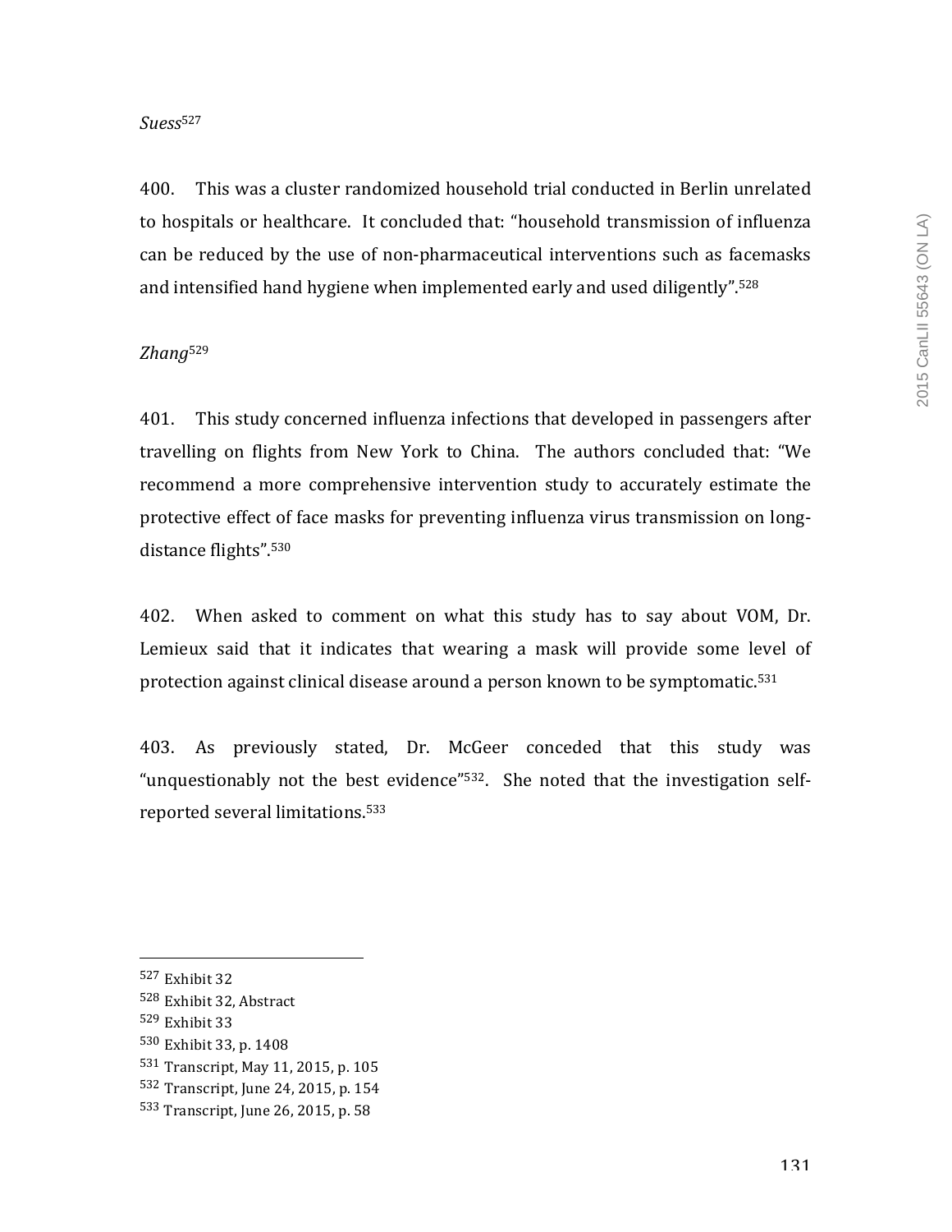*Suess*[527]

400. This was a cluster randomized household trial conducted in Berlin unrelated to hospitals or healthcare. It concluded that: "household transmission of influenza can be reduced by the use of non-pharmaceutical interventions such as facemasks and intensified hand hygiene when implemented early and used diligently".[528]

*Zhang*[529]

401. This study concerned influenza infections that developed in passengers after travelling on flights from New York to China. The authors concluded that: "We recommend a more comprehensive intervention study to accurately estimate the protective effect of face masks for preventing influenza virus transmission on long-distance flights".[530]

402. When asked to comment on what this study has to say about VOM, Dr. Lemieux said that it indicates that wearing a mask will provide some level of protection against clinical disease around a person known to be symptomatic.[531]

403. As previously stated, Dr. McGeer conceded that this study was "unquestionably not the best evidence"[532]. She noted that the investigation self-reported several limitations.[533]

---

[527] Exhibit 32

[528] Exhibit 32, Abstract

[529] Exhibit 33

[530] Exhibit 33, p. 1408

[531] Transcript, May 11, 2015, p. 105

[532] Transcript, June 24, 2015, p. 154

[533] Transcript, June 26, 2015, p. 58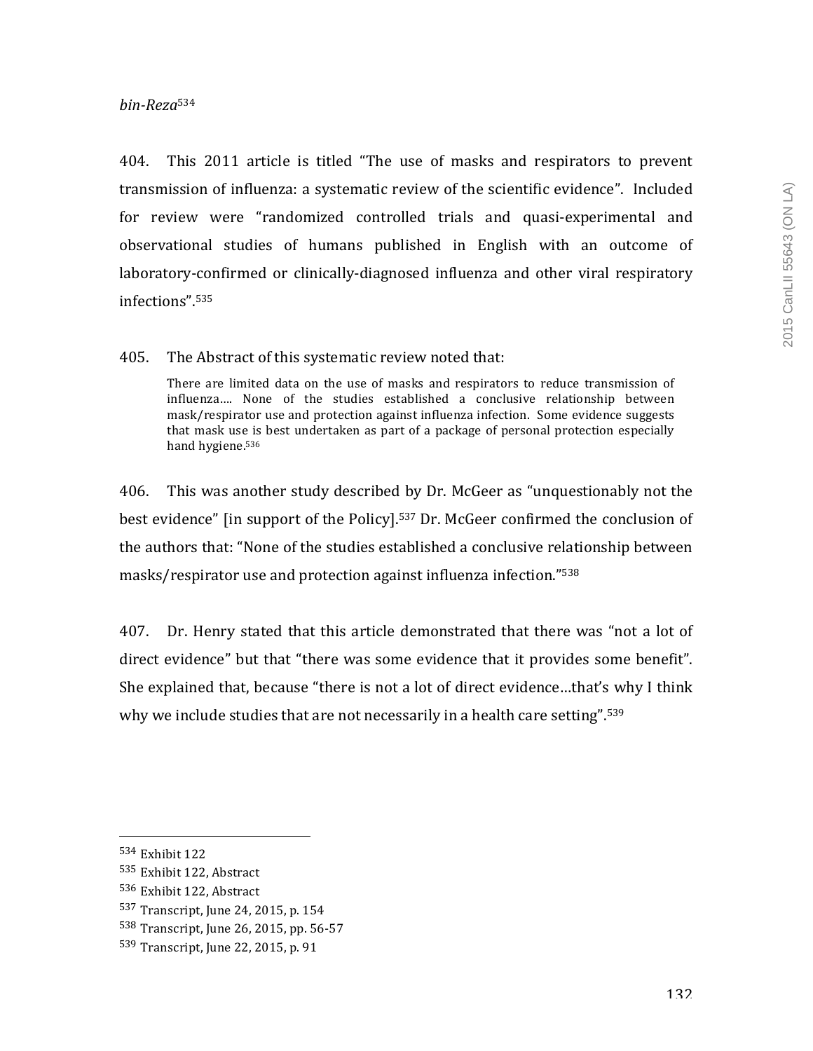*bin-Reza*[534]

404. This 2011 article is titled "The use of masks and respirators to prevent transmission of influenza: a systematic review of the scientific evidence". Included for review were "randomized controlled trials and quasi-experimental and observational studies of humans published in English with an outcome of laboratory-confirmed or clinically-diagnosed influenza and other viral respiratory infections".[535]

405. The Abstract of this systematic review noted that:

> There are limited data on the use of masks and respirators to reduce transmission of influenza…. None of the studies established a conclusive relationship between mask/respirator use and protection against influenza infection. Some evidence suggests that mask use is best undertaken as part of a package of personal protection especially hand hygiene.[536]

406. This was another study described by Dr. McGeer as "unquestionably not the best evidence" [in support of the Policy].[537] Dr. McGeer confirmed the conclusion of the authors that: "None of the studies established a conclusive relationship between masks/respirator use and protection against influenza infection."[538]

407. Dr. Henry stated that this article demonstrated that there was "not a lot of direct evidence" but that "there was some evidence that it provides some benefit". She explained that, because "there is not a lot of direct evidence…that's why I think why we include studies that are not necessarily in a health care setting".[539]

---

[534] Exhibit 122

[535] Exhibit 122, Abstract

[536] Exhibit 122, Abstract

[537] Transcript, June 24, 2015, p. 154

[538] Transcript, June 26, 2015, pp. 56-57

[539] Transcript, June 22, 2015, p. 91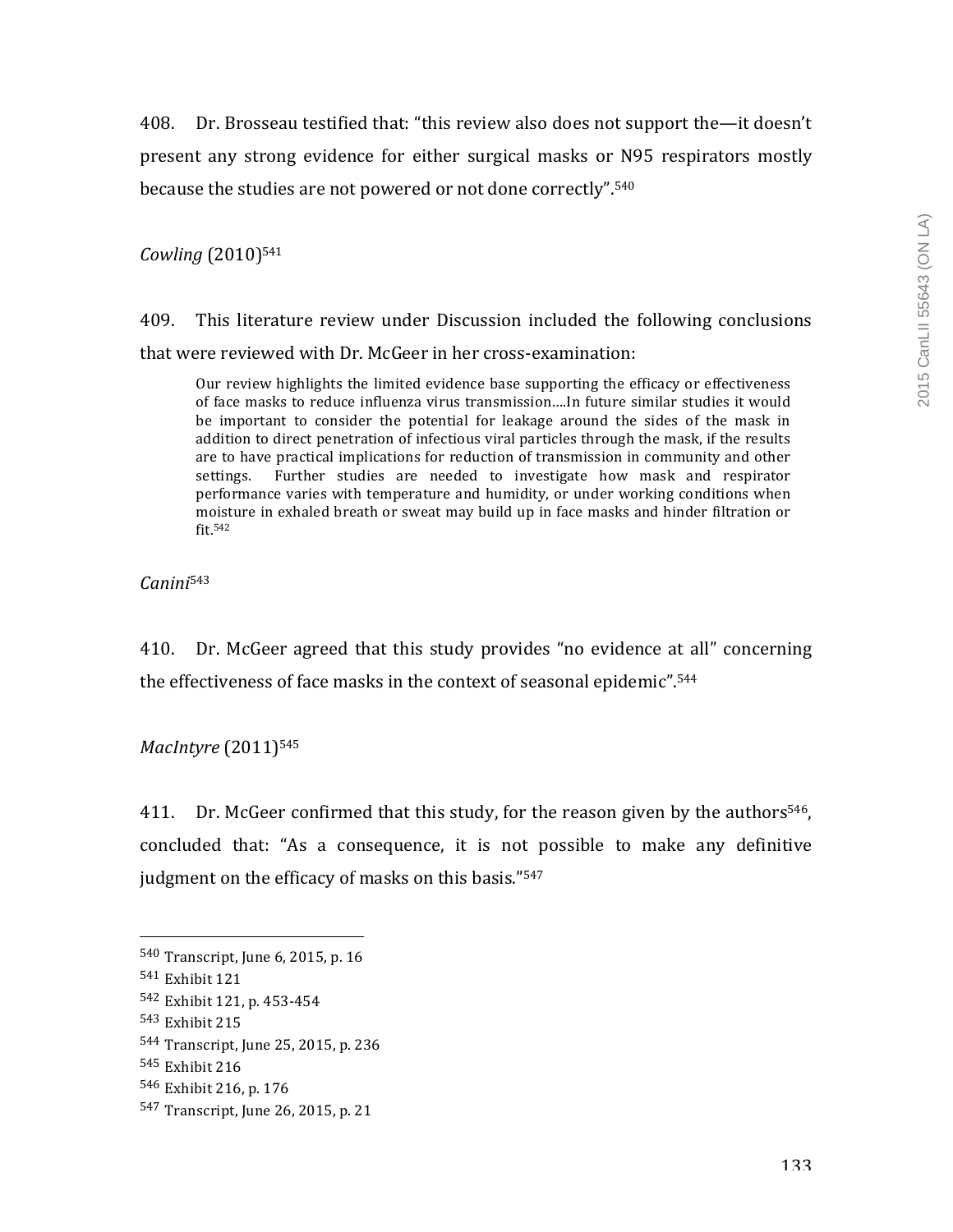408. Dr. Brosseau testified that: “this review also does not support the—it doesn’t present any strong evidence for either surgical masks or N95 respirators mostly because the studies are not powered or not done correctly”.[540]

*Cowling* (2010)[541]

409. This literature review under Discussion included the following conclusions that were reviewed with Dr. McGeer in her cross-examination:

> Our review highlights the limited evidence base supporting the efficacy or effectiveness of face masks to reduce influenza virus transmission….In future similar studies it would be important to consider the potential for leakage around the sides of the mask in addition to direct penetration of infectious viral particles through the mask, if the results are to have practical implications for reduction of transmission in community and other settings. Further studies are needed to investigate how mask and respirator performance varies with temperature and humidity, or under working conditions when moisture in exhaled breath or sweat may build up in face masks and hinder filtration or fit.[542]

*Canini*[543]

410. Dr. McGeer agreed that this study provides “no evidence at all” concerning the effectiveness of face masks in the context of seasonal epidemic”.[544]

*MacIntyre* (2011)[545]

411. Dr. McGeer confirmed that this study, for the reason given by the authors[546], concluded that: “As a consequence, it is not possible to make any definitive judgment on the efficacy of masks on this basis.”[547]

---

[540] Transcript, June 6, 2015, p. 16
[541] Exhibit 121
[542] Exhibit 121, p. 453-454
[543] Exhibit 215
[544] Transcript, June 25, 2015, p. 236
[545] Exhibit 216
[546] Exhibit 216, p. 176
[547] Transcript, June 26, 2015, p. 21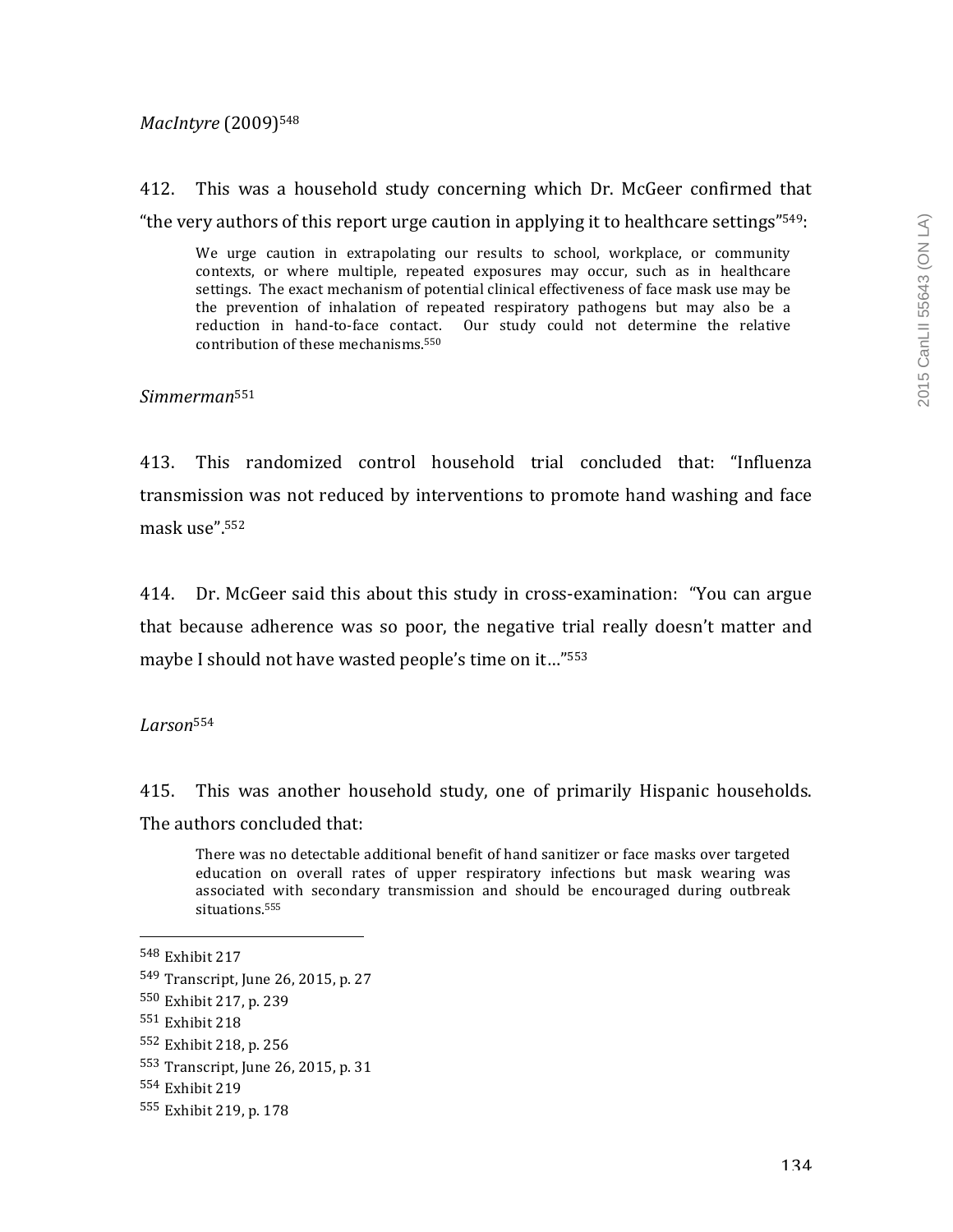*MacIntyre* (2009)[548]

412. This was a household study concerning which Dr. McGeer confirmed that "the very authors of this report urge caution in applying it to healthcare settings"[549]:

> We urge caution in extrapolating our results to school, workplace, or community contexts, or where multiple, repeated exposures may occur, such as in healthcare settings. The exact mechanism of potential clinical effectiveness of face mask use may be the prevention of inhalation of repeated respiratory pathogens but may also be a reduction in hand-to-face contact. Our study could not determine the relative contribution of these mechanisms.[550]

*Simmerman*[551]

413. This randomized control household trial concluded that: "Influenza transmission was not reduced by interventions to promote hand washing and face mask use".[552]

414. Dr. McGeer said this about this study in cross-examination: "You can argue that because adherence was so poor, the negative trial really doesn't matter and maybe I should not have wasted people's time on it…"[553]

*Larson*[554]

415. This was another household study, one of primarily Hispanic households. The authors concluded that:

> There was no detectable additional benefit of hand sanitizer or face masks over targeted education on overall rates of upper respiratory infections but mask wearing was associated with secondary transmission and should be encouraged during outbreak situations.[555]

---

[548] Exhibit 217

[549] Transcript, June 26, 2015, p. 27

[550] Exhibit 217, p. 239

[551] Exhibit 218

[552] Exhibit 218, p. 256

[553] Transcript, June 26, 2015, p. 31

[554] Exhibit 219

[555] Exhibit 219, p. 178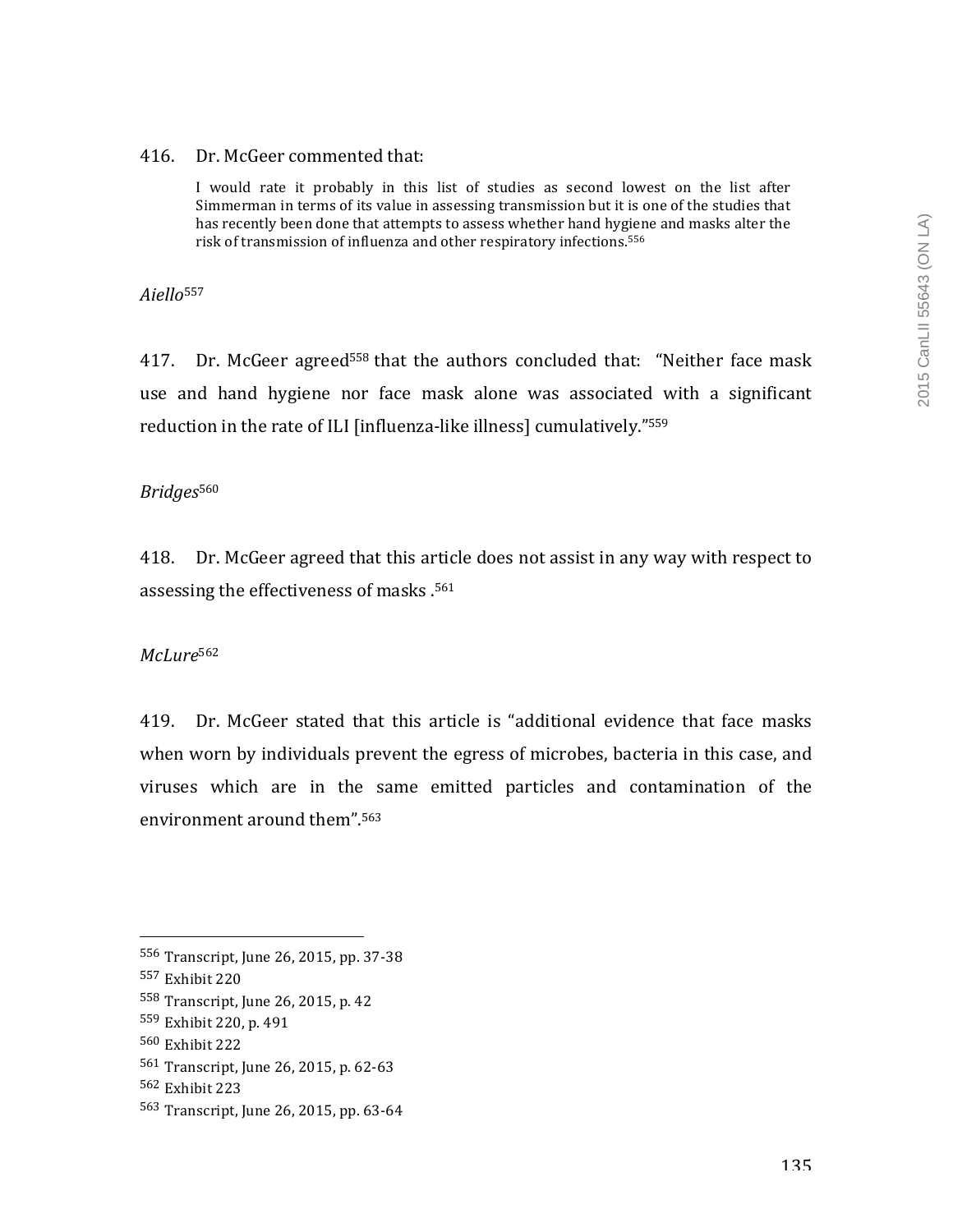416. Dr. McGeer commented that:

> I would rate it probably in this list of studies as second lowest on the list after Simmerman in terms of its value in assessing transmission but it is one of the studies that has recently been done that attempts to assess whether hand hygiene and masks alter the risk of transmission of influenza and other respiratory infections.[556]

*Aiello*[557]

417. Dr. McGeer agreed[558] that the authors concluded that: "Neither face mask use and hand hygiene nor face mask alone was associated with a significant reduction in the rate of ILI [influenza-like illness] cumulatively."[559]

*Bridges*[560]

418. Dr. McGeer agreed that this article does not assist in any way with respect to assessing the effectiveness of masks .[561]

*McLure*[562]

419. Dr. McGeer stated that this article is "additional evidence that face masks when worn by individuals prevent the egress of microbes, bacteria in this case, and viruses which are in the same emitted particles and contamination of the environment around them".[563]

---

[556] Transcript, June 26, 2015, pp. 37-38
[557] Exhibit 220
[558] Transcript, June 26, 2015, p. 42
[559] Exhibit 220, p. 491
[560] Exhibit 222
[561] Transcript, June 26, 2015, p. 62-63
[562] Exhibit 223
[563] Transcript, June 26, 2015, pp. 63-64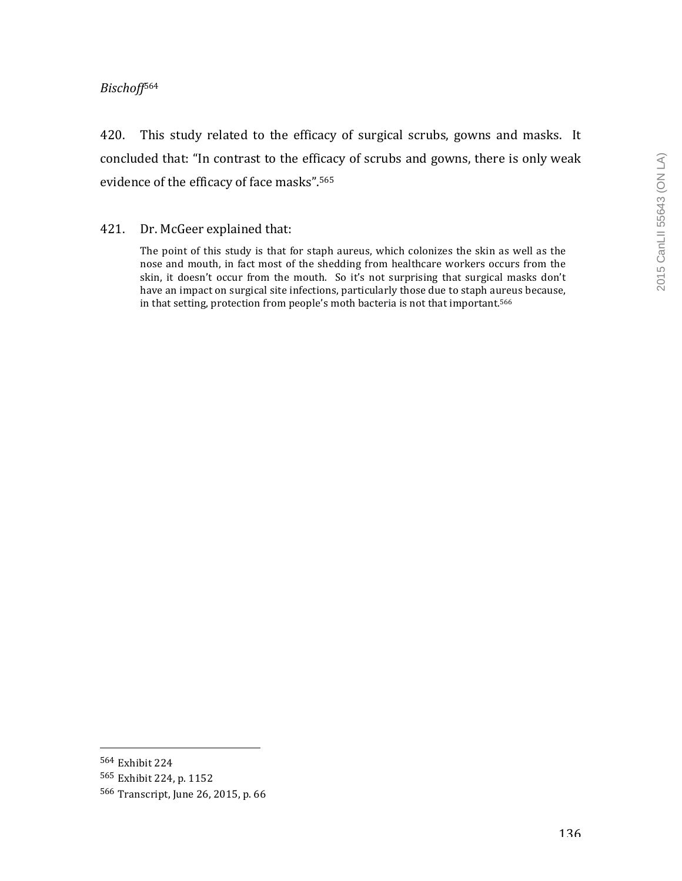*Bischoff*[564]

420. This study related to the efficacy of surgical scrubs, gowns and masks. It concluded that: "In contrast to the efficacy of scrubs and gowns, there is only weak evidence of the efficacy of face masks".[565]

421. Dr. McGeer explained that:

> The point of this study is that for staph aureus, which colonizes the skin as well as the nose and mouth, in fact most of the shedding from healthcare workers occurs from the skin, it doesn't occur from the mouth. So it's not surprising that surgical masks don't have an impact on surgical site infections, particularly those due to staph aureus because, in that setting, protection from people's moth bacteria is not that important.[566]

---

[564] Exhibit 224

[565] Exhibit 224, p. 1152

[566] Transcript, June 26, 2015, p. 66